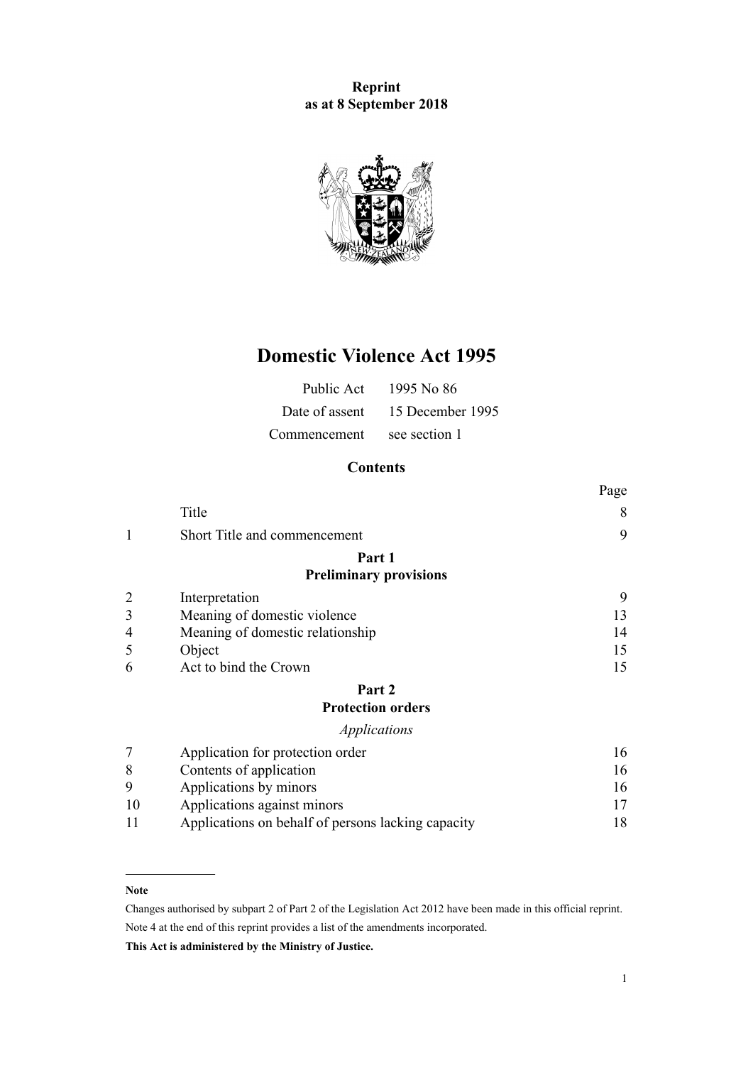**Reprint**
**as at 8 September 2018**

# Domestic Violence Act 1995

| | |
|---|---|
| Public Act | 1995 No 86 |
| Date of assent | 15 December 1995 |
| Commencement | see section 1 |

## Contents

| | | Page |
|---|---|---|
| | Title | 8 |
| 1 | Short Title and commencement | 9 |
| | **Part 1** **Preliminary provisions** | |
| 2 | Interpretation | 9 |
| 3 | Meaning of domestic violence | 13 |
| 4 | Meaning of domestic relationship | 14 |
| 5 | Object | 15 |
| 6 | Act to bind the Crown | 15 |
| | **Part 2** **Protection orders** | |
| | *Applications* | |
| 7 | Application for protection order | 16 |
| 8 | Contents of application | 16 |
| 9 | Applications by minors | 16 |
| 10 | Applications against minors | 17 |
| 11 | Applications on behalf of persons lacking capacity | 18 |

---

**Note**

Changes authorised by subpart 2 of Part 2 of the Legislation Act 2012 have been made in this official reprint.
Note 4 at the end of this reprint provides a list of the amendments incorporated.

**This Act is administered by the Ministry of Justice.**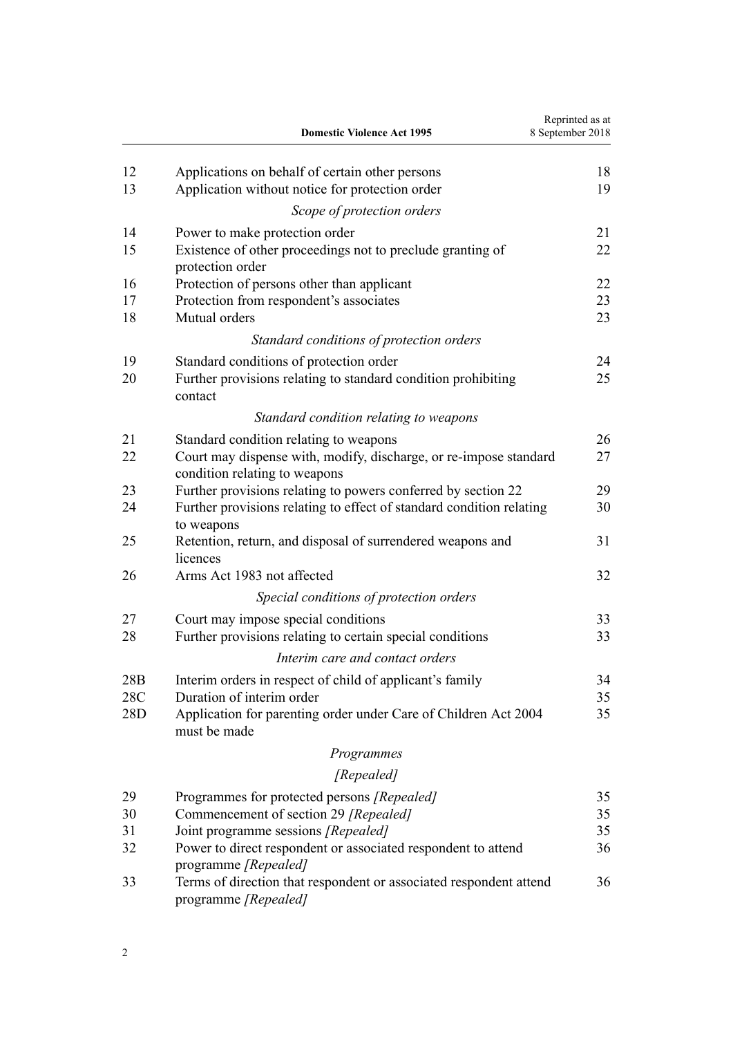| | | |
|---|---|---|
| 12 | Applications on behalf of certain other persons | 18 |
| 13 | Application without notice for protection order | 19 |
| | *Scope of protection orders* | |
| 14 | Power to make protection order | 21 |
| 15 | Existence of other proceedings not to preclude granting of protection order | 22 |
| 16 | Protection of persons other than applicant | 22 |
| 17 | Protection from respondent's associates | 23 |
| 18 | Mutual orders | 23 |
| | *Standard conditions of protection orders* | |
| 19 | Standard conditions of protection order | 24 |
| 20 | Further provisions relating to standard condition prohibiting contact | 25 |
| | *Standard condition relating to weapons* | |
| 21 | Standard condition relating to weapons | 26 |
| 22 | Court may dispense with, modify, discharge, or re-impose standard condition relating to weapons | 27 |
| 23 | Further provisions relating to powers conferred by section 22 | 29 |
| 24 | Further provisions relating to effect of standard condition relating to weapons | 30 |
| 25 | Retention, return, and disposal of surrendered weapons and licences | 31 |
| 26 | Arms Act 1983 not affected | 32 |
| | *Special conditions of protection orders* | |
| 27 | Court may impose special conditions | 33 |
| 28 | Further provisions relating to certain special conditions | 33 |
| | *Interim care and contact orders* | |
| 28B | Interim orders in respect of child of applicant's family | 34 |
| 28C | Duration of interim order | 35 |
| 28D | Application for parenting order under Care of Children Act 2004 must be made | 35 |
| | *Programmes* | |
| | *[Repealed]* | |
| 29 | Programmes for protected persons *[Repealed]* | 35 |
| 30 | Commencement of section 29 *[Repealed]* | 35 |
| 31 | Joint programme sessions *[Repealed]* | 35 |
| 32 | Power to direct respondent or associated respondent to attend programme *[Repealed]* | 36 |
| 33 | Terms of direction that respondent or associated respondent attend programme *[Repealed]* | 36 |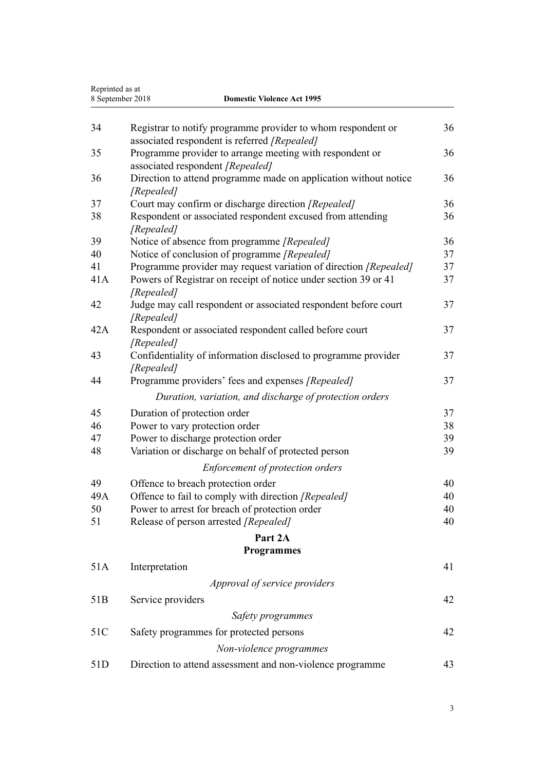| | | |
|---|---|---|
| 34 | Registrar to notify programme provider to whom respondent or associated respondent is referred *[Repealed]* | 36 |
| 35 | Programme provider to arrange meeting with respondent or associated respondent *[Repealed]* | 36 |
| 36 | Direction to attend programme made on application without notice *[Repealed]* | 36 |
| 37 | Court may confirm or discharge direction *[Repealed]* | 36 |
| 38 | Respondent or associated respondent excused from attending *[Repealed]* | 36 |
| 39 | Notice of absence from programme *[Repealed]* | 36 |
| 40 | Notice of conclusion of programme *[Repealed]* | 37 |
| 41 | Programme provider may request variation of direction *[Repealed]* | 37 |
| 41A | Powers of Registrar on receipt of notice under section 39 or 41 *[Repealed]* | 37 |
| 42 | Judge may call respondent or associated respondent before court *[Repealed]* | 37 |
| 42A | Respondent or associated respondent called before court *[Repealed]* | 37 |
| 43 | Confidentiality of information disclosed to programme provider *[Repealed]* | 37 |
| 44 | Programme providers' fees and expenses *[Repealed]* | 37 |
| | *Duration, variation, and discharge of protection orders* | |
| 45 | Duration of protection order | 37 |
| 46 | Power to vary protection order | 38 |
| 47 | Power to discharge protection order | 39 |
| 48 | Variation or discharge on behalf of protected person | 39 |
| | *Enforcement of protection orders* | |
| 49 | Offence to breach protection order | 40 |
| 49A | Offence to fail to comply with direction *[Repealed]* | 40 |
| 50 | Power to arrest for breach of protection order | 40 |
| 51 | Release of person arrested *[Repealed]* | 40 |
| | **Part 2A** **Programmes** | |
| 51A | Interpretation | 41 |
| | *Approval of service providers* | |
| 51B | Service providers | 42 |
| | *Safety programmes* | |
| 51C | Safety programmes for protected persons | 42 |
| | *Non-violence programmes* | |
| 51D | Direction to attend assessment and non-violence programme | 43 |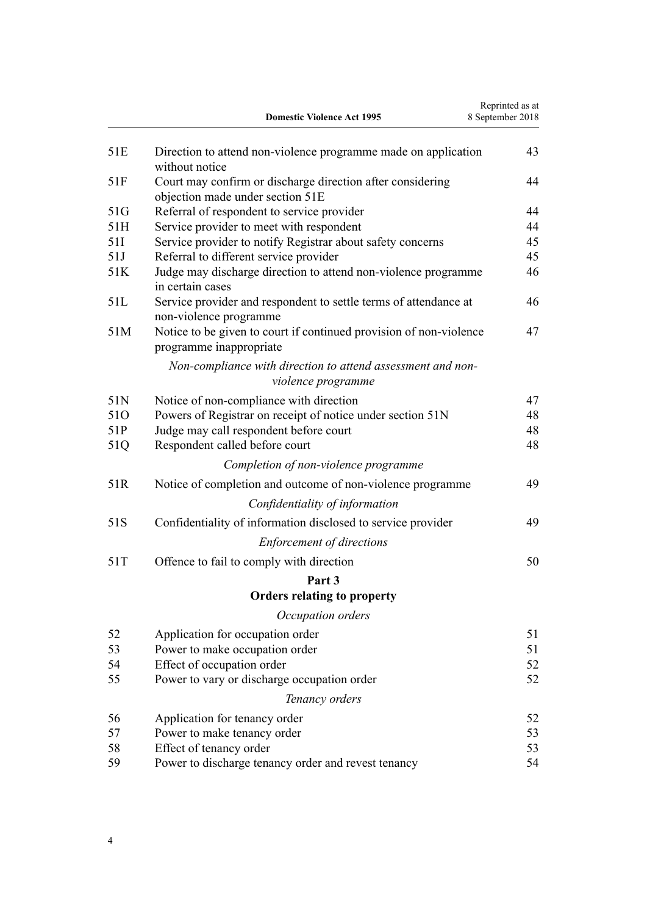| | | |
|---|---|---|
| 51E | Direction to attend non-violence programme made on application without notice | 43 |
| 51F | Court may confirm or discharge direction after considering objection made under section 51E | 44 |
| 51G | Referral of respondent to service provider | 44 |
| 51H | Service provider to meet with respondent | 44 |
| 51I | Service provider to notify Registrar about safety concerns | 45 |
| 51J | Referral to different service provider | 45 |
| 51K | Judge may discharge direction to attend non-violence programme in certain cases | 46 |
| 51L | Service provider and respondent to settle terms of attendance at non-violence programme | 46 |
| 51M | Notice to be given to court if continued provision of non-violence programme inappropriate | 47 |
| | *Non-compliance with direction to attend assessment and non-violence programme* | |
| 51N | Notice of non-compliance with direction | 47 |
| 51O | Powers of Registrar on receipt of notice under section 51N | 48 |
| 51P | Judge may call respondent before court | 48 |
| 51Q | Respondent called before court | 48 |
| | *Completion of non-violence programme* | |
| 51R | Notice of completion and outcome of non-violence programme | 49 |
| | *Confidentiality of information* | |
| 51S | Confidentiality of information disclosed to service provider | 49 |
| | *Enforcement of directions* | |
| 51T | Offence to fail to comply with direction | 50 |

**Part 3**
**Orders relating to property**

| | | |
|---|---|---|
| | *Occupation orders* | |
| 52 | Application for occupation order | 51 |
| 53 | Power to make occupation order | 51 |
| 54 | Effect of occupation order | 52 |
| 55 | Power to vary or discharge occupation order | 52 |
| | *Tenancy orders* | |
| 56 | Application for tenancy order | 52 |
| 57 | Power to make tenancy order | 53 |
| 58 | Effect of tenancy order | 53 |
| 59 | Power to discharge tenancy order and revest tenancy | 54 |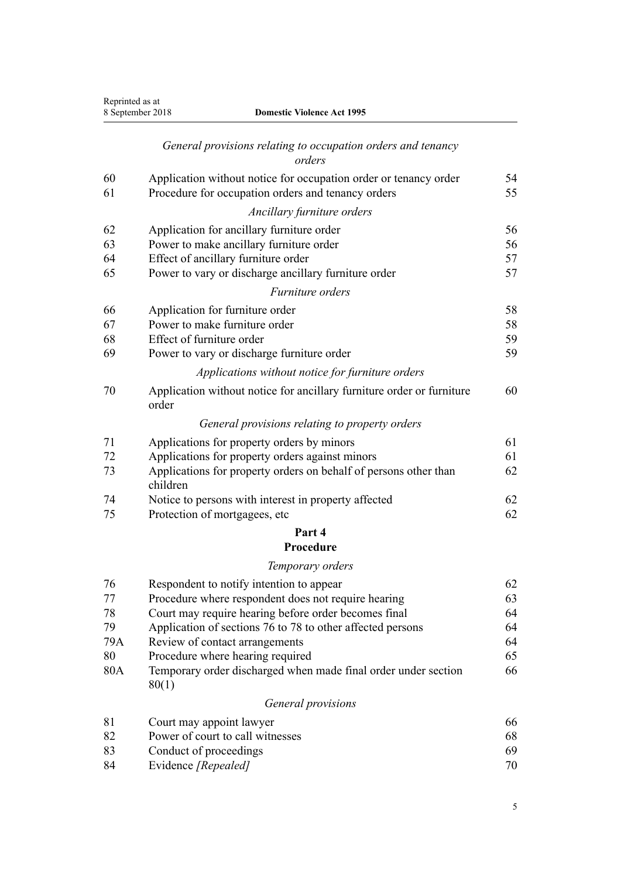*General provisions relating to occupation orders and tenancy orders*

| | | |
|---|---|---|
| 60 | Application without notice for occupation order or tenancy order | 54 |
| 61 | Procedure for occupation orders and tenancy orders | 55 |

*Ancillary furniture orders*

| | | |
|---|---|---|
| 62 | Application for ancillary furniture order | 56 |
| 63 | Power to make ancillary furniture order | 56 |
| 64 | Effect of ancillary furniture order | 57 |
| 65 | Power to vary or discharge ancillary furniture order | 57 |

*Furniture orders*

| | | |
|---|---|---|
| 66 | Application for furniture order | 58 |
| 67 | Power to make furniture order | 58 |
| 68 | Effect of furniture order | 59 |
| 69 | Power to vary or discharge furniture order | 59 |

*Applications without notice for furniture orders*

| | | |
|---|---|---|
| 70 | Application without notice for ancillary furniture order or furniture order | 60 |

*General provisions relating to property orders*

| | | |
|---|---|---|
| 71 | Applications for property orders by minors | 61 |
| 72 | Applications for property orders against minors | 61 |
| 73 | Applications for property orders on behalf of persons other than children | 62 |
| 74 | Notice to persons with interest in property affected | 62 |
| 75 | Protection of mortgagees, etc | 62 |

**Part 4**
**Procedure**

*Temporary orders*

| | | |
|---|---|---|
| 76 | Respondent to notify intention to appear | 62 |
| 77 | Procedure where respondent does not require hearing | 63 |
| 78 | Court may require hearing before order becomes final | 64 |
| 79 | Application of sections 76 to 78 to other affected persons | 64 |
| 79A | Review of contact arrangements | 64 |
| 80 | Procedure where hearing required | 65 |
| 80A | Temporary order discharged when made final order under section 80(1) | 66 |

*General provisions*

| | | |
|---|---|---|
| 81 | Court may appoint lawyer | 66 |
| 82 | Power of court to call witnesses | 68 |
| 83 | Conduct of proceedings | 69 |
| 84 | Evidence *[Repealed]* | 70 |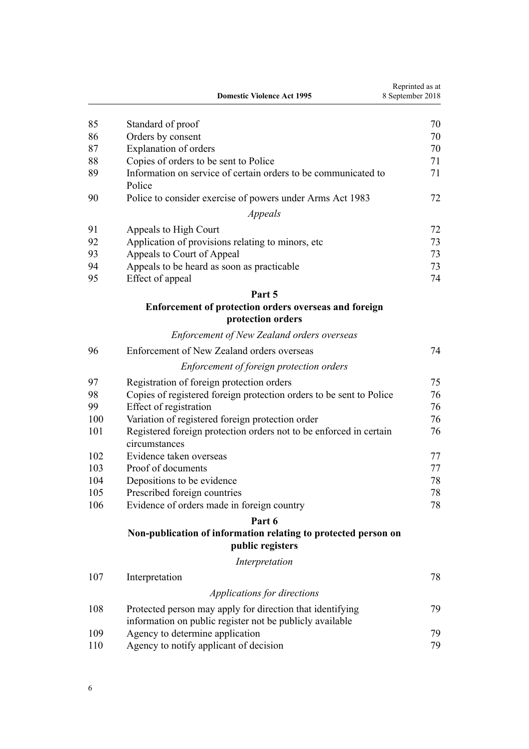| | | |
|---|---|---|
| 85 | Standard of proof | 70 |
| 86 | Orders by consent | 70 |
| 87 | Explanation of orders | 70 |
| 88 | Copies of orders to be sent to Police | 71 |
| 89 | Information on service of certain orders to be communicated to Police | 71 |
| 90 | Police to consider exercise of powers under Arms Act 1983 | 72 |
| | *Appeals* | |
| 91 | Appeals to High Court | 72 |
| 92 | Application of provisions relating to minors, etc | 73 |
| 93 | Appeals to Court of Appeal | 73 |
| 94 | Appeals to be heard as soon as practicable | 73 |
| 95 | Effect of appeal | 74 |

**Part 5**

**Enforcement of protection orders overseas and foreign protection orders**

*Enforcement of New Zealand orders overseas*

| | | |
|---|---|---|
| 96 | Enforcement of New Zealand orders overseas | 74 |
| | *Enforcement of foreign protection orders* | |
| 97 | Registration of foreign protection orders | 75 |
| 98 | Copies of registered foreign protection orders to be sent to Police | 76 |
| 99 | Effect of registration | 76 |
| 100 | Variation of registered foreign protection order | 76 |
| 101 | Registered foreign protection orders not to be enforced in certain circumstances | 76 |
| 102 | Evidence taken overseas | 77 |
| 103 | Proof of documents | 77 |
| 104 | Depositions to be evidence | 78 |
| 105 | Prescribed foreign countries | 78 |
| 106 | Evidence of orders made in foreign country | 78 |

**Part 6**

**Non-publication of information relating to protected person on public registers**

*Interpretation*

| | | |
|---|---|---|
| 107 | Interpretation | 78 |
| | *Applications for directions* | |
| 108 | Protected person may apply for direction that identifying information on public register not be publicly available | 79 |
| 109 | Agency to determine application | 79 |
| 110 | Agency to notify applicant of decision | 79 |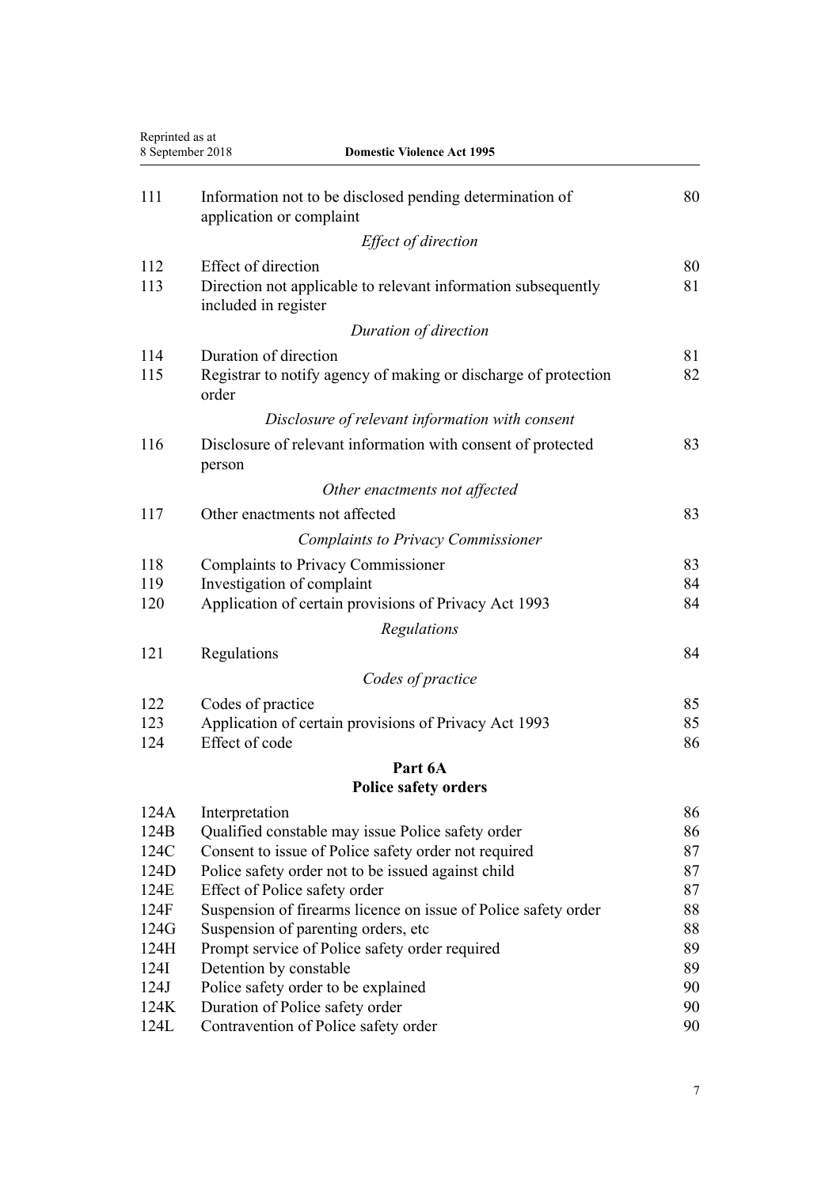| | | |
|---|---|---|
| 111 | Information not to be disclosed pending determination of application or complaint | 80 |
| | *Effect of direction* | |
| 112 | Effect of direction | 80 |
| 113 | Direction not applicable to relevant information subsequently included in register | 81 |
| | *Duration of direction* | |
| 114 | Duration of direction | 81 |
| 115 | Registrar to notify agency of making or discharge of protection order | 82 |
| | *Disclosure of relevant information with consent* | |
| 116 | Disclosure of relevant information with consent of protected person | 83 |
| | *Other enactments not affected* | |
| 117 | Other enactments not affected | 83 |
| | *Complaints to Privacy Commissioner* | |
| 118 | Complaints to Privacy Commissioner | 83 |
| 119 | Investigation of complaint | 84 |
| 120 | Application of certain provisions of Privacy Act 1993 | 84 |
| | *Regulations* | |
| 121 | Regulations | 84 |
| | *Codes of practice* | |
| 122 | Codes of practice | 85 |
| 123 | Application of certain provisions of Privacy Act 1993 | 85 |
| 124 | Effect of code | 86 |

## Part 6A
## Police safety orders

| | | |
|---|---|---|
| 124A | Interpretation | 86 |
| 124B | Qualified constable may issue Police safety order | 86 |
| 124C | Consent to issue of Police safety order not required | 87 |
| 124D | Police safety order not to be issued against child | 87 |
| 124E | Effect of Police safety order | 87 |
| 124F | Suspension of firearms licence on issue of Police safety order | 88 |
| 124G | Suspension of parenting orders, etc | 88 |
| 124H | Prompt service of Police safety order required | 89 |
| 124I | Detention by constable | 89 |
| 124J | Police safety order to be explained | 90 |
| 124K | Duration of Police safety order | 90 |
| 124L | Contravention of Police safety order | 90 |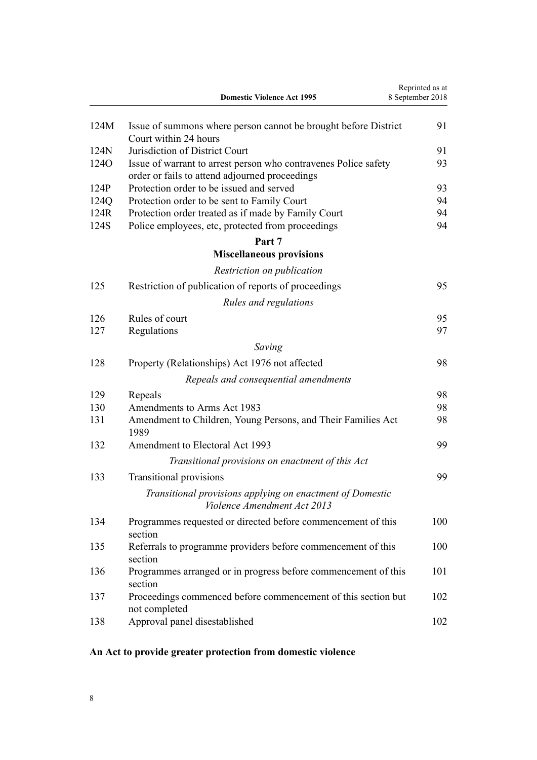| | | |
|---|---|---|
| 124M | Issue of summons where person cannot be brought before District Court within 24 hours | 91 |
| 124N | Jurisdiction of District Court | 91 |
| 124O | Issue of warrant to arrest person who contravenes Police safety order or fails to attend adjourned proceedings | 93 |
| 124P | Protection order to be issued and served | 93 |
| 124Q | Protection order to be sent to Family Court | 94 |
| 124R | Protection order treated as if made by Family Court | 94 |
| 124S | Police employees, etc, protected from proceedings | 94 |

**Part 7**
**Miscellaneous provisions**

*Restriction on publication*

| | | |
|---|---|---|
| 125 | Restriction of publication of reports of proceedings | 95 |

*Rules and regulations*

| | | |
|---|---|---|
| 126 | Rules of court | 95 |
| 127 | Regulations | 97 |

*Saving*

| | | |
|---|---|---|
| 128 | Property (Relationships) Act 1976 not affected | 98 |

*Repeals and consequential amendments*

| | | |
|---|---|---|
| 129 | Repeals | 98 |
| 130 | Amendments to Arms Act 1983 | 98 |
| 131 | Amendment to Children, Young Persons, and Their Families Act 1989 | 98 |
| 132 | Amendment to Electoral Act 1993 | 99 |

*Transitional provisions on enactment of this Act*

| | | |
|---|---|---|
| 133 | Transitional provisions | 99 |

*Transitional provisions applying on enactment of Domestic Violence Amendment Act 2013*

| | | |
|---|---|---|
| 134 | Programmes requested or directed before commencement of this section | 100 |
| 135 | Referrals to programme providers before commencement of this section | 100 |
| 136 | Programmes arranged or in progress before commencement of this section | 101 |
| 137 | Proceedings commenced before commencement of this section but not completed | 102 |
| 138 | Approval panel disestablished | 102 |

**An Act to provide greater protection from domestic violence**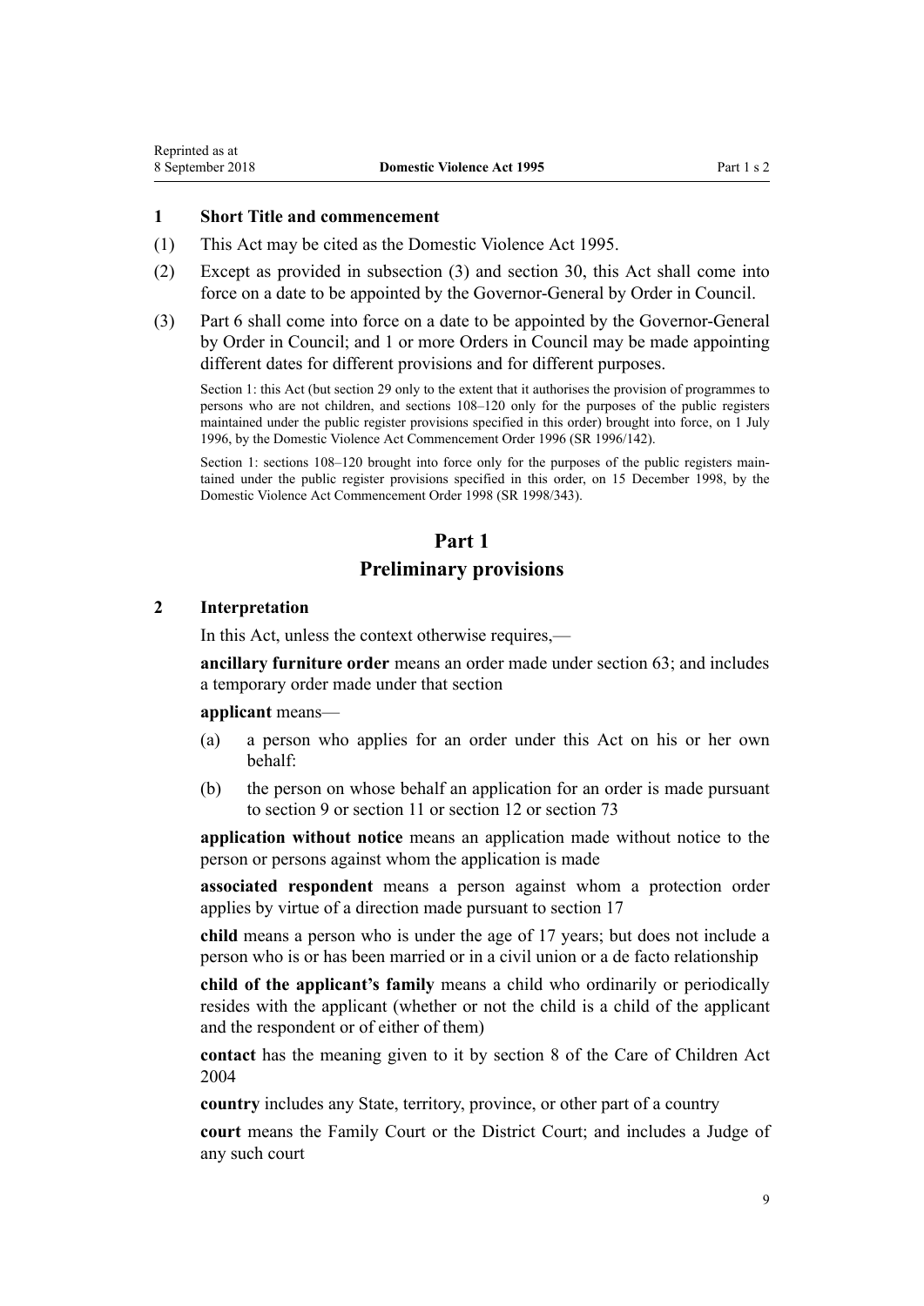### 1 Short Title and commencement

(1) This Act may be cited as the Domestic Violence Act 1995.

(2) Except as provided in subsection (3) and section 30, this Act shall come into force on a date to be appointed by the Governor-General by Order in Council.

(3) Part 6 shall come into force on a date to be appointed by the Governor-General by Order in Council; and 1 or more Orders in Council may be made appointing different dates for different provisions and for different purposes.

Section 1: this Act (but section 29 only to the extent that it authorises the provision of programmes to persons who are not children, and sections 108–120 only for the purposes of the public registers maintained under the public register provisions specified in this order) brought into force, on 1 July 1996, by the Domestic Violence Act Commencement Order 1996 (SR 1996/142).

Section 1: sections 108–120 brought into force only for the purposes of the public registers maintained under the public register provisions specified in this order, on 15 December 1998, by the Domestic Violence Act Commencement Order 1998 (SR 1998/343).

## Part 1
## Preliminary provisions

### 2 Interpretation

In this Act, unless the context otherwise requires,—

**ancillary furniture order** means an order made under section 63; and includes a temporary order made under that section

**applicant** means—

(a) a person who applies for an order under this Act on his or her own behalf:

(b) the person on whose behalf an application for an order is made pursuant to section 9 or section 11 or section 12 or section 73

**application without notice** means an application made without notice to the person or persons against whom the application is made

**associated respondent** means a person against whom a protection order applies by virtue of a direction made pursuant to section 17

**child** means a person who is under the age of 17 years; but does not include a person who is or has been married or in a civil union or a de facto relationship

**child of the applicant's family** means a child who ordinarily or periodically resides with the applicant (whether or not the child is a child of the applicant and the respondent or of either of them)

**contact** has the meaning given to it by section 8 of the Care of Children Act 2004

**country** includes any State, territory, province, or other part of a country

**court** means the Family Court or the District Court; and includes a Judge of any such court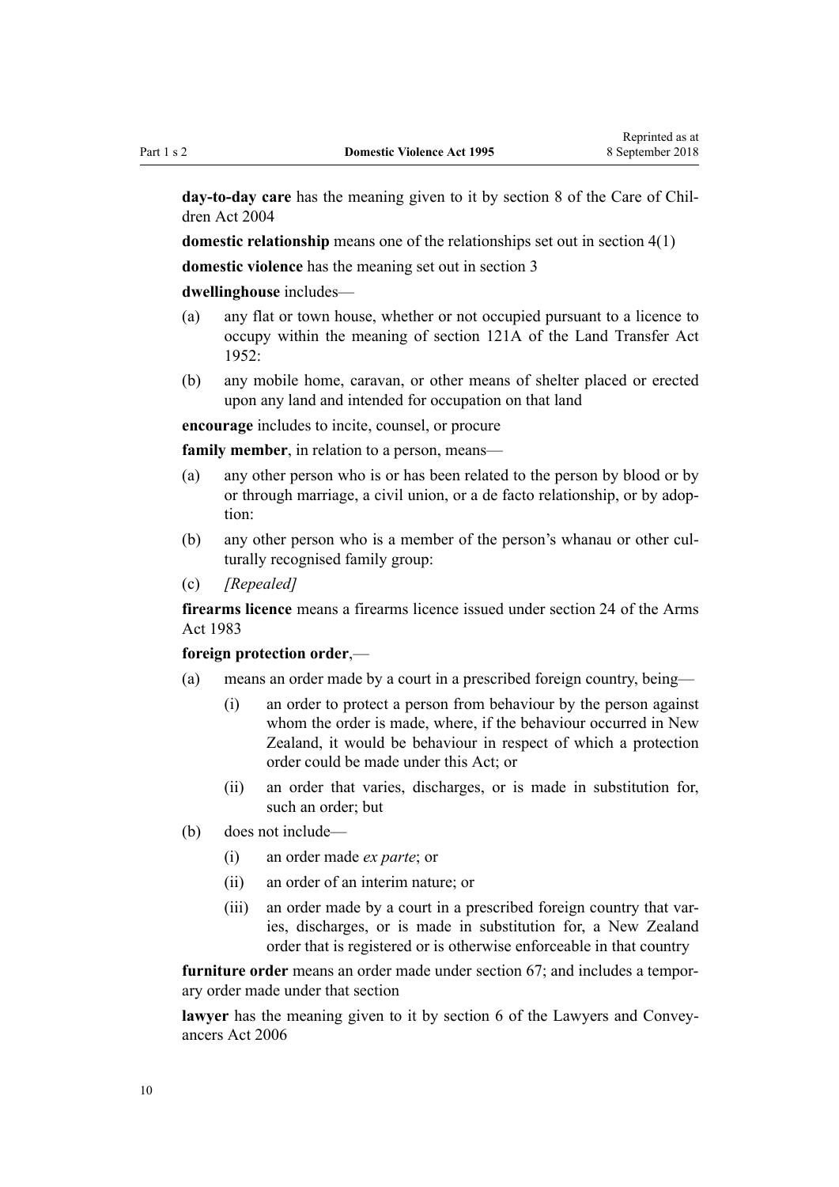**day-to-day care** has the meaning given to it by section 8 of the Care of Children Act 2004

**domestic relationship** means one of the relationships set out in section 4(1)

**domestic violence** has the meaning set out in section 3

**dwellinghouse** includes—

- (a) any flat or town house, whether or not occupied pursuant to a licence to occupy within the meaning of section 121A of the Land Transfer Act 1952:
- (b) any mobile home, caravan, or other means of shelter placed or erected upon any land and intended for occupation on that land

**encourage** includes to incite, counsel, or procure

**family member**, in relation to a person, means—

- (a) any other person who is or has been related to the person by blood or by or through marriage, a civil union, or a de facto relationship, or by adoption:
- (b) any other person who is a member of the person's whanau or other culturally recognised family group:
- (c) *[Repealed]*

**firearms licence** means a firearms licence issued under section 24 of the Arms Act 1983

**foreign protection order**,—

- (a) means an order made by a court in a prescribed foreign country, being—
  - (i) an order to protect a person from behaviour by the person against whom the order is made, where, if the behaviour occurred in New Zealand, it would be behaviour in respect of which a protection order could be made under this Act; or
  - (ii) an order that varies, discharges, or is made in substitution for, such an order; but
- (b) does not include—
  - (i) an order made *ex parte*; or
  - (ii) an order of an interim nature; or
  - (iii) an order made by a court in a prescribed foreign country that varies, discharges, or is made in substitution for, a New Zealand order that is registered or is otherwise enforceable in that country

**furniture order** means an order made under section 67; and includes a temporary order made under that section

**lawyer** has the meaning given to it by section 6 of the Lawyers and Conveyancers Act 2006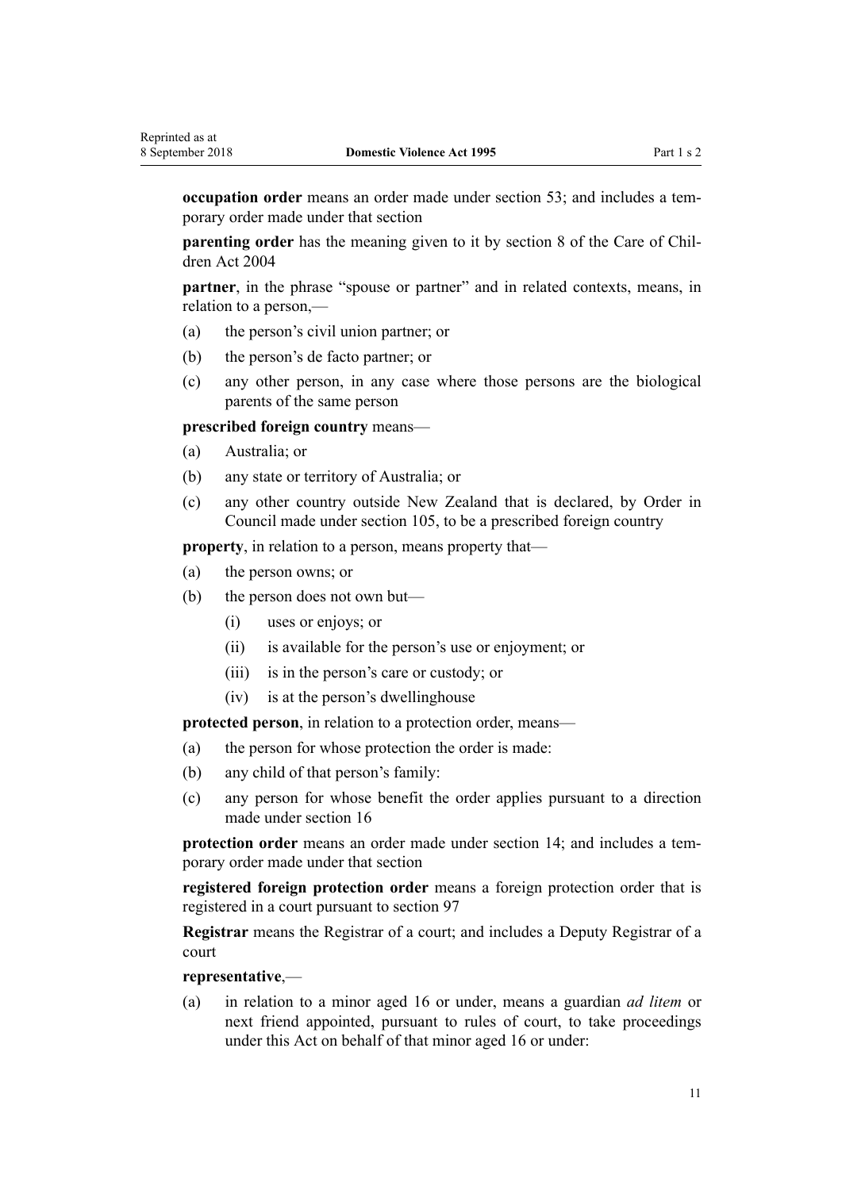**occupation order** means an order made under section 53; and includes a temporary order made under that section

**parenting order** has the meaning given to it by section 8 of the Care of Children Act 2004

**partner**, in the phrase "spouse or partner" and in related contexts, means, in relation to a person,—

(a) the person's civil union partner; or

(b) the person's de facto partner; or

(c) any other person, in any case where those persons are the biological parents of the same person

**prescribed foreign country** means—

(a) Australia; or

(b) any state or territory of Australia; or

(c) any other country outside New Zealand that is declared, by Order in Council made under section 105, to be a prescribed foreign country

**property**, in relation to a person, means property that—

(a) the person owns; or

(b) the person does not own but—

  (i) uses or enjoys; or

  (ii) is available for the person's use or enjoyment; or

  (iii) is in the person's care or custody; or

  (iv) is at the person's dwellinghouse

**protected person**, in relation to a protection order, means—

(a) the person for whose protection the order is made:

(b) any child of that person's family:

(c) any person for whose benefit the order applies pursuant to a direction made under section 16

**protection order** means an order made under section 14; and includes a temporary order made under that section

**registered foreign protection order** means a foreign protection order that is registered in a court pursuant to section 97

**Registrar** means the Registrar of a court; and includes a Deputy Registrar of a court

**representative**,—

(a) in relation to a minor aged 16 or under, means a guardian *ad litem* or next friend appointed, pursuant to rules of court, to take proceedings under this Act on behalf of that minor aged 16 or under: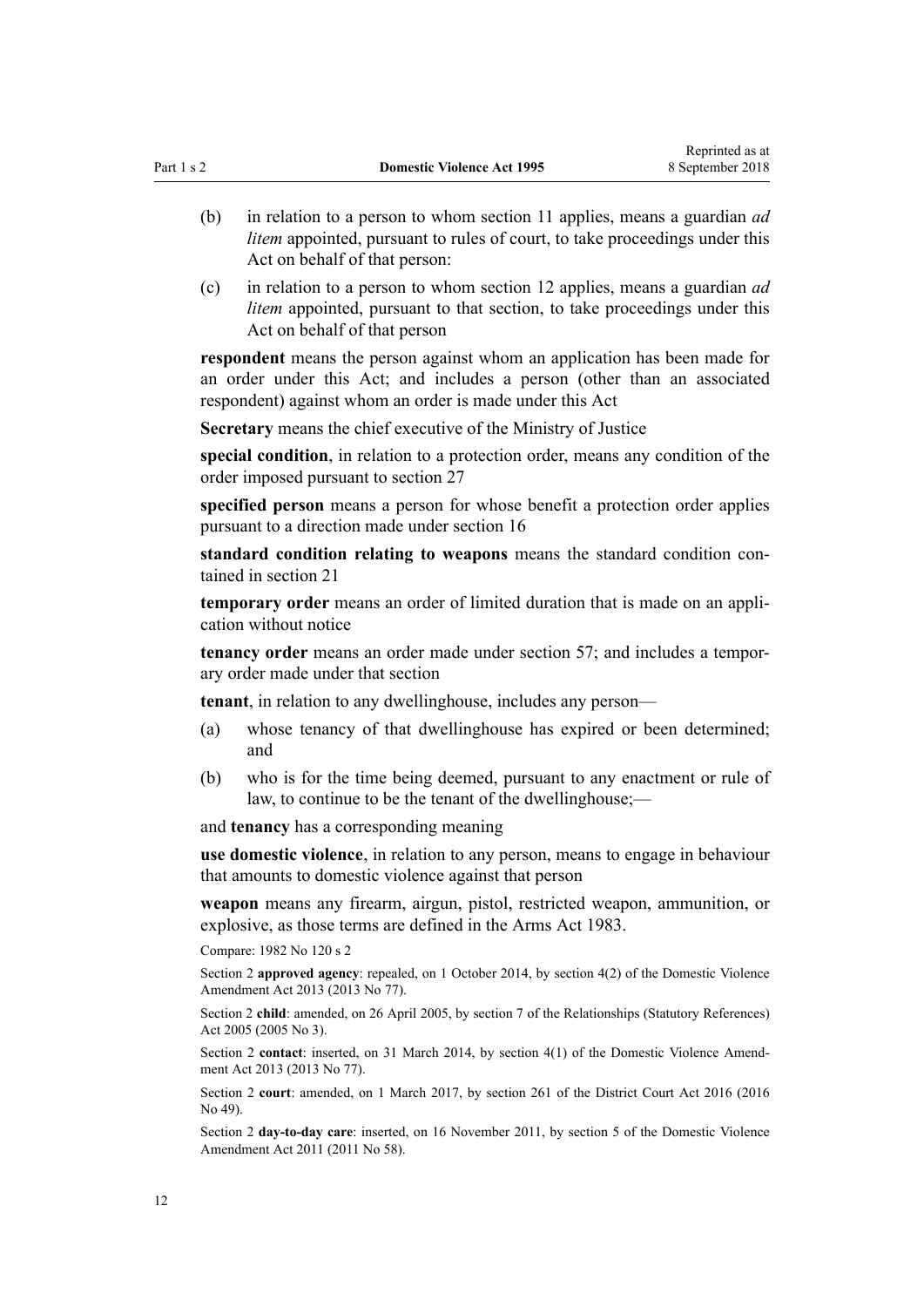(b) in relation to a person to whom section 11 applies, means a guardian *ad litem* appointed, pursuant to rules of court, to take proceedings under this Act on behalf of that person:

(c) in relation to a person to whom section 12 applies, means a guardian *ad litem* appointed, pursuant to that section, to take proceedings under this Act on behalf of that person

**respondent** means the person against whom an application has been made for an order under this Act; and includes a person (other than an associated respondent) against whom an order is made under this Act

**Secretary** means the chief executive of the Ministry of Justice

**special condition**, in relation to a protection order, means any condition of the order imposed pursuant to section 27

**specified person** means a person for whose benefit a protection order applies pursuant to a direction made under section 16

**standard condition relating to weapons** means the standard condition contained in section 21

**temporary order** means an order of limited duration that is made on an application without notice

**tenancy order** means an order made under section 57; and includes a temporary order made under that section

**tenant**, in relation to any dwellinghouse, includes any person—

(a) whose tenancy of that dwellinghouse has expired or been determined; and

(b) who is for the time being deemed, pursuant to any enactment or rule of law, to continue to be the tenant of the dwellinghouse;—

and **tenancy** has a corresponding meaning

**use domestic violence**, in relation to any person, means to engage in behaviour that amounts to domestic violence against that person

**weapon** means any firearm, airgun, pistol, restricted weapon, ammunition, or explosive, as those terms are defined in the Arms Act 1983.

Compare: 1982 No 120 s 2

Section 2 **approved agency**: repealed, on 1 October 2014, by section 4(2) of the Domestic Violence Amendment Act 2013 (2013 No 77).

Section 2 **child**: amended, on 26 April 2005, by section 7 of the Relationships (Statutory References) Act 2005 (2005 No 3).

Section 2 **contact**: inserted, on 31 March 2014, by section 4(1) of the Domestic Violence Amendment Act 2013 (2013 No 77).

Section 2 **court**: amended, on 1 March 2017, by section 261 of the District Court Act 2016 (2016 No 49).

Section 2 **day-to-day care**: inserted, on 16 November 2011, by section 5 of the Domestic Violence Amendment Act 2011 (2011 No 58).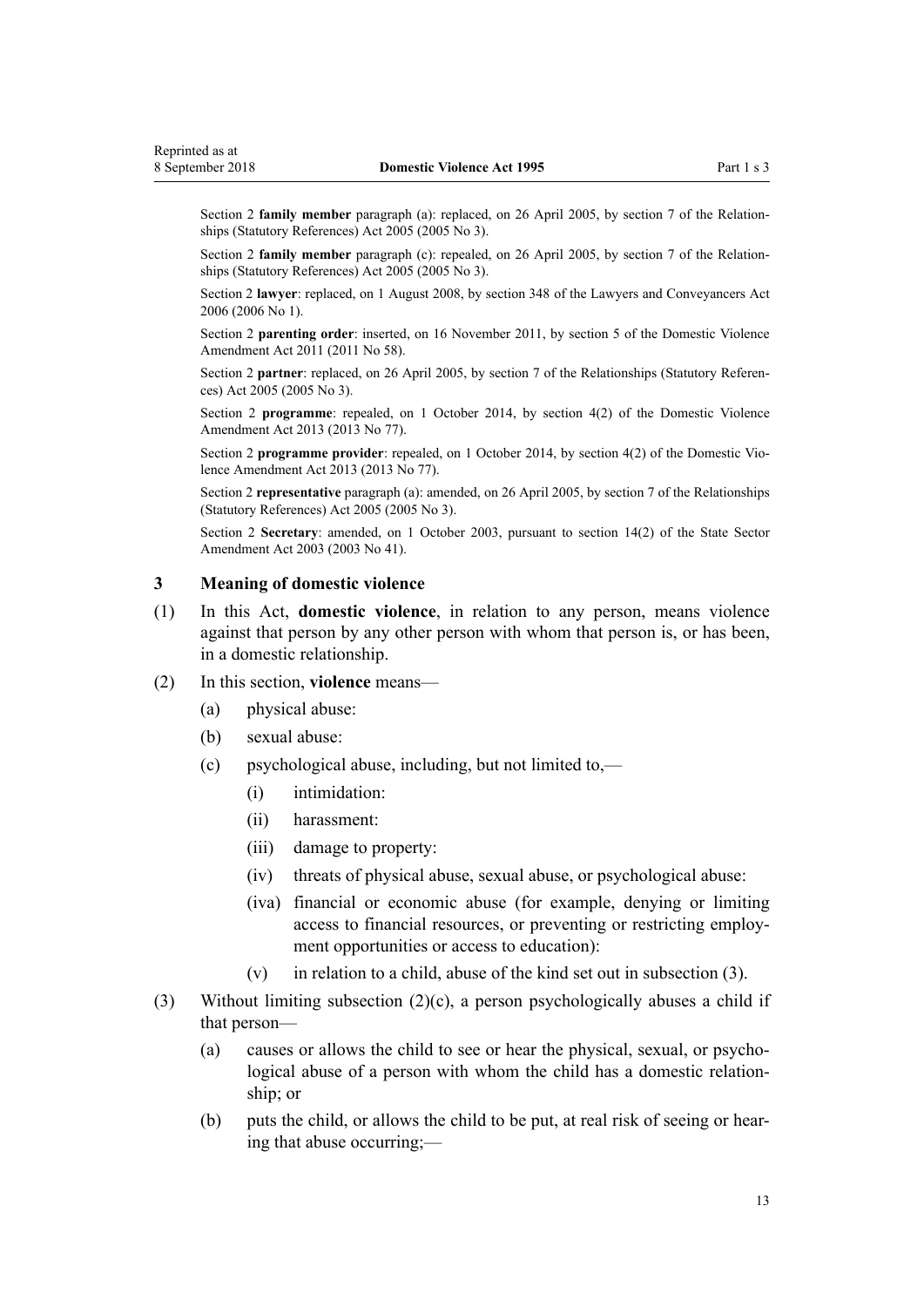Section 2 **family member** paragraph (a): replaced, on 26 April 2005, by section 7 of the Relationships (Statutory References) Act 2005 (2005 No 3).

Section 2 **family member** paragraph (c): repealed, on 26 April 2005, by section 7 of the Relationships (Statutory References) Act 2005 (2005 No 3).

Section 2 **lawyer**: replaced, on 1 August 2008, by section 348 of the Lawyers and Conveyancers Act 2006 (2006 No 1).

Section 2 **parenting order**: inserted, on 16 November 2011, by section 5 of the Domestic Violence Amendment Act 2011 (2011 No 58).

Section 2 **partner**: replaced, on 26 April 2005, by section 7 of the Relationships (Statutory References) Act 2005 (2005 No 3).

Section 2 **programme**: repealed, on 1 October 2014, by section 4(2) of the Domestic Violence Amendment Act 2013 (2013 No 77).

Section 2 **programme provider**: repealed, on 1 October 2014, by section 4(2) of the Domestic Violence Amendment Act 2013 (2013 No 77).

Section 2 **representative** paragraph (a): amended, on 26 April 2005, by section 7 of the Relationships (Statutory References) Act 2005 (2005 No 3).

Section 2 **Secretary**: amended, on 1 October 2003, pursuant to section 14(2) of the State Sector Amendment Act 2003 (2003 No 41).

### 3 Meaning of domestic violence

(1) In this Act, **domestic violence**, in relation to any person, means violence against that person by any other person with whom that person is, or has been, in a domestic relationship.

(2) In this section, **violence** means—

- (a) physical abuse:
- (b) sexual abuse:
- (c) psychological abuse, including, but not limited to,—
  - (i) intimidation:
  - (ii) harassment:
  - (iii) damage to property:
  - (iv) threats of physical abuse, sexual abuse, or psychological abuse:
  - (iva) financial or economic abuse (for example, denying or limiting access to financial resources, or preventing or restricting employment opportunities or access to education):
  - (v) in relation to a child, abuse of the kind set out in subsection (3).

(3) Without limiting subsection (2)(c), a person psychologically abuses a child if that person—

- (a) causes or allows the child to see or hear the physical, sexual, or psychological abuse of a person with whom the child has a domestic relationship; or
- (b) puts the child, or allows the child to be put, at real risk of seeing or hearing that abuse occurring;—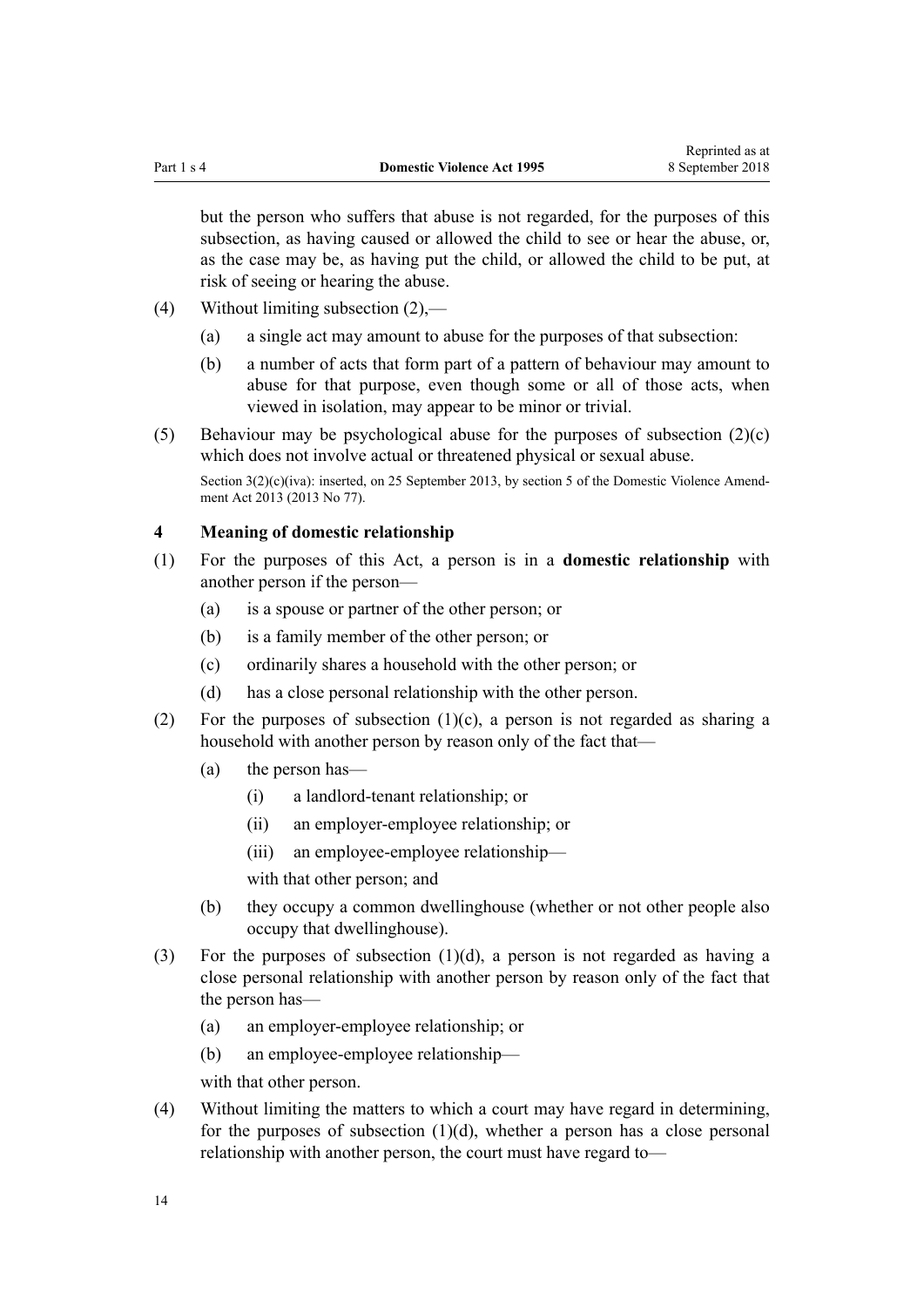but the person who suffers that abuse is not regarded, for the purposes of this subsection, as having caused or allowed the child to see or hear the abuse, or, as the case may be, as having put the child, or allowed the child to be put, at risk of seeing or hearing the abuse.

(4) Without limiting subsection (2),—

(a) a single act may amount to abuse for the purposes of that subsection:

(b) a number of acts that form part of a pattern of behaviour may amount to abuse for that purpose, even though some or all of those acts, when viewed in isolation, may appear to be minor or trivial.

(5) Behaviour may be psychological abuse for the purposes of subsection (2)(c) which does not involve actual or threatened physical or sexual abuse.

Section 3(2)(c)(iva): inserted, on 25 September 2013, by section 5 of the Domestic Violence Amendment Act 2013 (2013 No 77).

### 4 Meaning of domestic relationship

(1) For the purposes of this Act, a person is in a **domestic relationship** with another person if the person—

(a) is a spouse or partner of the other person; or

(b) is a family member of the other person; or

(c) ordinarily shares a household with the other person; or

(d) has a close personal relationship with the other person.

(2) For the purposes of subsection (1)(c), a person is not regarded as sharing a household with another person by reason only of the fact that—

(a) the person has—

(i) a landlord-tenant relationship; or

(ii) an employer-employee relationship; or

(iii) an employee-employee relationship—

with that other person; and

(b) they occupy a common dwellinghouse (whether or not other people also occupy that dwellinghouse).

(3) For the purposes of subsection (1)(d), a person is not regarded as having a close personal relationship with another person by reason only of the fact that the person has—

(a) an employer-employee relationship; or

(b) an employee-employee relationship—

with that other person.

(4) Without limiting the matters to which a court may have regard in determining, for the purposes of subsection (1)(d), whether a person has a close personal relationship with another person, the court must have regard to—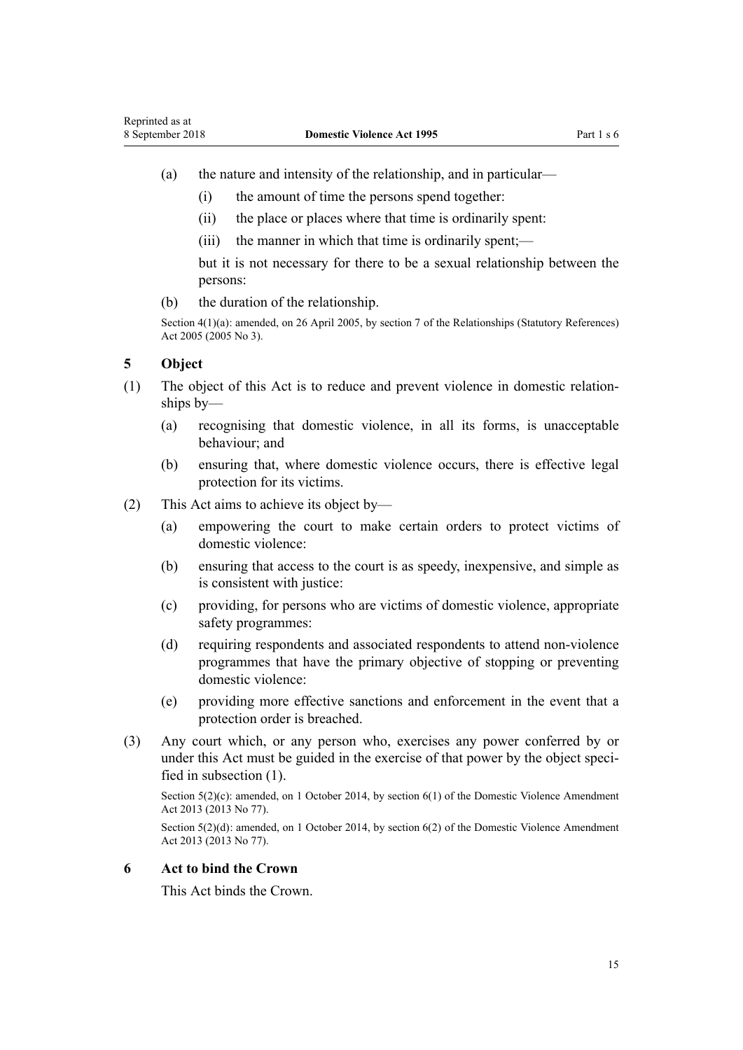(a) the nature and intensity of the relationship, and in particular—

  (i) the amount of time the persons spend together:

  (ii) the place or places where that time is ordinarily spent:

  (iii) the manner in which that time is ordinarily spent;—

  but it is not necessary for there to be a sexual relationship between the persons:

(b) the duration of the relationship.

Section 4(1)(a): amended, on 26 April 2005, by section 7 of the Relationships (Statutory References) Act 2005 (2005 No 3).

### 5 Object

(1) The object of this Act is to reduce and prevent violence in domestic relationships by—

  (a) recognising that domestic violence, in all its forms, is unacceptable behaviour; and

  (b) ensuring that, where domestic violence occurs, there is effective legal protection for its victims.

(2) This Act aims to achieve its object by—

  (a) empowering the court to make certain orders to protect victims of domestic violence:

  (b) ensuring that access to the court is as speedy, inexpensive, and simple as is consistent with justice:

  (c) providing, for persons who are victims of domestic violence, appropriate safety programmes:

  (d) requiring respondents and associated respondents to attend non-violence programmes that have the primary objective of stopping or preventing domestic violence:

  (e) providing more effective sanctions and enforcement in the event that a protection order is breached.

(3) Any court which, or any person who, exercises any power conferred by or under this Act must be guided in the exercise of that power by the object specified in subsection (1).

Section 5(2)(c): amended, on 1 October 2014, by section 6(1) of the Domestic Violence Amendment Act 2013 (2013 No 77).

Section 5(2)(d): amended, on 1 October 2014, by section 6(2) of the Domestic Violence Amendment Act 2013 (2013 No 77).

### 6 Act to bind the Crown

This Act binds the Crown.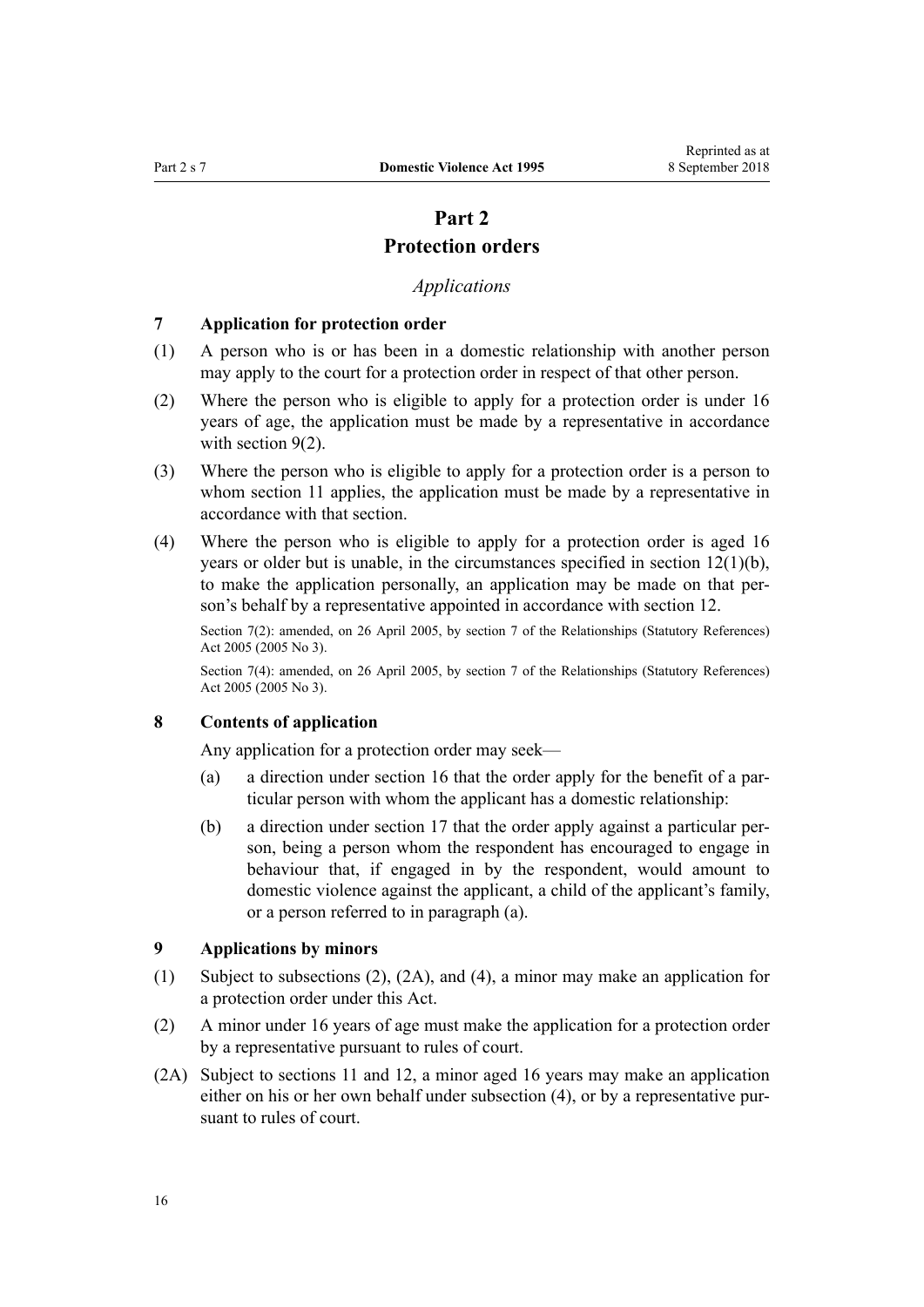# Part 2
# Protection orders

*Applications*

### 7 Application for protection order

(1) A person who is or has been in a domestic relationship with another person may apply to the court for a protection order in respect of that other person.

(2) Where the person who is eligible to apply for a protection order is under 16 years of age, the application must be made by a representative in accordance with section 9(2).

(3) Where the person who is eligible to apply for a protection order is a person to whom section 11 applies, the application must be made by a representative in accordance with that section.

(4) Where the person who is eligible to apply for a protection order is aged 16 years or older but is unable, in the circumstances specified in section 12(1)(b), to make the application personally, an application may be made on that person's behalf by a representative appointed in accordance with section 12.

Section 7(2): amended, on 26 April 2005, by section 7 of the Relationships (Statutory References) Act 2005 (2005 No 3).

Section 7(4): amended, on 26 April 2005, by section 7 of the Relationships (Statutory References) Act 2005 (2005 No 3).

### 8 Contents of application

Any application for a protection order may seek—

(a) a direction under section 16 that the order apply for the benefit of a particular person with whom the applicant has a domestic relationship:

(b) a direction under section 17 that the order apply against a particular person, being a person whom the respondent has encouraged to engage in behaviour that, if engaged in by the respondent, would amount to domestic violence against the applicant, a child of the applicant's family, or a person referred to in paragraph (a).

### 9 Applications by minors

(1) Subject to subsections (2), (2A), and (4), a minor may make an application for a protection order under this Act.

(2) A minor under 16 years of age must make the application for a protection order by a representative pursuant to rules of court.

(2A) Subject to sections 11 and 12, a minor aged 16 years may make an application either on his or her own behalf under subsection (4), or by a representative pursuant to rules of court.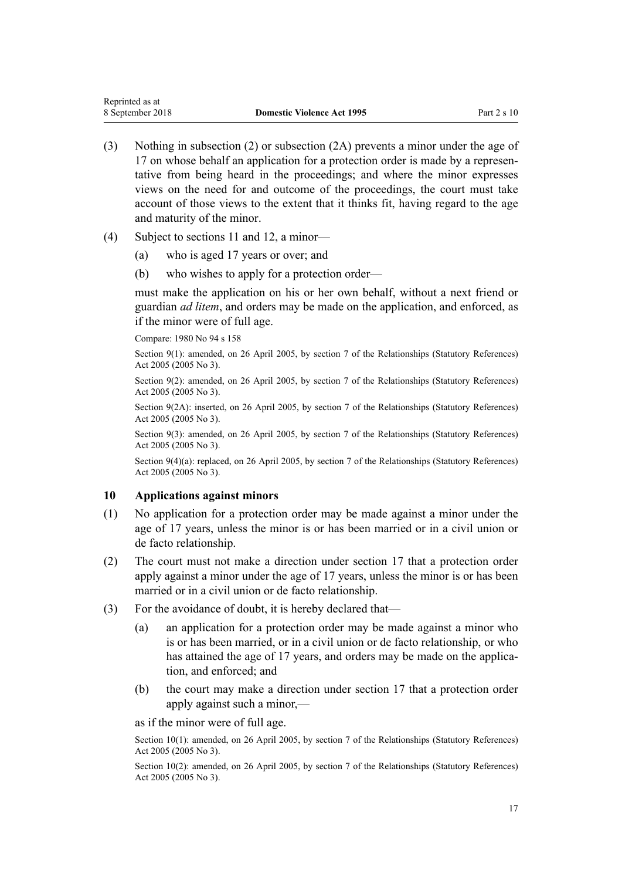(3) Nothing in subsection (2) or subsection (2A) prevents a minor under the age of 17 on whose behalf an application for a protection order is made by a representative from being heard in the proceedings; and where the minor expresses views on the need for and outcome of the proceedings, the court must take account of those views to the extent that it thinks fit, having regard to the age and maturity of the minor.

(4) Subject to sections 11 and 12, a minor—

  (a) who is aged 17 years or over; and

  (b) who wishes to apply for a protection order—

must make the application on his or her own behalf, without a next friend or guardian *ad litem*, and orders may be made on the application, and enforced, as if the minor were of full age.

Compare: 1980 No 94 s 158

Section 9(1): amended, on 26 April 2005, by section 7 of the Relationships (Statutory References) Act 2005 (2005 No 3).

Section 9(2): amended, on 26 April 2005, by section 7 of the Relationships (Statutory References) Act 2005 (2005 No 3).

Section 9(2A): inserted, on 26 April 2005, by section 7 of the Relationships (Statutory References) Act 2005 (2005 No 3).

Section 9(3): amended, on 26 April 2005, by section 7 of the Relationships (Statutory References) Act 2005 (2005 No 3).

Section 9(4)(a): replaced, on 26 April 2005, by section 7 of the Relationships (Statutory References) Act 2005 (2005 No 3).

### 10 Applications against minors

(1) No application for a protection order may be made against a minor under the age of 17 years, unless the minor is or has been married or in a civil union or de facto relationship.

(2) The court must not make a direction under section 17 that a protection order apply against a minor under the age of 17 years, unless the minor is or has been married or in a civil union or de facto relationship.

(3) For the avoidance of doubt, it is hereby declared that—

  (a) an application for a protection order may be made against a minor who is or has been married, or in a civil union or de facto relationship, or who has attained the age of 17 years, and orders may be made on the application, and enforced; and

  (b) the court may make a direction under section 17 that a protection order apply against such a minor,—

as if the minor were of full age.

Section 10(1): amended, on 26 April 2005, by section 7 of the Relationships (Statutory References) Act 2005 (2005 No 3).

Section 10(2): amended, on 26 April 2005, by section 7 of the Relationships (Statutory References) Act 2005 (2005 No 3).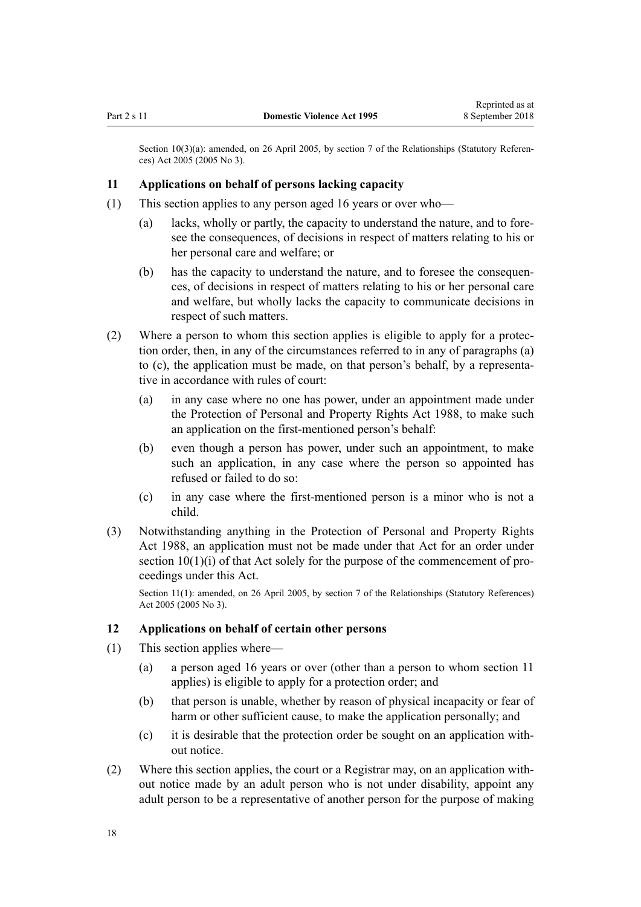Section 10(3)(a): amended, on 26 April 2005, by section 7 of the Relationships (Statutory References) Act 2005 (2005 No 3).

### 11 Applications on behalf of persons lacking capacity

(1) This section applies to any person aged 16 years or over who—

(a) lacks, wholly or partly, the capacity to understand the nature, and to foresee the consequences, of decisions in respect of matters relating to his or her personal care and welfare; or

(b) has the capacity to understand the nature, and to foresee the consequences, of decisions in respect of matters relating to his or her personal care and welfare, but wholly lacks the capacity to communicate decisions in respect of such matters.

(2) Where a person to whom this section applies is eligible to apply for a protection order, then, in any of the circumstances referred to in any of paragraphs (a) to (c), the application must be made, on that person's behalf, by a representative in accordance with rules of court:

(a) in any case where no one has power, under an appointment made under the Protection of Personal and Property Rights Act 1988, to make such an application on the first-mentioned person's behalf:

(b) even though a person has power, under such an appointment, to make such an application, in any case where the person so appointed has refused or failed to do so:

(c) in any case where the first-mentioned person is a minor who is not a child.

(3) Notwithstanding anything in the Protection of Personal and Property Rights Act 1988, an application must not be made under that Act for an order under section 10(1)(i) of that Act solely for the purpose of the commencement of proceedings under this Act.

Section 11(1): amended, on 26 April 2005, by section 7 of the Relationships (Statutory References) Act 2005 (2005 No 3).

### 12 Applications on behalf of certain other persons

(1) This section applies where—

(a) a person aged 16 years or over (other than a person to whom section 11 applies) is eligible to apply for a protection order; and

(b) that person is unable, whether by reason of physical incapacity or fear of harm or other sufficient cause, to make the application personally; and

(c) it is desirable that the protection order be sought on an application without notice.

(2) Where this section applies, the court or a Registrar may, on an application without notice made by an adult person who is not under disability, appoint any adult person to be a representative of another person for the purpose of making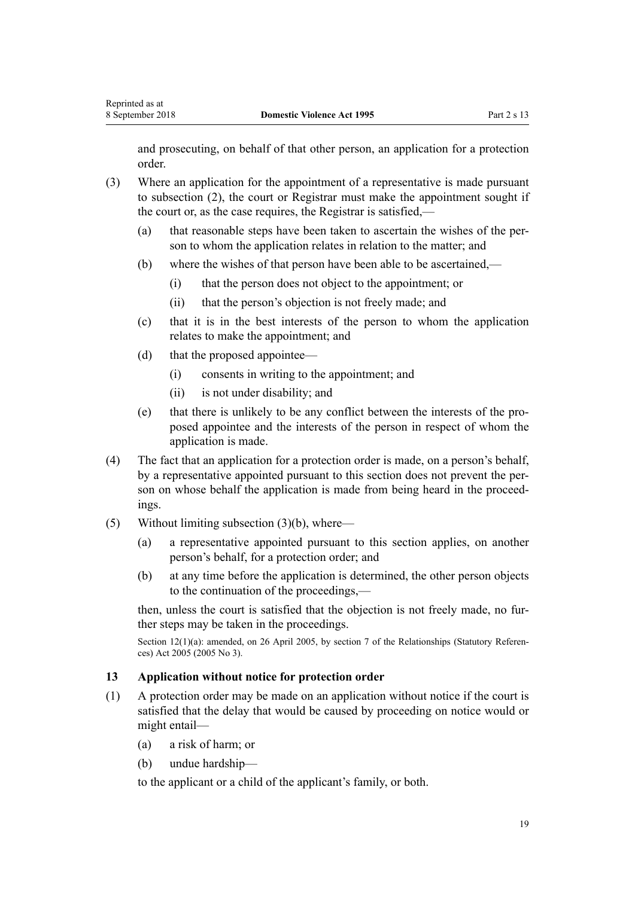and prosecuting, on behalf of that other person, an application for a protection order.

(3) Where an application for the appointment of a representative is made pursuant to subsection (2), the court or Registrar must make the appointment sought if the court or, as the case requires, the Registrar is satisfied,—

   (a) that reasonable steps have been taken to ascertain the wishes of the person to whom the application relates in relation to the matter; and

   (b) where the wishes of that person have been able to be ascertained,—

      (i) that the person does not object to the appointment; or

      (ii) that the person's objection is not freely made; and

   (c) that it is in the best interests of the person to whom the application relates to make the appointment; and

   (d) that the proposed appointee—

      (i) consents in writing to the appointment; and

      (ii) is not under disability; and

   (e) that there is unlikely to be any conflict between the interests of the proposed appointee and the interests of the person in respect of whom the application is made.

(4) The fact that an application for a protection order is made, on a person's behalf, by a representative appointed pursuant to this section does not prevent the person on whose behalf the application is made from being heard in the proceedings.

(5) Without limiting subsection (3)(b), where—

   (a) a representative appointed pursuant to this section applies, on another person's behalf, for a protection order; and

   (b) at any time before the application is determined, the other person objects to the continuation of the proceedings,—

   then, unless the court is satisfied that the objection is not freely made, no further steps may be taken in the proceedings.

Section 12(1)(a): amended, on 26 April 2005, by section 7 of the Relationships (Statutory References) Act 2005 (2005 No 3).

### 13 Application without notice for protection order

(1) A protection order may be made on an application without notice if the court is satisfied that the delay that would be caused by proceeding on notice would or might entail—

   (a) a risk of harm; or

   (b) undue hardship—

   to the applicant or a child of the applicant's family, or both.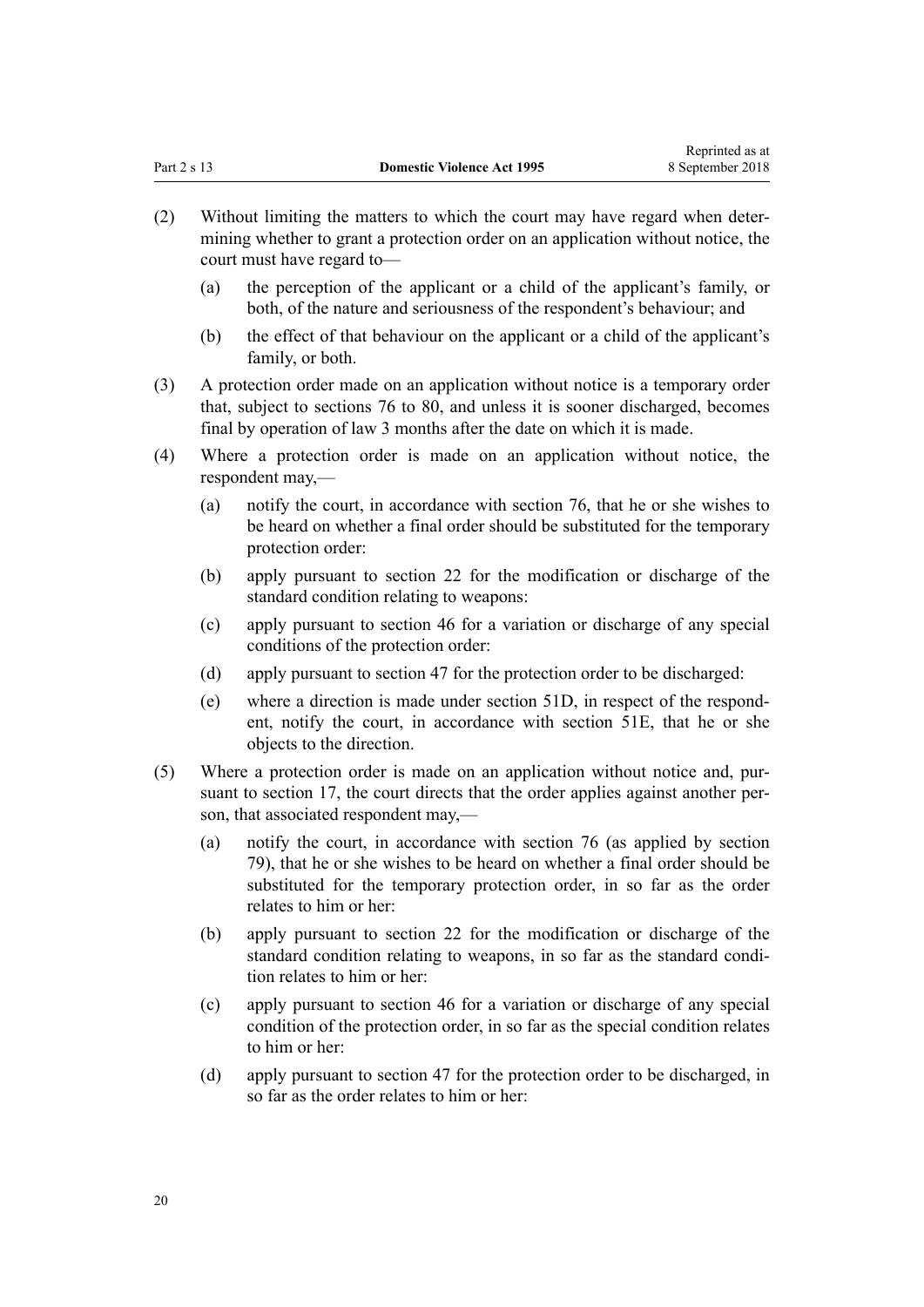(2) Without limiting the matters to which the court may have regard when determining whether to grant a protection order on an application without notice, the court must have regard to—

  (a) the perception of the applicant or a child of the applicant's family, or both, of the nature and seriousness of the respondent's behaviour; and

  (b) the effect of that behaviour on the applicant or a child of the applicant's family, or both.

(3) A protection order made on an application without notice is a temporary order that, subject to sections 76 to 80, and unless it is sooner discharged, becomes final by operation of law 3 months after the date on which it is made.

(4) Where a protection order is made on an application without notice, the respondent may,—

  (a) notify the court, in accordance with section 76, that he or she wishes to be heard on whether a final order should be substituted for the temporary protection order:

  (b) apply pursuant to section 22 for the modification or discharge of the standard condition relating to weapons:

  (c) apply pursuant to section 46 for a variation or discharge of any special conditions of the protection order:

  (d) apply pursuant to section 47 for the protection order to be discharged:

  (e) where a direction is made under section 51D, in respect of the respondent, notify the court, in accordance with section 51E, that he or she objects to the direction.

(5) Where a protection order is made on an application without notice and, pursuant to section 17, the court directs that the order applies against another person, that associated respondent may,—

  (a) notify the court, in accordance with section 76 (as applied by section 79), that he or she wishes to be heard on whether a final order should be substituted for the temporary protection order, in so far as the order relates to him or her:

  (b) apply pursuant to section 22 for the modification or discharge of the standard condition relating to weapons, in so far as the standard condition relates to him or her:

  (c) apply pursuant to section 46 for a variation or discharge of any special condition of the protection order, in so far as the special condition relates to him or her:

  (d) apply pursuant to section 47 for the protection order to be discharged, in so far as the order relates to him or her: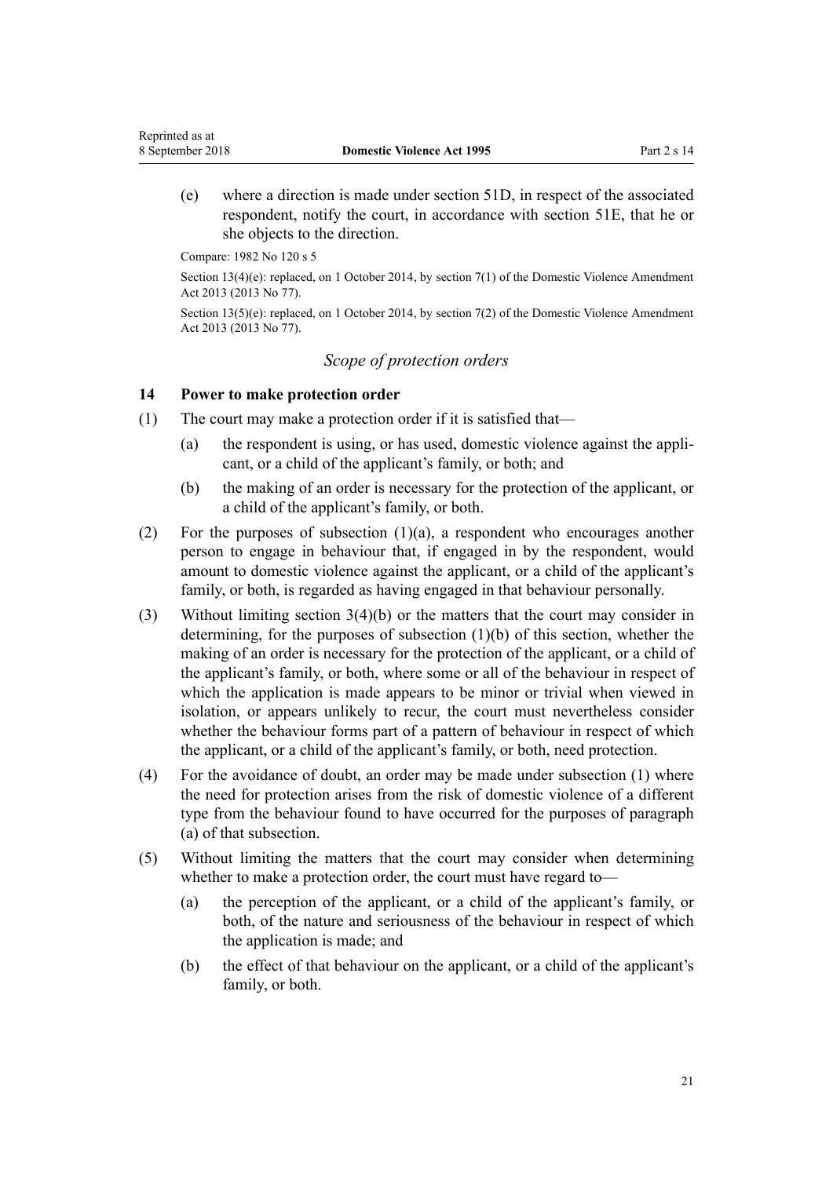(e) where a direction is made under section 51D, in respect of the associated respondent, notify the court, in accordance with section 51E, that he or she objects to the direction.

Compare: 1982 No 120 s 5

Section 13(4)(e): replaced, on 1 October 2014, by section 7(1) of the Domestic Violence Amendment Act 2013 (2013 No 77).

Section 13(5)(e): replaced, on 1 October 2014, by section 7(2) of the Domestic Violence Amendment Act 2013 (2013 No 77).

*Scope of protection orders*

### 14 Power to make protection order

(1) The court may make a protection order if it is satisfied that—

(a) the respondent is using, or has used, domestic violence against the applicant, or a child of the applicant's family, or both; and

(b) the making of an order is necessary for the protection of the applicant, or a child of the applicant's family, or both.

(2) For the purposes of subsection (1)(a), a respondent who encourages another person to engage in behaviour that, if engaged in by the respondent, would amount to domestic violence against the applicant, or a child of the applicant's family, or both, is regarded as having engaged in that behaviour personally.

(3) Without limiting section 3(4)(b) or the matters that the court may consider in determining, for the purposes of subsection (1)(b) of this section, whether the making of an order is necessary for the protection of the applicant, or a child of the applicant's family, or both, where some or all of the behaviour in respect of which the application is made appears to be minor or trivial when viewed in isolation, or appears unlikely to recur, the court must nevertheless consider whether the behaviour forms part of a pattern of behaviour in respect of which the applicant, or a child of the applicant's family, or both, need protection.

(4) For the avoidance of doubt, an order may be made under subsection (1) where the need for protection arises from the risk of domestic violence of a different type from the behaviour found to have occurred for the purposes of paragraph (a) of that subsection.

(5) Without limiting the matters that the court may consider when determining whether to make a protection order, the court must have regard to—

(a) the perception of the applicant, or a child of the applicant's family, or both, of the nature and seriousness of the behaviour in respect of which the application is made; and

(b) the effect of that behaviour on the applicant, or a child of the applicant's family, or both.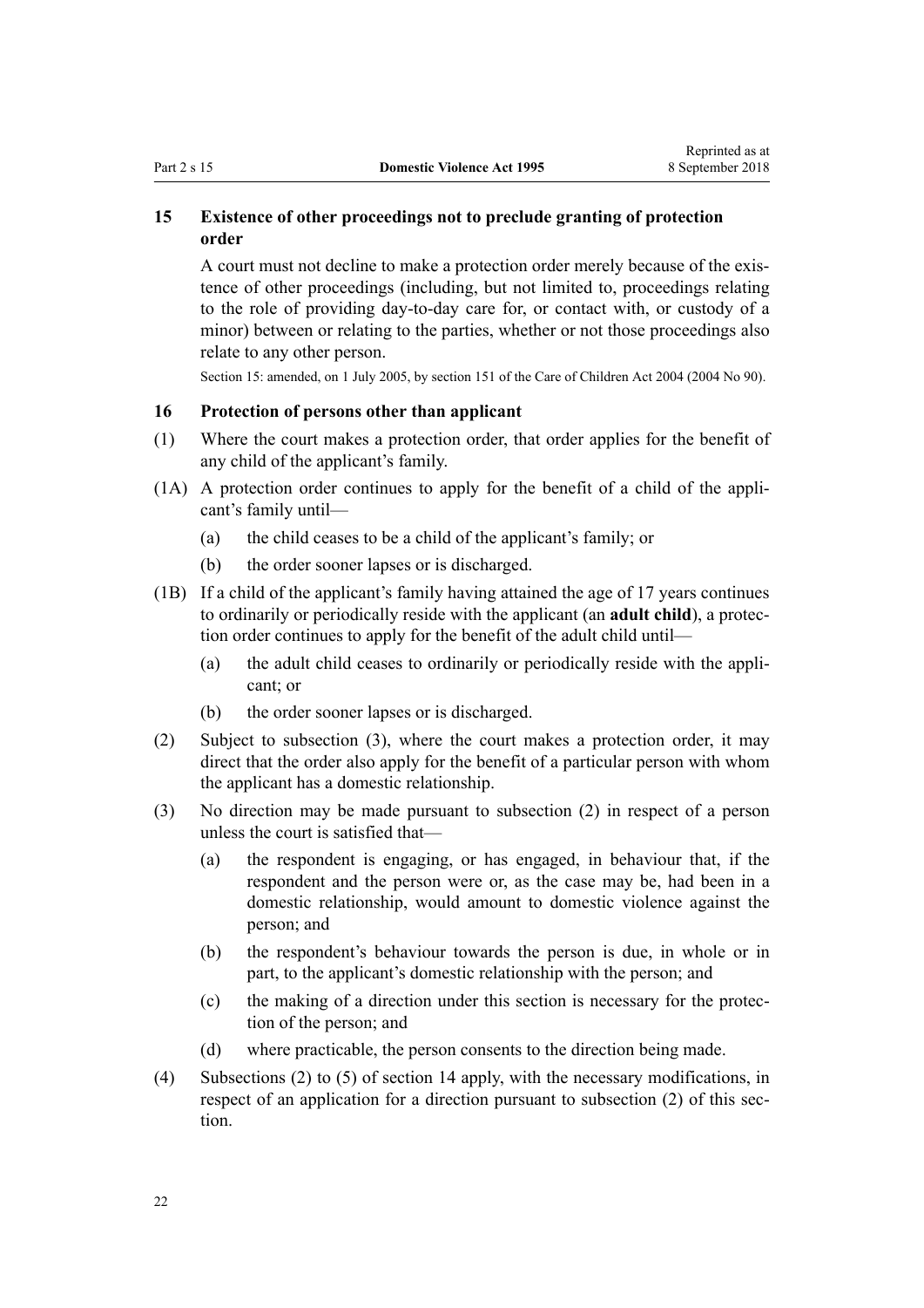### 15 Existence of other proceedings not to preclude granting of protection order

A court must not decline to make a protection order merely because of the existence of other proceedings (including, but not limited to, proceedings relating to the role of providing day-to-day care for, or contact with, or custody of a minor) between or relating to the parties, whether or not those proceedings also relate to any other person.

Section 15: amended, on 1 July 2005, by section 151 of the Care of Children Act 2004 (2004 No 90).

### 16 Protection of persons other than applicant

(1) Where the court makes a protection order, that order applies for the benefit of any child of the applicant's family.

(1A) A protection order continues to apply for the benefit of a child of the applicant's family until—

- (a) the child ceases to be a child of the applicant's family; or
- (b) the order sooner lapses or is discharged.

(1B) If a child of the applicant's family having attained the age of 17 years continues to ordinarily or periodically reside with the applicant (an **adult child**), a protection order continues to apply for the benefit of the adult child until—

- (a) the adult child ceases to ordinarily or periodically reside with the applicant; or
- (b) the order sooner lapses or is discharged.

(2) Subject to subsection (3), where the court makes a protection order, it may direct that the order also apply for the benefit of a particular person with whom the applicant has a domestic relationship.

(3) No direction may be made pursuant to subsection (2) in respect of a person unless the court is satisfied that—

- (a) the respondent is engaging, or has engaged, in behaviour that, if the respondent and the person were or, as the case may be, had been in a domestic relationship, would amount to domestic violence against the person; and
- (b) the respondent's behaviour towards the person is due, in whole or in part, to the applicant's domestic relationship with the person; and
- (c) the making of a direction under this section is necessary for the protection of the person; and
- (d) where practicable, the person consents to the direction being made.

(4) Subsections (2) to (5) of section 14 apply, with the necessary modifications, in respect of an application for a direction pursuant to subsection (2) of this section.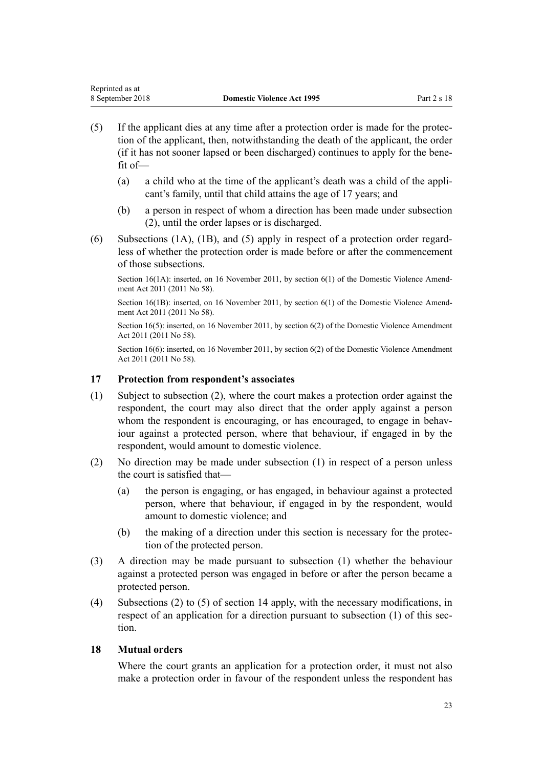(5) If the applicant dies at any time after a protection order is made for the protection of the applicant, then, notwithstanding the death of the applicant, the order (if it has not sooner lapsed or been discharged) continues to apply for the benefit of—

  (a) a child who at the time of the applicant's death was a child of the applicant's family, until that child attains the age of 17 years; and

  (b) a person in respect of whom a direction has been made under subsection (2), until the order lapses or is discharged.

(6) Subsections (1A), (1B), and (5) apply in respect of a protection order regardless of whether the protection order is made before or after the commencement of those subsections.

Section 16(1A): inserted, on 16 November 2011, by section 6(1) of the Domestic Violence Amendment Act 2011 (2011 No 58).

Section 16(1B): inserted, on 16 November 2011, by section 6(1) of the Domestic Violence Amendment Act 2011 (2011 No 58).

Section 16(5): inserted, on 16 November 2011, by section 6(2) of the Domestic Violence Amendment Act 2011 (2011 No 58).

Section 16(6): inserted, on 16 November 2011, by section 6(2) of the Domestic Violence Amendment Act 2011 (2011 No 58).

### 17 Protection from respondent's associates

(1) Subject to subsection (2), where the court makes a protection order against the respondent, the court may also direct that the order apply against a person whom the respondent is encouraging, or has encouraged, to engage in behaviour against a protected person, where that behaviour, if engaged in by the respondent, would amount to domestic violence.

(2) No direction may be made under subsection (1) in respect of a person unless the court is satisfied that—

  (a) the person is engaging, or has engaged, in behaviour against a protected person, where that behaviour, if engaged in by the respondent, would amount to domestic violence; and

  (b) the making of a direction under this section is necessary for the protection of the protected person.

(3) A direction may be made pursuant to subsection (1) whether the behaviour against a protected person was engaged in before or after the person became a protected person.

(4) Subsections (2) to (5) of section 14 apply, with the necessary modifications, in respect of an application for a direction pursuant to subsection (1) of this section.

### 18 Mutual orders

Where the court grants an application for a protection order, it must not also make a protection order in favour of the respondent unless the respondent has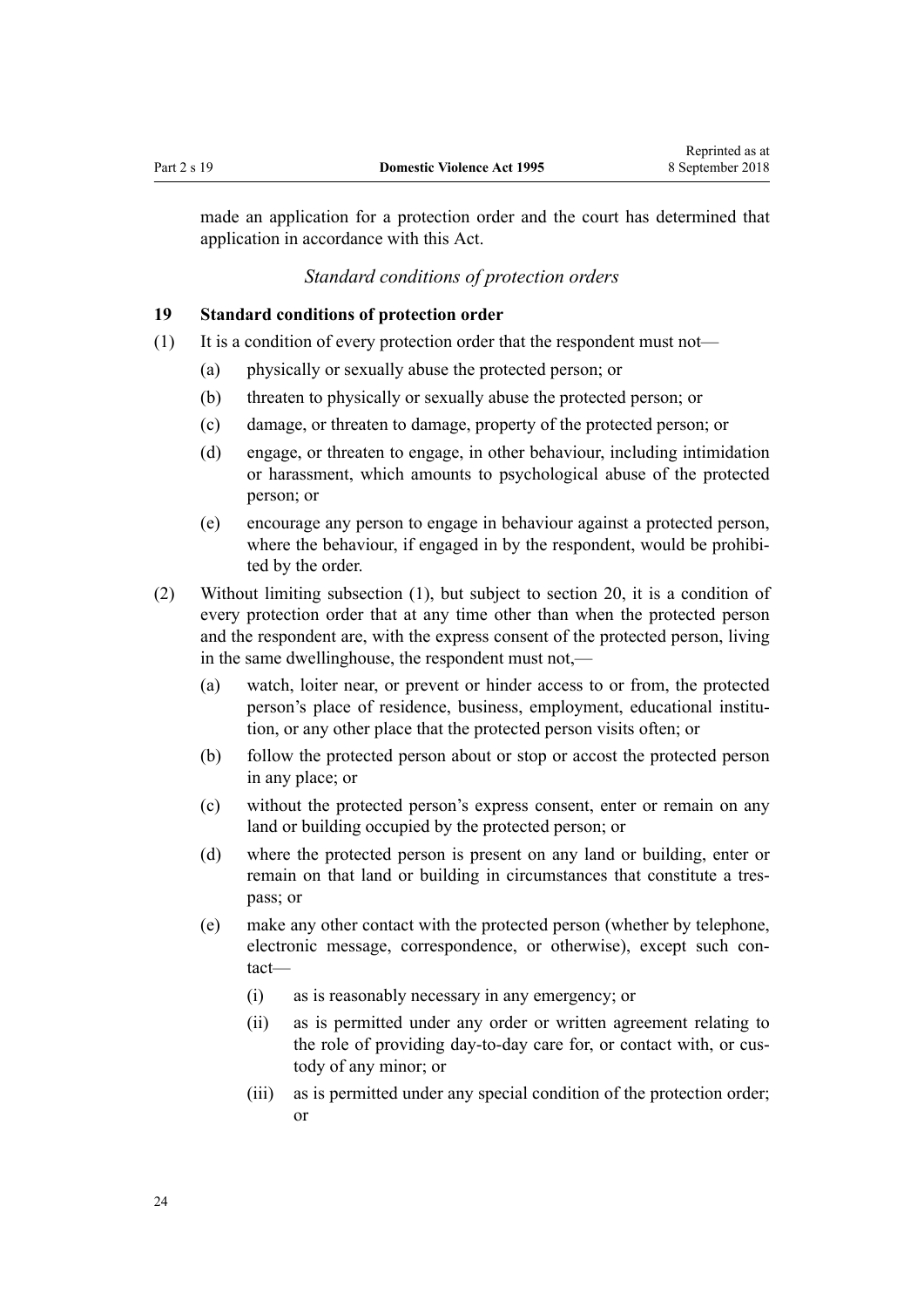made an application for a protection order and the court has determined that application in accordance with this Act.

### *Standard conditions of protection orders*

**19 Standard conditions of protection order**

(1) It is a condition of every protection order that the respondent must not—

- (a) physically or sexually abuse the protected person; or
- (b) threaten to physically or sexually abuse the protected person; or
- (c) damage, or threaten to damage, property of the protected person; or
- (d) engage, or threaten to engage, in other behaviour, including intimidation or harassment, which amounts to psychological abuse of the protected person; or
- (e) encourage any person to engage in behaviour against a protected person, where the behaviour, if engaged in by the respondent, would be prohibited by the order.

(2) Without limiting subsection (1), but subject to section 20, it is a condition of every protection order that at any time other than when the protected person and the respondent are, with the express consent of the protected person, living in the same dwellinghouse, the respondent must not,—

- (a) watch, loiter near, or prevent or hinder access to or from, the protected person's place of residence, business, employment, educational institution, or any other place that the protected person visits often; or
- (b) follow the protected person about or stop or accost the protected person in any place; or
- (c) without the protected person's express consent, enter or remain on any land or building occupied by the protected person; or
- (d) where the protected person is present on any land or building, enter or remain on that land or building in circumstances that constitute a trespass; or
- (e) make any other contact with the protected person (whether by telephone, electronic message, correspondence, or otherwise), except such contact—
  - (i) as is reasonably necessary in any emergency; or
  - (ii) as is permitted under any order or written agreement relating to the role of providing day-to-day care for, or contact with, or custody of any minor; or
  - (iii) as is permitted under any special condition of the protection order; or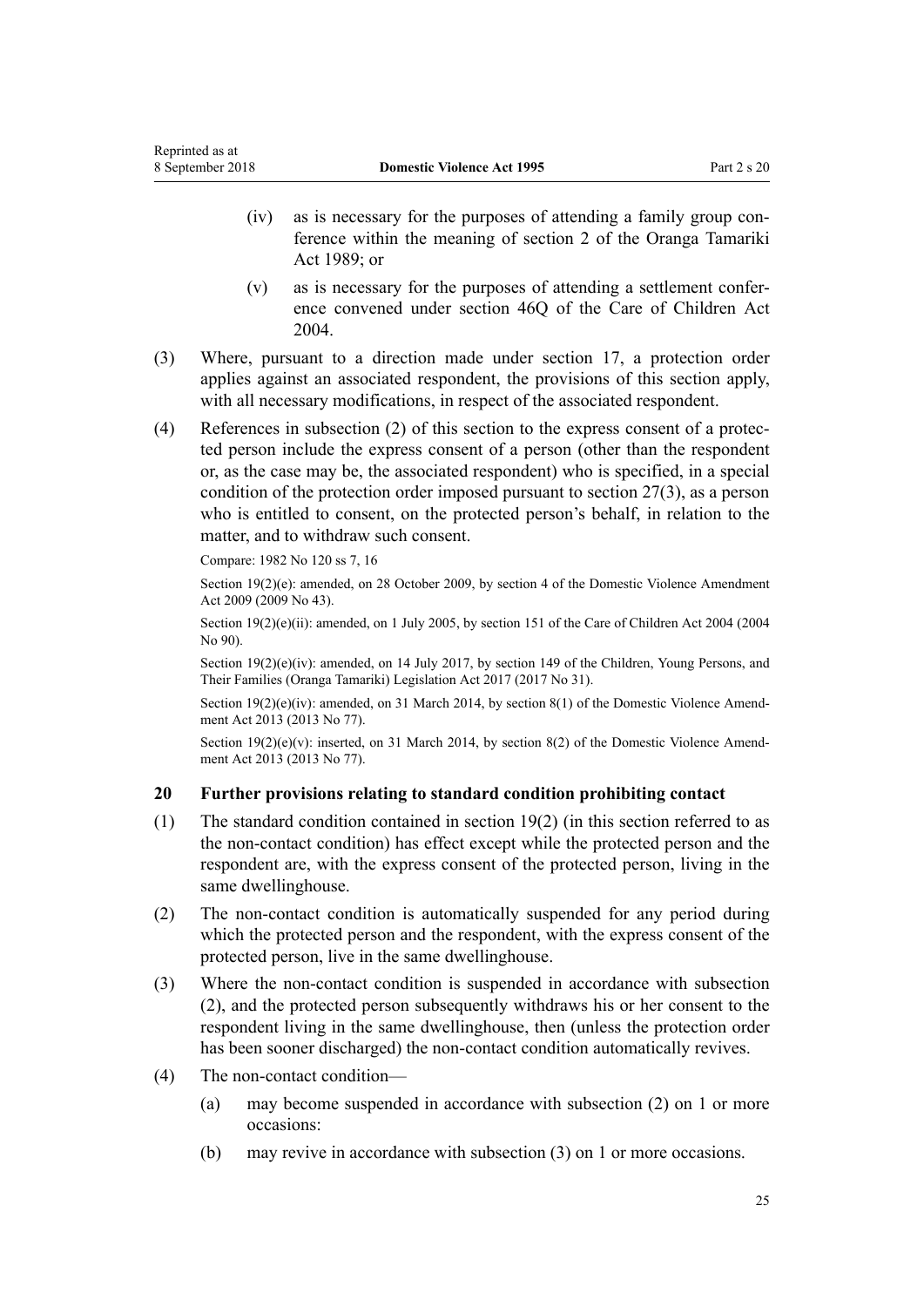(iv) as is necessary for the purposes of attending a family group conference within the meaning of section 2 of the Oranga Tamariki Act 1989; or

(v) as is necessary for the purposes of attending a settlement conference convened under section 46Q of the Care of Children Act 2004.

(3) Where, pursuant to a direction made under section 17, a protection order applies against an associated respondent, the provisions of this section apply, with all necessary modifications, in respect of the associated respondent.

(4) References in subsection (2) of this section to the express consent of a protected person include the express consent of a person (other than the respondent or, as the case may be, the associated respondent) who is specified, in a special condition of the protection order imposed pursuant to section 27(3), as a person who is entitled to consent, on the protected person's behalf, in relation to the matter, and to withdraw such consent.

Compare: 1982 No 120 ss 7, 16

Section 19(2)(e): amended, on 28 October 2009, by section 4 of the Domestic Violence Amendment Act 2009 (2009 No 43).

Section 19(2)(e)(ii): amended, on 1 July 2005, by section 151 of the Care of Children Act 2004 (2004 No 90).

Section 19(2)(e)(iv): amended, on 14 July 2017, by section 149 of the Children, Young Persons, and Their Families (Oranga Tamariki) Legislation Act 2017 (2017 No 31).

Section 19(2)(e)(iv): amended, on 31 March 2014, by section 8(1) of the Domestic Violence Amendment Act 2013 (2013 No 77).

Section 19(2)(e)(v): inserted, on 31 March 2014, by section 8(2) of the Domestic Violence Amendment Act 2013 (2013 No 77).

### 20 Further provisions relating to standard condition prohibiting contact

(1) The standard condition contained in section 19(2) (in this section referred to as the non-contact condition) has effect except while the protected person and the respondent are, with the express consent of the protected person, living in the same dwellinghouse.

(2) The non-contact condition is automatically suspended for any period during which the protected person and the respondent, with the express consent of the protected person, live in the same dwellinghouse.

(3) Where the non-contact condition is suspended in accordance with subsection (2), and the protected person subsequently withdraws his or her consent to the respondent living in the same dwellinghouse, then (unless the protection order has been sooner discharged) the non-contact condition automatically revives.

(4) The non-contact condition—

(a) may become suspended in accordance with subsection (2) on 1 or more occasions:

(b) may revive in accordance with subsection (3) on 1 or more occasions.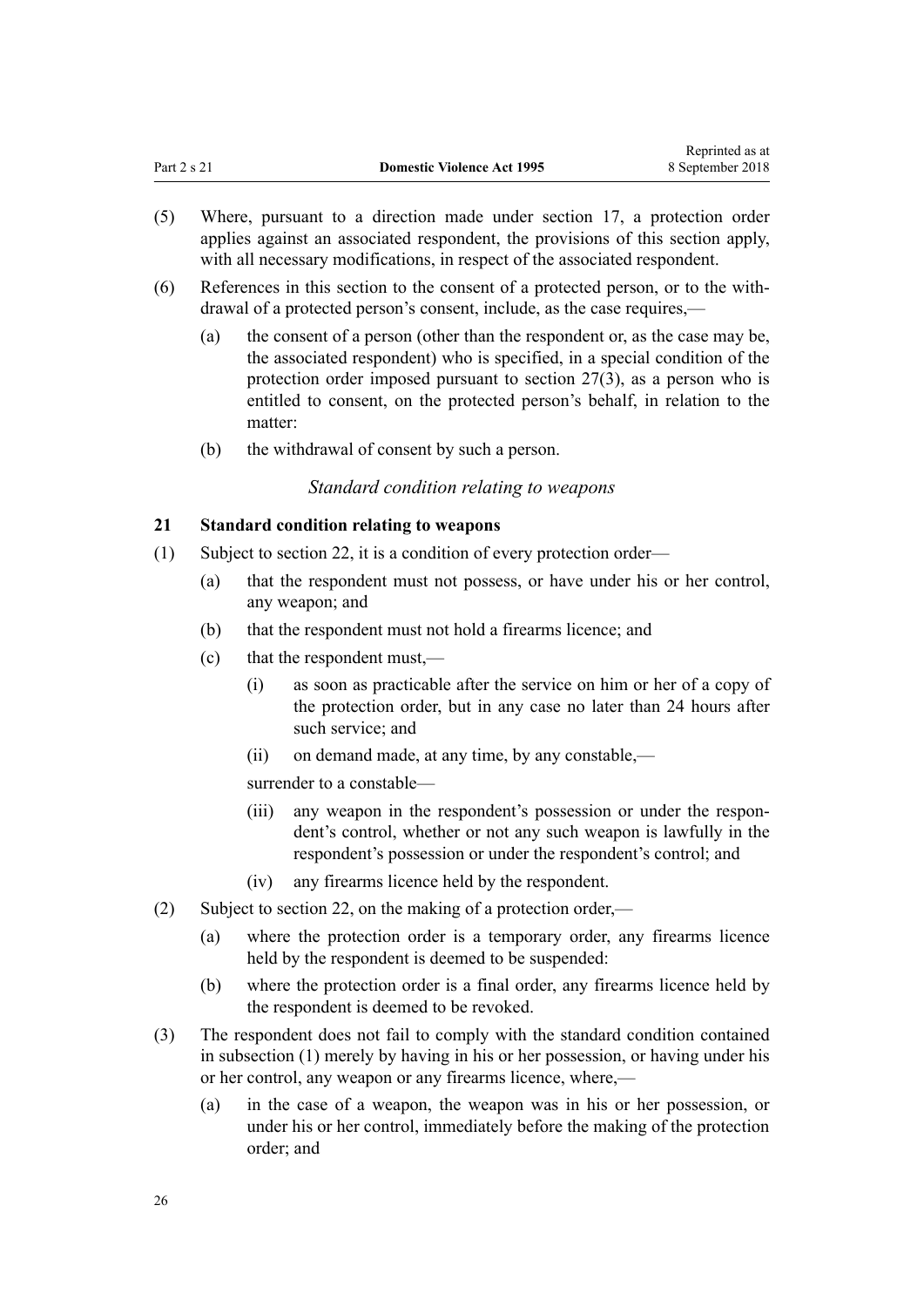(5) Where, pursuant to a direction made under section 17, a protection order applies against an associated respondent, the provisions of this section apply, with all necessary modifications, in respect of the associated respondent.

(6) References in this section to the consent of a protected person, or to the withdrawal of a protected person's consent, include, as the case requires,—

(a) the consent of a person (other than the respondent or, as the case may be, the associated respondent) who is specified, in a special condition of the protection order imposed pursuant to section 27(3), as a person who is entitled to consent, on the protected person's behalf, in relation to the matter:

(b) the withdrawal of consent by such a person.

*Standard condition relating to weapons*

### 21 Standard condition relating to weapons

(1) Subject to section 22, it is a condition of every protection order—

(a) that the respondent must not possess, or have under his or her control, any weapon; and

(b) that the respondent must not hold a firearms licence; and

(c) that the respondent must,—

(i) as soon as practicable after the service on him or her of a copy of the protection order, but in any case no later than 24 hours after such service; and

(ii) on demand made, at any time, by any constable,—

surrender to a constable—

(iii) any weapon in the respondent's possession or under the respondent's control, whether or not any such weapon is lawfully in the respondent's possession or under the respondent's control; and

(iv) any firearms licence held by the respondent.

(2) Subject to section 22, on the making of a protection order,—

(a) where the protection order is a temporary order, any firearms licence held by the respondent is deemed to be suspended:

(b) where the protection order is a final order, any firearms licence held by the respondent is deemed to be revoked.

(3) The respondent does not fail to comply with the standard condition contained in subsection (1) merely by having in his or her possession, or having under his or her control, any weapon or any firearms licence, where,—

(a) in the case of a weapon, the weapon was in his or her possession, or under his or her control, immediately before the making of the protection order; and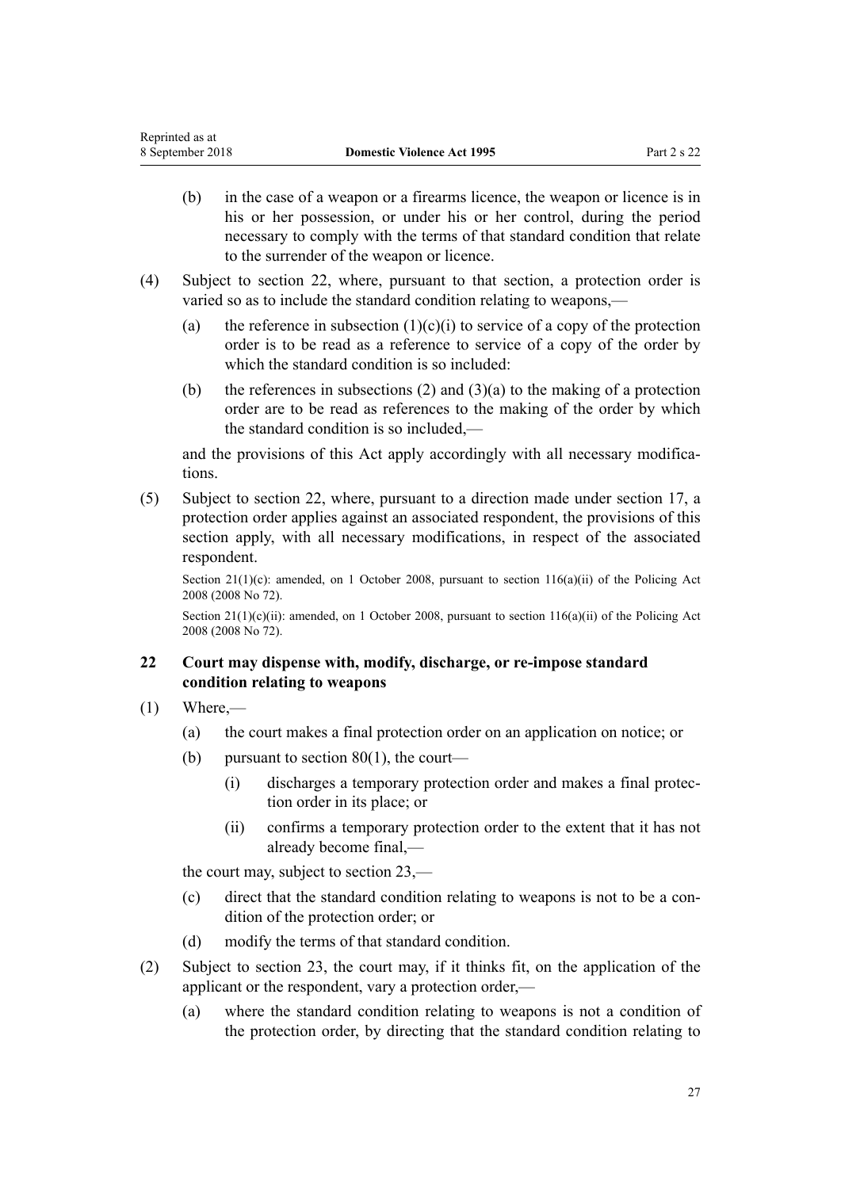(b) in the case of a weapon or a firearms licence, the weapon or licence is in his or her possession, or under his or her control, during the period necessary to comply with the terms of that standard condition that relate to the surrender of the weapon or licence.

(4) Subject to section 22, where, pursuant to that section, a protection order is varied so as to include the standard condition relating to weapons,—

(a) the reference in subsection (1)(c)(i) to service of a copy of the protection order is to be read as a reference to service of a copy of the order by which the standard condition is so included:

(b) the references in subsections (2) and (3)(a) to the making of a protection order are to be read as references to the making of the order by which the standard condition is so included,—

and the provisions of this Act apply accordingly with all necessary modifications.

(5) Subject to section 22, where, pursuant to a direction made under section 17, a protection order applies against an associated respondent, the provisions of this section apply, with all necessary modifications, in respect of the associated respondent.

Section 21(1)(c): amended, on 1 October 2008, pursuant to section 116(a)(ii) of the Policing Act 2008 (2008 No 72).

Section 21(1)(c)(ii): amended, on 1 October 2008, pursuant to section 116(a)(ii) of the Policing Act 2008 (2008 No 72).

### 22 Court may dispense with, modify, discharge, or re-impose standard condition relating to weapons

(1) Where,—

(a) the court makes a final protection order on an application on notice; or

(b) pursuant to section 80(1), the court—

(i) discharges a temporary protection order and makes a final protection order in its place; or

(ii) confirms a temporary protection order to the extent that it has not already become final,—

the court may, subject to section 23,—

(c) direct that the standard condition relating to weapons is not to be a condition of the protection order; or

(d) modify the terms of that standard condition.

(2) Subject to section 23, the court may, if it thinks fit, on the application of the applicant or the respondent, vary a protection order,—

(a) where the standard condition relating to weapons is not a condition of the protection order, by directing that the standard condition relating to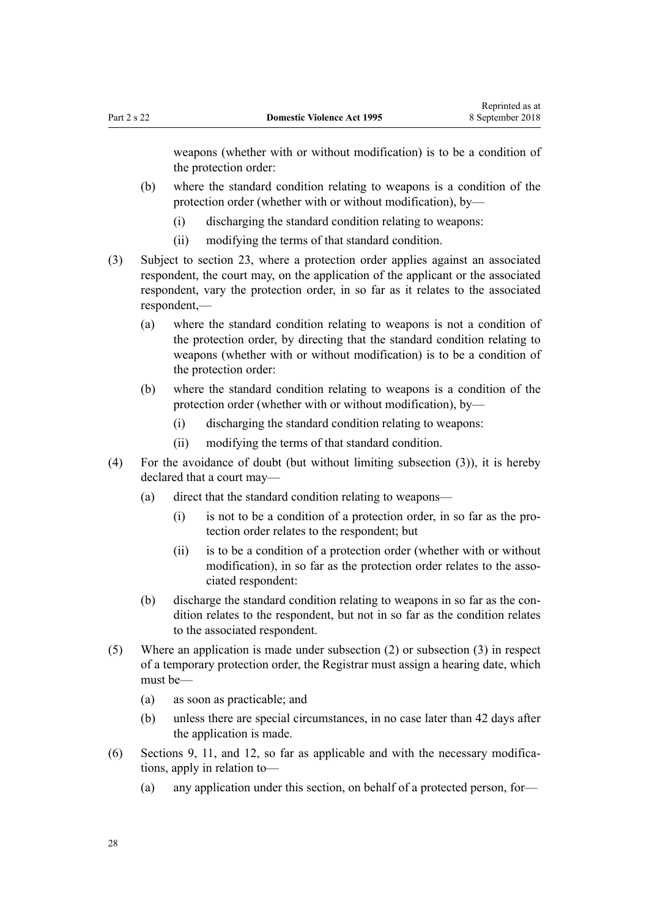weapons (whether with or without modification) is to be a condition of the protection order:

(b) where the standard condition relating to weapons is a condition of the protection order (whether with or without modification), by—

 (i) discharging the standard condition relating to weapons:

 (ii) modifying the terms of that standard condition.

(3) Subject to section 23, where a protection order applies against an associated respondent, the court may, on the application of the applicant or the associated respondent, vary the protection order, in so far as it relates to the associated respondent,—

(a) where the standard condition relating to weapons is not a condition of the protection order, by directing that the standard condition relating to weapons (whether with or without modification) is to be a condition of the protection order:

(b) where the standard condition relating to weapons is a condition of the protection order (whether with or without modification), by—

 (i) discharging the standard condition relating to weapons:

 (ii) modifying the terms of that standard condition.

(4) For the avoidance of doubt (but without limiting subsection (3)), it is hereby declared that a court may—

(a) direct that the standard condition relating to weapons—

 (i) is not to be a condition of a protection order, in so far as the protection order relates to the respondent; but

 (ii) is to be a condition of a protection order (whether with or without modification), in so far as the protection order relates to the associated respondent:

(b) discharge the standard condition relating to weapons in so far as the condition relates to the respondent, but not in so far as the condition relates to the associated respondent.

(5) Where an application is made under subsection (2) or subsection (3) in respect of a temporary protection order, the Registrar must assign a hearing date, which must be—

(a) as soon as practicable; and

(b) unless there are special circumstances, in no case later than 42 days after the application is made.

(6) Sections 9, 11, and 12, so far as applicable and with the necessary modifications, apply in relation to—

(a) any application under this section, on behalf of a protected person, for—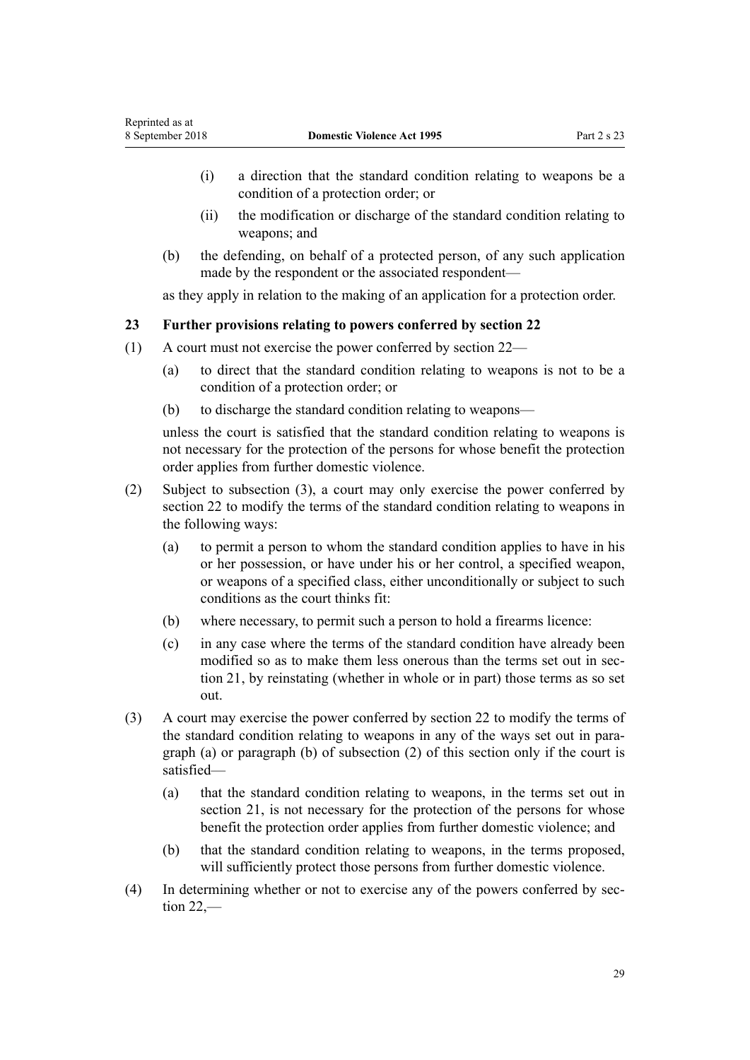(i) a direction that the standard condition relating to weapons be a condition of a protection order; or

(ii) the modification or discharge of the standard condition relating to weapons; and

(b) the defending, on behalf of a protected person, of any such application made by the respondent or the associated respondent—

as they apply in relation to the making of an application for a protection order.

### 23 Further provisions relating to powers conferred by section 22

(1) A court must not exercise the power conferred by section 22—

(a) to direct that the standard condition relating to weapons is not to be a condition of a protection order; or

(b) to discharge the standard condition relating to weapons—

unless the court is satisfied that the standard condition relating to weapons is not necessary for the protection of the persons for whose benefit the protection order applies from further domestic violence.

(2) Subject to subsection (3), a court may only exercise the power conferred by section 22 to modify the terms of the standard condition relating to weapons in the following ways:

(a) to permit a person to whom the standard condition applies to have in his or her possession, or have under his or her control, a specified weapon, or weapons of a specified class, either unconditionally or subject to such conditions as the court thinks fit:

(b) where necessary, to permit such a person to hold a firearms licence:

(c) in any case where the terms of the standard condition have already been modified so as to make them less onerous than the terms set out in section 21, by reinstating (whether in whole or in part) those terms as so set out.

(3) A court may exercise the power conferred by section 22 to modify the terms of the standard condition relating to weapons in any of the ways set out in paragraph (a) or paragraph (b) of subsection (2) of this section only if the court is satisfied—

(a) that the standard condition relating to weapons, in the terms set out in section 21, is not necessary for the protection of the persons for whose benefit the protection order applies from further domestic violence; and

(b) that the standard condition relating to weapons, in the terms proposed, will sufficiently protect those persons from further domestic violence.

(4) In determining whether or not to exercise any of the powers conferred by section 22,—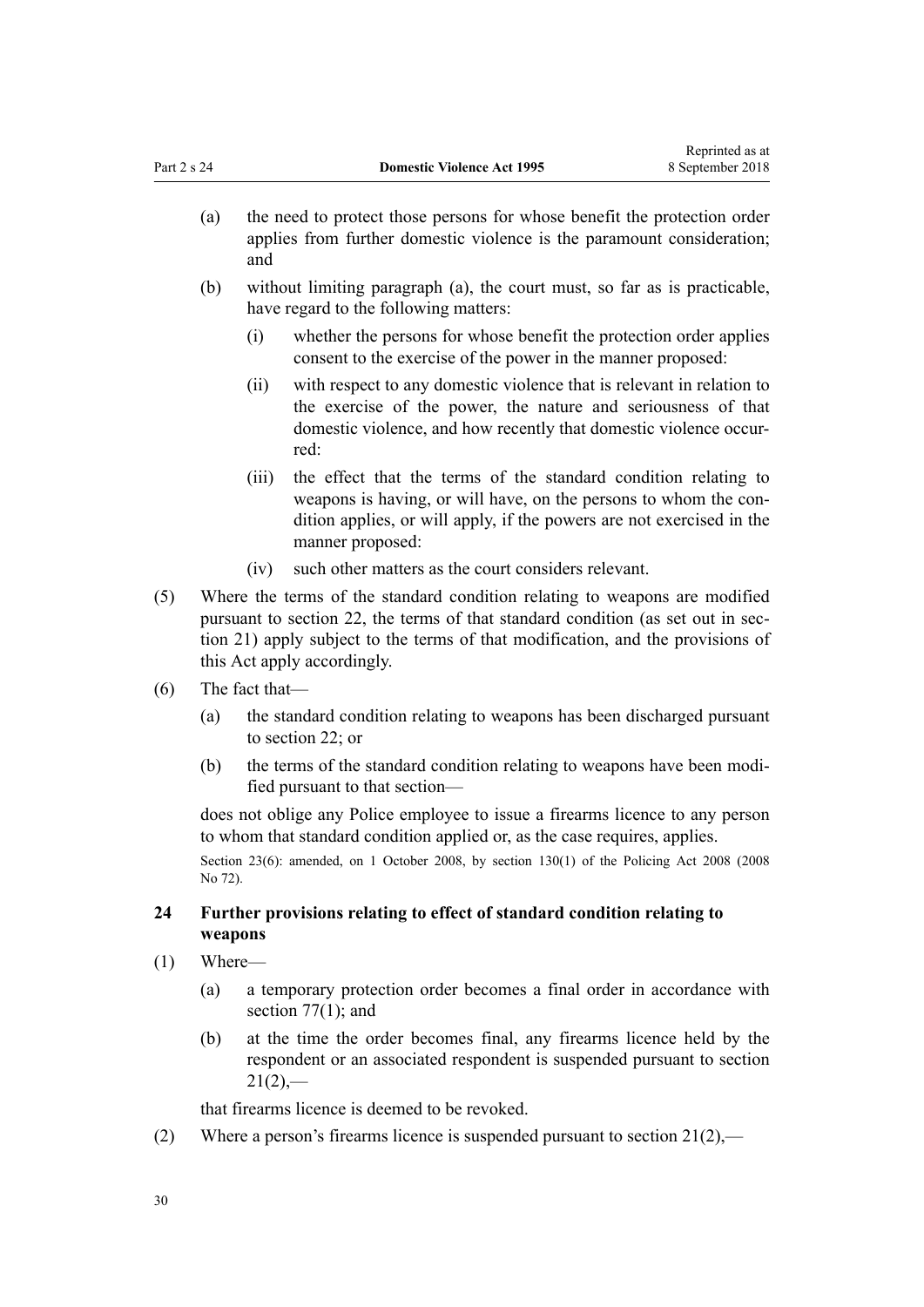(a) the need to protect those persons for whose benefit the protection order applies from further domestic violence is the paramount consideration; and

(b) without limiting paragraph (a), the court must, so far as is practicable, have regard to the following matters:

(i) whether the persons for whose benefit the protection order applies consent to the exercise of the power in the manner proposed:

(ii) with respect to any domestic violence that is relevant in relation to the exercise of the power, the nature and seriousness of that domestic violence, and how recently that domestic violence occurred:

(iii) the effect that the terms of the standard condition relating to weapons is having, or will have, on the persons to whom the condition applies, or will apply, if the powers are not exercised in the manner proposed:

(iv) such other matters as the court considers relevant.

(5) Where the terms of the standard condition relating to weapons are modified pursuant to section 22, the terms of that standard condition (as set out in section 21) apply subject to the terms of that modification, and the provisions of this Act apply accordingly.

(6) The fact that—

(a) the standard condition relating to weapons has been discharged pursuant to section 22; or

(b) the terms of the standard condition relating to weapons have been modified pursuant to that section—

does not oblige any Police employee to issue a firearms licence to any person to whom that standard condition applied or, as the case requires, applies.

Section 23(6): amended, on 1 October 2008, by section 130(1) of the Policing Act 2008 (2008 No 72).

### 24 Further provisions relating to effect of standard condition relating to weapons

(1) Where—

(a) a temporary protection order becomes a final order in accordance with section 77(1); and

(b) at the time the order becomes final, any firearms licence held by the respondent or an associated respondent is suspended pursuant to section 21(2),—

that firearms licence is deemed to be revoked.

(2) Where a person's firearms licence is suspended pursuant to section 21(2),—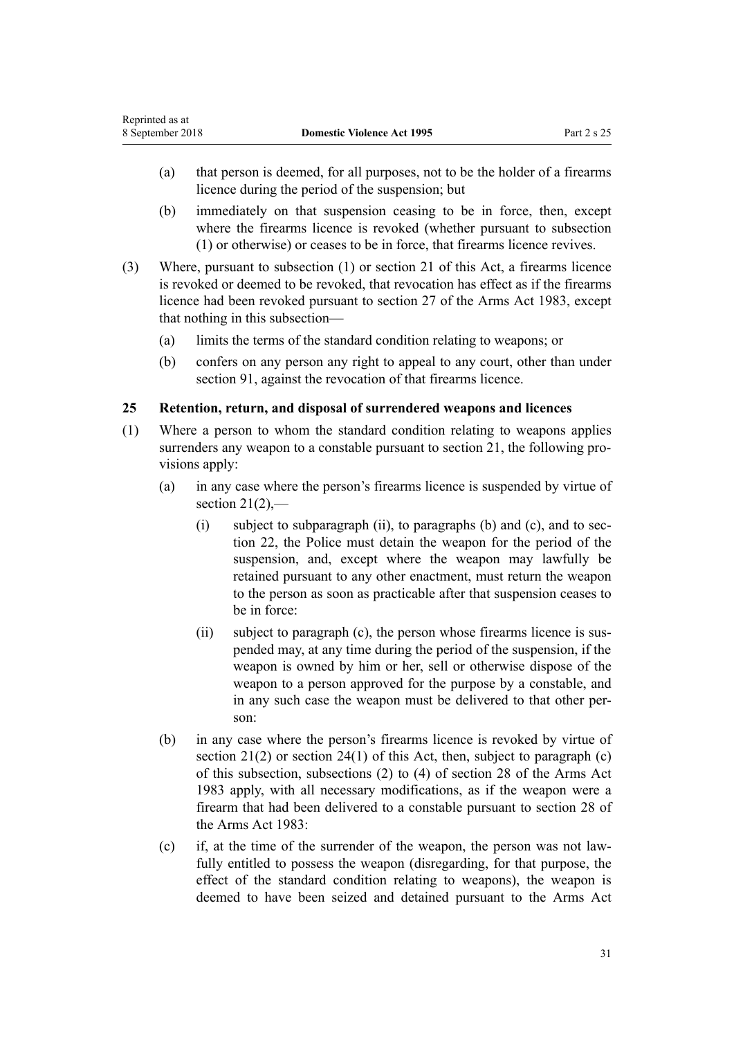(a) that person is deemed, for all purposes, not to be the holder of a firearms licence during the period of the suspension; but

(b) immediately on that suspension ceasing to be in force, then, except where the firearms licence is revoked (whether pursuant to subsection (1) or otherwise) or ceases to be in force, that firearms licence revives.

(3) Where, pursuant to subsection (1) or section 21 of this Act, a firearms licence is revoked or deemed to be revoked, that revocation has effect as if the firearms licence had been revoked pursuant to section 27 of the Arms Act 1983, except that nothing in this subsection—

(a) limits the terms of the standard condition relating to weapons; or

(b) confers on any person any right to appeal to any court, other than under section 91, against the revocation of that firearms licence.

### 25 Retention, return, and disposal of surrendered weapons and licences

(1) Where a person to whom the standard condition relating to weapons applies surrenders any weapon to a constable pursuant to section 21, the following provisions apply:

(a) in any case where the person's firearms licence is suspended by virtue of section 21(2),—

(i) subject to subparagraph (ii), to paragraphs (b) and (c), and to section 22, the Police must detain the weapon for the period of the suspension, and, except where the weapon may lawfully be retained pursuant to any other enactment, must return the weapon to the person as soon as practicable after that suspension ceases to be in force:

(ii) subject to paragraph (c), the person whose firearms licence is suspended may, at any time during the period of the suspension, if the weapon is owned by him or her, sell or otherwise dispose of the weapon to a person approved for the purpose by a constable, and in any such case the weapon must be delivered to that other person:

(b) in any case where the person's firearms licence is revoked by virtue of section 21(2) or section 24(1) of this Act, then, subject to paragraph (c) of this subsection, subsections (2) to (4) of section 28 of the Arms Act 1983 apply, with all necessary modifications, as if the weapon were a firearm that had been delivered to a constable pursuant to section 28 of the Arms Act 1983:

(c) if, at the time of the surrender of the weapon, the person was not lawfully entitled to possess the weapon (disregarding, for that purpose, the effect of the standard condition relating to weapons), the weapon is deemed to have been seized and detained pursuant to the Arms Act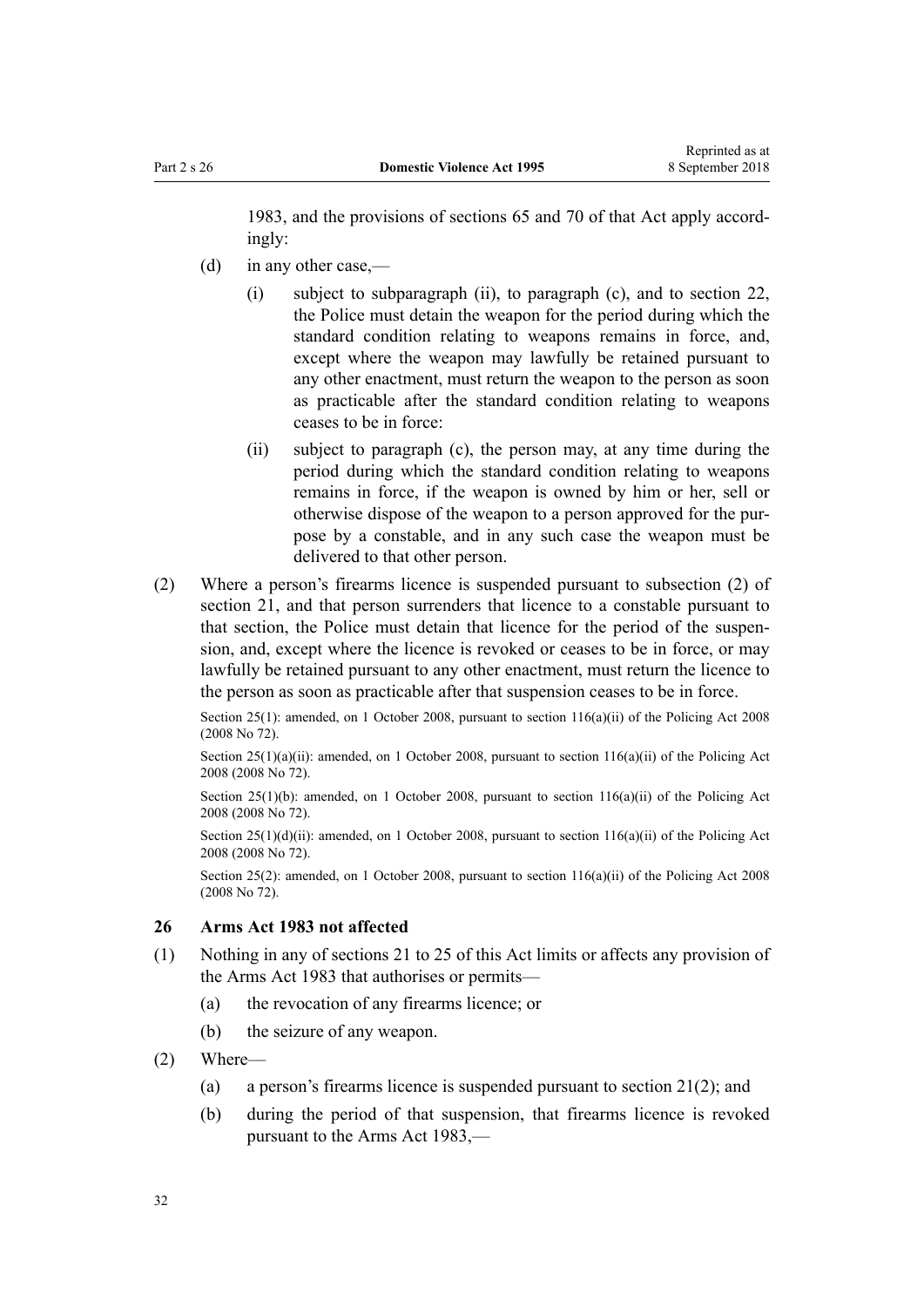1983, and the provisions of sections 65 and 70 of that Act apply accordingly:

- (d) in any other case,—
  - (i) subject to subparagraph (ii), to paragraph (c), and to section 22, the Police must detain the weapon for the period during which the standard condition relating to weapons remains in force, and, except where the weapon may lawfully be retained pursuant to any other enactment, must return the weapon to the person as soon as practicable after the standard condition relating to weapons ceases to be in force:
  - (ii) subject to paragraph (c), the person may, at any time during the period during which the standard condition relating to weapons remains in force, if the weapon is owned by him or her, sell or otherwise dispose of the weapon to a person approved for the purpose by a constable, and in any such case the weapon must be delivered to that other person.

(2) Where a person's firearms licence is suspended pursuant to subsection (2) of section 21, and that person surrenders that licence to a constable pursuant to that section, the Police must detain that licence for the period of the suspension, and, except where the licence is revoked or ceases to be in force, or may lawfully be retained pursuant to any other enactment, must return the licence to the person as soon as practicable after that suspension ceases to be in force.

Section 25(1): amended, on 1 October 2008, pursuant to section 116(a)(ii) of the Policing Act 2008 (2008 No 72).

Section 25(1)(a)(ii): amended, on 1 October 2008, pursuant to section 116(a)(ii) of the Policing Act 2008 (2008 No 72).

Section 25(1)(b): amended, on 1 October 2008, pursuant to section 116(a)(ii) of the Policing Act 2008 (2008 No 72).

Section 25(1)(d)(ii): amended, on 1 October 2008, pursuant to section 116(a)(ii) of the Policing Act 2008 (2008 No 72).

Section 25(2): amended, on 1 October 2008, pursuant to section 116(a)(ii) of the Policing Act 2008 (2008 No 72).

### 26 Arms Act 1983 not affected

(1) Nothing in any of sections 21 to 25 of this Act limits or affects any provision of the Arms Act 1983 that authorises or permits—

- (a) the revocation of any firearms licence; or
- (b) the seizure of any weapon.

(2) Where—

- (a) a person's firearms licence is suspended pursuant to section 21(2); and
- (b) during the period of that suspension, that firearms licence is revoked pursuant to the Arms Act 1983,—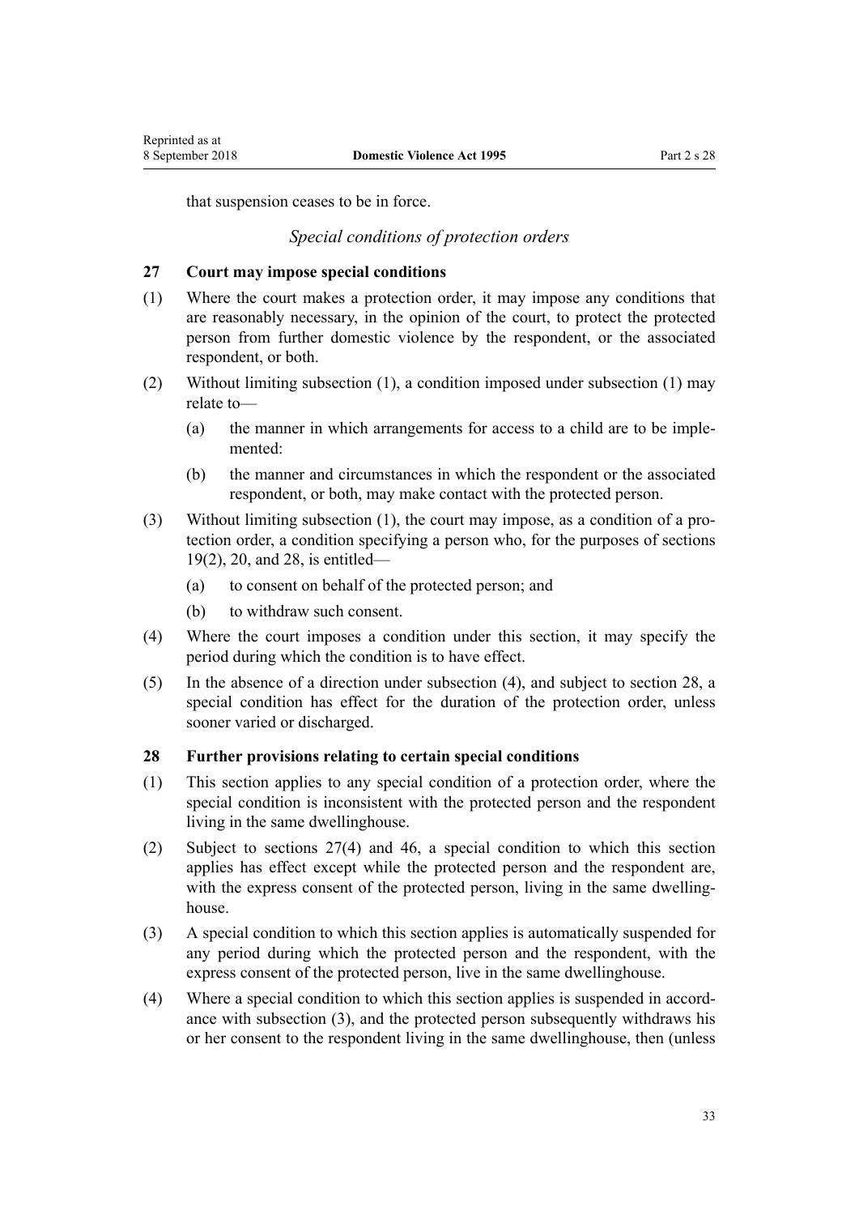that suspension ceases to be in force.

*Special conditions of protection orders*

### 27 Court may impose special conditions

(1) Where the court makes a protection order, it may impose any conditions that are reasonably necessary, in the opinion of the court, to protect the protected person from further domestic violence by the respondent, or the associated respondent, or both.

(2) Without limiting subsection (1), a condition imposed under subsection (1) may relate to—

  (a) the manner in which arrangements for access to a child are to be implemented:

  (b) the manner and circumstances in which the respondent or the associated respondent, or both, may make contact with the protected person.

(3) Without limiting subsection (1), the court may impose, as a condition of a protection order, a condition specifying a person who, for the purposes of sections 19(2), 20, and 28, is entitled—

  (a) to consent on behalf of the protected person; and

  (b) to withdraw such consent.

(4) Where the court imposes a condition under this section, it may specify the period during which the condition is to have effect.

(5) In the absence of a direction under subsection (4), and subject to section 28, a special condition has effect for the duration of the protection order, unless sooner varied or discharged.

### 28 Further provisions relating to certain special conditions

(1) This section applies to any special condition of a protection order, where the special condition is inconsistent with the protected person and the respondent living in the same dwellinghouse.

(2) Subject to sections 27(4) and 46, a special condition to which this section applies has effect except while the protected person and the respondent are, with the express consent of the protected person, living in the same dwellinghouse.

(3) A special condition to which this section applies is automatically suspended for any period during which the protected person and the respondent, with the express consent of the protected person, live in the same dwellinghouse.

(4) Where a special condition to which this section applies is suspended in accordance with subsection (3), and the protected person subsequently withdraws his or her consent to the respondent living in the same dwellinghouse, then (unless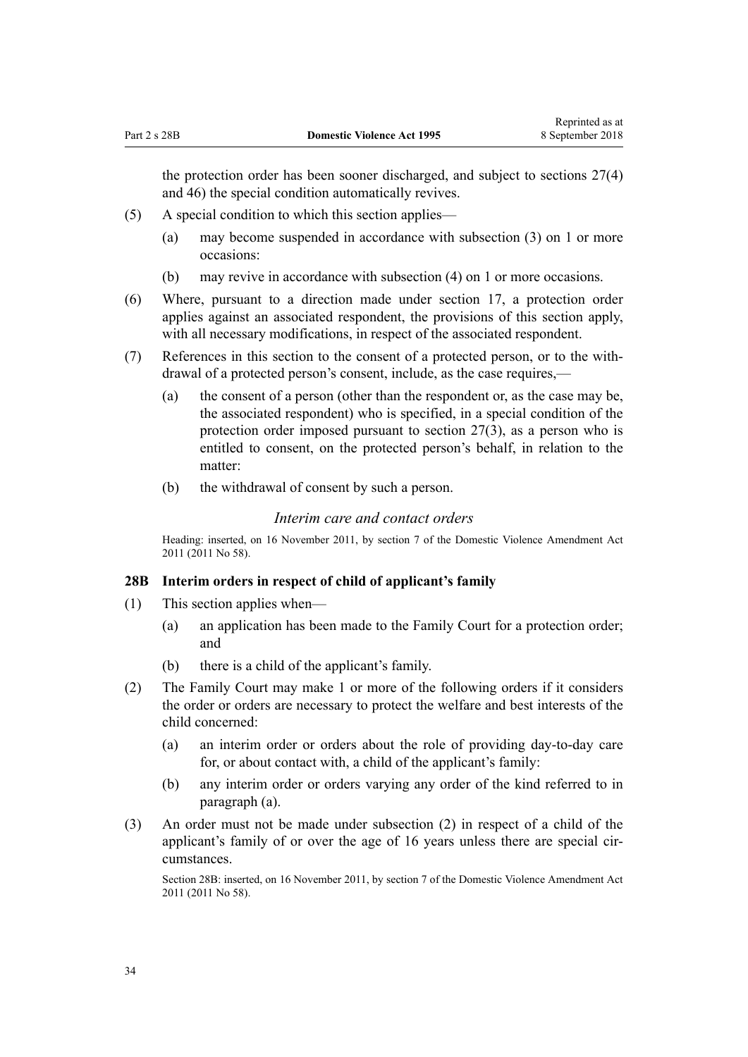the protection order has been sooner discharged, and subject to sections 27(4) and 46) the special condition automatically revives.

(5) A special condition to which this section applies—

(a) may become suspended in accordance with subsection (3) on 1 or more occasions:

(b) may revive in accordance with subsection (4) on 1 or more occasions.

(6) Where, pursuant to a direction made under section 17, a protection order applies against an associated respondent, the provisions of this section apply, with all necessary modifications, in respect of the associated respondent.

(7) References in this section to the consent of a protected person, or to the withdrawal of a protected person's consent, include, as the case requires,—

(a) the consent of a person (other than the respondent or, as the case may be, the associated respondent) who is specified, in a special condition of the protection order imposed pursuant to section 27(3), as a person who is entitled to consent, on the protected person's behalf, in relation to the matter:

(b) the withdrawal of consent by such a person.

### *Interim care and contact orders*

Heading: inserted, on 16 November 2011, by section 7 of the Domestic Violence Amendment Act 2011 (2011 No 58).

### 28B Interim orders in respect of child of applicant's family

(1) This section applies when—

(a) an application has been made to the Family Court for a protection order; and

(b) there is a child of the applicant's family.

(2) The Family Court may make 1 or more of the following orders if it considers the order or orders are necessary to protect the welfare and best interests of the child concerned:

(a) an interim order or orders about the role of providing day-to-day care for, or about contact with, a child of the applicant's family:

(b) any interim order or orders varying any order of the kind referred to in paragraph (a).

(3) An order must not be made under subsection (2) in respect of a child of the applicant's family of or over the age of 16 years unless there are special circumstances.

Section 28B: inserted, on 16 November 2011, by section 7 of the Domestic Violence Amendment Act 2011 (2011 No 58).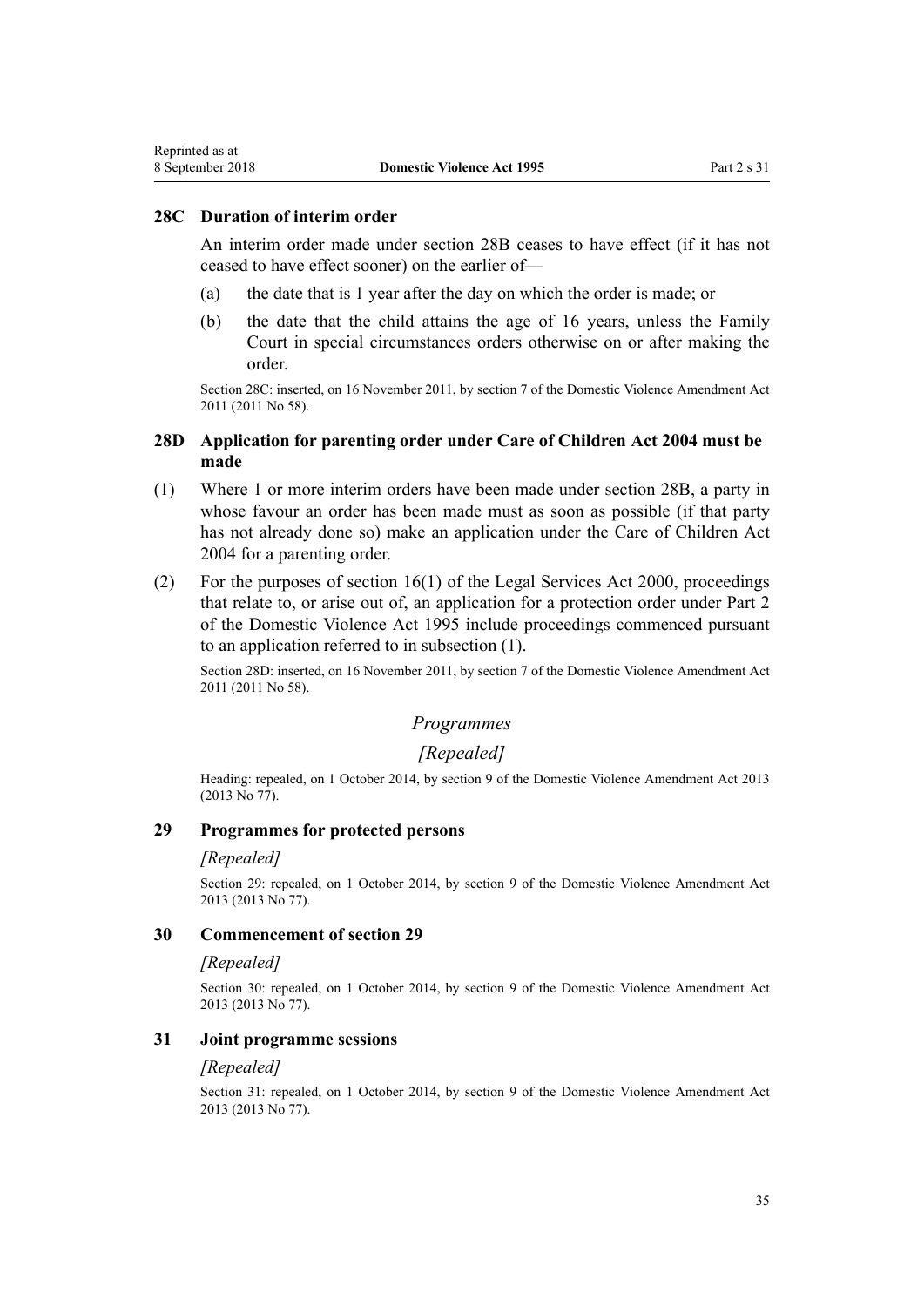### 28C Duration of interim order

An interim order made under section 28B ceases to have effect (if it has not ceased to have effect sooner) on the earlier of—

(a) the date that is 1 year after the day on which the order is made; or

(b) the date that the child attains the age of 16 years, unless the Family Court in special circumstances orders otherwise on or after making the order.

Section 28C: inserted, on 16 November 2011, by section 7 of the Domestic Violence Amendment Act 2011 (2011 No 58).

### 28D Application for parenting order under Care of Children Act 2004 must be made

(1) Where 1 or more interim orders have been made under section 28B, a party in whose favour an order has been made must as soon as possible (if that party has not already done so) make an application under the Care of Children Act 2004 for a parenting order.

(2) For the purposes of section 16(1) of the Legal Services Act 2000, proceedings that relate to, or arise out of, an application for a protection order under Part 2 of the Domestic Violence Act 1995 include proceedings commenced pursuant to an application referred to in subsection (1).

Section 28D: inserted, on 16 November 2011, by section 7 of the Domestic Violence Amendment Act 2011 (2011 No 58).

*Programmes*

*[Repealed]*

Heading: repealed, on 1 October 2014, by section 9 of the Domestic Violence Amendment Act 2013 (2013 No 77).

### 29 Programmes for protected persons

*[Repealed]*

Section 29: repealed, on 1 October 2014, by section 9 of the Domestic Violence Amendment Act 2013 (2013 No 77).

### 30 Commencement of section 29

*[Repealed]*

Section 30: repealed, on 1 October 2014, by section 9 of the Domestic Violence Amendment Act 2013 (2013 No 77).

### 31 Joint programme sessions

*[Repealed]*

Section 31: repealed, on 1 October 2014, by section 9 of the Domestic Violence Amendment Act 2013 (2013 No 77).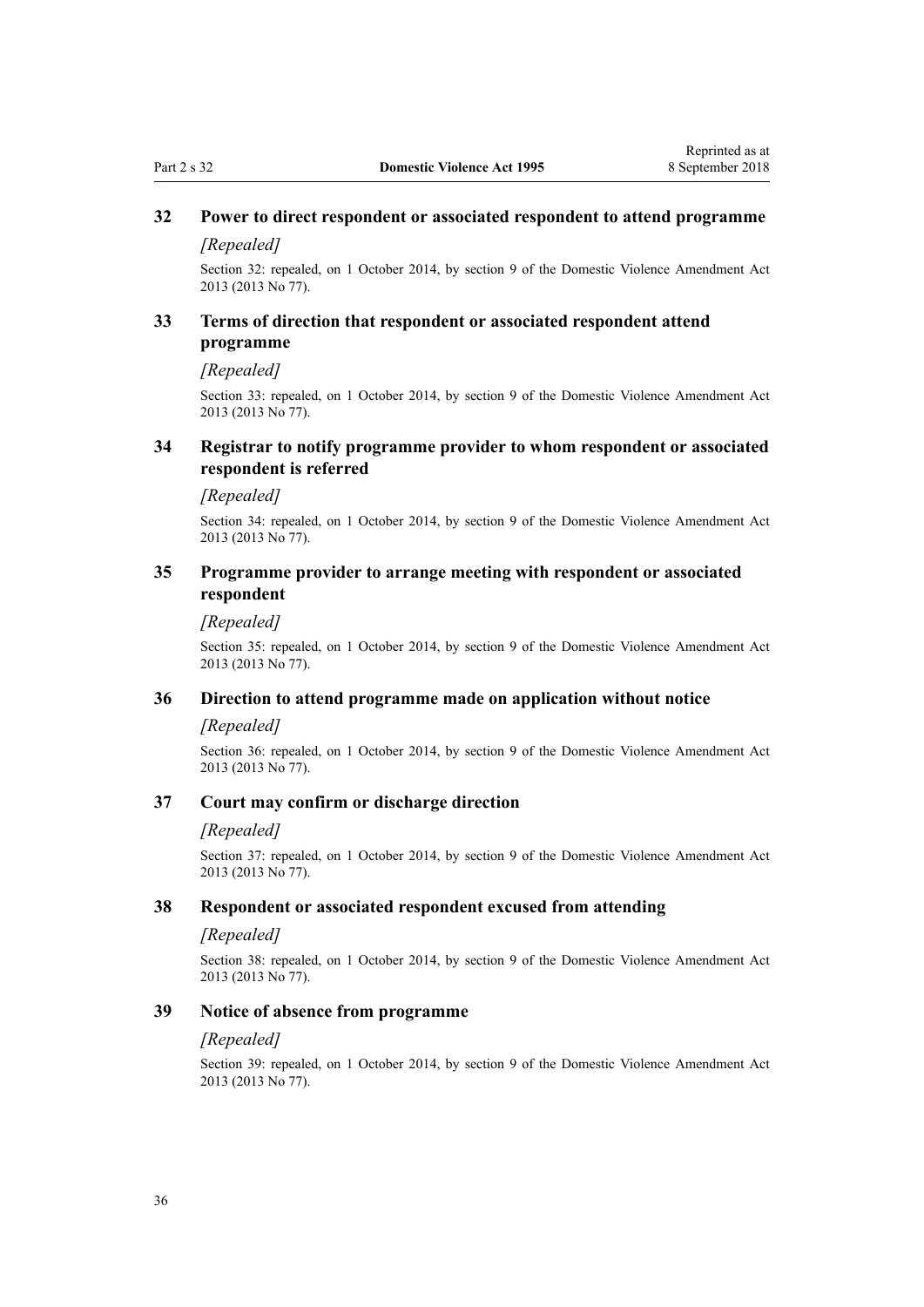### 32 Power to direct respondent or associated respondent to attend programme

*[Repealed]*

Section 32: repealed, on 1 October 2014, by section 9 of the Domestic Violence Amendment Act 2013 (2013 No 77).

### 33 Terms of direction that respondent or associated respondent attend programme

*[Repealed]*

Section 33: repealed, on 1 October 2014, by section 9 of the Domestic Violence Amendment Act 2013 (2013 No 77).

### 34 Registrar to notify programme provider to whom respondent or associated respondent is referred

*[Repealed]*

Section 34: repealed, on 1 October 2014, by section 9 of the Domestic Violence Amendment Act 2013 (2013 No 77).

### 35 Programme provider to arrange meeting with respondent or associated respondent

*[Repealed]*

Section 35: repealed, on 1 October 2014, by section 9 of the Domestic Violence Amendment Act 2013 (2013 No 77).

### 36 Direction to attend programme made on application without notice

*[Repealed]*

Section 36: repealed, on 1 October 2014, by section 9 of the Domestic Violence Amendment Act 2013 (2013 No 77).

### 37 Court may confirm or discharge direction

*[Repealed]*

Section 37: repealed, on 1 October 2014, by section 9 of the Domestic Violence Amendment Act 2013 (2013 No 77).

### 38 Respondent or associated respondent excused from attending

*[Repealed]*

Section 38: repealed, on 1 October 2014, by section 9 of the Domestic Violence Amendment Act 2013 (2013 No 77).

### 39 Notice of absence from programme

*[Repealed]*

Section 39: repealed, on 1 October 2014, by section 9 of the Domestic Violence Amendment Act 2013 (2013 No 77).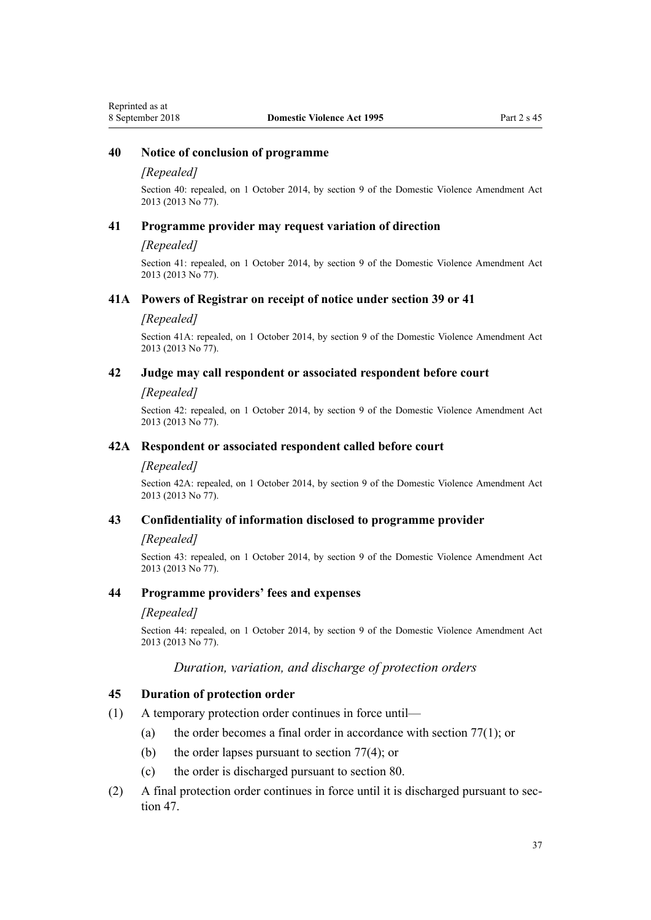### 40 Notice of conclusion of programme

*[Repealed]*

Section 40: repealed, on 1 October 2014, by section 9 of the Domestic Violence Amendment Act 2013 (2013 No 77).

### 41 Programme provider may request variation of direction

*[Repealed]*

Section 41: repealed, on 1 October 2014, by section 9 of the Domestic Violence Amendment Act 2013 (2013 No 77).

### 41A Powers of Registrar on receipt of notice under section 39 or 41

*[Repealed]*

Section 41A: repealed, on 1 October 2014, by section 9 of the Domestic Violence Amendment Act 2013 (2013 No 77).

### 42 Judge may call respondent or associated respondent before court

*[Repealed]*

Section 42: repealed, on 1 October 2014, by section 9 of the Domestic Violence Amendment Act 2013 (2013 No 77).

### 42A Respondent or associated respondent called before court

*[Repealed]*

Section 42A: repealed, on 1 October 2014, by section 9 of the Domestic Violence Amendment Act 2013 (2013 No 77).

### 43 Confidentiality of information disclosed to programme provider

*[Repealed]*

Section 43: repealed, on 1 October 2014, by section 9 of the Domestic Violence Amendment Act 2013 (2013 No 77).

### 44 Programme providers' fees and expenses

*[Repealed]*

Section 44: repealed, on 1 October 2014, by section 9 of the Domestic Violence Amendment Act 2013 (2013 No 77).

*Duration, variation, and discharge of protection orders*

### 45 Duration of protection order

(1) A temporary protection order continues in force until—

(a) the order becomes a final order in accordance with section 77(1); or

(b) the order lapses pursuant to section 77(4); or

(c) the order is discharged pursuant to section 80.

(2) A final protection order continues in force until it is discharged pursuant to section 47.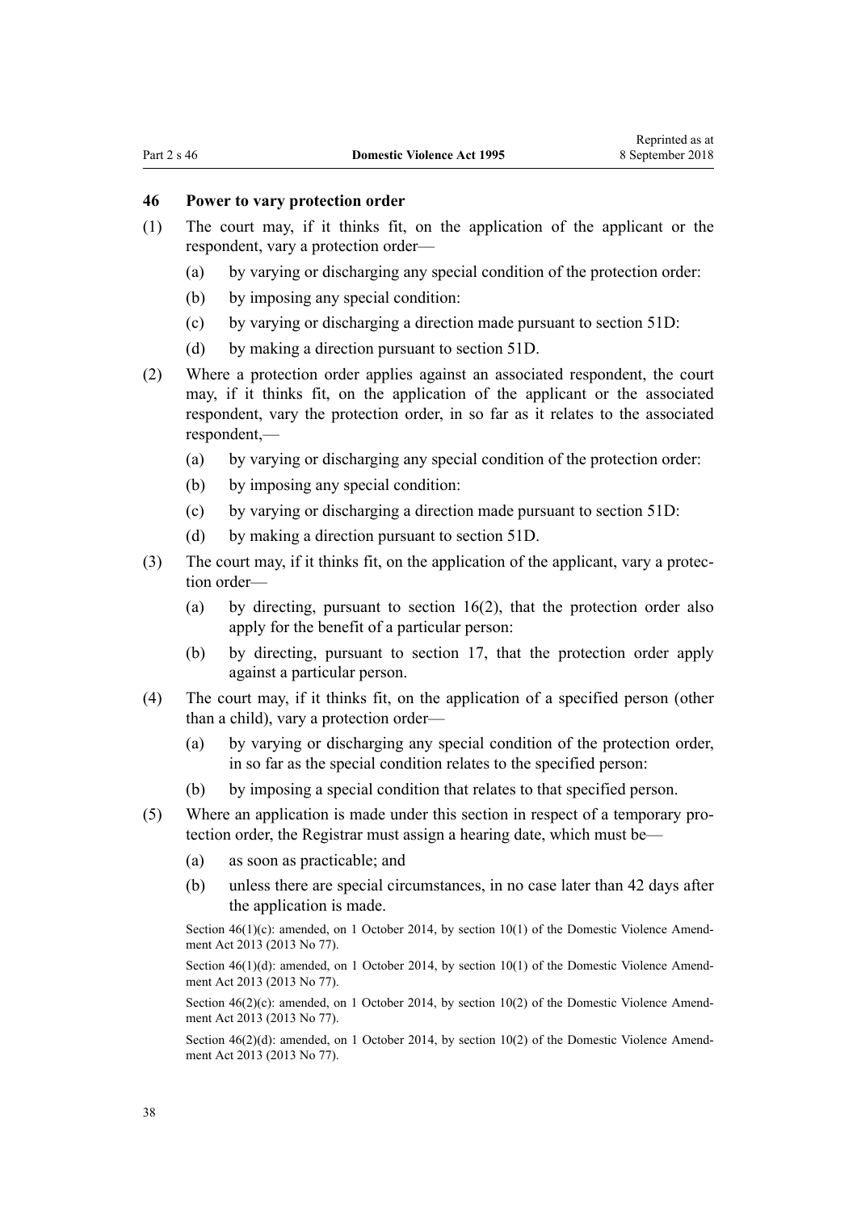### 46 Power to vary protection order

(1) The court may, if it thinks fit, on the application of the applicant or the respondent, vary a protection order—

(a) by varying or discharging any special condition of the protection order:

(b) by imposing any special condition:

(c) by varying or discharging a direction made pursuant to section 51D:

(d) by making a direction pursuant to section 51D.

(2) Where a protection order applies against an associated respondent, the court may, if it thinks fit, on the application of the applicant or the associated respondent, vary the protection order, in so far as it relates to the associated respondent,—

(a) by varying or discharging any special condition of the protection order:

(b) by imposing any special condition:

(c) by varying or discharging a direction made pursuant to section 51D:

(d) by making a direction pursuant to section 51D.

(3) The court may, if it thinks fit, on the application of the applicant, vary a protection order—

(a) by directing, pursuant to section 16(2), that the protection order also apply for the benefit of a particular person:

(b) by directing, pursuant to section 17, that the protection order apply against a particular person.

(4) The court may, if it thinks fit, on the application of a specified person (other than a child), vary a protection order—

(a) by varying or discharging any special condition of the protection order, in so far as the special condition relates to the specified person:

(b) by imposing a special condition that relates to that specified person.

(5) Where an application is made under this section in respect of a temporary protection order, the Registrar must assign a hearing date, which must be—

(a) as soon as practicable; and

(b) unless there are special circumstances, in no case later than 42 days after the application is made.

Section 46(1)(c): amended, on 1 October 2014, by section 10(1) of the Domestic Violence Amendment Act 2013 (2013 No 77).

Section 46(1)(d): amended, on 1 October 2014, by section 10(1) of the Domestic Violence Amendment Act 2013 (2013 No 77).

Section 46(2)(c): amended, on 1 October 2014, by section 10(2) of the Domestic Violence Amendment Act 2013 (2013 No 77).

Section 46(2)(d): amended, on 1 October 2014, by section 10(2) of the Domestic Violence Amendment Act 2013 (2013 No 77).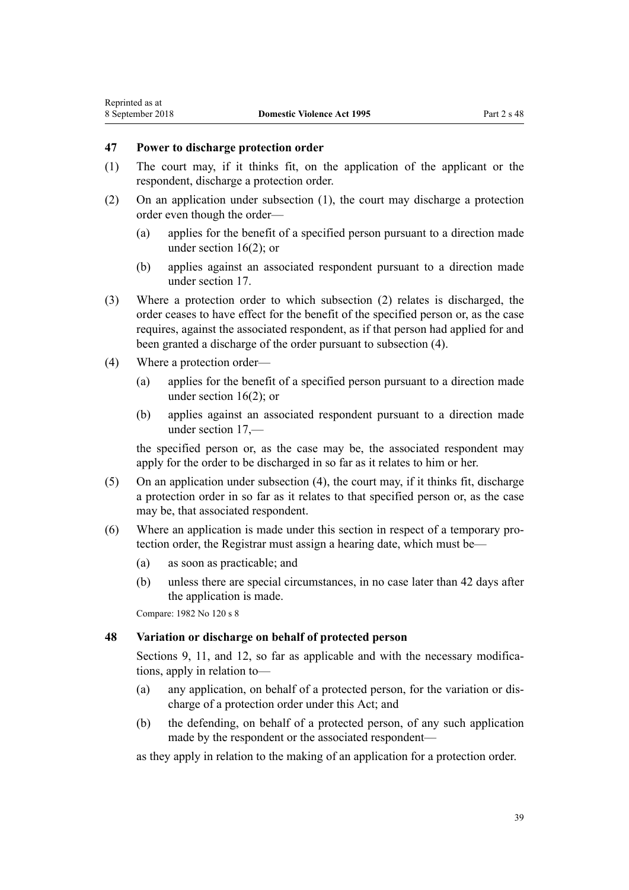### 47 Power to discharge protection order

(1) The court may, if it thinks fit, on the application of the applicant or the respondent, discharge a protection order.

(2) On an application under subsection (1), the court may discharge a protection order even though the order—

(a) applies for the benefit of a specified person pursuant to a direction made under section 16(2); or

(b) applies against an associated respondent pursuant to a direction made under section 17.

(3) Where a protection order to which subsection (2) relates is discharged, the order ceases to have effect for the benefit of the specified person or, as the case requires, against the associated respondent, as if that person had applied for and been granted a discharge of the order pursuant to subsection (4).

(4) Where a protection order—

(a) applies for the benefit of a specified person pursuant to a direction made under section 16(2); or

(b) applies against an associated respondent pursuant to a direction made under section 17,—

the specified person or, as the case may be, the associated respondent may apply for the order to be discharged in so far as it relates to him or her.

(5) On an application under subsection (4), the court may, if it thinks fit, discharge a protection order in so far as it relates to that specified person or, as the case may be, that associated respondent.

(6) Where an application is made under this section in respect of a temporary protection order, the Registrar must assign a hearing date, which must be—

(a) as soon as practicable; and

(b) unless there are special circumstances, in no case later than 42 days after the application is made.

Compare: 1982 No 120 s 8

### 48 Variation or discharge on behalf of protected person

Sections 9, 11, and 12, so far as applicable and with the necessary modifications, apply in relation to—

(a) any application, on behalf of a protected person, for the variation or discharge of a protection order under this Act; and

(b) the defending, on behalf of a protected person, of any such application made by the respondent or the associated respondent—

as they apply in relation to the making of an application for a protection order.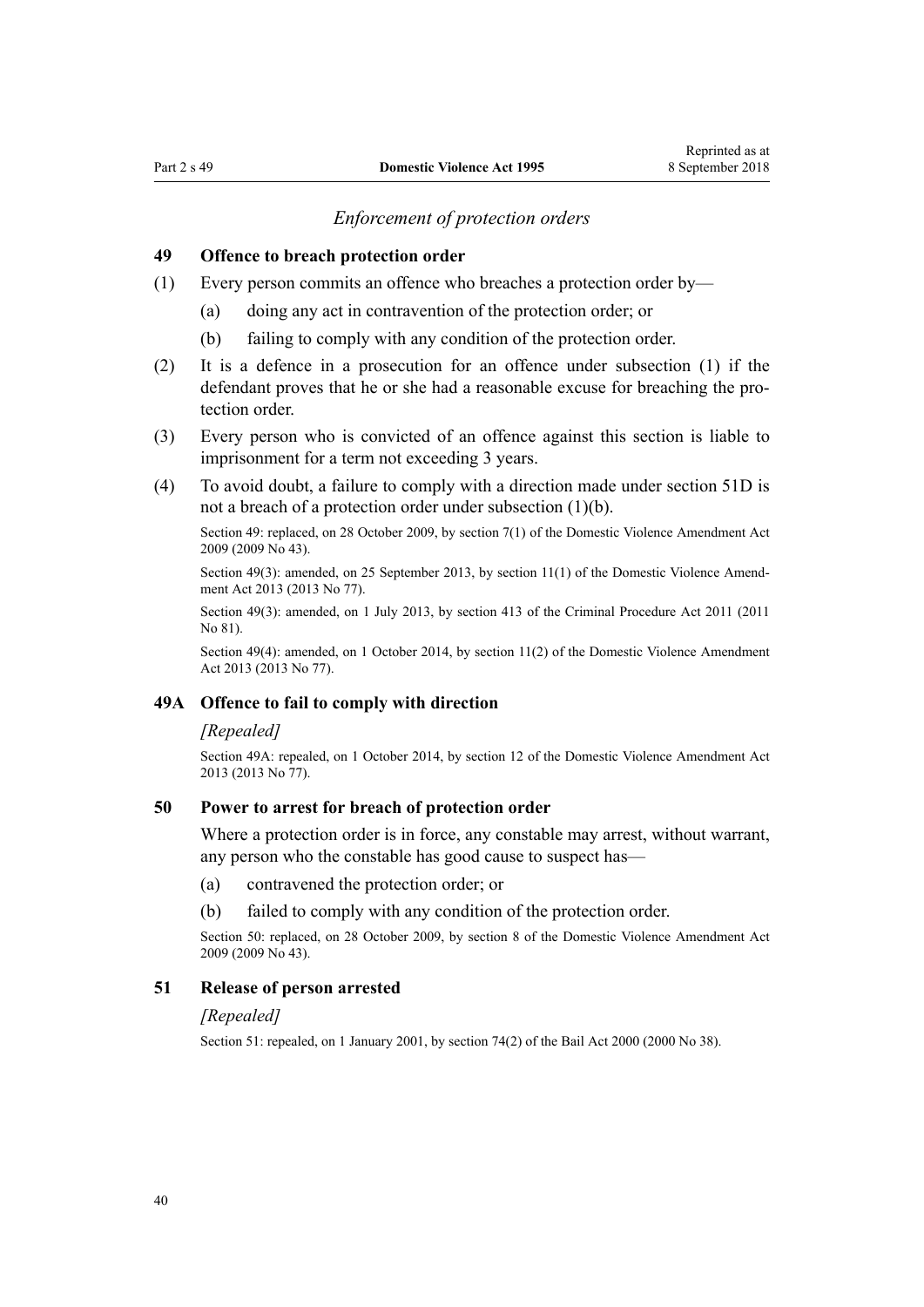## *Enforcement of protection orders*

### 49 Offence to breach protection order

(1) Every person commits an offence who breaches a protection order by—

- (a) doing any act in contravention of the protection order; or
- (b) failing to comply with any condition of the protection order.

(2) It is a defence in a prosecution for an offence under subsection (1) if the defendant proves that he or she had a reasonable excuse for breaching the protection order.

(3) Every person who is convicted of an offence against this section is liable to imprisonment for a term not exceeding 3 years.

(4) To avoid doubt, a failure to comply with a direction made under section 51D is not a breach of a protection order under subsection (1)(b).

Section 49: replaced, on 28 October 2009, by section 7(1) of the Domestic Violence Amendment Act 2009 (2009 No 43).

Section 49(3): amended, on 25 September 2013, by section 11(1) of the Domestic Violence Amendment Act 2013 (2013 No 77).

Section 49(3): amended, on 1 July 2013, by section 413 of the Criminal Procedure Act 2011 (2011 No 81).

Section 49(4): amended, on 1 October 2014, by section 11(2) of the Domestic Violence Amendment Act 2013 (2013 No 77).

### 49A Offence to fail to comply with direction

*[Repealed]*

Section 49A: repealed, on 1 October 2014, by section 12 of the Domestic Violence Amendment Act 2013 (2013 No 77).

### 50 Power to arrest for breach of protection order

Where a protection order is in force, any constable may arrest, without warrant, any person who the constable has good cause to suspect has—

- (a) contravened the protection order; or
- (b) failed to comply with any condition of the protection order.

Section 50: replaced, on 28 October 2009, by section 8 of the Domestic Violence Amendment Act 2009 (2009 No 43).

### 51 Release of person arrested

*[Repealed]*

Section 51: repealed, on 1 January 2001, by section 74(2) of the Bail Act 2000 (2000 No 38).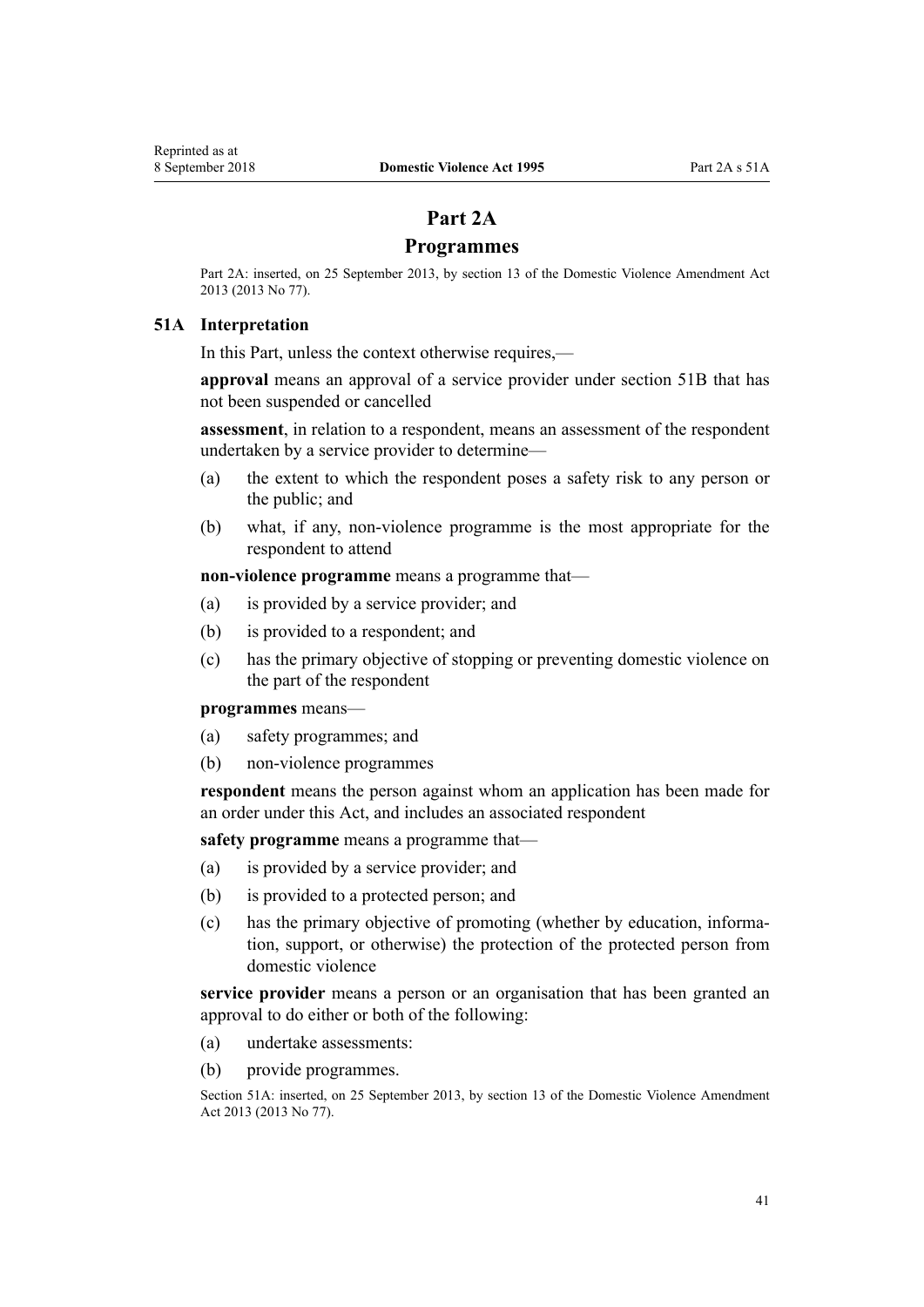# Part 2A

## Programmes

Part 2A: inserted, on 25 September 2013, by section 13 of the Domestic Violence Amendment Act 2013 (2013 No 77).

### 51A Interpretation

In this Part, unless the context otherwise requires,—

**approval** means an approval of a service provider under section 51B that has not been suspended or cancelled

**assessment**, in relation to a respondent, means an assessment of the respondent undertaken by a service provider to determine—

(a) the extent to which the respondent poses a safety risk to any person or the public; and

(b) what, if any, non-violence programme is the most appropriate for the respondent to attend

**non-violence programme** means a programme that—

(a) is provided by a service provider; and

(b) is provided to a respondent; and

(c) has the primary objective of stopping or preventing domestic violence on the part of the respondent

**programmes** means—

(a) safety programmes; and

(b) non-violence programmes

**respondent** means the person against whom an application has been made for an order under this Act, and includes an associated respondent

**safety programme** means a programme that—

(a) is provided by a service provider; and

(b) is provided to a protected person; and

(c) has the primary objective of promoting (whether by education, information, support, or otherwise) the protection of the protected person from domestic violence

**service provider** means a person or an organisation that has been granted an approval to do either or both of the following:

(a) undertake assessments:

(b) provide programmes.

Section 51A: inserted, on 25 September 2013, by section 13 of the Domestic Violence Amendment Act 2013 (2013 No 77).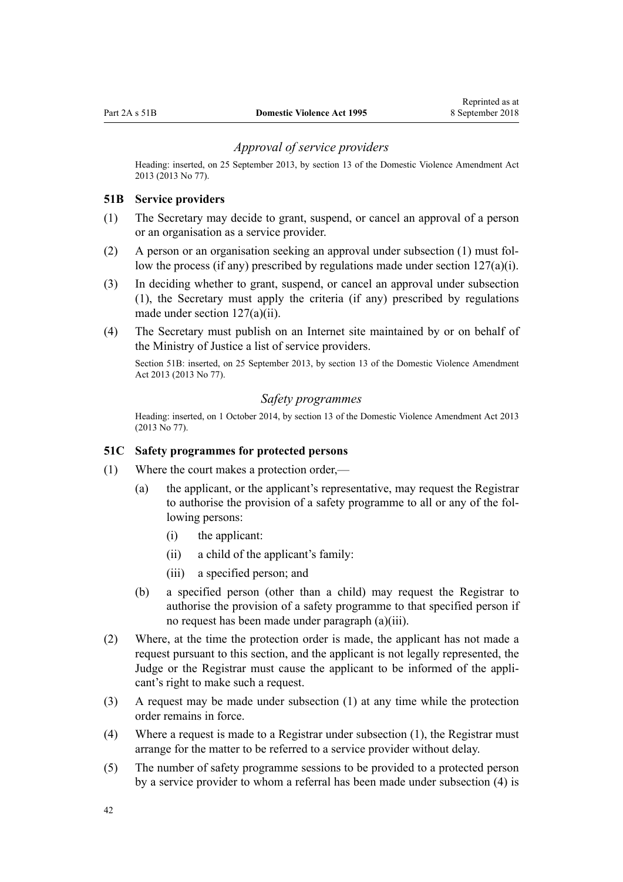### *Approval of service providers*

Heading: inserted, on 25 September 2013, by section 13 of the Domestic Violence Amendment Act 2013 (2013 No 77).

#### 51B Service providers

(1) The Secretary may decide to grant, suspend, or cancel an approval of a person or an organisation as a service provider.

(2) A person or an organisation seeking an approval under subsection (1) must follow the process (if any) prescribed by regulations made under section 127(a)(i).

(3) In deciding whether to grant, suspend, or cancel an approval under subsection (1), the Secretary must apply the criteria (if any) prescribed by regulations made under section 127(a)(ii).

(4) The Secretary must publish on an Internet site maintained by or on behalf of the Ministry of Justice a list of service providers.

Section 51B: inserted, on 25 September 2013, by section 13 of the Domestic Violence Amendment Act 2013 (2013 No 77).

### *Safety programmes*

Heading: inserted, on 1 October 2014, by section 13 of the Domestic Violence Amendment Act 2013 (2013 No 77).

#### 51C Safety programmes for protected persons

(1) Where the court makes a protection order,—

  (a) the applicant, or the applicant's representative, may request the Registrar to authorise the provision of a safety programme to all or any of the following persons:

    (i) the applicant:

    (ii) a child of the applicant's family:

    (iii) a specified person; and

  (b) a specified person (other than a child) may request the Registrar to authorise the provision of a safety programme to that specified person if no request has been made under paragraph (a)(iii).

(2) Where, at the time the protection order is made, the applicant has not made a request pursuant to this section, and the applicant is not legally represented, the Judge or the Registrar must cause the applicant to be informed of the applicant's right to make such a request.

(3) A request may be made under subsection (1) at any time while the protection order remains in force.

(4) Where a request is made to a Registrar under subsection (1), the Registrar must arrange for the matter to be referred to a service provider without delay.

(5) The number of safety programme sessions to be provided to a protected person by a service provider to whom a referral has been made under subsection (4) is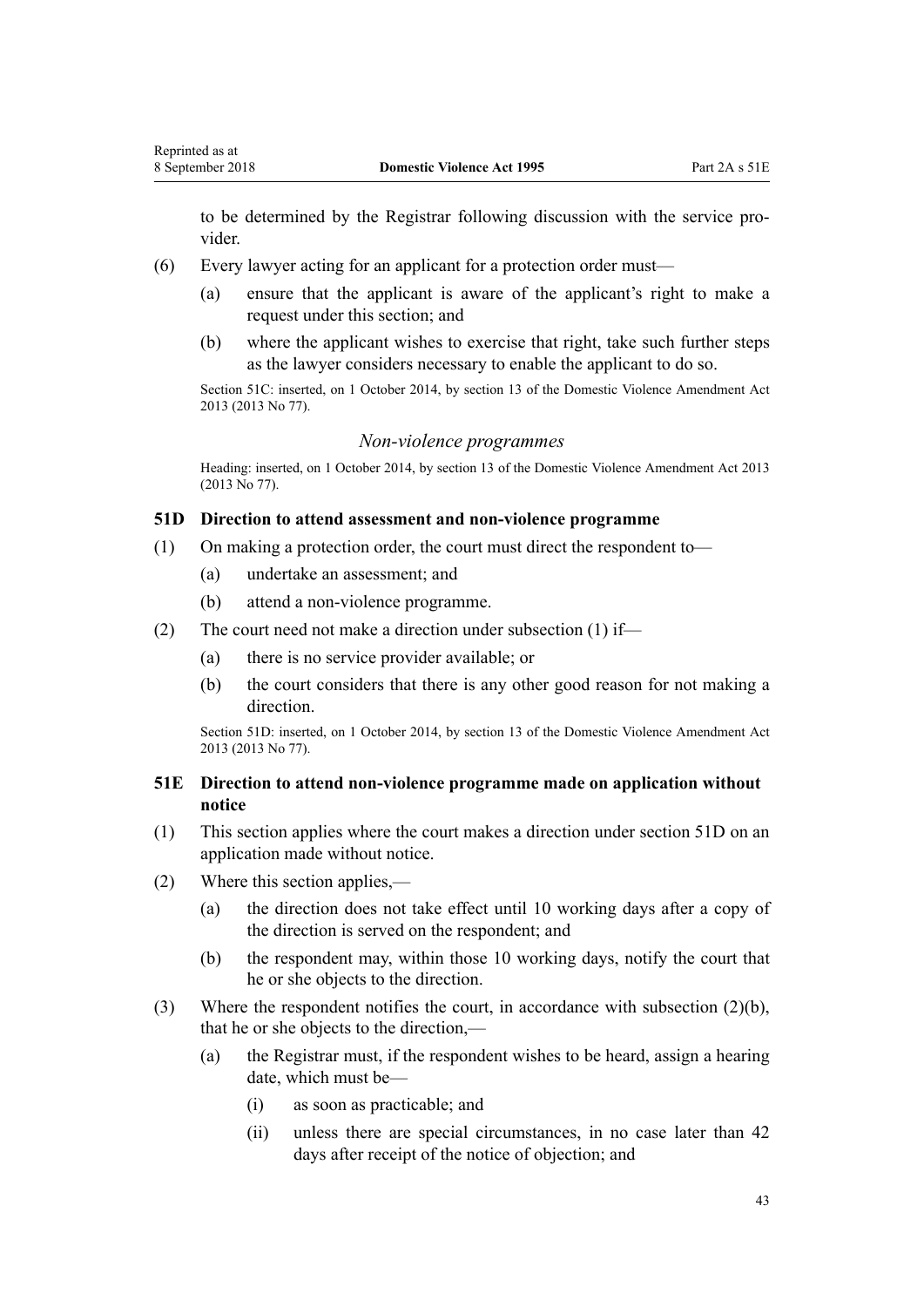to be determined by the Registrar following discussion with the service provider.

(6) Every lawyer acting for an applicant for a protection order must—

(a) ensure that the applicant is aware of the applicant's right to make a request under this section; and

(b) where the applicant wishes to exercise that right, take such further steps as the lawyer considers necessary to enable the applicant to do so.

Section 51C: inserted, on 1 October 2014, by section 13 of the Domestic Violence Amendment Act 2013 (2013 No 77).

### *Non-violence programmes*

Heading: inserted, on 1 October 2014, by section 13 of the Domestic Violence Amendment Act 2013 (2013 No 77).

#### **51D Direction to attend assessment and non-violence programme**

(1) On making a protection order, the court must direct the respondent to—

(a) undertake an assessment; and

(b) attend a non-violence programme.

(2) The court need not make a direction under subsection (1) if—

(a) there is no service provider available; or

(b) the court considers that there is any other good reason for not making a direction.

Section 51D: inserted, on 1 October 2014, by section 13 of the Domestic Violence Amendment Act 2013 (2013 No 77).

#### **51E Direction to attend non-violence programme made on application without notice**

(1) This section applies where the court makes a direction under section 51D on an application made without notice.

(2) Where this section applies,—

(a) the direction does not take effect until 10 working days after a copy of the direction is served on the respondent; and

(b) the respondent may, within those 10 working days, notify the court that he or she objects to the direction.

(3) Where the respondent notifies the court, in accordance with subsection (2)(b), that he or she objects to the direction,—

(a) the Registrar must, if the respondent wishes to be heard, assign a hearing date, which must be—

(i) as soon as practicable; and

(ii) unless there are special circumstances, in no case later than 42 days after receipt of the notice of objection; and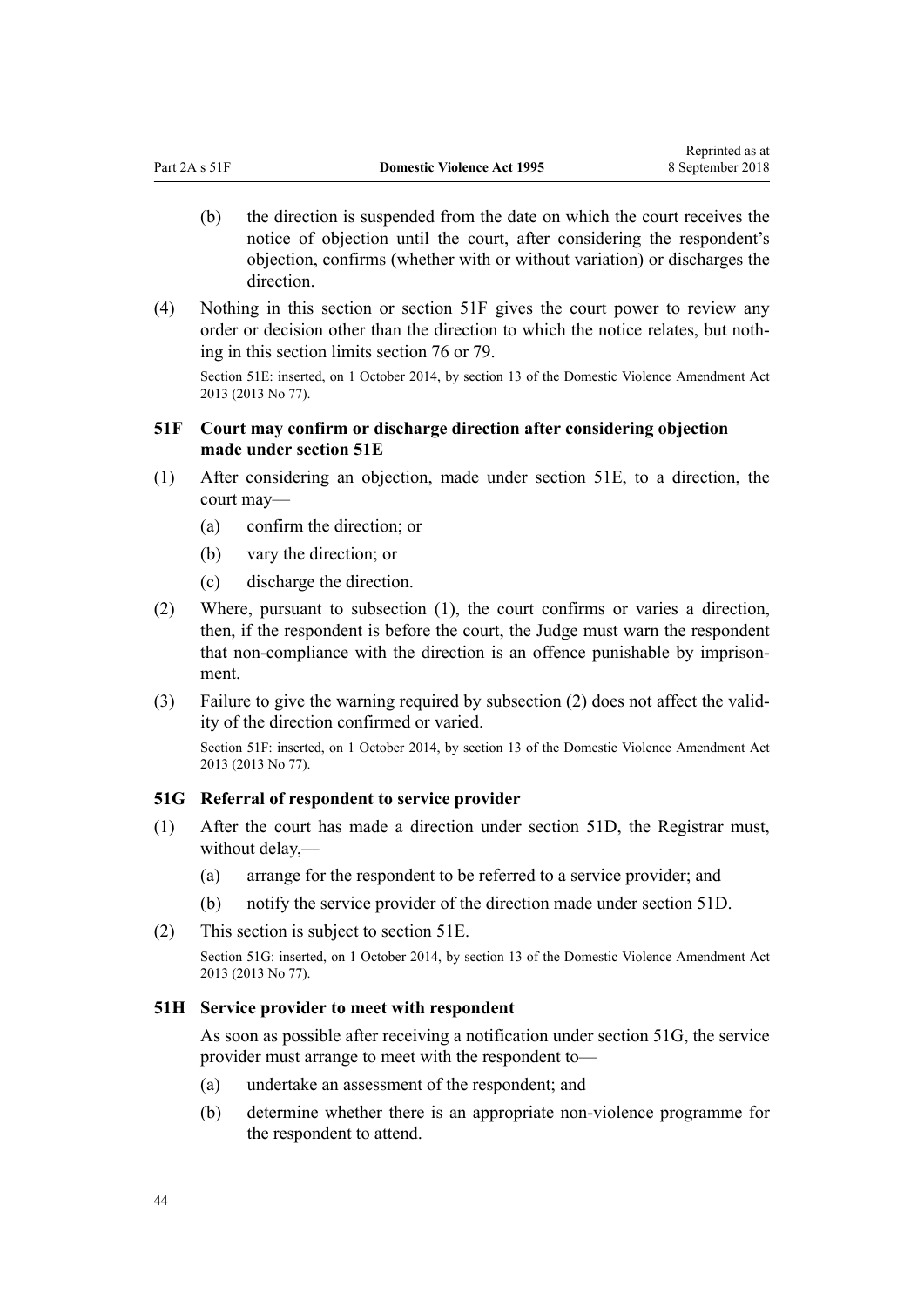(b) the direction is suspended from the date on which the court receives the notice of objection until the court, after considering the respondent's objection, confirms (whether with or without variation) or discharges the direction.

(4) Nothing in this section or section 51F gives the court power to review any order or decision other than the direction to which the notice relates, but nothing in this section limits section 76 or 79.

Section 51E: inserted, on 1 October 2014, by section 13 of the Domestic Violence Amendment Act 2013 (2013 No 77).

### 51F Court may confirm or discharge direction after considering objection made under section 51E

(1) After considering an objection, made under section 51E, to a direction, the court may—

(a) confirm the direction; or

(b) vary the direction; or

(c) discharge the direction.

(2) Where, pursuant to subsection (1), the court confirms or varies a direction, then, if the respondent is before the court, the Judge must warn the respondent that non-compliance with the direction is an offence punishable by imprisonment.

(3) Failure to give the warning required by subsection (2) does not affect the validity of the direction confirmed or varied.

Section 51F: inserted, on 1 October 2014, by section 13 of the Domestic Violence Amendment Act 2013 (2013 No 77).

### 51G Referral of respondent to service provider

(1) After the court has made a direction under section 51D, the Registrar must, without delay,—

(a) arrange for the respondent to be referred to a service provider; and

(b) notify the service provider of the direction made under section 51D.

(2) This section is subject to section 51E.

Section 51G: inserted, on 1 October 2014, by section 13 of the Domestic Violence Amendment Act 2013 (2013 No 77).

### 51H Service provider to meet with respondent

As soon as possible after receiving a notification under section 51G, the service provider must arrange to meet with the respondent to—

(a) undertake an assessment of the respondent; and

(b) determine whether there is an appropriate non-violence programme for the respondent to attend.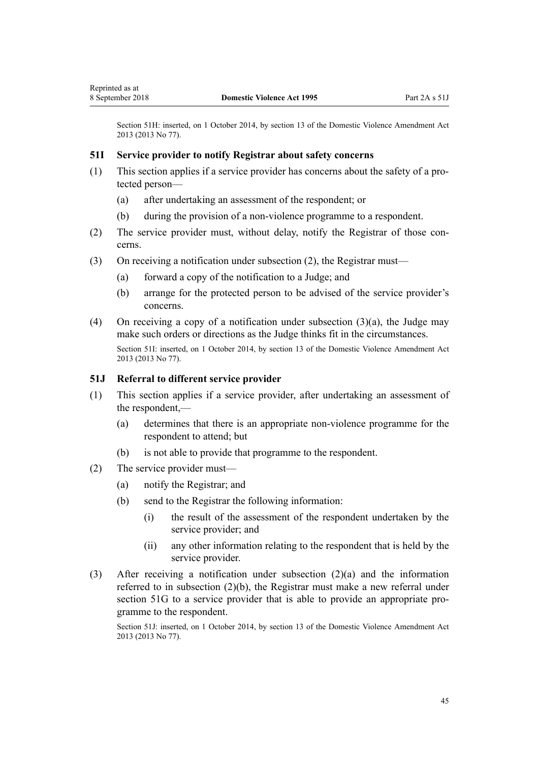Section 51H: inserted, on 1 October 2014, by section 13 of the Domestic Violence Amendment Act 2013 (2013 No 77).

### 51I Service provider to notify Registrar about safety concerns

(1) This section applies if a service provider has concerns about the safety of a protected person—

   (a) after undertaking an assessment of the respondent; or

   (b) during the provision of a non-violence programme to a respondent.

(2) The service provider must, without delay, notify the Registrar of those concerns.

(3) On receiving a notification under subsection (2), the Registrar must—

   (a) forward a copy of the notification to a Judge; and

   (b) arrange for the protected person to be advised of the service provider's concerns.

(4) On receiving a copy of a notification under subsection (3)(a), the Judge may make such orders or directions as the Judge thinks fit in the circumstances.

Section 51I: inserted, on 1 October 2014, by section 13 of the Domestic Violence Amendment Act 2013 (2013 No 77).

### 51J Referral to different service provider

(1) This section applies if a service provider, after undertaking an assessment of the respondent,—

   (a) determines that there is an appropriate non-violence programme for the respondent to attend; but

   (b) is not able to provide that programme to the respondent.

(2) The service provider must—

   (a) notify the Registrar; and

   (b) send to the Registrar the following information:

      (i) the result of the assessment of the respondent undertaken by the service provider; and

      (ii) any other information relating to the respondent that is held by the service provider.

(3) After receiving a notification under subsection (2)(a) and the information referred to in subsection (2)(b), the Registrar must make a new referral under section 51G to a service provider that is able to provide an appropriate programme to the respondent.

Section 51J: inserted, on 1 October 2014, by section 13 of the Domestic Violence Amendment Act 2013 (2013 No 77).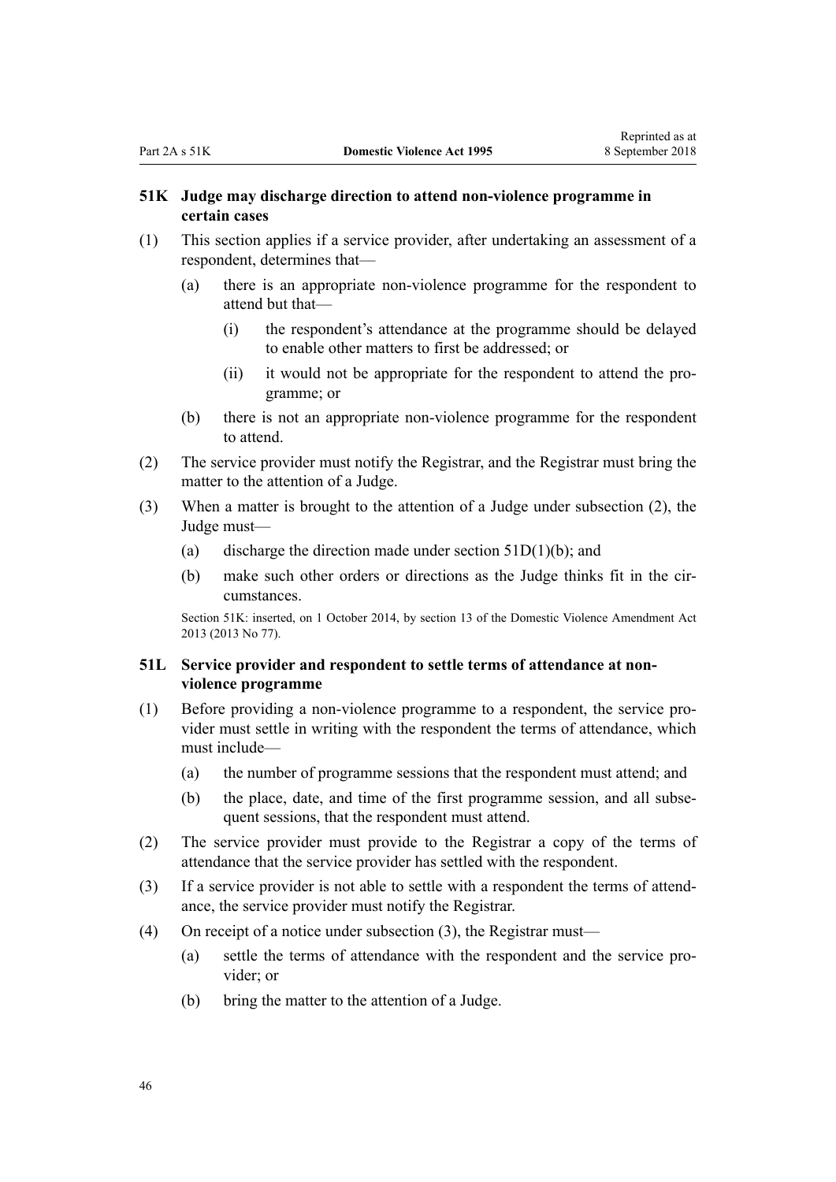### 51K Judge may discharge direction to attend non-violence programme in certain cases

(1) This section applies if a service provider, after undertaking an assessment of a respondent, determines that—

  (a) there is an appropriate non-violence programme for the respondent to attend but that—

    (i) the respondent's attendance at the programme should be delayed to enable other matters to first be addressed; or

    (ii) it would not be appropriate for the respondent to attend the programme; or

  (b) there is not an appropriate non-violence programme for the respondent to attend.

(2) The service provider must notify the Registrar, and the Registrar must bring the matter to the attention of a Judge.

(3) When a matter is brought to the attention of a Judge under subsection (2), the Judge must—

  (a) discharge the direction made under section 51D(1)(b); and

  (b) make such other orders or directions as the Judge thinks fit in the circumstances.

Section 51K: inserted, on 1 October 2014, by section 13 of the Domestic Violence Amendment Act 2013 (2013 No 77).

### 51L Service provider and respondent to settle terms of attendance at non-violence programme

(1) Before providing a non-violence programme to a respondent, the service provider must settle in writing with the respondent the terms of attendance, which must include—

  (a) the number of programme sessions that the respondent must attend; and

  (b) the place, date, and time of the first programme session, and all subsequent sessions, that the respondent must attend.

(2) The service provider must provide to the Registrar a copy of the terms of attendance that the service provider has settled with the respondent.

(3) If a service provider is not able to settle with a respondent the terms of attendance, the service provider must notify the Registrar.

(4) On receipt of a notice under subsection (3), the Registrar must—

  (a) settle the terms of attendance with the respondent and the service provider; or

  (b) bring the matter to the attention of a Judge.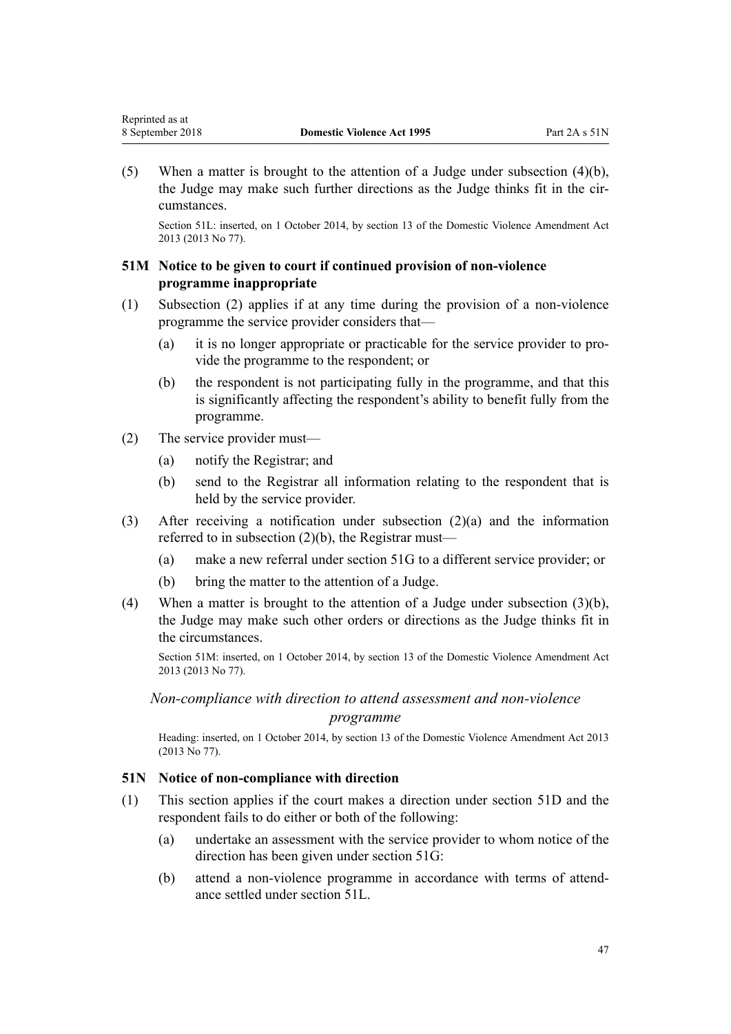(5) When a matter is brought to the attention of a Judge under subsection (4)(b), the Judge may make such further directions as the Judge thinks fit in the circumstances.

Section 51L: inserted, on 1 October 2014, by section 13 of the Domestic Violence Amendment Act 2013 (2013 No 77).

### 51M Notice to be given to court if continued provision of non-violence programme inappropriate

(1) Subsection (2) applies if at any time during the provision of a non-violence programme the service provider considers that—

(a) it is no longer appropriate or practicable for the service provider to provide the programme to the respondent; or

(b) the respondent is not participating fully in the programme, and that this is significantly affecting the respondent's ability to benefit fully from the programme.

(2) The service provider must—

(a) notify the Registrar; and

(b) send to the Registrar all information relating to the respondent that is held by the service provider.

(3) After receiving a notification under subsection (2)(a) and the information referred to in subsection (2)(b), the Registrar must—

(a) make a new referral under section 51G to a different service provider; or

(b) bring the matter to the attention of a Judge.

(4) When a matter is brought to the attention of a Judge under subsection (3)(b), the Judge may make such other orders or directions as the Judge thinks fit in the circumstances.

Section 51M: inserted, on 1 October 2014, by section 13 of the Domestic Violence Amendment Act 2013 (2013 No 77).

*Non-compliance with direction to attend assessment and non-violence programme*

Heading: inserted, on 1 October 2014, by section 13 of the Domestic Violence Amendment Act 2013 (2013 No 77).

### 51N Notice of non-compliance with direction

(1) This section applies if the court makes a direction under section 51D and the respondent fails to do either or both of the following:

(a) undertake an assessment with the service provider to whom notice of the direction has been given under section 51G:

(b) attend a non-violence programme in accordance with terms of attendance settled under section 51L.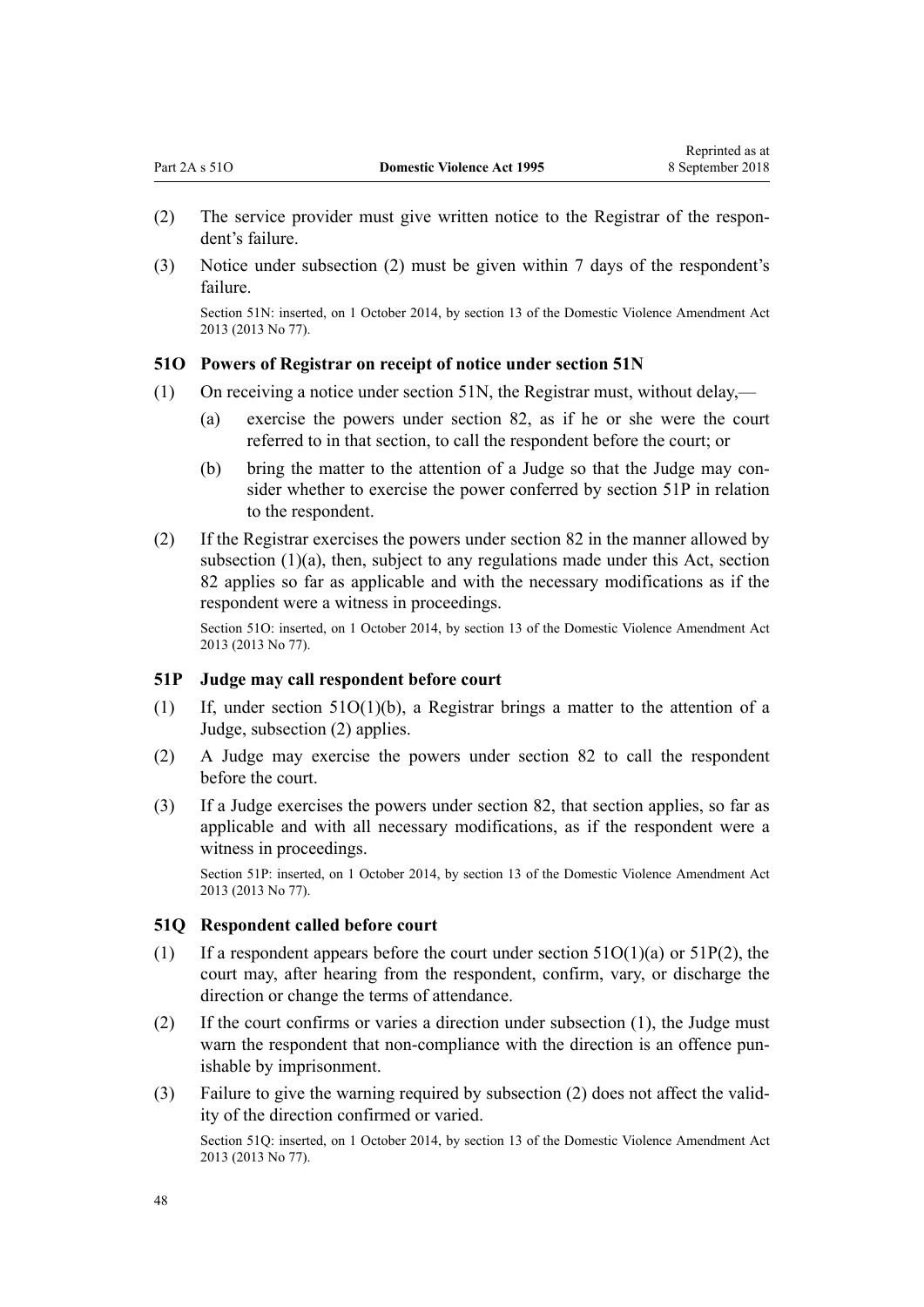(2) The service provider must give written notice to the Registrar of the respondent's failure.

(3) Notice under subsection (2) must be given within 7 days of the respondent's failure.

Section 51N: inserted, on 1 October 2014, by section 13 of the Domestic Violence Amendment Act 2013 (2013 No 77).

### 51O Powers of Registrar on receipt of notice under section 51N

(1) On receiving a notice under section 51N, the Registrar must, without delay,—

(a) exercise the powers under section 82, as if he or she were the court referred to in that section, to call the respondent before the court; or

(b) bring the matter to the attention of a Judge so that the Judge may consider whether to exercise the power conferred by section 51P in relation to the respondent.

(2) If the Registrar exercises the powers under section 82 in the manner allowed by subsection (1)(a), then, subject to any regulations made under this Act, section 82 applies so far as applicable and with the necessary modifications as if the respondent were a witness in proceedings.

Section 51O: inserted, on 1 October 2014, by section 13 of the Domestic Violence Amendment Act 2013 (2013 No 77).

### 51P Judge may call respondent before court

(1) If, under section 51O(1)(b), a Registrar brings a matter to the attention of a Judge, subsection (2) applies.

(2) A Judge may exercise the powers under section 82 to call the respondent before the court.

(3) If a Judge exercises the powers under section 82, that section applies, so far as applicable and with all necessary modifications, as if the respondent were a witness in proceedings.

Section 51P: inserted, on 1 October 2014, by section 13 of the Domestic Violence Amendment Act 2013 (2013 No 77).

### 51Q Respondent called before court

(1) If a respondent appears before the court under section 51O(1)(a) or 51P(2), the court may, after hearing from the respondent, confirm, vary, or discharge the direction or change the terms of attendance.

(2) If the court confirms or varies a direction under subsection (1), the Judge must warn the respondent that non-compliance with the direction is an offence punishable by imprisonment.

(3) Failure to give the warning required by subsection (2) does not affect the validity of the direction confirmed or varied.

Section 51Q: inserted, on 1 October 2014, by section 13 of the Domestic Violence Amendment Act 2013 (2013 No 77).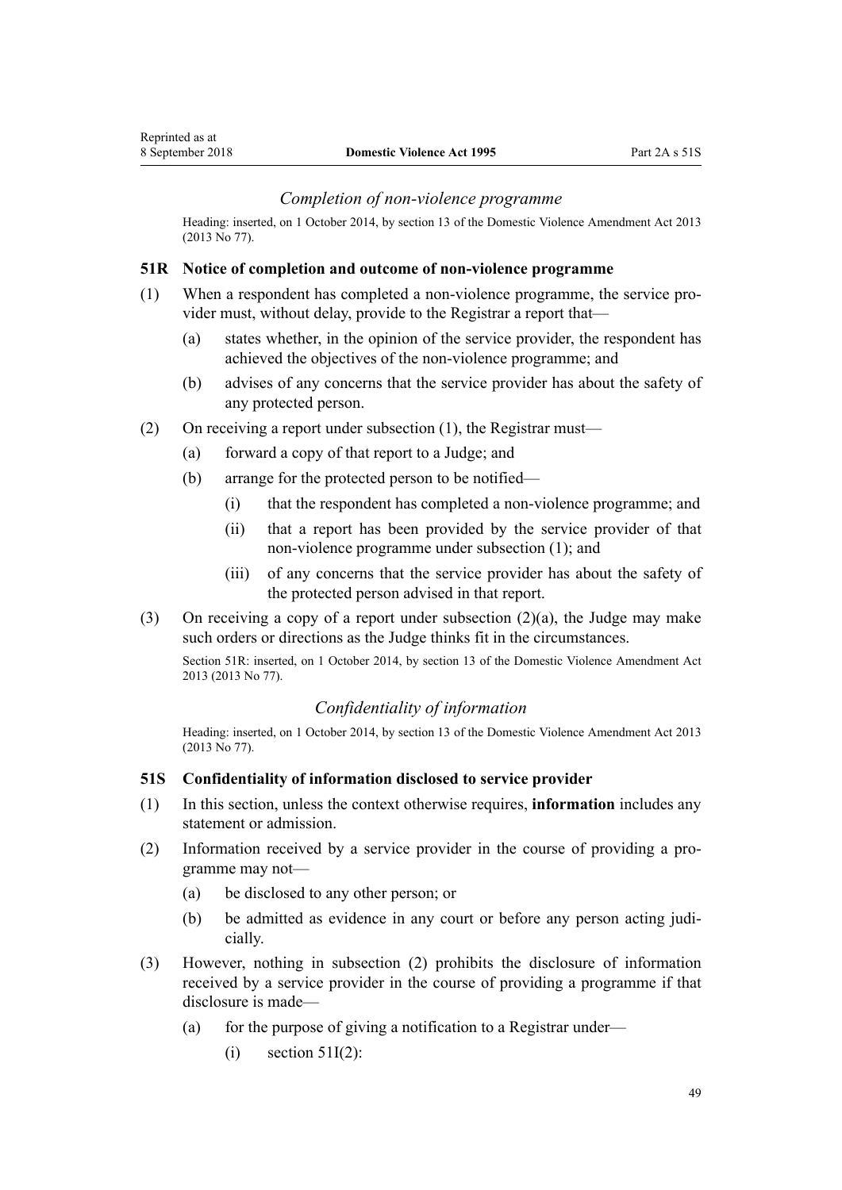### *Completion of non-violence programme*

Heading: inserted, on 1 October 2014, by section 13 of the Domestic Violence Amendment Act 2013 (2013 No 77).

## 51R Notice of completion and outcome of non-violence programme

(1) When a respondent has completed a non-violence programme, the service provider must, without delay, provide to the Registrar a report that—

  (a) states whether, in the opinion of the service provider, the respondent has achieved the objectives of the non-violence programme; and

  (b) advises of any concerns that the service provider has about the safety of any protected person.

(2) On receiving a report under subsection (1), the Registrar must—

  (a) forward a copy of that report to a Judge; and

  (b) arrange for the protected person to be notified—

    (i) that the respondent has completed a non-violence programme; and

    (ii) that a report has been provided by the service provider of that non-violence programme under subsection (1); and

    (iii) of any concerns that the service provider has about the safety of the protected person advised in that report.

(3) On receiving a copy of a report under subsection (2)(a), the Judge may make such orders or directions as the Judge thinks fit in the circumstances.

Section 51R: inserted, on 1 October 2014, by section 13 of the Domestic Violence Amendment Act 2013 (2013 No 77).

### *Confidentiality of information*

Heading: inserted, on 1 October 2014, by section 13 of the Domestic Violence Amendment Act 2013 (2013 No 77).

## 51S Confidentiality of information disclosed to service provider

(1) In this section, unless the context otherwise requires, **information** includes any statement or admission.

(2) Information received by a service provider in the course of providing a programme may not—

  (a) be disclosed to any other person; or

  (b) be admitted as evidence in any court or before any person acting judicially.

(3) However, nothing in subsection (2) prohibits the disclosure of information received by a service provider in the course of providing a programme if that disclosure is made—

  (a) for the purpose of giving a notification to a Registrar under—

    (i) section 51I(2):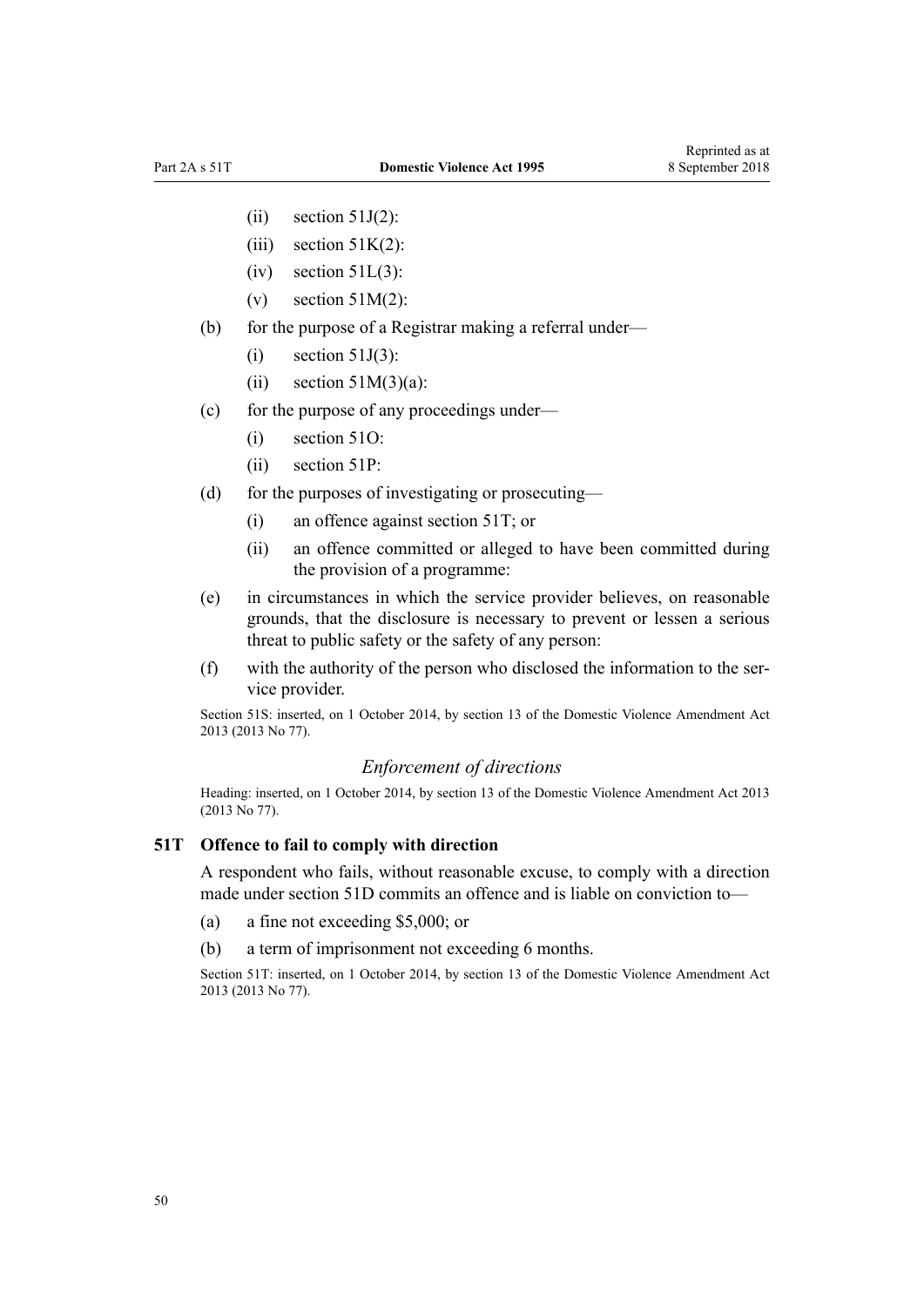- (ii) section 51J(2):
- (iii) section 51K(2):
- (iv) section 51L(3):
- (v) section 51M(2):

(b) for the purpose of a Registrar making a referral under—

- (i) section 51J(3):
- (ii) section 51M(3)(a):

(c) for the purpose of any proceedings under—

- (i) section 51O:
- (ii) section 51P:

(d) for the purposes of investigating or prosecuting—

- (i) an offence against section 51T; or
- (ii) an offence committed or alleged to have been committed during the provision of a programme:

(e) in circumstances in which the service provider believes, on reasonable grounds, that the disclosure is necessary to prevent or lessen a serious threat to public safety or the safety of any person:

(f) with the authority of the person who disclosed the information to the service provider.

Section 51S: inserted, on 1 October 2014, by section 13 of the Domestic Violence Amendment Act 2013 (2013 No 77).

### *Enforcement of directions*

Heading: inserted, on 1 October 2014, by section 13 of the Domestic Violence Amendment Act 2013 (2013 No 77).

### 51T Offence to fail to comply with direction

A respondent who fails, without reasonable excuse, to comply with a direction made under section 51D commits an offence and is liable on conviction to—

(a) a fine not exceeding $5,000; or

(b) a term of imprisonment not exceeding 6 months.

Section 51T: inserted, on 1 October 2014, by section 13 of the Domestic Violence Amendment Act 2013 (2013 No 77).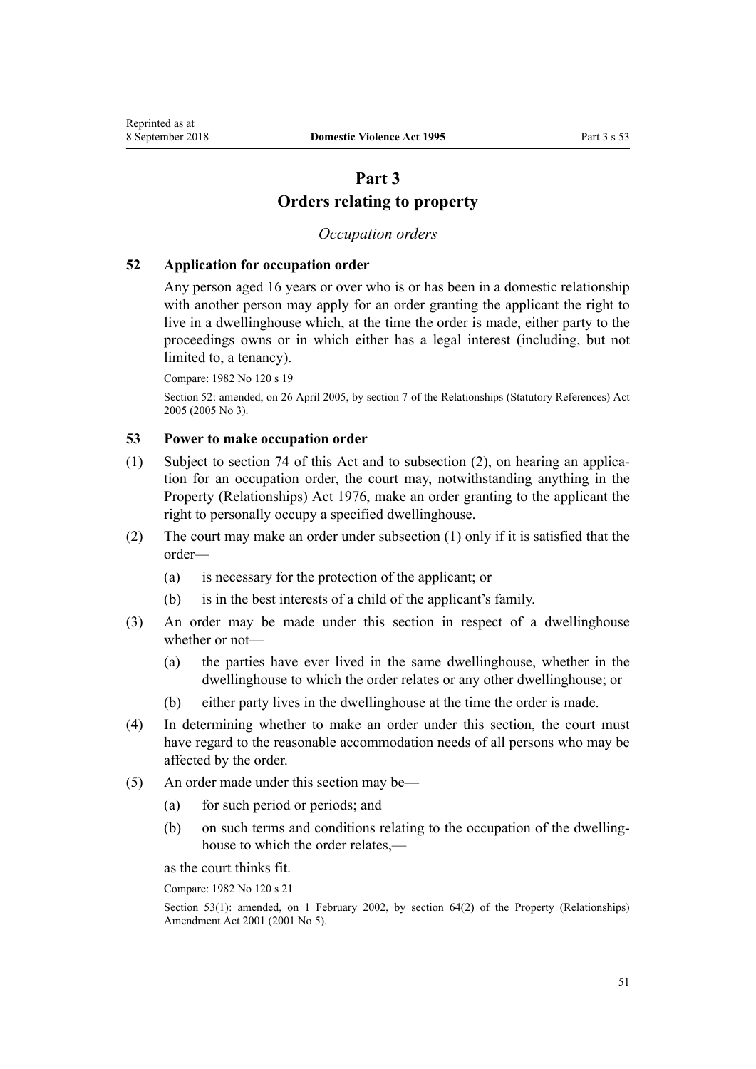# Part 3
## Orders relating to property

*Occupation orders*

### 52 Application for occupation order

Any person aged 16 years or over who is or has been in a domestic relationship with another person may apply for an order granting the applicant the right to live in a dwellinghouse which, at the time the order is made, either party to the proceedings owns or in which either has a legal interest (including, but not limited to, a tenancy).

Compare: 1982 No 120 s 19

Section 52: amended, on 26 April 2005, by section 7 of the Relationships (Statutory References) Act 2005 (2005 No 3).

### 53 Power to make occupation order

(1) Subject to section 74 of this Act and to subsection (2), on hearing an application for an occupation order, the court may, notwithstanding anything in the Property (Relationships) Act 1976, make an order granting to the applicant the right to personally occupy a specified dwellinghouse.

(2) The court may make an order under subsection (1) only if it is satisfied that the order—

- (a) is necessary for the protection of the applicant; or
- (b) is in the best interests of a child of the applicant's family.

(3) An order may be made under this section in respect of a dwellinghouse whether or not—

- (a) the parties have ever lived in the same dwellinghouse, whether in the dwellinghouse to which the order relates or any other dwellinghouse; or
- (b) either party lives in the dwellinghouse at the time the order is made.

(4) In determining whether to make an order under this section, the court must have regard to the reasonable accommodation needs of all persons who may be affected by the order.

(5) An order made under this section may be—

- (a) for such period or periods; and
- (b) on such terms and conditions relating to the occupation of the dwellinghouse to which the order relates,—

as the court thinks fit.

Compare: 1982 No 120 s 21

Section 53(1): amended, on 1 February 2002, by section 64(2) of the Property (Relationships) Amendment Act 2001 (2001 No 5).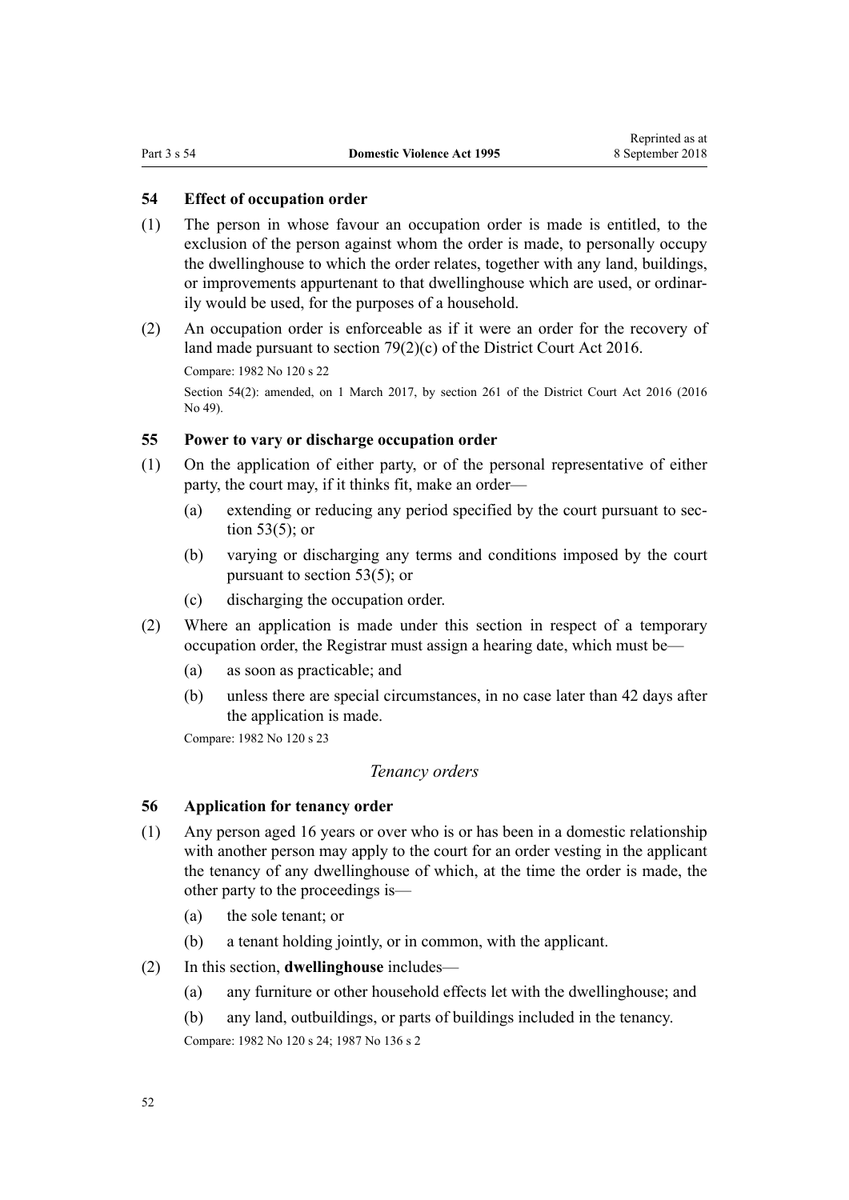### 54 Effect of occupation order

(1) The person in whose favour an occupation order is made is entitled, to the exclusion of the person against whom the order is made, to personally occupy the dwellinghouse to which the order relates, together with any land, buildings, or improvements appurtenant to that dwellinghouse which are used, or ordinarily would be used, for the purposes of a household.

(2) An occupation order is enforceable as if it were an order for the recovery of land made pursuant to section 79(2)(c) of the District Court Act 2016.

Compare: 1982 No 120 s 22

Section 54(2): amended, on 1 March 2017, by section 261 of the District Court Act 2016 (2016 No 49).

### 55 Power to vary or discharge occupation order

(1) On the application of either party, or of the personal representative of either party, the court may, if it thinks fit, make an order—

- (a) extending or reducing any period specified by the court pursuant to section 53(5); or
- (b) varying or discharging any terms and conditions imposed by the court pursuant to section 53(5); or
- (c) discharging the occupation order.

(2) Where an application is made under this section in respect of a temporary occupation order, the Registrar must assign a hearing date, which must be—

- (a) as soon as practicable; and
- (b) unless there are special circumstances, in no case later than 42 days after the application is made.

Compare: 1982 No 120 s 23

## *Tenancy orders*

### 56 Application for tenancy order

(1) Any person aged 16 years or over who is or has been in a domestic relationship with another person may apply to the court for an order vesting in the applicant the tenancy of any dwellinghouse of which, at the time the order is made, the other party to the proceedings is—

- (a) the sole tenant; or
- (b) a tenant holding jointly, or in common, with the applicant.

(2) In this section, **dwellinghouse** includes—

- (a) any furniture or other household effects let with the dwellinghouse; and
- (b) any land, outbuildings, or parts of buildings included in the tenancy.

Compare: 1982 No 120 s 24; 1987 No 136 s 2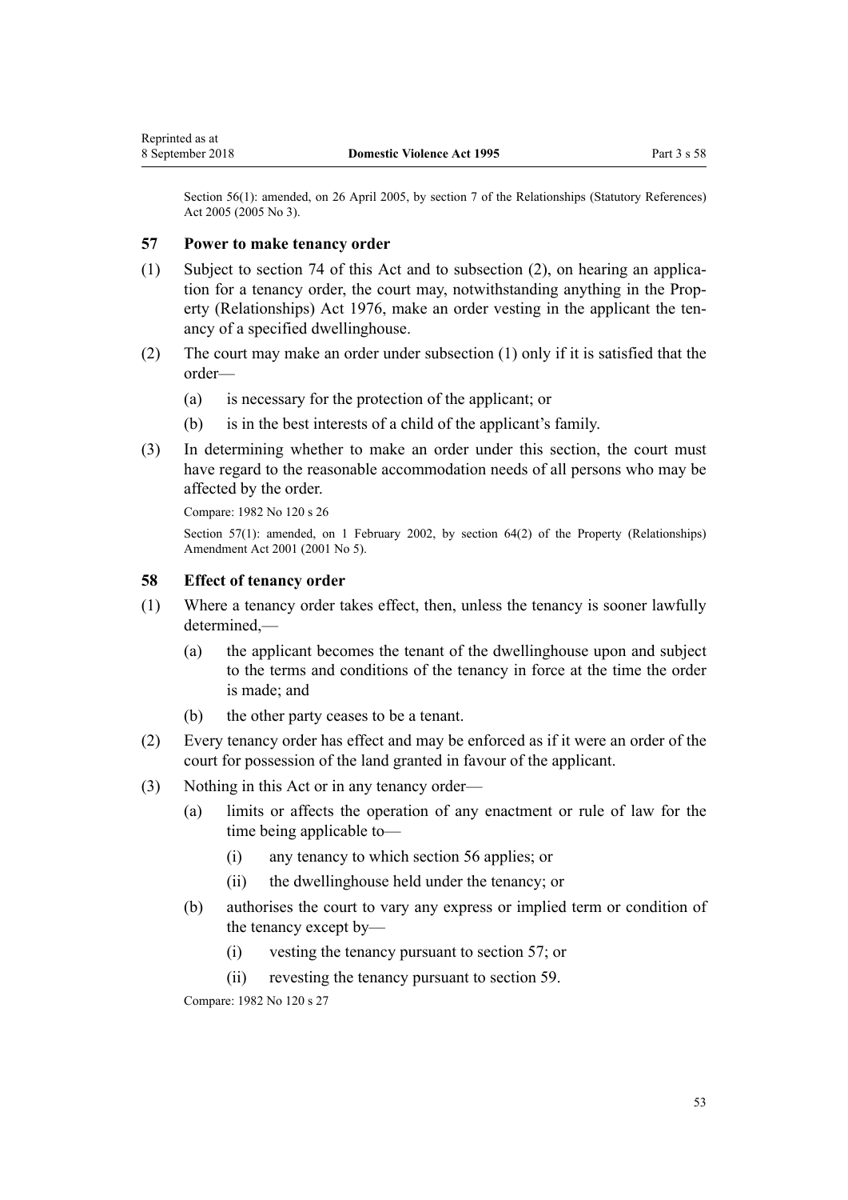Section 56(1): amended, on 26 April 2005, by section 7 of the Relationships (Statutory References) Act 2005 (2005 No 3).

## 57 Power to make tenancy order

(1) Subject to section 74 of this Act and to subsection (2), on hearing an application for a tenancy order, the court may, notwithstanding anything in the Property (Relationships) Act 1976, make an order vesting in the applicant the tenancy of a specified dwellinghouse.

(2) The court may make an order under subsection (1) only if it is satisfied that the order—

   (a) is necessary for the protection of the applicant; or

   (b) is in the best interests of a child of the applicant's family.

(3) In determining whether to make an order under this section, the court must have regard to the reasonable accommodation needs of all persons who may be affected by the order.

Compare: 1982 No 120 s 26

Section 57(1): amended, on 1 February 2002, by section 64(2) of the Property (Relationships) Amendment Act 2001 (2001 No 5).

## 58 Effect of tenancy order

(1) Where a tenancy order takes effect, then, unless the tenancy is sooner lawfully determined,—

   (a) the applicant becomes the tenant of the dwellinghouse upon and subject to the terms and conditions of the tenancy in force at the time the order is made; and

   (b) the other party ceases to be a tenant.

(2) Every tenancy order has effect and may be enforced as if it were an order of the court for possession of the land granted in favour of the applicant.

(3) Nothing in this Act or in any tenancy order—

   (a) limits or affects the operation of any enactment or rule of law for the time being applicable to—

      (i) any tenancy to which section 56 applies; or

      (ii) the dwellinghouse held under the tenancy; or

   (b) authorises the court to vary any express or implied term or condition of the tenancy except by—

      (i) vesting the tenancy pursuant to section 57; or

      (ii) revesting the tenancy pursuant to section 59.

Compare: 1982 No 120 s 27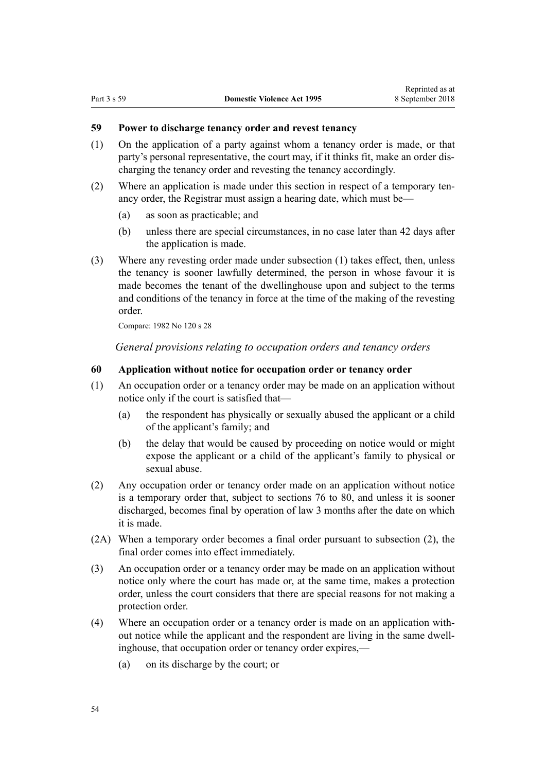### 59 Power to discharge tenancy order and revest tenancy

(1) On the application of a party against whom a tenancy order is made, or that party's personal representative, the court may, if it thinks fit, make an order discharging the tenancy order and revesting the tenancy accordingly.

(2) Where an application is made under this section in respect of a temporary tenancy order, the Registrar must assign a hearing date, which must be—

- (a) as soon as practicable; and
- (b) unless there are special circumstances, in no case later than 42 days after the application is made.

(3) Where any revesting order made under subsection (1) takes effect, then, unless the tenancy is sooner lawfully determined, the person in whose favour it is made becomes the tenant of the dwellinghouse upon and subject to the terms and conditions of the tenancy in force at the time of the making of the revesting order.

Compare: 1982 No 120 s 28

*General provisions relating to occupation orders and tenancy orders*

### 60 Application without notice for occupation order or tenancy order

(1) An occupation order or a tenancy order may be made on an application without notice only if the court is satisfied that—

- (a) the respondent has physically or sexually abused the applicant or a child of the applicant's family; and
- (b) the delay that would be caused by proceeding on notice would or might expose the applicant or a child of the applicant's family to physical or sexual abuse.

(2) Any occupation order or tenancy order made on an application without notice is a temporary order that, subject to sections 76 to 80, and unless it is sooner discharged, becomes final by operation of law 3 months after the date on which it is made.

(2A) When a temporary order becomes a final order pursuant to subsection (2), the final order comes into effect immediately.

(3) An occupation order or a tenancy order may be made on an application without notice only where the court has made or, at the same time, makes a protection order, unless the court considers that there are special reasons for not making a protection order.

(4) Where an occupation order or a tenancy order is made on an application without notice while the applicant and the respondent are living in the same dwellinghouse, that occupation order or tenancy order expires,—

- (a) on its discharge by the court; or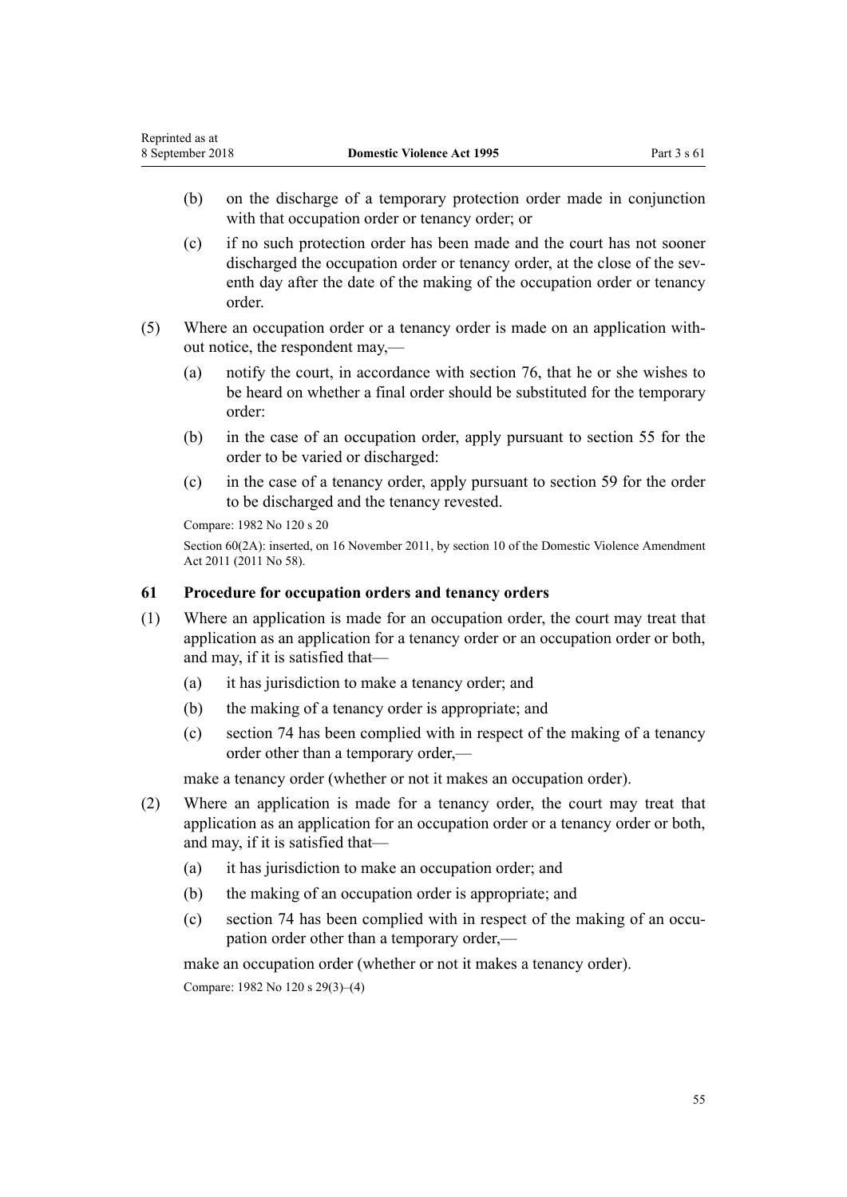(b) on the discharge of a temporary protection order made in conjunction with that occupation order or tenancy order; or

(c) if no such protection order has been made and the court has not sooner discharged the occupation order or tenancy order, at the close of the seventh day after the date of the making of the occupation order or tenancy order.

(5) Where an occupation order or a tenancy order is made on an application without notice, the respondent may,—

(a) notify the court, in accordance with section 76, that he or she wishes to be heard on whether a final order should be substituted for the temporary order:

(b) in the case of an occupation order, apply pursuant to section 55 for the order to be varied or discharged:

(c) in the case of a tenancy order, apply pursuant to section 59 for the order to be discharged and the tenancy revested.

Compare: 1982 No 120 s 20

Section 60(2A): inserted, on 16 November 2011, by section 10 of the Domestic Violence Amendment Act 2011 (2011 No 58).

### 61 Procedure for occupation orders and tenancy orders

(1) Where an application is made for an occupation order, the court may treat that application as an application for a tenancy order or an occupation order or both, and may, if it is satisfied that—

(a) it has jurisdiction to make a tenancy order; and

(b) the making of a tenancy order is appropriate; and

(c) section 74 has been complied with in respect of the making of a tenancy order other than a temporary order,—

make a tenancy order (whether or not it makes an occupation order).

(2) Where an application is made for a tenancy order, the court may treat that application as an application for an occupation order or a tenancy order or both, and may, if it is satisfied that—

(a) it has jurisdiction to make an occupation order; and

(b) the making of an occupation order is appropriate; and

(c) section 74 has been complied with in respect of the making of an occupation order other than a temporary order,—

make an occupation order (whether or not it makes a tenancy order).

Compare: 1982 No 120 s 29(3)–(4)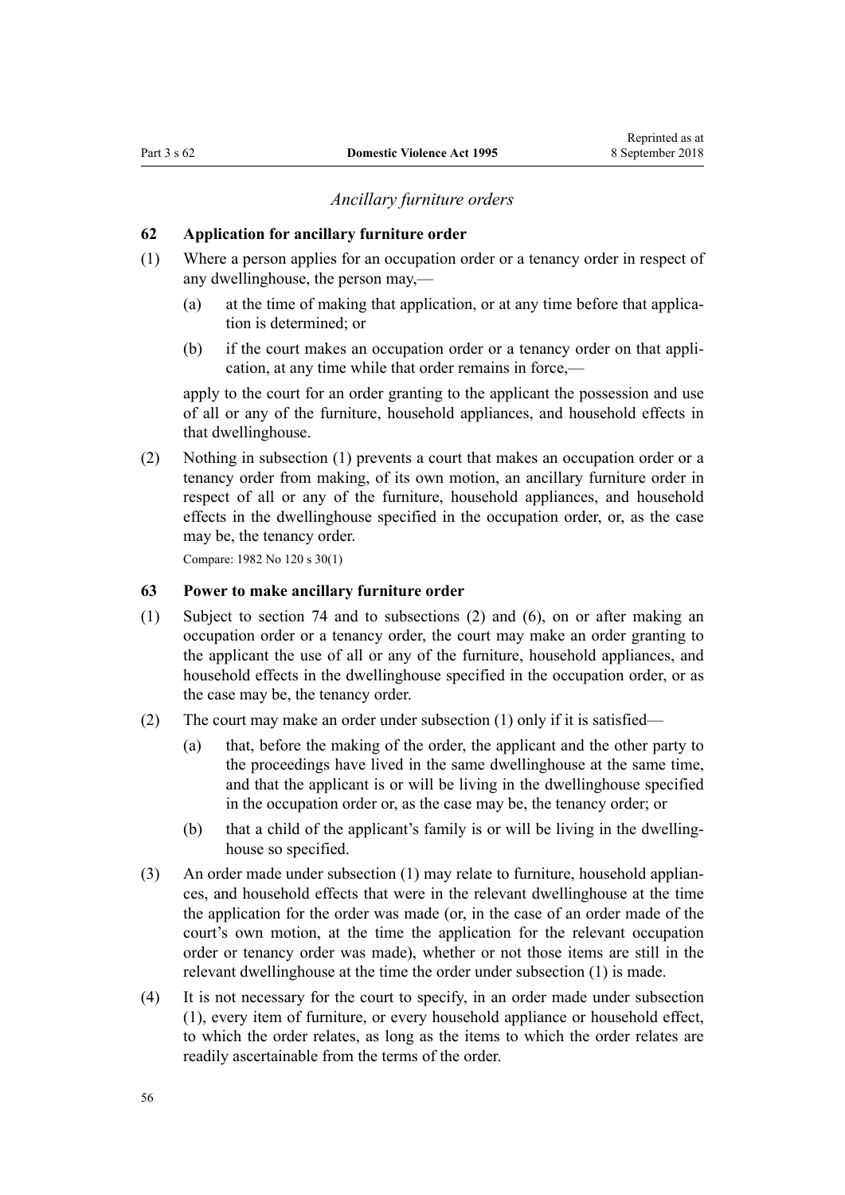*Ancillary furniture orders*

### 62 Application for ancillary furniture order

(1) Where a person applies for an occupation order or a tenancy order in respect of any dwellinghouse, the person may,—

  (a) at the time of making that application, or at any time before that application is determined; or

  (b) if the court makes an occupation order or a tenancy order on that application, at any time while that order remains in force,—

  apply to the court for an order granting to the applicant the possession and use of all or any of the furniture, household appliances, and household effects in that dwellinghouse.

(2) Nothing in subsection (1) prevents a court that makes an occupation order or a tenancy order from making, of its own motion, an ancillary furniture order in respect of all or any of the furniture, household appliances, and household effects in the dwellinghouse specified in the occupation order, or, as the case may be, the tenancy order.

Compare: 1982 No 120 s 30(1)

### 63 Power to make ancillary furniture order

(1) Subject to section 74 and to subsections (2) and (6), on or after making an occupation order or a tenancy order, the court may make an order granting to the applicant the use of all or any of the furniture, household appliances, and household effects in the dwellinghouse specified in the occupation order, or as the case may be, the tenancy order.

(2) The court may make an order under subsection (1) only if it is satisfied—

  (a) that, before the making of the order, the applicant and the other party to the proceedings have lived in the same dwellinghouse at the same time, and that the applicant is or will be living in the dwellinghouse specified in the occupation order or, as the case may be, the tenancy order; or

  (b) that a child of the applicant's family is or will be living in the dwellinghouse so specified.

(3) An order made under subsection (1) may relate to furniture, household appliances, and household effects that were in the relevant dwellinghouse at the time the application for the order was made (or, in the case of an order made of the court's own motion, at the time the application for the relevant occupation order or tenancy order was made), whether or not those items are still in the relevant dwellinghouse at the time the order under subsection (1) is made.

(4) It is not necessary for the court to specify, in an order made under subsection (1), every item of furniture, or every household appliance or household effect, to which the order relates, as long as the items to which the order relates are readily ascertainable from the terms of the order.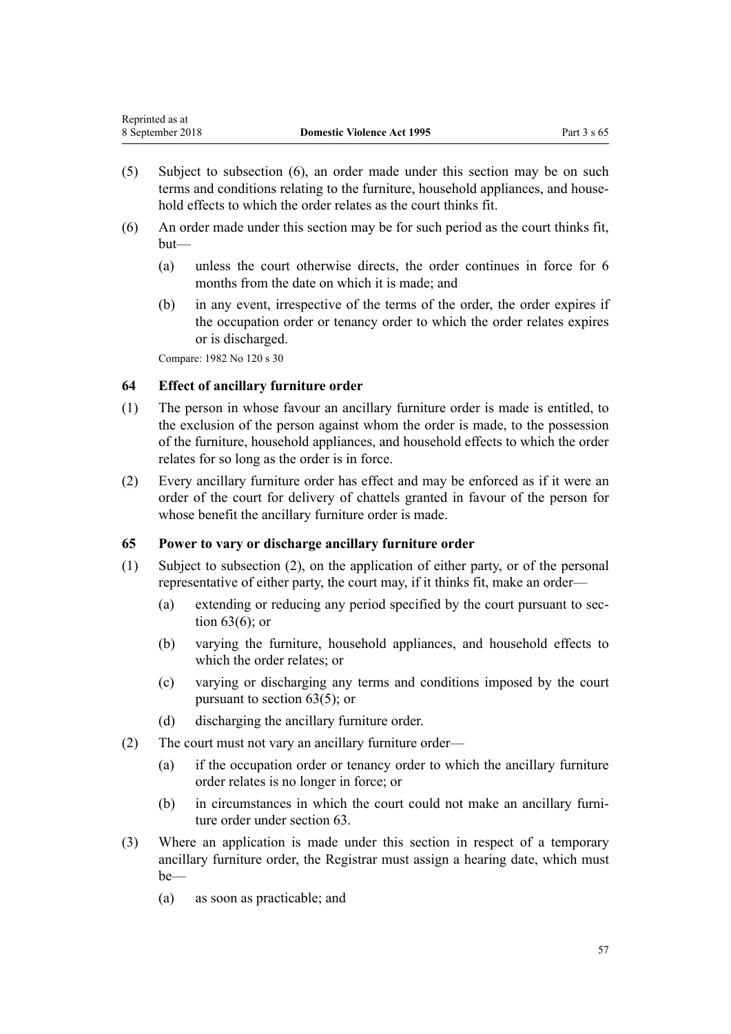(5) Subject to subsection (6), an order made under this section may be on such terms and conditions relating to the furniture, household appliances, and household effects to which the order relates as the court thinks fit.

(6) An order made under this section may be for such period as the court thinks fit, but—

 (a) unless the court otherwise directs, the order continues in force for 6 months from the date on which it is made; and

 (b) in any event, irrespective of the terms of the order, the order expires if the occupation order or tenancy order to which the order relates expires or is discharged.

Compare: 1982 No 120 s 30

### 64 Effect of ancillary furniture order

(1) The person in whose favour an ancillary furniture order is made is entitled, to the exclusion of the person against whom the order is made, to the possession of the furniture, household appliances, and household effects to which the order relates for so long as the order is in force.

(2) Every ancillary furniture order has effect and may be enforced as if it were an order of the court for delivery of chattels granted in favour of the person for whose benefit the ancillary furniture order is made.

### 65 Power to vary or discharge ancillary furniture order

(1) Subject to subsection (2), on the application of either party, or of the personal representative of either party, the court may, if it thinks fit, make an order—

 (a) extending or reducing any period specified by the court pursuant to section 63(6); or

 (b) varying the furniture, household appliances, and household effects to which the order relates; or

 (c) varying or discharging any terms and conditions imposed by the court pursuant to section 63(5); or

 (d) discharging the ancillary furniture order.

(2) The court must not vary an ancillary furniture order—

 (a) if the occupation order or tenancy order to which the ancillary furniture order relates is no longer in force; or

 (b) in circumstances in which the court could not make an ancillary furniture order under section 63.

(3) Where an application is made under this section in respect of a temporary ancillary furniture order, the Registrar must assign a hearing date, which must be—

 (a) as soon as practicable; and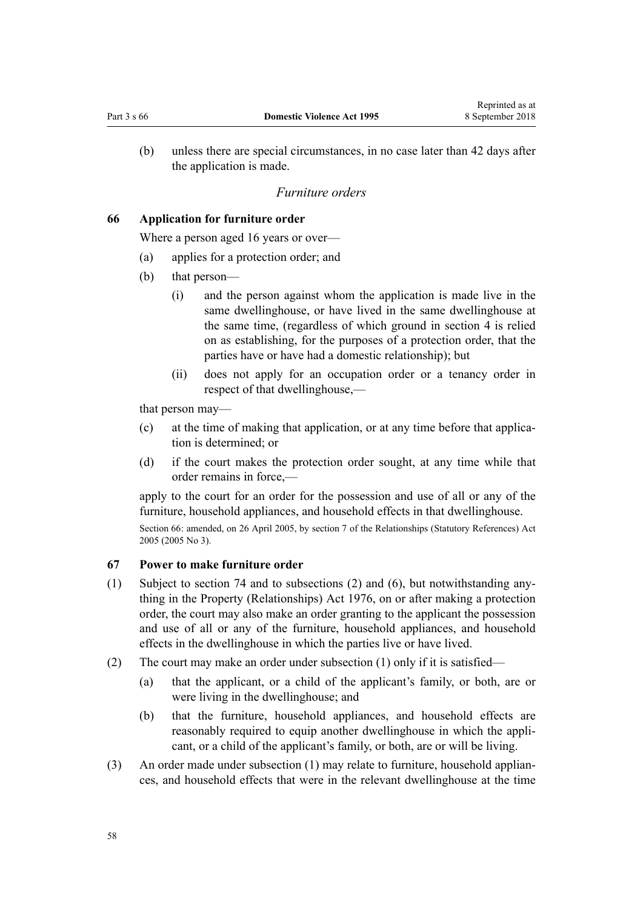(b) unless there are special circumstances, in no case later than 42 days after the application is made.

*Furniture orders*

### 66 Application for furniture order

Where a person aged 16 years or over—

(a) applies for a protection order; and

(b) that person—

    (i) and the person against whom the application is made live in the same dwellinghouse, or have lived in the same dwellinghouse at the same time, (regardless of which ground in section 4 is relied on as establishing, for the purposes of a protection order, that the parties have or have had a domestic relationship); but

    (ii) does not apply for an occupation order or a tenancy order in respect of that dwellinghouse,—

that person may—

(c) at the time of making that application, or at any time before that application is determined; or

(d) if the court makes the protection order sought, at any time while that order remains in force,—

apply to the court for an order for the possession and use of all or any of the furniture, household appliances, and household effects in that dwellinghouse.

Section 66: amended, on 26 April 2005, by section 7 of the Relationships (Statutory References) Act 2005 (2005 No 3).

### 67 Power to make furniture order

(1) Subject to section 74 and to subsections (2) and (6), but notwithstanding anything in the Property (Relationships) Act 1976, on or after making a protection order, the court may also make an order granting to the applicant the possession and use of all or any of the furniture, household appliances, and household effects in the dwellinghouse in which the parties live or have lived.

(2) The court may make an order under subsection (1) only if it is satisfied—

(a) that the applicant, or a child of the applicant's family, or both, are or were living in the dwellinghouse; and

(b) that the furniture, household appliances, and household effects are reasonably required to equip another dwellinghouse in which the applicant, or a child of the applicant's family, or both, are or will be living.

(3) An order made under subsection (1) may relate to furniture, household appliances, and household effects that were in the relevant dwellinghouse at the time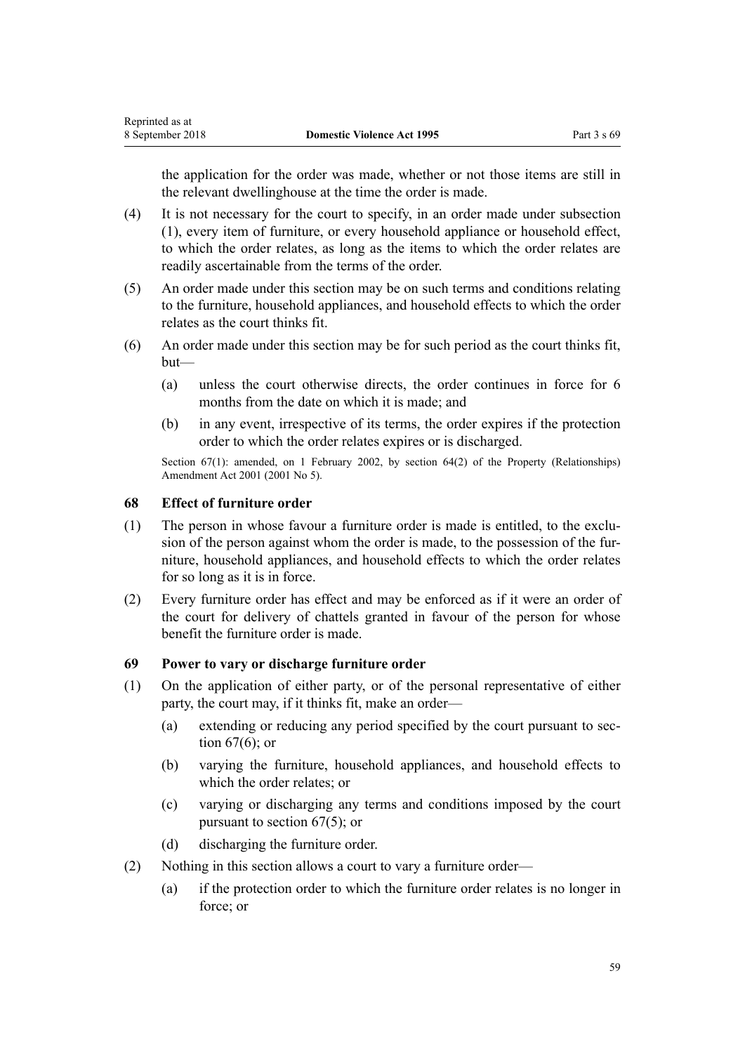the application for the order was made, whether or not those items are still in the relevant dwellinghouse at the time the order is made.

(4) It is not necessary for the court to specify, in an order made under subsection (1), every item of furniture, or every household appliance or household effect, to which the order relates, as long as the items to which the order relates are readily ascertainable from the terms of the order.

(5) An order made under this section may be on such terms and conditions relating to the furniture, household appliances, and household effects to which the order relates as the court thinks fit.

(6) An order made under this section may be for such period as the court thinks fit, but—

- (a) unless the court otherwise directs, the order continues in force for 6 months from the date on which it is made; and
- (b) in any event, irrespective of its terms, the order expires if the protection order to which the order relates expires or is discharged.

Section 67(1): amended, on 1 February 2002, by section 64(2) of the Property (Relationships) Amendment Act 2001 (2001 No 5).

### 68 Effect of furniture order

(1) The person in whose favour a furniture order is made is entitled, to the exclusion of the person against whom the order is made, to the possession of the furniture, household appliances, and household effects to which the order relates for so long as it is in force.

(2) Every furniture order has effect and may be enforced as if it were an order of the court for delivery of chattels granted in favour of the person for whose benefit the furniture order is made.

### 69 Power to vary or discharge furniture order

(1) On the application of either party, or of the personal representative of either party, the court may, if it thinks fit, make an order—

- (a) extending or reducing any period specified by the court pursuant to section 67(6); or
- (b) varying the furniture, household appliances, and household effects to which the order relates; or
- (c) varying or discharging any terms and conditions imposed by the court pursuant to section 67(5); or
- (d) discharging the furniture order.

(2) Nothing in this section allows a court to vary a furniture order—

- (a) if the protection order to which the furniture order relates is no longer in force; or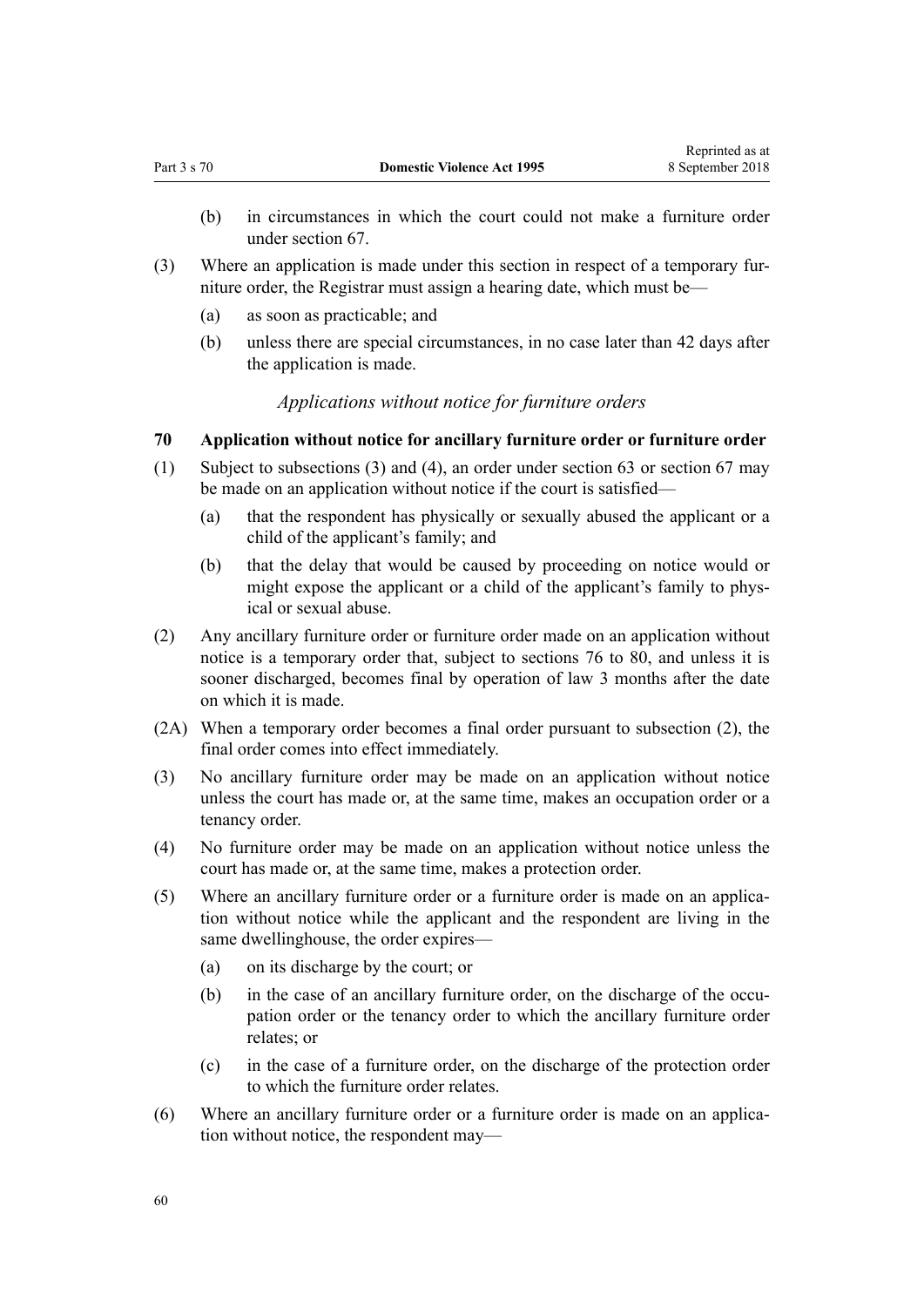(b) in circumstances in which the court could not make a furniture order under section 67.

(3) Where an application is made under this section in respect of a temporary furniture order, the Registrar must assign a hearing date, which must be—

(a) as soon as practicable; and

(b) unless there are special circumstances, in no case later than 42 days after the application is made.

*Applications without notice for furniture orders*

**70 Application without notice for ancillary furniture order or furniture order**

(1) Subject to subsections (3) and (4), an order under section 63 or section 67 may be made on an application without notice if the court is satisfied—

(a) that the respondent has physically or sexually abused the applicant or a child of the applicant's family; and

(b) that the delay that would be caused by proceeding on notice would or might expose the applicant or a child of the applicant's family to physical or sexual abuse.

(2) Any ancillary furniture order or furniture order made on an application without notice is a temporary order that, subject to sections 76 to 80, and unless it is sooner discharged, becomes final by operation of law 3 months after the date on which it is made.

(2A) When a temporary order becomes a final order pursuant to subsection (2), the final order comes into effect immediately.

(3) No ancillary furniture order may be made on an application without notice unless the court has made or, at the same time, makes an occupation order or a tenancy order.

(4) No furniture order may be made on an application without notice unless the court has made or, at the same time, makes a protection order.

(5) Where an ancillary furniture order or a furniture order is made on an application without notice while the applicant and the respondent are living in the same dwellinghouse, the order expires—

(a) on its discharge by the court; or

(b) in the case of an ancillary furniture order, on the discharge of the occupation order or the tenancy order to which the ancillary furniture order relates; or

(c) in the case of a furniture order, on the discharge of the protection order to which the furniture order relates.

(6) Where an ancillary furniture order or a furniture order is made on an application without notice, the respondent may—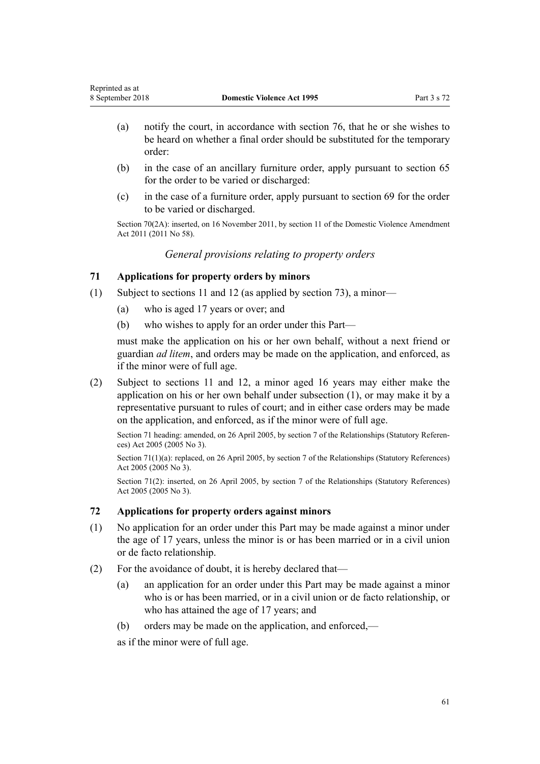(a) notify the court, in accordance with section 76, that he or she wishes to be heard on whether a final order should be substituted for the temporary order:

(b) in the case of an ancillary furniture order, apply pursuant to section 65 for the order to be varied or discharged:

(c) in the case of a furniture order, apply pursuant to section 69 for the order to be varied or discharged.

Section 70(2A): inserted, on 16 November 2011, by section 11 of the Domestic Violence Amendment Act 2011 (2011 No 58).

### *General provisions relating to property orders*

### 71 Applications for property orders by minors

(1) Subject to sections 11 and 12 (as applied by section 73), a minor—

(a) who is aged 17 years or over; and

(b) who wishes to apply for an order under this Part—

must make the application on his or her own behalf, without a next friend or guardian *ad litem*, and orders may be made on the application, and enforced, as if the minor were of full age.

(2) Subject to sections 11 and 12, a minor aged 16 years may either make the application on his or her own behalf under subsection (1), or may make it by a representative pursuant to rules of court; and in either case orders may be made on the application, and enforced, as if the minor were of full age.

Section 71 heading: amended, on 26 April 2005, by section 7 of the Relationships (Statutory References) Act 2005 (2005 No 3).

Section 71(1)(a): replaced, on 26 April 2005, by section 7 of the Relationships (Statutory References) Act 2005 (2005 No 3).

Section 71(2): inserted, on 26 April 2005, by section 7 of the Relationships (Statutory References) Act 2005 (2005 No 3).

### 72 Applications for property orders against minors

(1) No application for an order under this Part may be made against a minor under the age of 17 years, unless the minor is or has been married or in a civil union or de facto relationship.

(2) For the avoidance of doubt, it is hereby declared that—

(a) an application for an order under this Part may be made against a minor who is or has been married, or in a civil union or de facto relationship, or who has attained the age of 17 years; and

(b) orders may be made on the application, and enforced,—

as if the minor were of full age.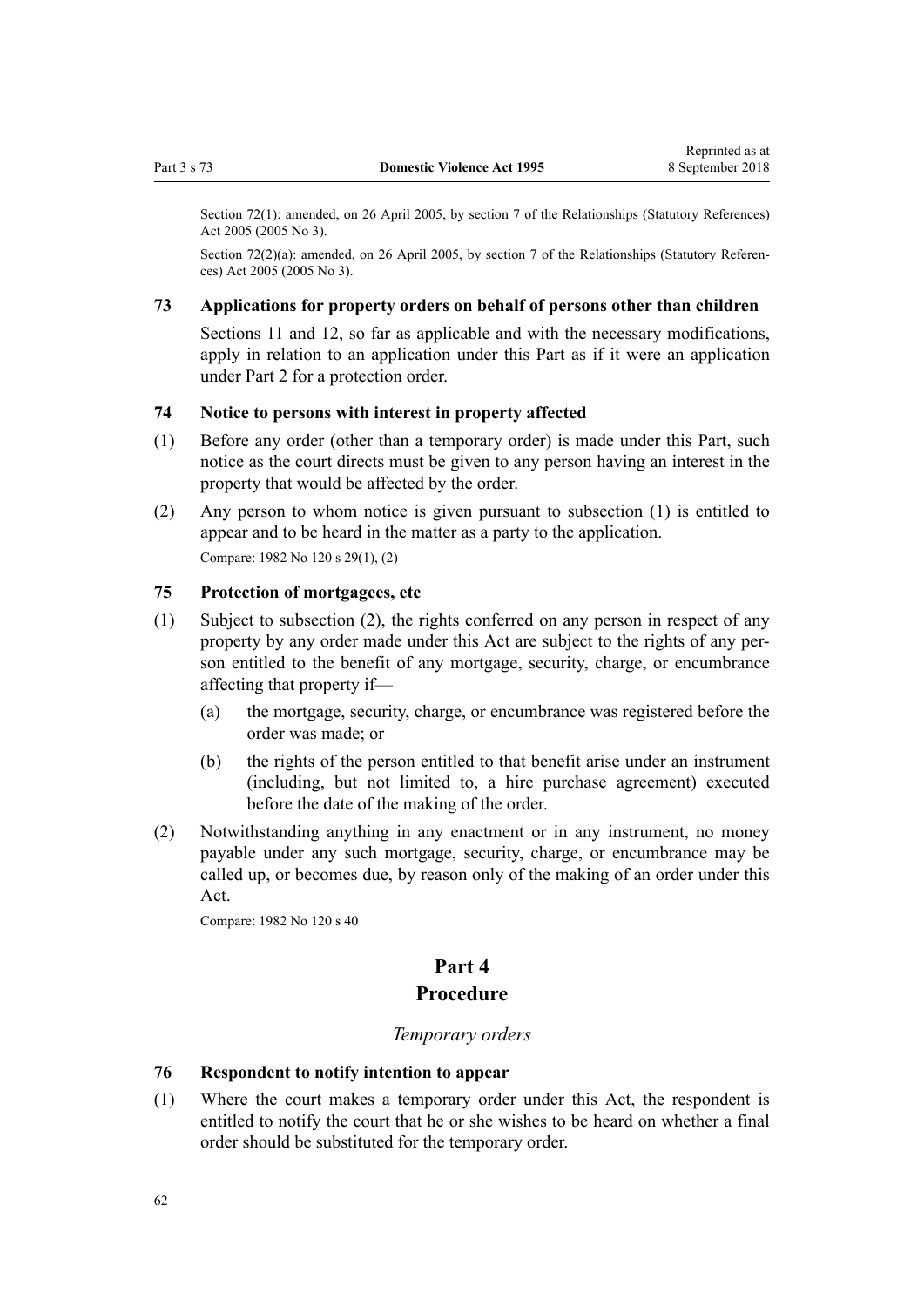Section 72(1): amended, on 26 April 2005, by section 7 of the Relationships (Statutory References) Act 2005 (2005 No 3).

Section 72(2)(a): amended, on 26 April 2005, by section 7 of the Relationships (Statutory References) Act 2005 (2005 No 3).

### 73 Applications for property orders on behalf of persons other than children

Sections 11 and 12, so far as applicable and with the necessary modifications, apply in relation to an application under this Part as if it were an application under Part 2 for a protection order.

### 74 Notice to persons with interest in property affected

(1) Before any order (other than a temporary order) is made under this Part, such notice as the court directs must be given to any person having an interest in the property that would be affected by the order.

(2) Any person to whom notice is given pursuant to subsection (1) is entitled to appear and to be heard in the matter as a party to the application.

Compare: 1982 No 120 s 29(1), (2)

### 75 Protection of mortgagees, etc

(1) Subject to subsection (2), the rights conferred on any person in respect of any property by any order made under this Act are subject to the rights of any person entitled to the benefit of any mortgage, security, charge, or encumbrance affecting that property if—

(a) the mortgage, security, charge, or encumbrance was registered before the order was made; or

(b) the rights of the person entitled to that benefit arise under an instrument (including, but not limited to, a hire purchase agreement) executed before the date of the making of the order.

(2) Notwithstanding anything in any enactment or in any instrument, no money payable under any such mortgage, security, charge, or encumbrance may be called up, or becomes due, by reason only of the making of an order under this Act.

Compare: 1982 No 120 s 40

## Part 4
## Procedure

*Temporary orders*

### 76 Respondent to notify intention to appear

(1) Where the court makes a temporary order under this Act, the respondent is entitled to notify the court that he or she wishes to be heard on whether a final order should be substituted for the temporary order.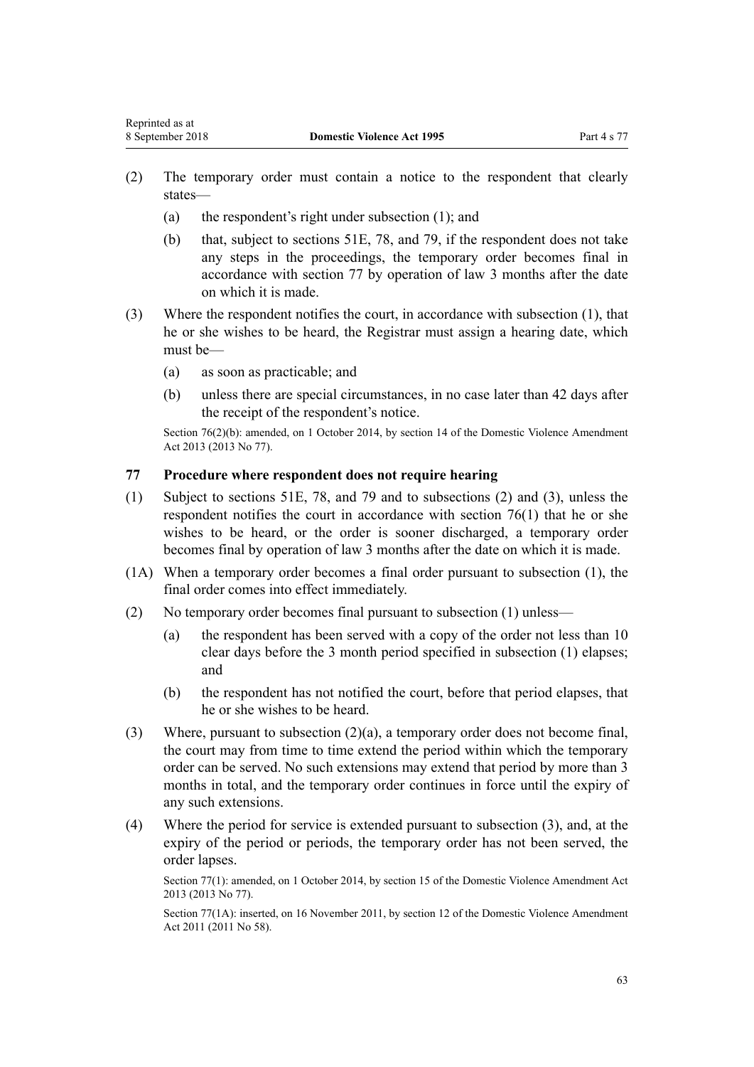(2) The temporary order must contain a notice to the respondent that clearly states—

(a) the respondent's right under subsection (1); and

(b) that, subject to sections 51E, 78, and 79, if the respondent does not take any steps in the proceedings, the temporary order becomes final in accordance with section 77 by operation of law 3 months after the date on which it is made.

(3) Where the respondent notifies the court, in accordance with subsection (1), that he or she wishes to be heard, the Registrar must assign a hearing date, which must be—

(a) as soon as practicable; and

(b) unless there are special circumstances, in no case later than 42 days after the receipt of the respondent's notice.

Section 76(2)(b): amended, on 1 October 2014, by section 14 of the Domestic Violence Amendment Act 2013 (2013 No 77).

### 77 Procedure where respondent does not require hearing

(1) Subject to sections 51E, 78, and 79 and to subsections (2) and (3), unless the respondent notifies the court in accordance with section 76(1) that he or she wishes to be heard, or the order is sooner discharged, a temporary order becomes final by operation of law 3 months after the date on which it is made.

(1A) When a temporary order becomes a final order pursuant to subsection (1), the final order comes into effect immediately.

(2) No temporary order becomes final pursuant to subsection (1) unless—

(a) the respondent has been served with a copy of the order not less than 10 clear days before the 3 month period specified in subsection (1) elapses; and

(b) the respondent has not notified the court, before that period elapses, that he or she wishes to be heard.

(3) Where, pursuant to subsection (2)(a), a temporary order does not become final, the court may from time to time extend the period within which the temporary order can be served. No such extensions may extend that period by more than 3 months in total, and the temporary order continues in force until the expiry of any such extensions.

(4) Where the period for service is extended pursuant to subsection (3), and, at the expiry of the period or periods, the temporary order has not been served, the order lapses.

Section 77(1): amended, on 1 October 2014, by section 15 of the Domestic Violence Amendment Act 2013 (2013 No 77).

Section 77(1A): inserted, on 16 November 2011, by section 12 of the Domestic Violence Amendment Act 2011 (2011 No 58).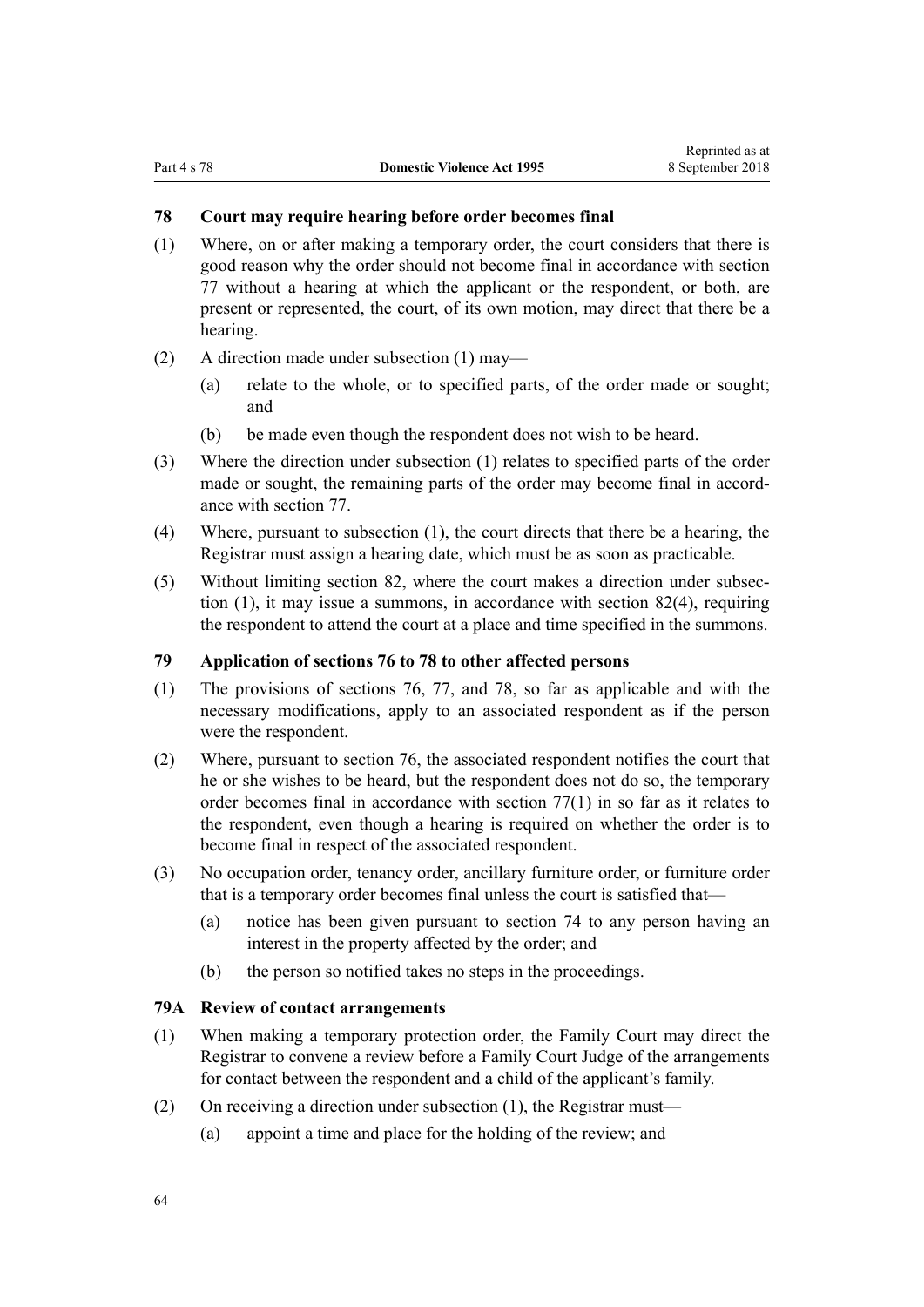### 78 Court may require hearing before order becomes final

(1) Where, on or after making a temporary order, the court considers that there is good reason why the order should not become final in accordance with section 77 without a hearing at which the applicant or the respondent, or both, are present or represented, the court, of its own motion, may direct that there be a hearing.

(2) A direction made under subsection (1) may—

- (a) relate to the whole, or to specified parts, of the order made or sought; and
- (b) be made even though the respondent does not wish to be heard.

(3) Where the direction under subsection (1) relates to specified parts of the order made or sought, the remaining parts of the order may become final in accordance with section 77.

(4) Where, pursuant to subsection (1), the court directs that there be a hearing, the Registrar must assign a hearing date, which must be as soon as practicable.

(5) Without limiting section 82, where the court makes a direction under subsection (1), it may issue a summons, in accordance with section 82(4), requiring the respondent to attend the court at a place and time specified in the summons.

### 79 Application of sections 76 to 78 to other affected persons

(1) The provisions of sections 76, 77, and 78, so far as applicable and with the necessary modifications, apply to an associated respondent as if the person were the respondent.

(2) Where, pursuant to section 76, the associated respondent notifies the court that he or she wishes to be heard, but the respondent does not do so, the temporary order becomes final in accordance with section 77(1) in so far as it relates to the respondent, even though a hearing is required on whether the order is to become final in respect of the associated respondent.

(3) No occupation order, tenancy order, ancillary furniture order, or furniture order that is a temporary order becomes final unless the court is satisfied that—

- (a) notice has been given pursuant to section 74 to any person having an interest in the property affected by the order; and
- (b) the person so notified takes no steps in the proceedings.

### 79A Review of contact arrangements

(1) When making a temporary protection order, the Family Court may direct the Registrar to convene a review before a Family Court Judge of the arrangements for contact between the respondent and a child of the applicant's family.

(2) On receiving a direction under subsection (1), the Registrar must—

- (a) appoint a time and place for the holding of the review; and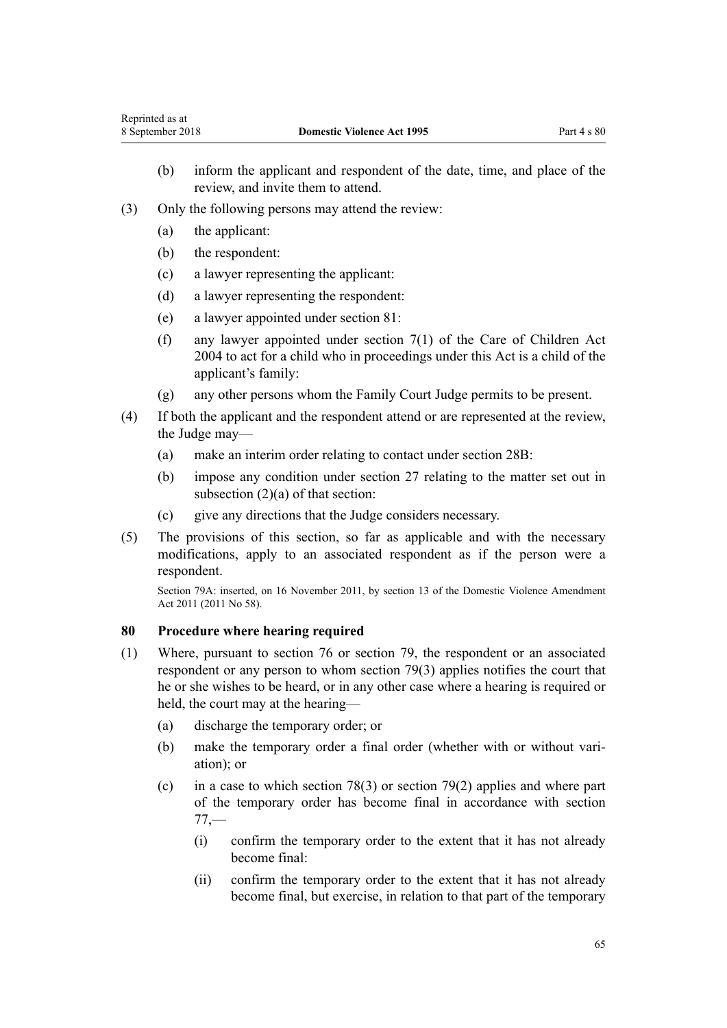(b) inform the applicant and respondent of the date, time, and place of the review, and invite them to attend.

(3) Only the following persons may attend the review:

(a) the applicant:

(b) the respondent:

(c) a lawyer representing the applicant:

(d) a lawyer representing the respondent:

(e) a lawyer appointed under section 81:

(f) any lawyer appointed under section 7(1) of the Care of Children Act 2004 to act for a child who in proceedings under this Act is a child of the applicant's family:

(g) any other persons whom the Family Court Judge permits to be present.

(4) If both the applicant and the respondent attend or are represented at the review, the Judge may—

(a) make an interim order relating to contact under section 28B:

(b) impose any condition under section 27 relating to the matter set out in subsection (2)(a) of that section:

(c) give any directions that the Judge considers necessary.

(5) The provisions of this section, so far as applicable and with the necessary modifications, apply to an associated respondent as if the person were a respondent.

Section 79A: inserted, on 16 November 2011, by section 13 of the Domestic Violence Amendment Act 2011 (2011 No 58).

### 80 Procedure where hearing required

(1) Where, pursuant to section 76 or section 79, the respondent or an associated respondent or any person to whom section 79(3) applies notifies the court that he or she wishes to be heard, or in any other case where a hearing is required or held, the court may at the hearing—

(a) discharge the temporary order; or

(b) make the temporary order a final order (whether with or without variation); or

(c) in a case to which section 78(3) or section 79(2) applies and where part of the temporary order has become final in accordance with section 77,—

(i) confirm the temporary order to the extent that it has not already become final:

(ii) confirm the temporary order to the extent that it has not already become final, but exercise, in relation to that part of the temporary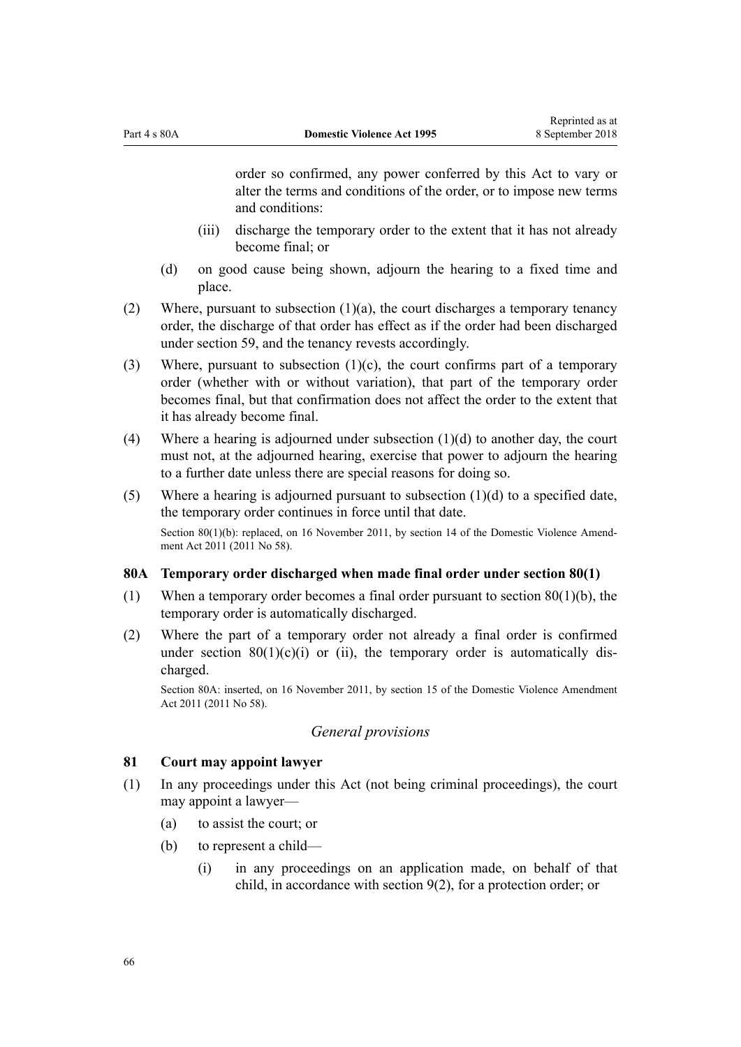order so confirmed, any power conferred by this Act to vary or alter the terms and conditions of the order, or to impose new terms and conditions:

(iii) discharge the temporary order to the extent that it has not already become final; or

(d) on good cause being shown, adjourn the hearing to a fixed time and place.

(2) Where, pursuant to subsection (1)(a), the court discharges a temporary tenancy order, the discharge of that order has effect as if the order had been discharged under section 59, and the tenancy revests accordingly.

(3) Where, pursuant to subsection (1)(c), the court confirms part of a temporary order (whether with or without variation), that part of the temporary order becomes final, but that confirmation does not affect the order to the extent that it has already become final.

(4) Where a hearing is adjourned under subsection (1)(d) to another day, the court must not, at the adjourned hearing, exercise that power to adjourn the hearing to a further date unless there are special reasons for doing so.

(5) Where a hearing is adjourned pursuant to subsection (1)(d) to a specified date, the temporary order continues in force until that date.

Section 80(1)(b): replaced, on 16 November 2011, by section 14 of the Domestic Violence Amendment Act 2011 (2011 No 58).

### 80A Temporary order discharged when made final order under section 80(1)

(1) When a temporary order becomes a final order pursuant to section 80(1)(b), the temporary order is automatically discharged.

(2) Where the part of a temporary order not already a final order is confirmed under section 80(1)(c)(i) or (ii), the temporary order is automatically discharged.

Section 80A: inserted, on 16 November 2011, by section 15 of the Domestic Violence Amendment Act 2011 (2011 No 58).

## *General provisions*

### 81 Court may appoint lawyer

(1) In any proceedings under this Act (not being criminal proceedings), the court may appoint a lawyer—

(a) to assist the court; or

(b) to represent a child—

(i) in any proceedings on an application made, on behalf of that child, in accordance with section 9(2), for a protection order; or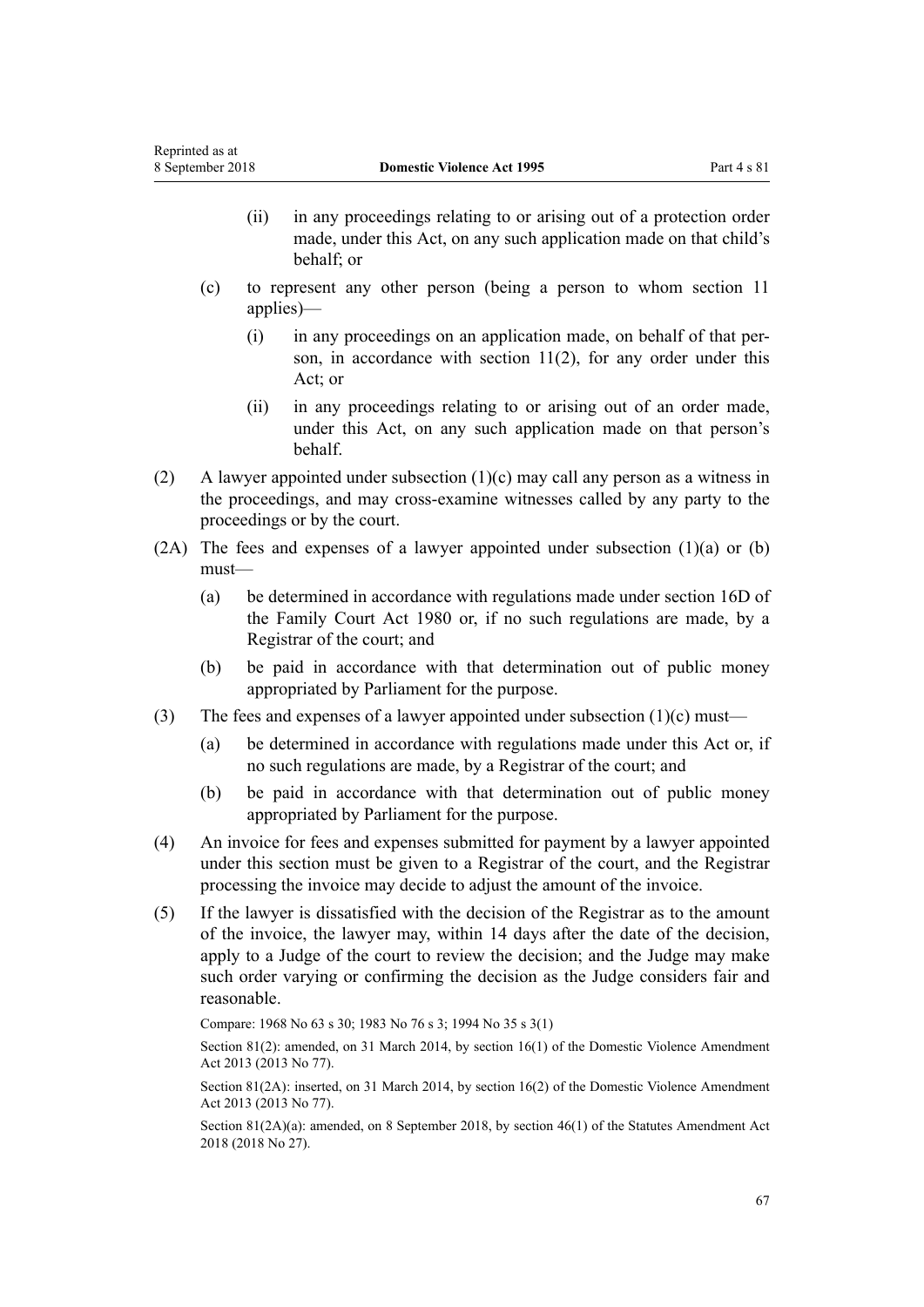(ii) in any proceedings relating to or arising out of a protection order made, under this Act, on any such application made on that child's behalf; or

(c) to represent any other person (being a person to whom section 11 applies)—

(i) in any proceedings on an application made, on behalf of that person, in accordance with section 11(2), for any order under this Act; or

(ii) in any proceedings relating to or arising out of an order made, under this Act, on any such application made on that person's behalf.

(2) A lawyer appointed under subsection (1)(c) may call any person as a witness in the proceedings, and may cross-examine witnesses called by any party to the proceedings or by the court.

(2A) The fees and expenses of a lawyer appointed under subsection (1)(a) or (b) must—

(a) be determined in accordance with regulations made under section 16D of the Family Court Act 1980 or, if no such regulations are made, by a Registrar of the court; and

(b) be paid in accordance with that determination out of public money appropriated by Parliament for the purpose.

(3) The fees and expenses of a lawyer appointed under subsection (1)(c) must—

(a) be determined in accordance with regulations made under this Act or, if no such regulations are made, by a Registrar of the court; and

(b) be paid in accordance with that determination out of public money appropriated by Parliament for the purpose.

(4) An invoice for fees and expenses submitted for payment by a lawyer appointed under this section must be given to a Registrar of the court, and the Registrar processing the invoice may decide to adjust the amount of the invoice.

(5) If the lawyer is dissatisfied with the decision of the Registrar as to the amount of the invoice, the lawyer may, within 14 days after the date of the decision, apply to a Judge of the court to review the decision; and the Judge may make such order varying or confirming the decision as the Judge considers fair and reasonable.

Compare: 1968 No 63 s 30; 1983 No 76 s 3; 1994 No 35 s 3(1)

Section 81(2): amended, on 31 March 2014, by section 16(1) of the Domestic Violence Amendment Act 2013 (2013 No 77).

Section 81(2A): inserted, on 31 March 2014, by section 16(2) of the Domestic Violence Amendment Act 2013 (2013 No 77).

Section 81(2A)(a): amended, on 8 September 2018, by section 46(1) of the Statutes Amendment Act 2018 (2018 No 27).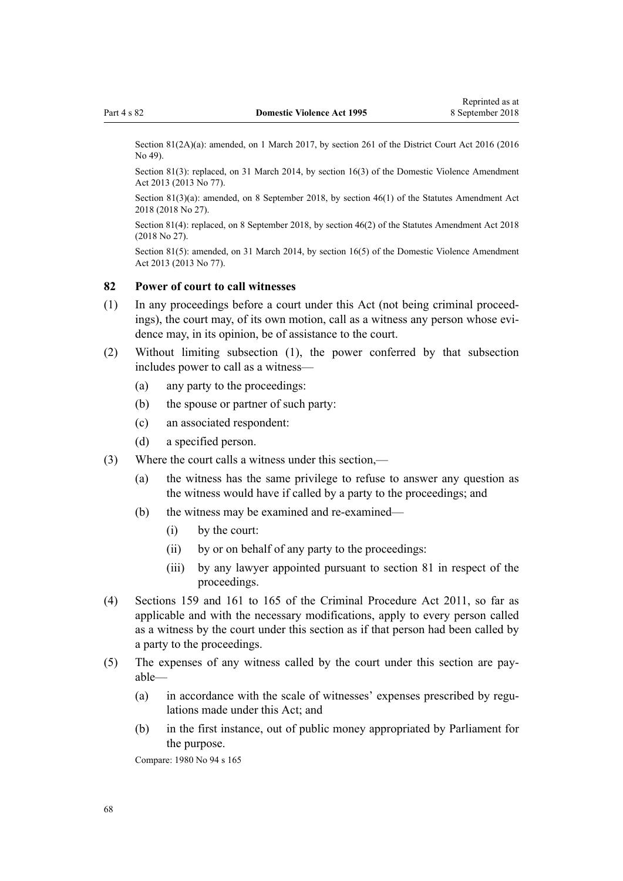Section 81(2A)(a): amended, on 1 March 2017, by section 261 of the District Court Act 2016 (2016 No 49).

Section 81(3): replaced, on 31 March 2014, by section 16(3) of the Domestic Violence Amendment Act 2013 (2013 No 77).

Section 81(3)(a): amended, on 8 September 2018, by section 46(1) of the Statutes Amendment Act 2018 (2018 No 27).

Section 81(4): replaced, on 8 September 2018, by section 46(2) of the Statutes Amendment Act 2018 (2018 No 27).

Section 81(5): amended, on 31 March 2014, by section 16(5) of the Domestic Violence Amendment Act 2013 (2013 No 77).

### 82 Power of court to call witnesses

(1) In any proceedings before a court under this Act (not being criminal proceedings), the court may, of its own motion, call as a witness any person whose evidence may, in its opinion, be of assistance to the court.

(2) Without limiting subsection (1), the power conferred by that subsection includes power to call as a witness—

- (a) any party to the proceedings:
- (b) the spouse or partner of such party:
- (c) an associated respondent:
- (d) a specified person.

(3) Where the court calls a witness under this section,—

- (a) the witness has the same privilege to refuse to answer any question as the witness would have if called by a party to the proceedings; and
- (b) the witness may be examined and re-examined—
  - (i) by the court:
  - (ii) by or on behalf of any party to the proceedings:
  - (iii) by any lawyer appointed pursuant to section 81 in respect of the proceedings.

(4) Sections 159 and 161 to 165 of the Criminal Procedure Act 2011, so far as applicable and with the necessary modifications, apply to every person called as a witness by the court under this section as if that person had been called by a party to the proceedings.

(5) The expenses of any witness called by the court under this section are payable—

- (a) in accordance with the scale of witnesses' expenses prescribed by regulations made under this Act; and
- (b) in the first instance, out of public money appropriated by Parliament for the purpose.

Compare: 1980 No 94 s 165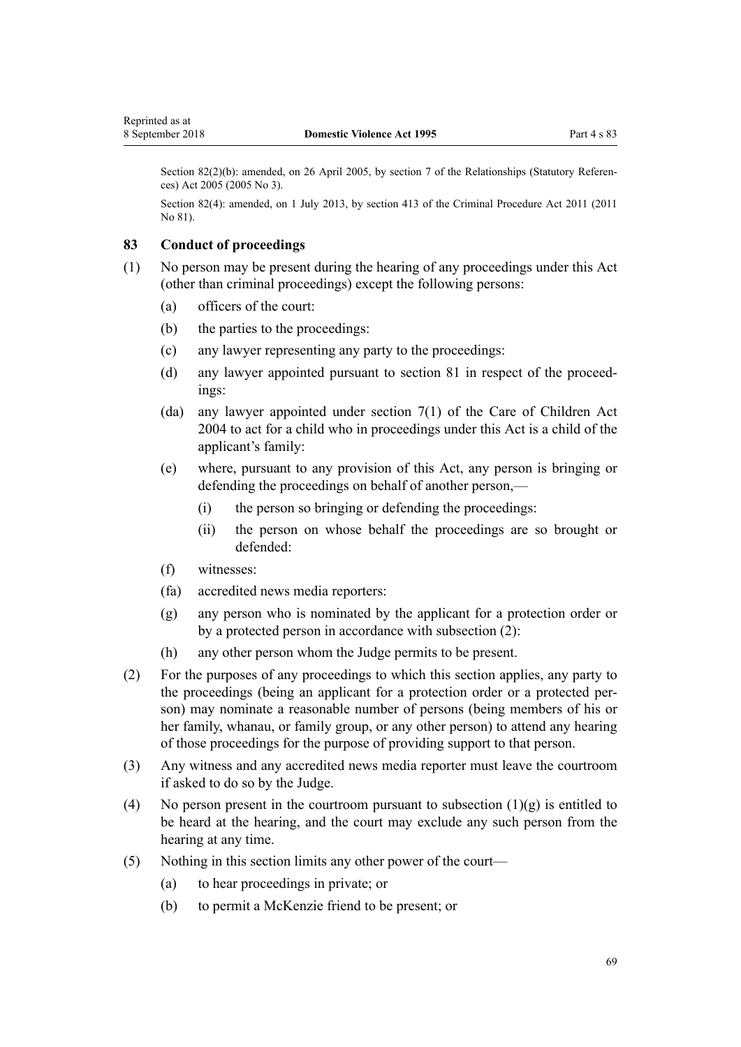Section 82(2)(b): amended, on 26 April 2005, by section 7 of the Relationships (Statutory References) Act 2005 (2005 No 3).

Section 82(4): amended, on 1 July 2013, by section 413 of the Criminal Procedure Act 2011 (2011 No 81).

### 83 Conduct of proceedings

(1) No person may be present during the hearing of any proceedings under this Act (other than criminal proceedings) except the following persons:

- (a) officers of the court:
- (b) the parties to the proceedings:
- (c) any lawyer representing any party to the proceedings:
- (d) any lawyer appointed pursuant to section 81 in respect of the proceedings:
- (da) any lawyer appointed under section 7(1) of the Care of Children Act 2004 to act for a child who in proceedings under this Act is a child of the applicant's family:
- (e) where, pursuant to any provision of this Act, any person is bringing or defending the proceedings on behalf of another person,—
  - (i) the person so bringing or defending the proceedings:
  - (ii) the person on whose behalf the proceedings are so brought or defended:
- (f) witnesses:
- (fa) accredited news media reporters:
- (g) any person who is nominated by the applicant for a protection order or by a protected person in accordance with subsection (2):
- (h) any other person whom the Judge permits to be present.

(2) For the purposes of any proceedings to which this section applies, any party to the proceedings (being an applicant for a protection order or a protected person) may nominate a reasonable number of persons (being members of his or her family, whanau, or family group, or any other person) to attend any hearing of those proceedings for the purpose of providing support to that person.

(3) Any witness and any accredited news media reporter must leave the courtroom if asked to do so by the Judge.

(4) No person present in the courtroom pursuant to subsection (1)(g) is entitled to be heard at the hearing, and the court may exclude any such person from the hearing at any time.

(5) Nothing in this section limits any other power of the court—

- (a) to hear proceedings in private; or
- (b) to permit a McKenzie friend to be present; or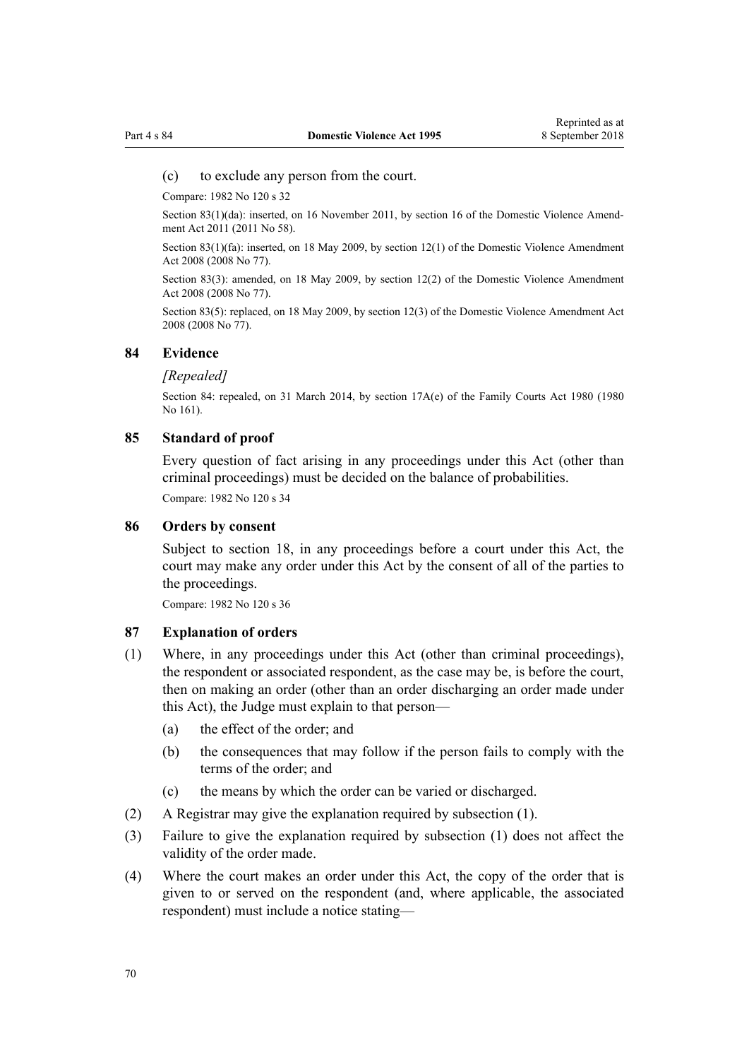(c) to exclude any person from the court.

Compare: 1982 No 120 s 32

Section 83(1)(da): inserted, on 16 November 2011, by section 16 of the Domestic Violence Amendment Act 2011 (2011 No 58).

Section 83(1)(fa): inserted, on 18 May 2009, by section 12(1) of the Domestic Violence Amendment Act 2008 (2008 No 77).

Section 83(3): amended, on 18 May 2009, by section 12(2) of the Domestic Violence Amendment Act 2008 (2008 No 77).

Section 83(5): replaced, on 18 May 2009, by section 12(3) of the Domestic Violence Amendment Act 2008 (2008 No 77).

### 84 Evidence

*[Repealed]*

Section 84: repealed, on 31 March 2014, by section 17A(e) of the Family Courts Act 1980 (1980 No 161).

### 85 Standard of proof

Every question of fact arising in any proceedings under this Act (other than criminal proceedings) must be decided on the balance of probabilities.

Compare: 1982 No 120 s 34

### 86 Orders by consent

Subject to section 18, in any proceedings before a court under this Act, the court may make any order under this Act by the consent of all of the parties to the proceedings.

Compare: 1982 No 120 s 36

### 87 Explanation of orders

(1) Where, in any proceedings under this Act (other than criminal proceedings), the respondent or associated respondent, as the case may be, is before the court, then on making an order (other than an order discharging an order made under this Act), the Judge must explain to that person—

  (a) the effect of the order; and

  (b) the consequences that may follow if the person fails to comply with the terms of the order; and

  (c) the means by which the order can be varied or discharged.

(2) A Registrar may give the explanation required by subsection (1).

(3) Failure to give the explanation required by subsection (1) does not affect the validity of the order made.

(4) Where the court makes an order under this Act, the copy of the order that is given to or served on the respondent (and, where applicable, the associated respondent) must include a notice stating—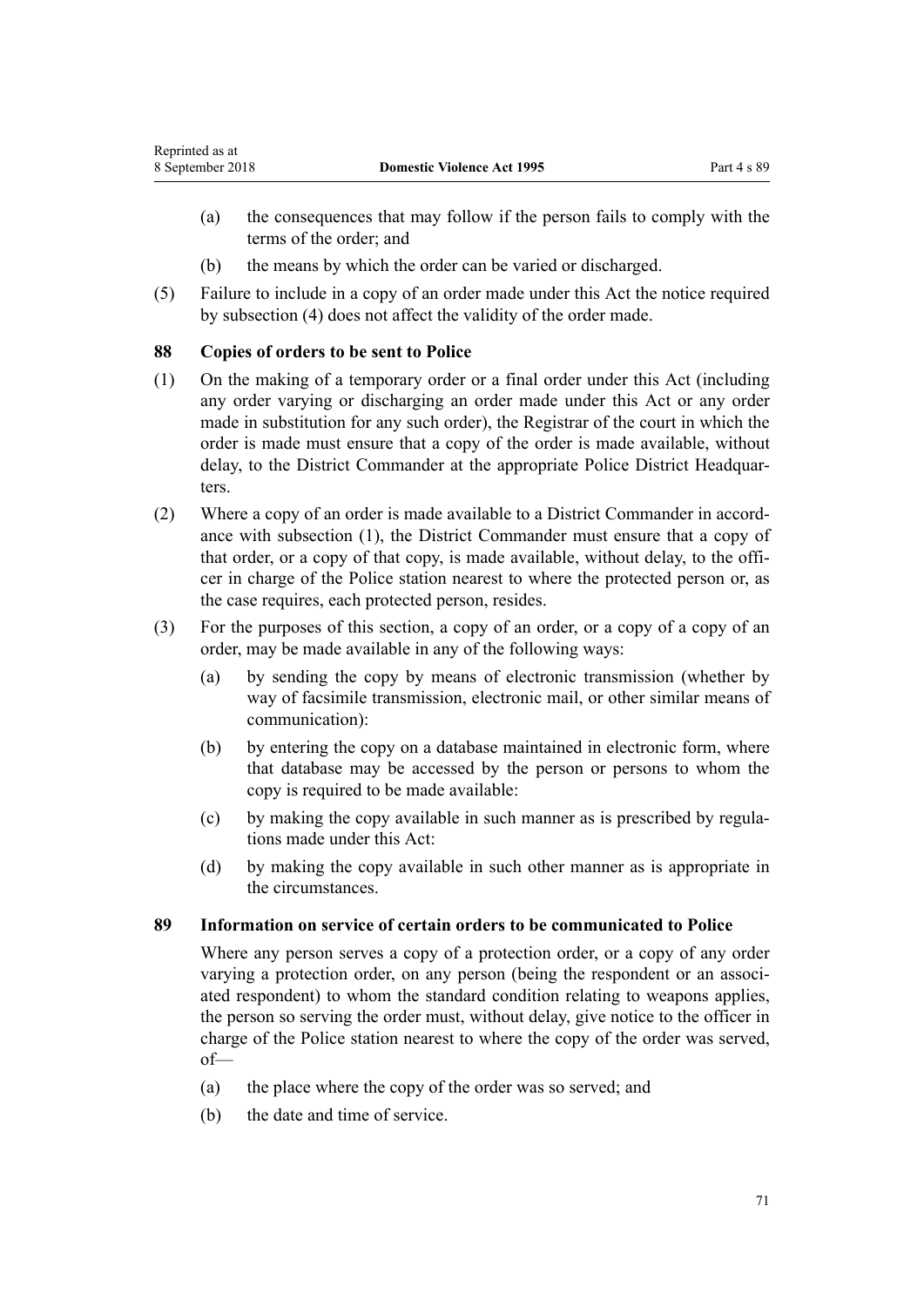(a) the consequences that may follow if the person fails to comply with the terms of the order; and

(b) the means by which the order can be varied or discharged.

(5) Failure to include in a copy of an order made under this Act the notice required by subsection (4) does not affect the validity of the order made.

### 88 Copies of orders to be sent to Police

(1) On the making of a temporary order or a final order under this Act (including any order varying or discharging an order made under this Act or any order made in substitution for any such order), the Registrar of the court in which the order is made must ensure that a copy of the order is made available, without delay, to the District Commander at the appropriate Police District Headquarters.

(2) Where a copy of an order is made available to a District Commander in accordance with subsection (1), the District Commander must ensure that a copy of that order, or a copy of that copy, is made available, without delay, to the officer in charge of the Police station nearest to where the protected person or, as the case requires, each protected person, resides.

(3) For the purposes of this section, a copy of an order, or a copy of a copy of an order, may be made available in any of the following ways:

(a) by sending the copy by means of electronic transmission (whether by way of facsimile transmission, electronic mail, or other similar means of communication):

(b) by entering the copy on a database maintained in electronic form, where that database may be accessed by the person or persons to whom the copy is required to be made available:

(c) by making the copy available in such manner as is prescribed by regulations made under this Act:

(d) by making the copy available in such other manner as is appropriate in the circumstances.

### 89 Information on service of certain orders to be communicated to Police

Where any person serves a copy of a protection order, or a copy of any order varying a protection order, on any person (being the respondent or an associated respondent) to whom the standard condition relating to weapons applies, the person so serving the order must, without delay, give notice to the officer in charge of the Police station nearest to where the copy of the order was served, of—

(a) the place where the copy of the order was so served; and

(b) the date and time of service.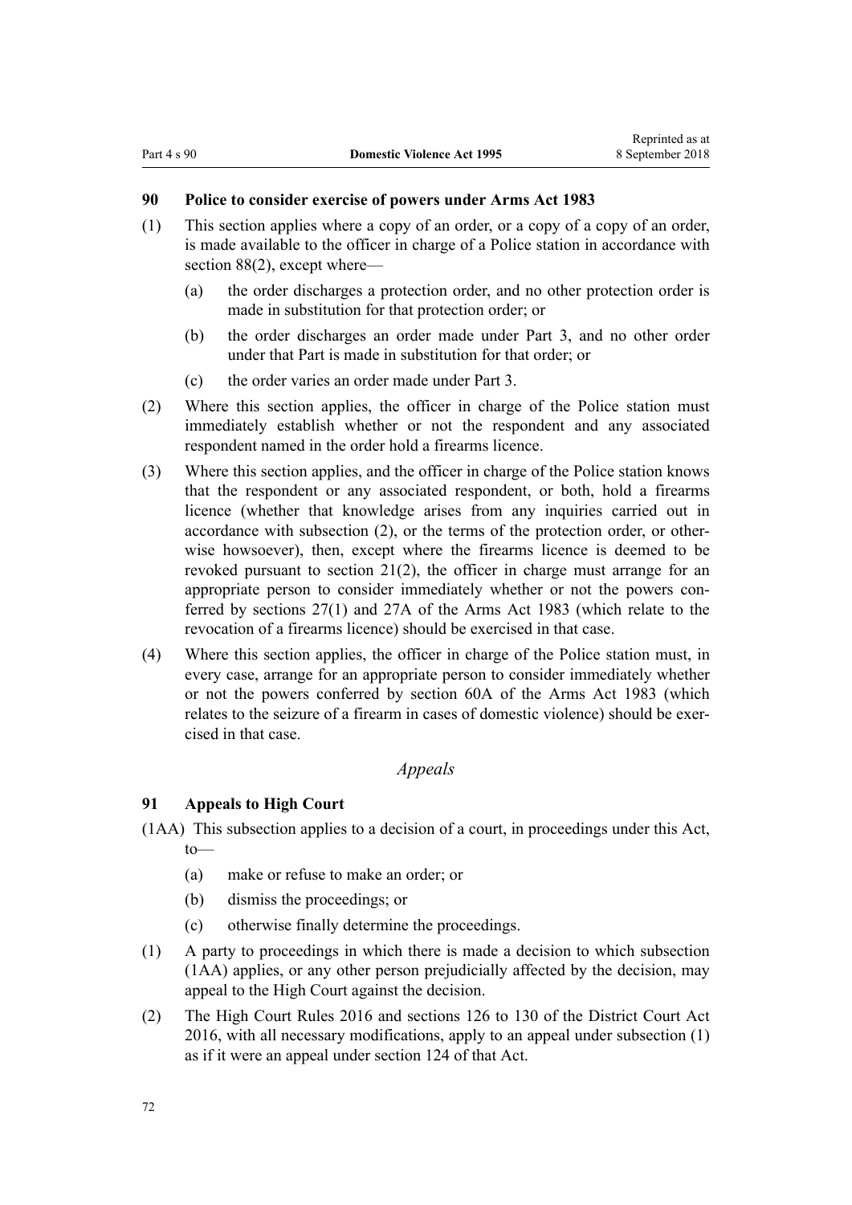### 90 Police to consider exercise of powers under Arms Act 1983

(1) This section applies where a copy of an order, or a copy of a copy of an order, is made available to the officer in charge of a Police station in accordance with section 88(2), except where—

  (a) the order discharges a protection order, and no other protection order is made in substitution for that protection order; or

  (b) the order discharges an order made under Part 3, and no other order under that Part is made in substitution for that order; or

  (c) the order varies an order made under Part 3.

(2) Where this section applies, the officer in charge of the Police station must immediately establish whether or not the respondent and any associated respondent named in the order hold a firearms licence.

(3) Where this section applies, and the officer in charge of the Police station knows that the respondent or any associated respondent, or both, hold a firearms licence (whether that knowledge arises from any inquiries carried out in accordance with subsection (2), or the terms of the protection order, or otherwise howsoever), then, except where the firearms licence is deemed to be revoked pursuant to section 21(2), the officer in charge must arrange for an appropriate person to consider immediately whether or not the powers conferred by sections 27(1) and 27A of the Arms Act 1983 (which relate to the revocation of a firearms licence) should be exercised in that case.

(4) Where this section applies, the officer in charge of the Police station must, in every case, arrange for an appropriate person to consider immediately whether or not the powers conferred by section 60A of the Arms Act 1983 (which relates to the seizure of a firearm in cases of domestic violence) should be exercised in that case.

*Appeals*

### 91 Appeals to High Court

(1AA) This subsection applies to a decision of a court, in proceedings under this Act, to—

  (a) make or refuse to make an order; or

  (b) dismiss the proceedings; or

  (c) otherwise finally determine the proceedings.

(1) A party to proceedings in which there is made a decision to which subsection (1AA) applies, or any other person prejudicially affected by the decision, may appeal to the High Court against the decision.

(2) The High Court Rules 2016 and sections 126 to 130 of the District Court Act 2016, with all necessary modifications, apply to an appeal under subsection (1) as if it were an appeal under section 124 of that Act.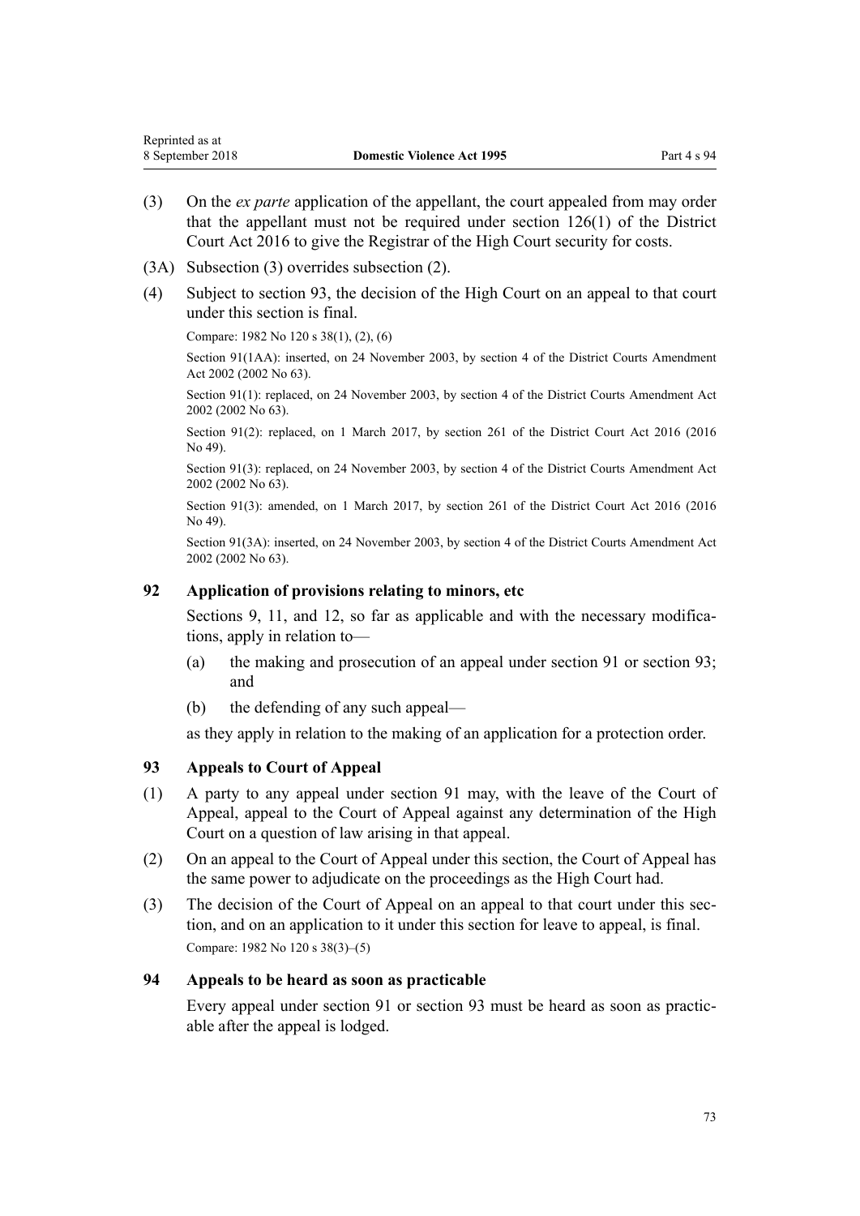(3) On the *ex parte* application of the appellant, the court appealed from may order that the appellant must not be required under section 126(1) of the District Court Act 2016 to give the Registrar of the High Court security for costs.

(3A) Subsection (3) overrides subsection (2).

(4) Subject to section 93, the decision of the High Court on an appeal to that court under this section is final.

Compare: 1982 No 120 s 38(1), (2), (6)

Section 91(1AA): inserted, on 24 November 2003, by section 4 of the District Courts Amendment Act 2002 (2002 No 63).

Section 91(1): replaced, on 24 November 2003, by section 4 of the District Courts Amendment Act 2002 (2002 No 63).

Section 91(2): replaced, on 1 March 2017, by section 261 of the District Court Act 2016 (2016 No 49).

Section 91(3): replaced, on 24 November 2003, by section 4 of the District Courts Amendment Act 2002 (2002 No 63).

Section 91(3): amended, on 1 March 2017, by section 261 of the District Court Act 2016 (2016 No 49).

Section 91(3A): inserted, on 24 November 2003, by section 4 of the District Courts Amendment Act 2002 (2002 No 63).

### 92 Application of provisions relating to minors, etc

Sections 9, 11, and 12, so far as applicable and with the necessary modifications, apply in relation to—

(a) the making and prosecution of an appeal under section 91 or section 93; and

(b) the defending of any such appeal—

as they apply in relation to the making of an application for a protection order.

### 93 Appeals to Court of Appeal

(1) A party to any appeal under section 91 may, with the leave of the Court of Appeal, appeal to the Court of Appeal against any determination of the High Court on a question of law arising in that appeal.

(2) On an appeal to the Court of Appeal under this section, the Court of Appeal has the same power to adjudicate on the proceedings as the High Court had.

(3) The decision of the Court of Appeal on an appeal to that court under this section, and on an application to it under this section for leave to appeal, is final.

Compare: 1982 No 120 s 38(3)–(5)

### 94 Appeals to be heard as soon as practicable

Every appeal under section 91 or section 93 must be heard as soon as practicable after the appeal is lodged.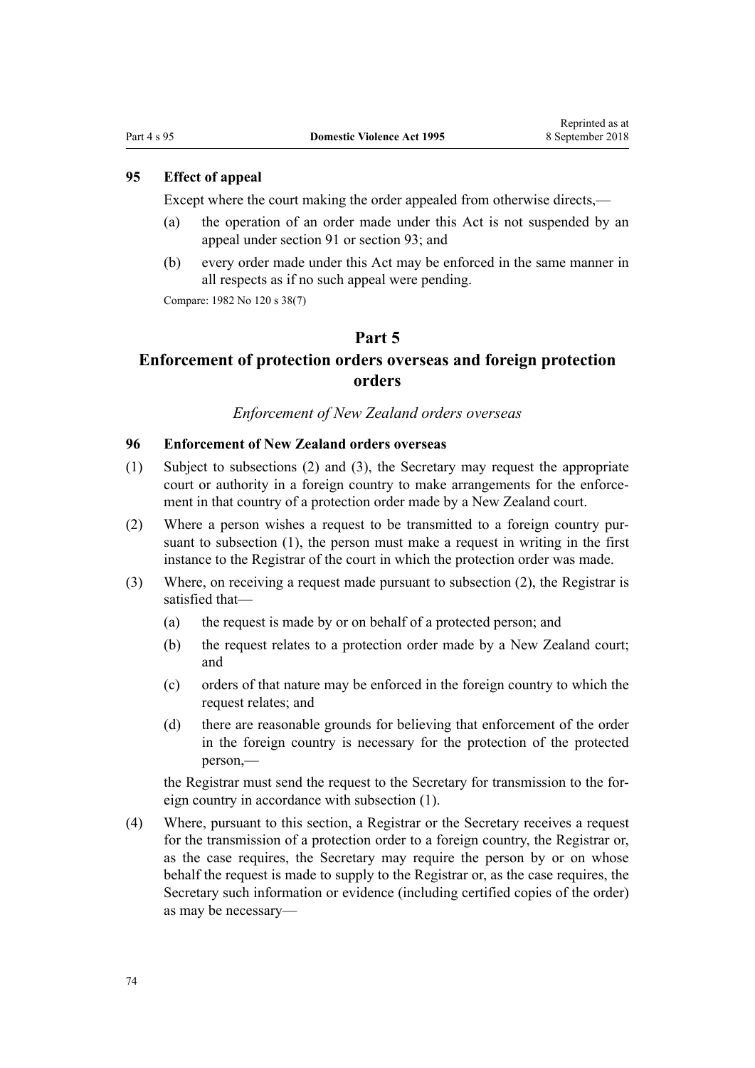### 95 Effect of appeal

Except where the court making the order appealed from otherwise directs,—

(a) the operation of an order made under this Act is not suspended by an appeal under section 91 or section 93; and

(b) every order made under this Act may be enforced in the same manner in all respects as if no such appeal were pending.

Compare: 1982 No 120 s 38(7)

## Part 5
## Enforcement of protection orders overseas and foreign protection orders

*Enforcement of New Zealand orders overseas*

### 96 Enforcement of New Zealand orders overseas

(1) Subject to subsections (2) and (3), the Secretary may request the appropriate court or authority in a foreign country to make arrangements for the enforcement in that country of a protection order made by a New Zealand court.

(2) Where a person wishes a request to be transmitted to a foreign country pursuant to subsection (1), the person must make a request in writing in the first instance to the Registrar of the court in which the protection order was made.

(3) Where, on receiving a request made pursuant to subsection (2), the Registrar is satisfied that—

(a) the request is made by or on behalf of a protected person; and

(b) the request relates to a protection order made by a New Zealand court; and

(c) orders of that nature may be enforced in the foreign country to which the request relates; and

(d) there are reasonable grounds for believing that enforcement of the order in the foreign country is necessary for the protection of the protected person,—

the Registrar must send the request to the Secretary for transmission to the foreign country in accordance with subsection (1).

(4) Where, pursuant to this section, a Registrar or the Secretary receives a request for the transmission of a protection order to a foreign country, the Registrar or, as the case requires, the Secretary may require the person by or on whose behalf the request is made to supply to the Registrar or, as the case requires, the Secretary such information or evidence (including certified copies of the order) as may be necessary—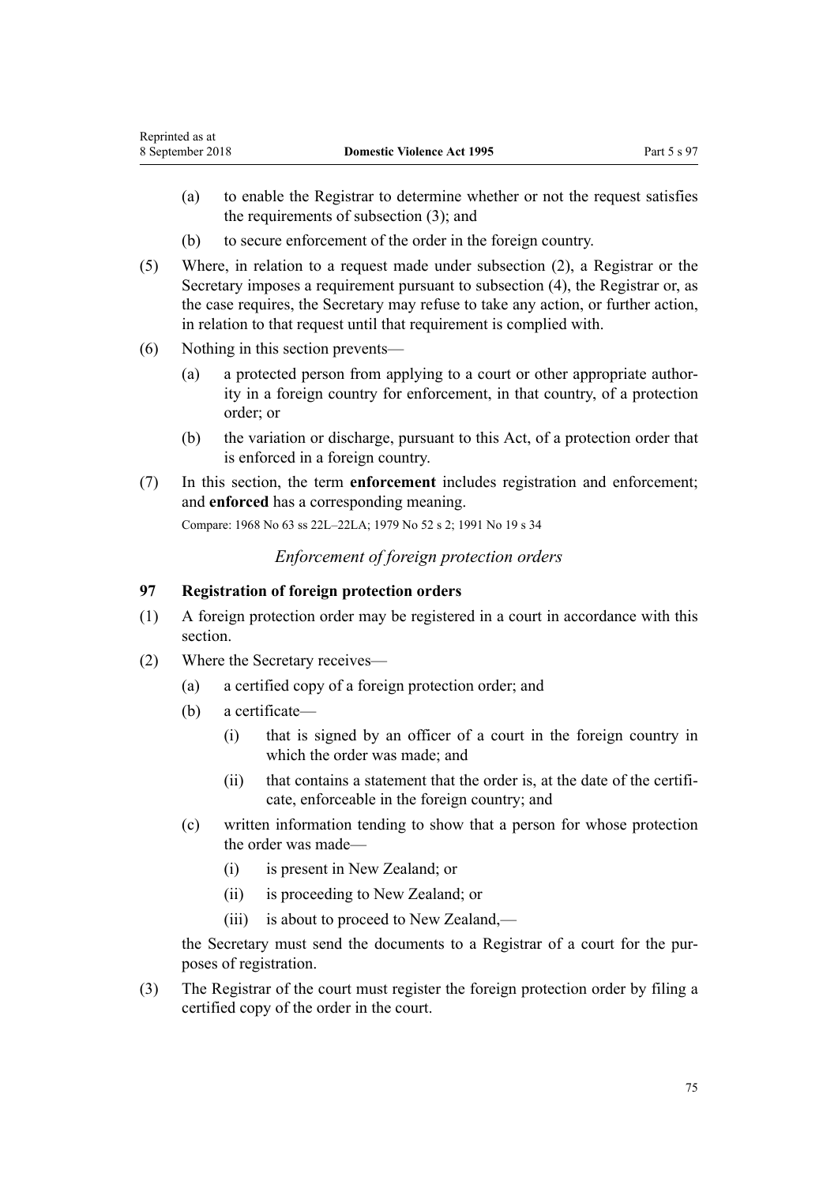(a) to enable the Registrar to determine whether or not the request satisfies the requirements of subsection (3); and

(b) to secure enforcement of the order in the foreign country.

(5) Where, in relation to a request made under subsection (2), a Registrar or the Secretary imposes a requirement pursuant to subsection (4), the Registrar or, as the case requires, the Secretary may refuse to take any action, or further action, in relation to that request until that requirement is complied with.

(6) Nothing in this section prevents—

(a) a protected person from applying to a court or other appropriate authority in a foreign country for enforcement, in that country, of a protection order; or

(b) the variation or discharge, pursuant to this Act, of a protection order that is enforced in a foreign country.

(7) In this section, the term **enforcement** includes registration and enforcement; and **enforced** has a corresponding meaning.

Compare: 1968 No 63 ss 22L–22LA; 1979 No 52 s 2; 1991 No 19 s 34

*Enforcement of foreign protection orders*

### 97 Registration of foreign protection orders

(1) A foreign protection order may be registered in a court in accordance with this section.

(2) Where the Secretary receives—

(a) a certified copy of a foreign protection order; and

(b) a certificate—

(i) that is signed by an officer of a court in the foreign country in which the order was made; and

(ii) that contains a statement that the order is, at the date of the certificate, enforceable in the foreign country; and

(c) written information tending to show that a person for whose protection the order was made—

(i) is present in New Zealand; or

(ii) is proceeding to New Zealand; or

(iii) is about to proceed to New Zealand,—

the Secretary must send the documents to a Registrar of a court for the purposes of registration.

(3) The Registrar of the court must register the foreign protection order by filing a certified copy of the order in the court.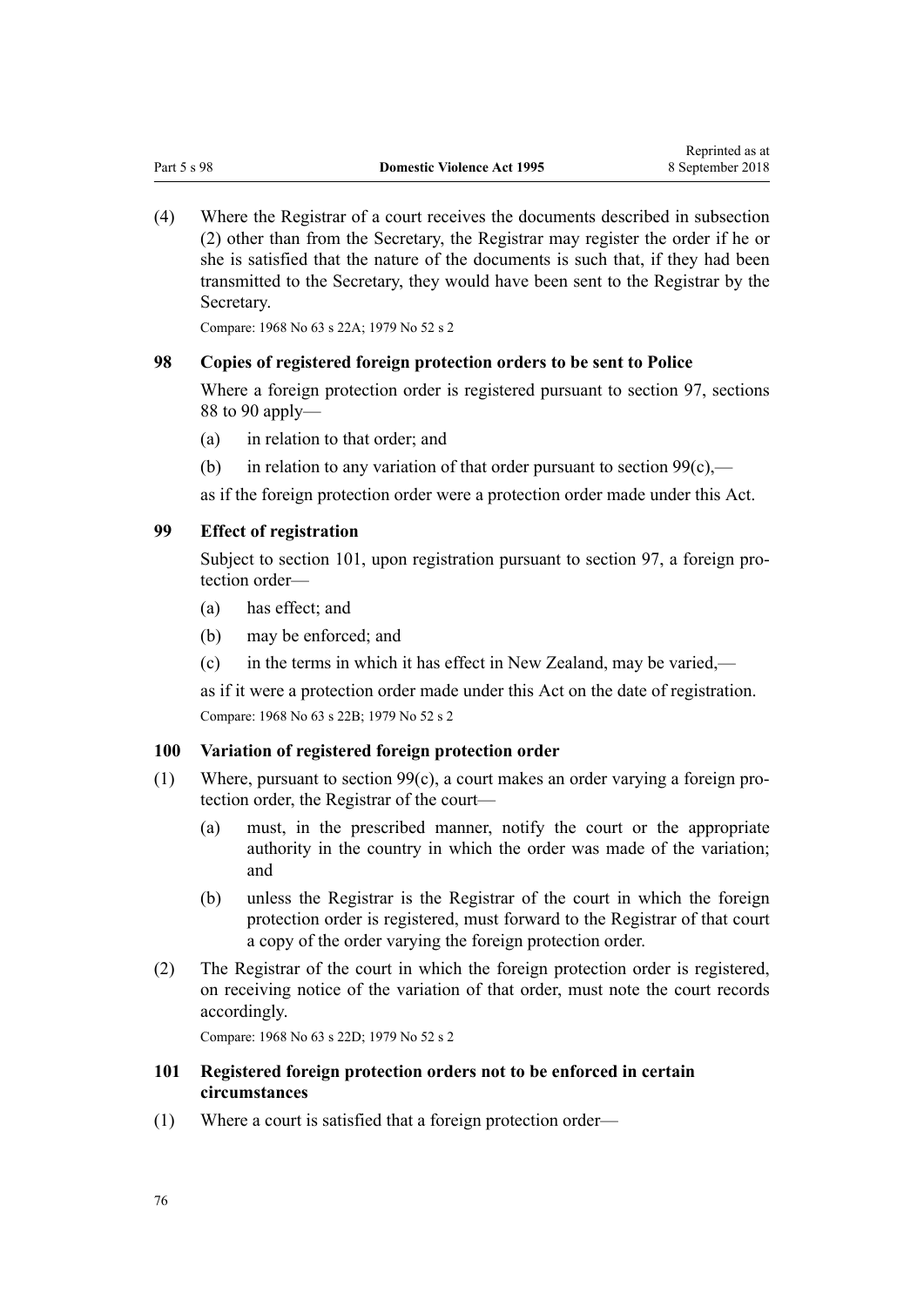(4) Where the Registrar of a court receives the documents described in subsection (2) other than from the Secretary, the Registrar may register the order if he or she is satisfied that the nature of the documents is such that, if they had been transmitted to the Secretary, they would have been sent to the Registrar by the Secretary.

Compare: 1968 No 63 s 22A; 1979 No 52 s 2

### 98 Copies of registered foreign protection orders to be sent to Police

Where a foreign protection order is registered pursuant to section 97, sections 88 to 90 apply—

(a) in relation to that order; and

(b) in relation to any variation of that order pursuant to section 99(c),—

as if the foreign protection order were a protection order made under this Act.

### 99 Effect of registration

Subject to section 101, upon registration pursuant to section 97, a foreign protection order—

(a) has effect; and

(b) may be enforced; and

(c) in the terms in which it has effect in New Zealand, may be varied,—

as if it were a protection order made under this Act on the date of registration.

Compare: 1968 No 63 s 22B; 1979 No 52 s 2

### 100 Variation of registered foreign protection order

(1) Where, pursuant to section 99(c), a court makes an order varying a foreign protection order, the Registrar of the court—

(a) must, in the prescribed manner, notify the court or the appropriate authority in the country in which the order was made of the variation; and

(b) unless the Registrar is the Registrar of the court in which the foreign protection order is registered, must forward to the Registrar of that court a copy of the order varying the foreign protection order.

(2) The Registrar of the court in which the foreign protection order is registered, on receiving notice of the variation of that order, must note the court records accordingly.

Compare: 1968 No 63 s 22D; 1979 No 52 s 2

### 101 Registered foreign protection orders not to be enforced in certain circumstances

(1) Where a court is satisfied that a foreign protection order—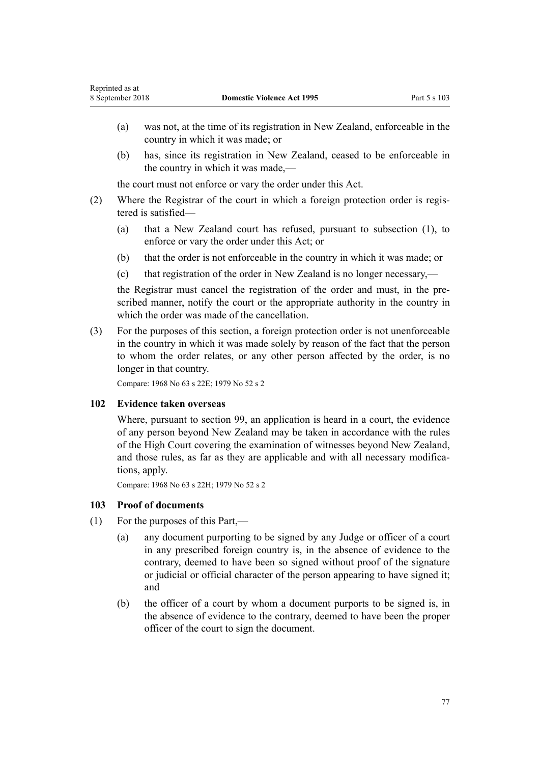(a) was not, at the time of its registration in New Zealand, enforceable in the country in which it was made; or

(b) has, since its registration in New Zealand, ceased to be enforceable in the country in which it was made,—

the court must not enforce or vary the order under this Act.

(2) Where the Registrar of the court in which a foreign protection order is registered is satisfied—

(a) that a New Zealand court has refused, pursuant to subsection (1), to enforce or vary the order under this Act; or

(b) that the order is not enforceable in the country in which it was made; or

(c) that registration of the order in New Zealand is no longer necessary,—

the Registrar must cancel the registration of the order and must, in the prescribed manner, notify the court or the appropriate authority in the country in which the order was made of the cancellation.

(3) For the purposes of this section, a foreign protection order is not unenforceable in the country in which it was made solely by reason of the fact that the person to whom the order relates, or any other person affected by the order, is no longer in that country.

Compare: 1968 No 63 s 22E; 1979 No 52 s 2

### 102 Evidence taken overseas

Where, pursuant to section 99, an application is heard in a court, the evidence of any person beyond New Zealand may be taken in accordance with the rules of the High Court covering the examination of witnesses beyond New Zealand, and those rules, as far as they are applicable and with all necessary modifications, apply.

Compare: 1968 No 63 s 22H; 1979 No 52 s 2

### 103 Proof of documents

(1) For the purposes of this Part,—

(a) any document purporting to be signed by any Judge or officer of a court in any prescribed foreign country is, in the absence of evidence to the contrary, deemed to have been so signed without proof of the signature or judicial or official character of the person appearing to have signed it; and

(b) the officer of a court by whom a document purports to be signed is, in the absence of evidence to the contrary, deemed to have been the proper officer of the court to sign the document.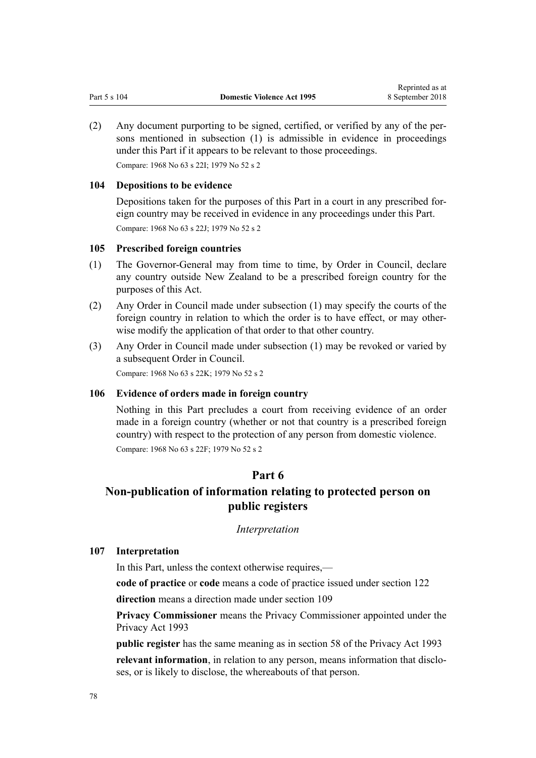(2) Any document purporting to be signed, certified, or verified by any of the persons mentioned in subsection (1) is admissible in evidence in proceedings under this Part if it appears to be relevant to those proceedings.

Compare: 1968 No 63 s 22I; 1979 No 52 s 2

### 104 Depositions to be evidence

Depositions taken for the purposes of this Part in a court in any prescribed foreign country may be received in evidence in any proceedings under this Part.

Compare: 1968 No 63 s 22J; 1979 No 52 s 2

### 105 Prescribed foreign countries

(1) The Governor-General may from time to time, by Order in Council, declare any country outside New Zealand to be a prescribed foreign country for the purposes of this Act.

(2) Any Order in Council made under subsection (1) may specify the courts of the foreign country in relation to which the order is to have effect, or may otherwise modify the application of that order to that other country.

(3) Any Order in Council made under subsection (1) may be revoked or varied by a subsequent Order in Council.

Compare: 1968 No 63 s 22K; 1979 No 52 s 2

### 106 Evidence of orders made in foreign country

Nothing in this Part precludes a court from receiving evidence of an order made in a foreign country (whether or not that country is a prescribed foreign country) with respect to the protection of any person from domestic violence.

Compare: 1968 No 63 s 22F; 1979 No 52 s 2

## Part 6

## Non-publication of information relating to protected person on public registers

*Interpretation*

### 107 Interpretation

In this Part, unless the context otherwise requires,—

**code of practice** or **code** means a code of practice issued under section 122

**direction** means a direction made under section 109

**Privacy Commissioner** means the Privacy Commissioner appointed under the Privacy Act 1993

**public register** has the same meaning as in section 58 of the Privacy Act 1993

**relevant information**, in relation to any person, means information that discloses, or is likely to disclose, the whereabouts of that person.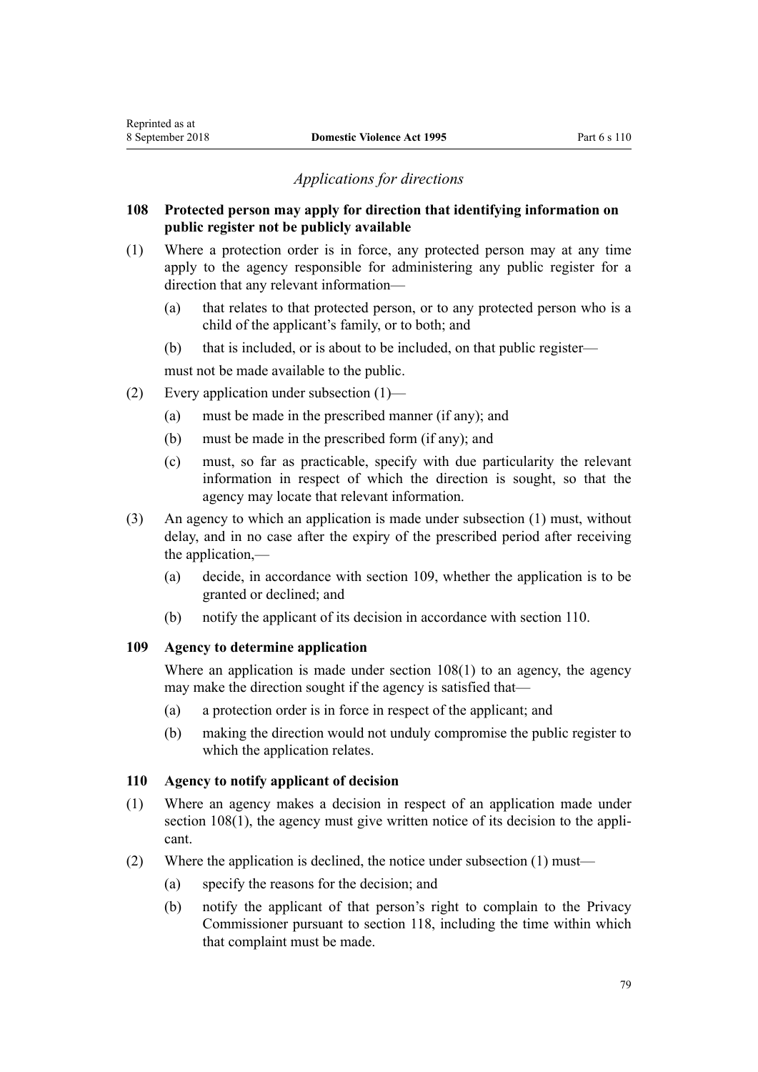*Applications for directions*

### 108 Protected person may apply for direction that identifying information on public register not be publicly available

(1) Where a protection order is in force, any protected person may at any time apply to the agency responsible for administering any public register for a direction that any relevant information—

  (a) that relates to that protected person, or to any protected person who is a child of the applicant's family, or to both; and

  (b) that is included, or is about to be included, on that public register—

  must not be made available to the public.

(2) Every application under subsection (1)—

  (a) must be made in the prescribed manner (if any); and

  (b) must be made in the prescribed form (if any); and

  (c) must, so far as practicable, specify with due particularity the relevant information in respect of which the direction is sought, so that the agency may locate that relevant information.

(3) An agency to which an application is made under subsection (1) must, without delay, and in no case after the expiry of the prescribed period after receiving the application,—

  (a) decide, in accordance with section 109, whether the application is to be granted or declined; and

  (b) notify the applicant of its decision in accordance with section 110.

### 109 Agency to determine application

Where an application is made under section 108(1) to an agency, the agency may make the direction sought if the agency is satisfied that—

  (a) a protection order is in force in respect of the applicant; and

  (b) making the direction would not unduly compromise the public register to which the application relates.

### 110 Agency to notify applicant of decision

(1) Where an agency makes a decision in respect of an application made under section 108(1), the agency must give written notice of its decision to the applicant.

(2) Where the application is declined, the notice under subsection (1) must—

  (a) specify the reasons for the decision; and

  (b) notify the applicant of that person's right to complain to the Privacy Commissioner pursuant to section 118, including the time within which that complaint must be made.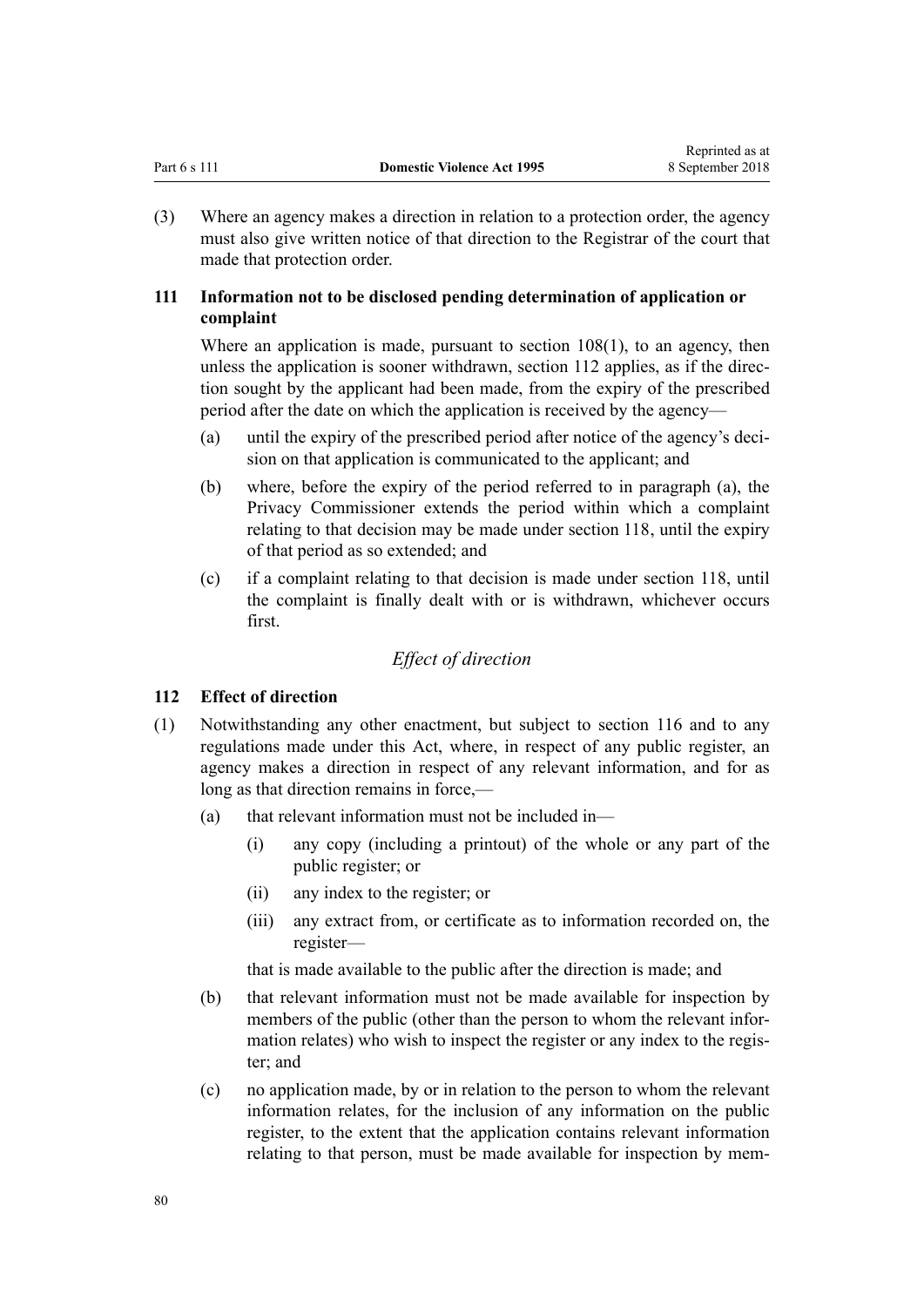(3) Where an agency makes a direction in relation to a protection order, the agency must also give written notice of that direction to the Registrar of the court that made that protection order.

### 111 Information not to be disclosed pending determination of application or complaint

Where an application is made, pursuant to section 108(1), to an agency, then unless the application is sooner withdrawn, section 112 applies, as if the direction sought by the applicant had been made, from the expiry of the prescribed period after the date on which the application is received by the agency—

- (a) until the expiry of the prescribed period after notice of the agency's decision on that application is communicated to the applicant; and
- (b) where, before the expiry of the period referred to in paragraph (a), the Privacy Commissioner extends the period within which a complaint relating to that decision may be made under section 118, until the expiry of that period as so extended; and
- (c) if a complaint relating to that decision is made under section 118, until the complaint is finally dealt with or is withdrawn, whichever occurs first.

*Effect of direction*

### 112 Effect of direction

(1) Notwithstanding any other enactment, but subject to section 116 and to any regulations made under this Act, where, in respect of any public register, an agency makes a direction in respect of any relevant information, and for as long as that direction remains in force,—

- (a) that relevant information must not be included in—
  - (i) any copy (including a printout) of the whole or any part of the public register; or
  - (ii) any index to the register; or
  - (iii) any extract from, or certificate as to information recorded on, the register—

  that is made available to the public after the direction is made; and
- (b) that relevant information must not be made available for inspection by members of the public (other than the person to whom the relevant information relates) who wish to inspect the register or any index to the register; and
- (c) no application made, by or in relation to the person to whom the relevant information relates, for the inclusion of any information on the public register, to the extent that the application contains relevant information relating to that person, must be made available for inspection by mem-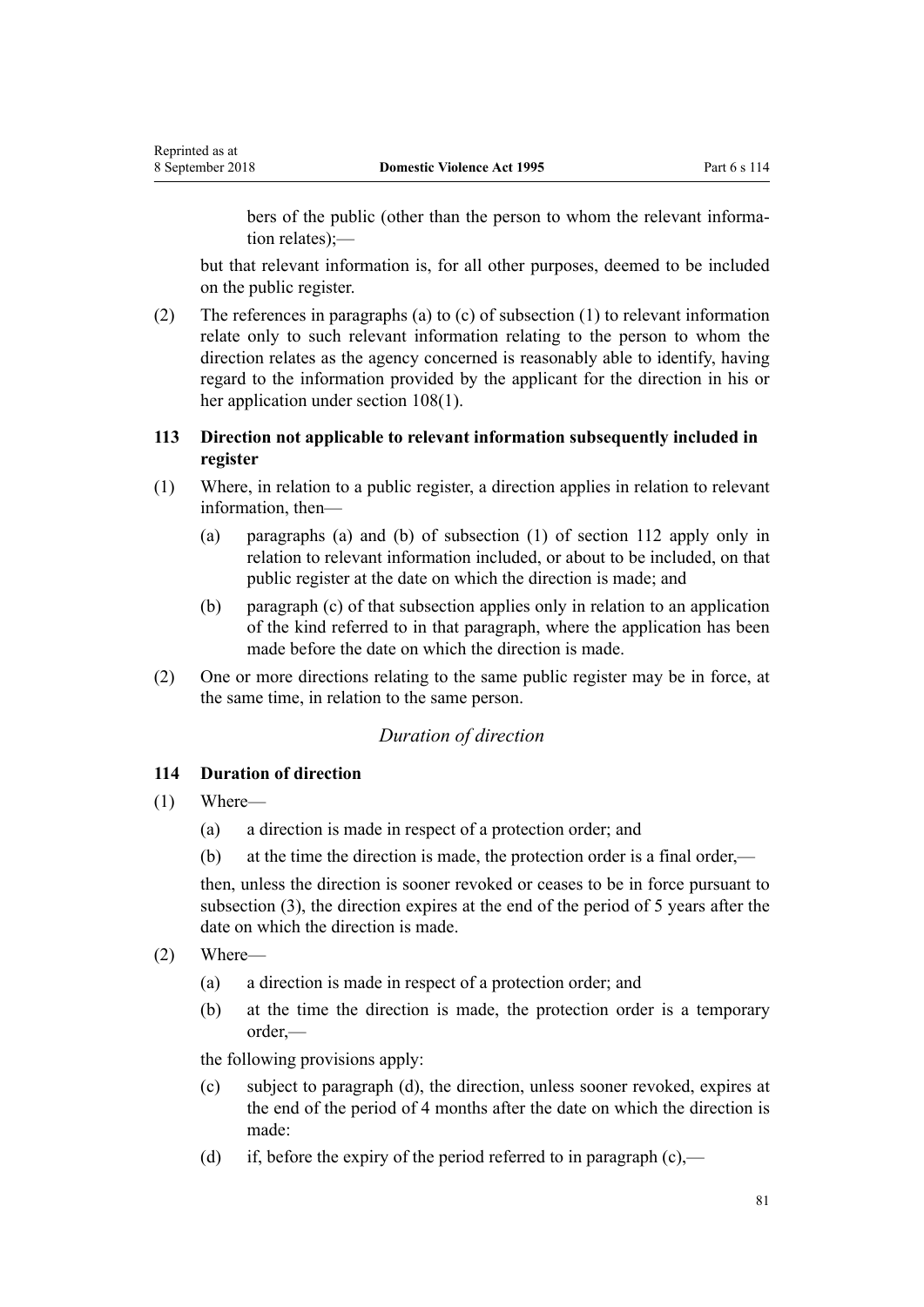bers of the public (other than the person to whom the relevant information relates);—

but that relevant information is, for all other purposes, deemed to be included on the public register.

(2) The references in paragraphs (a) to (c) of subsection (1) to relevant information relate only to such relevant information relating to the person to whom the direction relates as the agency concerned is reasonably able to identify, having regard to the information provided by the applicant for the direction in his or her application under section 108(1).

### 113 Direction not applicable to relevant information subsequently included in register

(1) Where, in relation to a public register, a direction applies in relation to relevant information, then—

- (a) paragraphs (a) and (b) of subsection (1) of section 112 apply only in relation to relevant information included, or about to be included, on that public register at the date on which the direction is made; and
- (b) paragraph (c) of that subsection applies only in relation to an application of the kind referred to in that paragraph, where the application has been made before the date on which the direction is made.

(2) One or more directions relating to the same public register may be in force, at the same time, in relation to the same person.

*Duration of direction*

### 114 Duration of direction

(1) Where—

- (a) a direction is made in respect of a protection order; and
- (b) at the time the direction is made, the protection order is a final order,—

then, unless the direction is sooner revoked or ceases to be in force pursuant to subsection (3), the direction expires at the end of the period of 5 years after the date on which the direction is made.

(2) Where—

- (a) a direction is made in respect of a protection order; and
- (b) at the time the direction is made, the protection order is a temporary order,—

the following provisions apply:

- (c) subject to paragraph (d), the direction, unless sooner revoked, expires at the end of the period of 4 months after the date on which the direction is made:
- (d) if, before the expiry of the period referred to in paragraph (c),—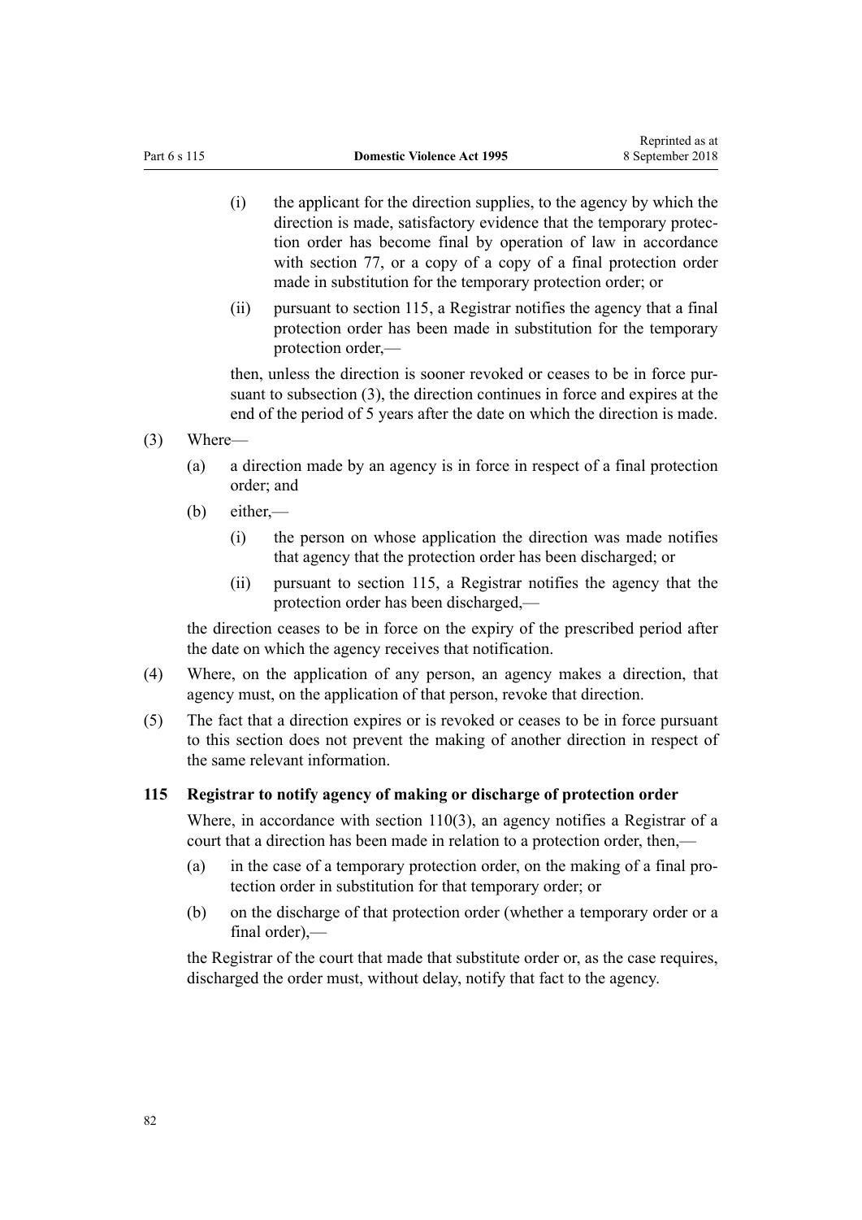(i) the applicant for the direction supplies, to the agency by which the direction is made, satisfactory evidence that the temporary protection order has become final by operation of law in accordance with section 77, or a copy of a copy of a final protection order made in substitution for the temporary protection order; or

(ii) pursuant to section 115, a Registrar notifies the agency that a final protection order has been made in substitution for the temporary protection order,—

then, unless the direction is sooner revoked or ceases to be in force pursuant to subsection (3), the direction continues in force and expires at the end of the period of 5 years after the date on which the direction is made.

(3) Where—

(a) a direction made by an agency is in force in respect of a final protection order; and

(b) either,—

(i) the person on whose application the direction was made notifies that agency that the protection order has been discharged; or

(ii) pursuant to section 115, a Registrar notifies the agency that the protection order has been discharged,—

the direction ceases to be in force on the expiry of the prescribed period after the date on which the agency receives that notification.

(4) Where, on the application of any person, an agency makes a direction, that agency must, on the application of that person, revoke that direction.

(5) The fact that a direction expires or is revoked or ceases to be in force pursuant to this section does not prevent the making of another direction in respect of the same relevant information.

### 115 Registrar to notify agency of making or discharge of protection order

Where, in accordance with section 110(3), an agency notifies a Registrar of a court that a direction has been made in relation to a protection order, then,—

(a) in the case of a temporary protection order, on the making of a final protection order in substitution for that temporary order; or

(b) on the discharge of that protection order (whether a temporary order or a final order),—

the Registrar of the court that made that substitute order or, as the case requires, discharged the order must, without delay, notify that fact to the agency.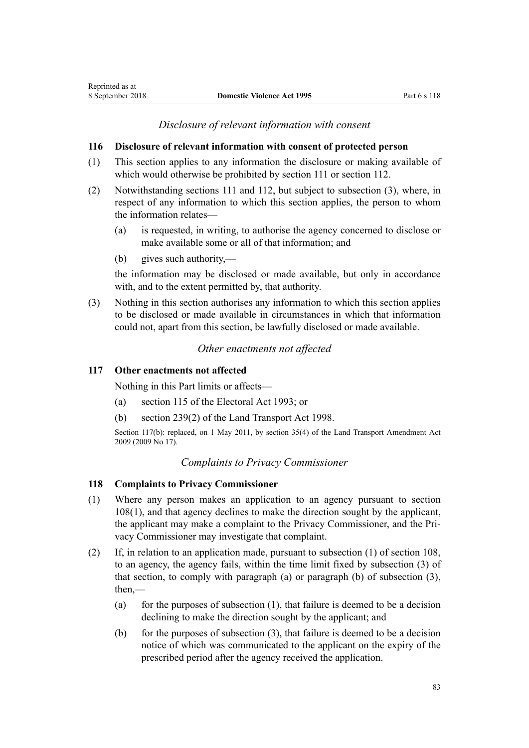*Disclosure of relevant information with consent*

### 116 Disclosure of relevant information with consent of protected person

(1) This section applies to any information the disclosure or making available of which would otherwise be prohibited by section 111 or section 112.

(2) Notwithstanding sections 111 and 112, but subject to subsection (3), where, in respect of any information to which this section applies, the person to whom the information relates—

- (a) is requested, in writing, to authorise the agency concerned to disclose or make available some or all of that information; and
- (b) gives such authority,—

the information may be disclosed or made available, but only in accordance with, and to the extent permitted by, that authority.

(3) Nothing in this section authorises any information to which this section applies to be disclosed or made available in circumstances in which that information could not, apart from this section, be lawfully disclosed or made available.

*Other enactments not affected*

### 117 Other enactments not affected

Nothing in this Part limits or affects—

- (a) section 115 of the Electoral Act 1993; or
- (b) section 239(2) of the Land Transport Act 1998.

Section 117(b): replaced, on 1 May 2011, by section 35(4) of the Land Transport Amendment Act 2009 (2009 No 17).

*Complaints to Privacy Commissioner*

### 118 Complaints to Privacy Commissioner

(1) Where any person makes an application to an agency pursuant to section 108(1), and that agency declines to make the direction sought by the applicant, the applicant may make a complaint to the Privacy Commissioner, and the Privacy Commissioner may investigate that complaint.

(2) If, in relation to an application made, pursuant to subsection (1) of section 108, to an agency, the agency fails, within the time limit fixed by subsection (3) of that section, to comply with paragraph (a) or paragraph (b) of subsection (3), then,—

- (a) for the purposes of subsection (1), that failure is deemed to be a decision declining to make the direction sought by the applicant; and
- (b) for the purposes of subsection (3), that failure is deemed to be a decision notice of which was communicated to the applicant on the expiry of the prescribed period after the agency received the application.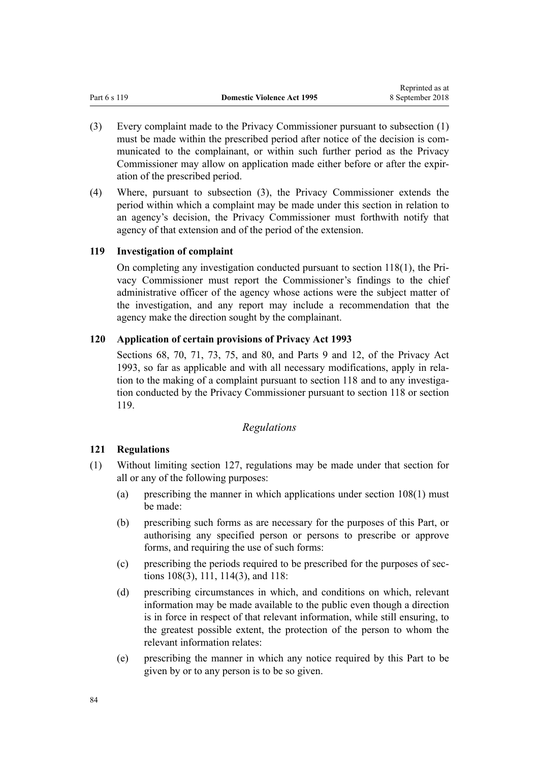(3) Every complaint made to the Privacy Commissioner pursuant to subsection (1) must be made within the prescribed period after notice of the decision is communicated to the complainant, or within such further period as the Privacy Commissioner may allow on application made either before or after the expiration of the prescribed period.

(4) Where, pursuant to subsection (3), the Privacy Commissioner extends the period within which a complaint may be made under this section in relation to an agency's decision, the Privacy Commissioner must forthwith notify that agency of that extension and of the period of the extension.

### 119 Investigation of complaint

On completing any investigation conducted pursuant to section 118(1), the Privacy Commissioner must report the Commissioner's findings to the chief administrative officer of the agency whose actions were the subject matter of the investigation, and any report may include a recommendation that the agency make the direction sought by the complainant.

### 120 Application of certain provisions of Privacy Act 1993

Sections 68, 70, 71, 73, 75, and 80, and Parts 9 and 12, of the Privacy Act 1993, so far as applicable and with all necessary modifications, apply in relation to the making of a complaint pursuant to section 118 and to any investigation conducted by the Privacy Commissioner pursuant to section 118 or section 119.

## *Regulations*

### 121 Regulations

(1) Without limiting section 127, regulations may be made under that section for all or any of the following purposes:

   (a) prescribing the manner in which applications under section 108(1) must be made:

   (b) prescribing such forms as are necessary for the purposes of this Part, or authorising any specified person or persons to prescribe or approve forms, and requiring the use of such forms:

   (c) prescribing the periods required to be prescribed for the purposes of sections 108(3), 111, 114(3), and 118:

   (d) prescribing circumstances in which, and conditions on which, relevant information may be made available to the public even though a direction is in force in respect of that relevant information, while still ensuring, to the greatest possible extent, the protection of the person to whom the relevant information relates:

   (e) prescribing the manner in which any notice required by this Part to be given by or to any person is to be so given.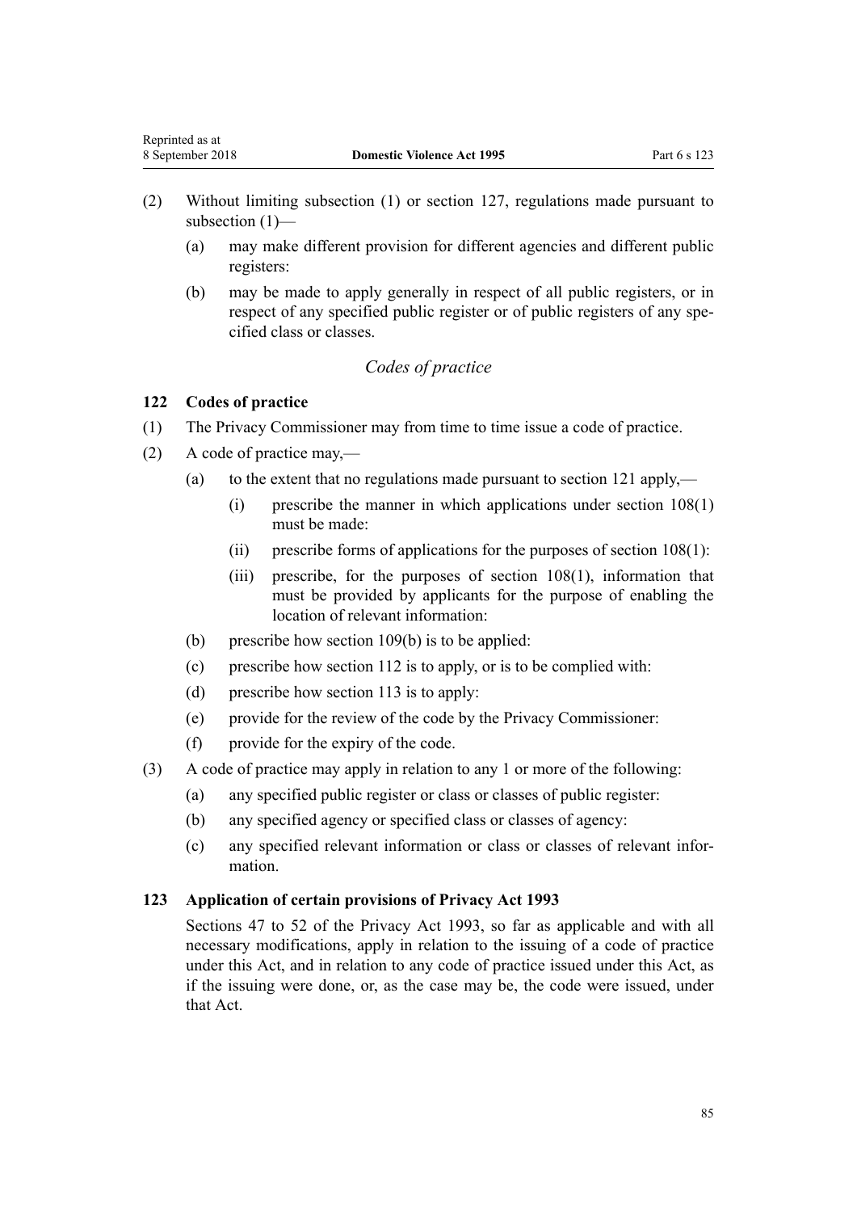(2) Without limiting subsection (1) or section 127, regulations made pursuant to subsection (1)—

(a) may make different provision for different agencies and different public registers:

(b) may be made to apply generally in respect of all public registers, or in respect of any specified public register or of public registers of any specified class or classes.

*Codes of practice*

### 122 Codes of practice

(1) The Privacy Commissioner may from time to time issue a code of practice.

(2) A code of practice may,—

(a) to the extent that no regulations made pursuant to section 121 apply,—

(i) prescribe the manner in which applications under section 108(1) must be made:

(ii) prescribe forms of applications for the purposes of section 108(1):

(iii) prescribe, for the purposes of section 108(1), information that must be provided by applicants for the purpose of enabling the location of relevant information:

(b) prescribe how section 109(b) is to be applied:

(c) prescribe how section 112 is to apply, or is to be complied with:

(d) prescribe how section 113 is to apply:

(e) provide for the review of the code by the Privacy Commissioner:

(f) provide for the expiry of the code.

(3) A code of practice may apply in relation to any 1 or more of the following:

(a) any specified public register or class or classes of public register:

(b) any specified agency or specified class or classes of agency:

(c) any specified relevant information or class or classes of relevant information.

### 123 Application of certain provisions of Privacy Act 1993

Sections 47 to 52 of the Privacy Act 1993, so far as applicable and with all necessary modifications, apply in relation to the issuing of a code of practice under this Act, and in relation to any code of practice issued under this Act, as if the issuing were done, or, as the case may be, the code were issued, under that Act.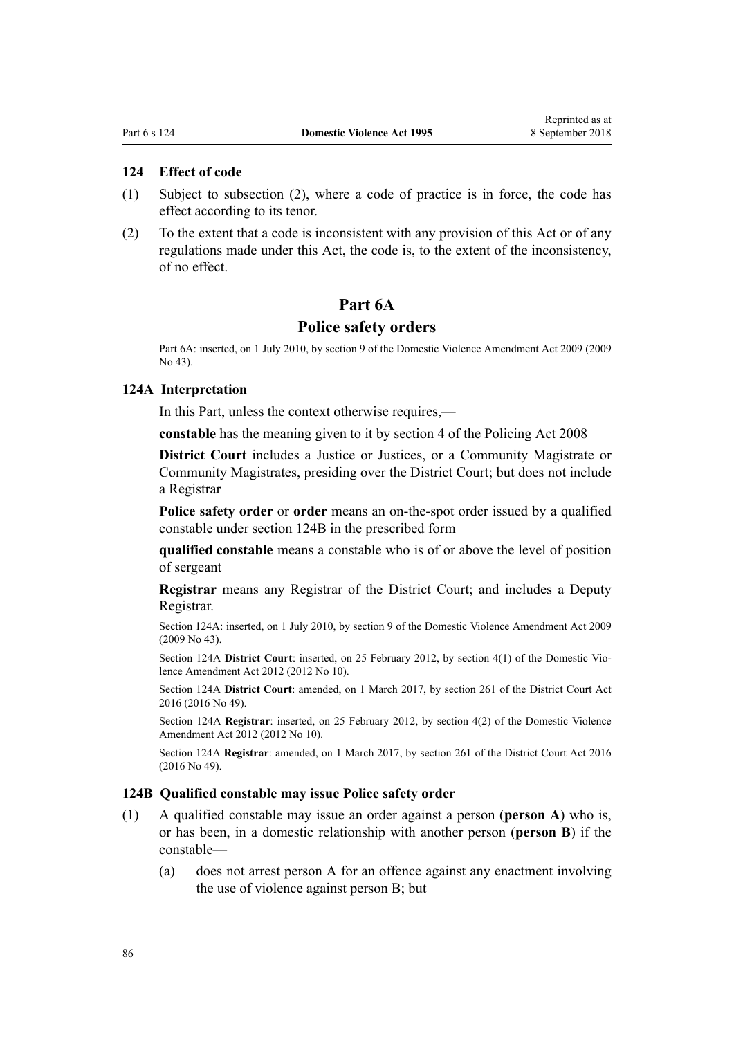### 124 Effect of code

(1) Subject to subsection (2), where a code of practice is in force, the code has effect according to its tenor.

(2) To the extent that a code is inconsistent with any provision of this Act or of any regulations made under this Act, the code is, to the extent of the inconsistency, of no effect.

## Part 6A

## Police safety orders

Part 6A: inserted, on 1 July 2010, by section 9 of the Domestic Violence Amendment Act 2009 (2009 No 43).

### 124A Interpretation

In this Part, unless the context otherwise requires,—

**constable** has the meaning given to it by section 4 of the Policing Act 2008

**District Court** includes a Justice or Justices, or a Community Magistrate or Community Magistrates, presiding over the District Court; but does not include a Registrar

**Police safety order** or **order** means an on-the-spot order issued by a qualified constable under section 124B in the prescribed form

**qualified constable** means a constable who is of or above the level of position of sergeant

**Registrar** means any Registrar of the District Court; and includes a Deputy Registrar.

Section 124A: inserted, on 1 July 2010, by section 9 of the Domestic Violence Amendment Act 2009 (2009 No 43).

Section 124A **District Court**: inserted, on 25 February 2012, by section 4(1) of the Domestic Violence Amendment Act 2012 (2012 No 10).

Section 124A **District Court**: amended, on 1 March 2017, by section 261 of the District Court Act 2016 (2016 No 49).

Section 124A **Registrar**: inserted, on 25 February 2012, by section 4(2) of the Domestic Violence Amendment Act 2012 (2012 No 10).

Section 124A **Registrar**: amended, on 1 March 2017, by section 261 of the District Court Act 2016 (2016 No 49).

### 124B Qualified constable may issue Police safety order

(1) A qualified constable may issue an order against a person (**person A**) who is, or has been, in a domestic relationship with another person (**person B**) if the constable—

(a) does not arrest person A for an offence against any enactment involving the use of violence against person B; but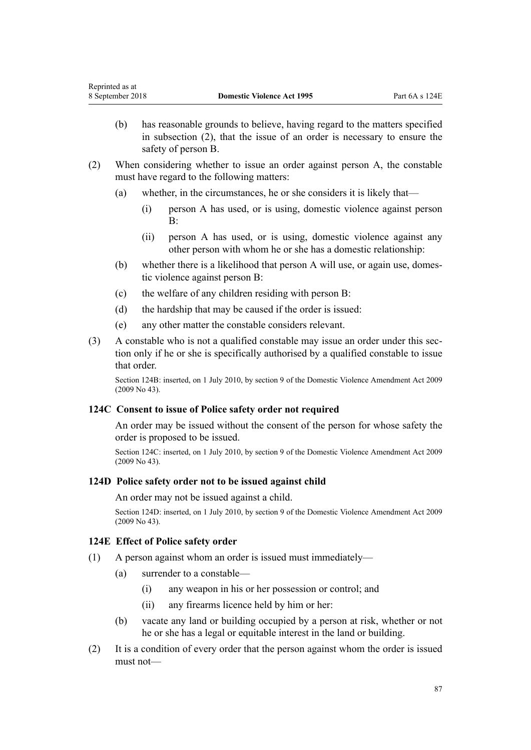(b) has reasonable grounds to believe, having regard to the matters specified in subsection (2), that the issue of an order is necessary to ensure the safety of person B.

(2) When considering whether to issue an order against person A, the constable must have regard to the following matters:

(a) whether, in the circumstances, he or she considers it is likely that—

(i) person A has used, or is using, domestic violence against person B:

(ii) person A has used, or is using, domestic violence against any other person with whom he or she has a domestic relationship:

(b) whether there is a likelihood that person A will use, or again use, domestic violence against person B:

(c) the welfare of any children residing with person B:

(d) the hardship that may be caused if the order is issued:

(e) any other matter the constable considers relevant.

(3) A constable who is not a qualified constable may issue an order under this section only if he or she is specifically authorised by a qualified constable to issue that order.

Section 124B: inserted, on 1 July 2010, by section 9 of the Domestic Violence Amendment Act 2009 (2009 No 43).

### 124C Consent to issue of Police safety order not required

An order may be issued without the consent of the person for whose safety the order is proposed to be issued.

Section 124C: inserted, on 1 July 2010, by section 9 of the Domestic Violence Amendment Act 2009 (2009 No 43).

### 124D Police safety order not to be issued against child

An order may not be issued against a child.

Section 124D: inserted, on 1 July 2010, by section 9 of the Domestic Violence Amendment Act 2009 (2009 No 43).

### 124E Effect of Police safety order

(1) A person against whom an order is issued must immediately—

(a) surrender to a constable—

(i) any weapon in his or her possession or control; and

(ii) any firearms licence held by him or her:

(b) vacate any land or building occupied by a person at risk, whether or not he or she has a legal or equitable interest in the land or building.

(2) It is a condition of every order that the person against whom the order is issued must not—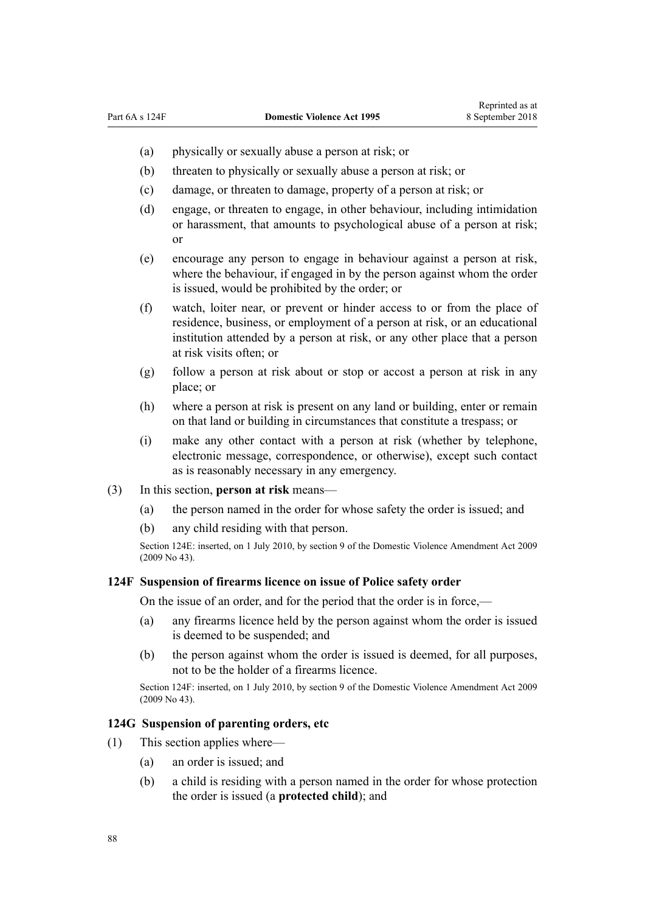(a) physically or sexually abuse a person at risk; or

(b) threaten to physically or sexually abuse a person at risk; or

(c) damage, or threaten to damage, property of a person at risk; or

(d) engage, or threaten to engage, in other behaviour, including intimidation or harassment, that amounts to psychological abuse of a person at risk; or

(e) encourage any person to engage in behaviour against a person at risk, where the behaviour, if engaged in by the person against whom the order is issued, would be prohibited by the order; or

(f) watch, loiter near, or prevent or hinder access to or from the place of residence, business, or employment of a person at risk, or an educational institution attended by a person at risk, or any other place that a person at risk visits often; or

(g) follow a person at risk about or stop or accost a person at risk in any place; or

(h) where a person at risk is present on any land or building, enter or remain on that land or building in circumstances that constitute a trespass; or

(i) make any other contact with a person at risk (whether by telephone, electronic message, correspondence, or otherwise), except such contact as is reasonably necessary in any emergency.

(3) In this section, **person at risk** means—

(a) the person named in the order for whose safety the order is issued; and

(b) any child residing with that person.

Section 124E: inserted, on 1 July 2010, by section 9 of the Domestic Violence Amendment Act 2009 (2009 No 43).

### 124F Suspension of firearms licence on issue of Police safety order

On the issue of an order, and for the period that the order is in force,—

(a) any firearms licence held by the person against whom the order is issued is deemed to be suspended; and

(b) the person against whom the order is issued is deemed, for all purposes, not to be the holder of a firearms licence.

Section 124F: inserted, on 1 July 2010, by section 9 of the Domestic Violence Amendment Act 2009 (2009 No 43).

### 124G Suspension of parenting orders, etc

(1) This section applies where—

(a) an order is issued; and

(b) a child is residing with a person named in the order for whose protection the order is issued (a **protected child**); and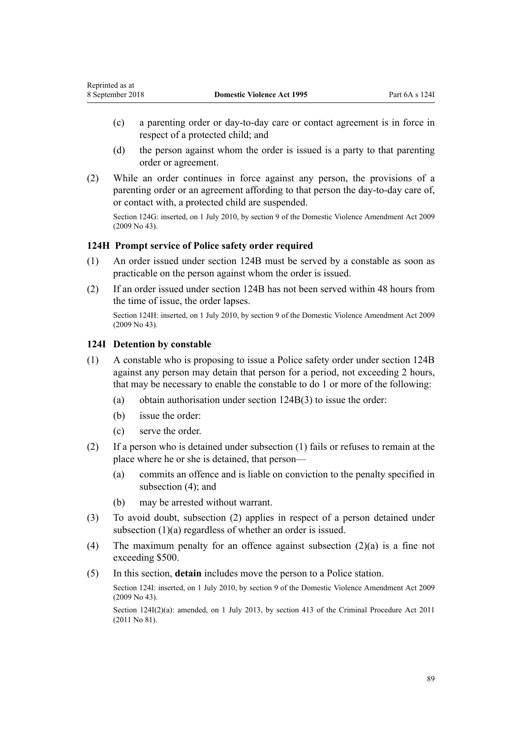(c) a parenting order or day-to-day care or contact agreement is in force in respect of a protected child; and

(d) the person against whom the order is issued is a party to that parenting order or agreement.

(2) While an order continues in force against any person, the provisions of a parenting order or an agreement affording to that person the day-to-day care of, or contact with, a protected child are suspended.

Section 124G: inserted, on 1 July 2010, by section 9 of the Domestic Violence Amendment Act 2009 (2009 No 43).

### 124H Prompt service of Police safety order required

(1) An order issued under section 124B must be served by a constable as soon as practicable on the person against whom the order is issued.

(2) If an order issued under section 124B has not been served within 48 hours from the time of issue, the order lapses.

Section 124H: inserted, on 1 July 2010, by section 9 of the Domestic Violence Amendment Act 2009 (2009 No 43).

### 124I Detention by constable

(1) A constable who is proposing to issue a Police safety order under section 124B against any person may detain that person for a period, not exceeding 2 hours, that may be necessary to enable the constable to do 1 or more of the following:

(a) obtain authorisation under section 124B(3) to issue the order:

(b) issue the order:

(c) serve the order.

(2) If a person who is detained under subsection (1) fails or refuses to remain at the place where he or she is detained, that person—

(a) commits an offence and is liable on conviction to the penalty specified in subsection (4); and

(b) may be arrested without warrant.

(3) To avoid doubt, subsection (2) applies in respect of a person detained under subsection (1)(a) regardless of whether an order is issued.

(4) The maximum penalty for an offence against subsection (2)(a) is a fine not exceeding $500.

(5) In this section, **detain** includes move the person to a Police station.

Section 124I: inserted, on 1 July 2010, by section 9 of the Domestic Violence Amendment Act 2009 (2009 No 43).

Section 124I(2)(a): amended, on 1 July 2013, by section 413 of the Criminal Procedure Act 2011 (2011 No 81).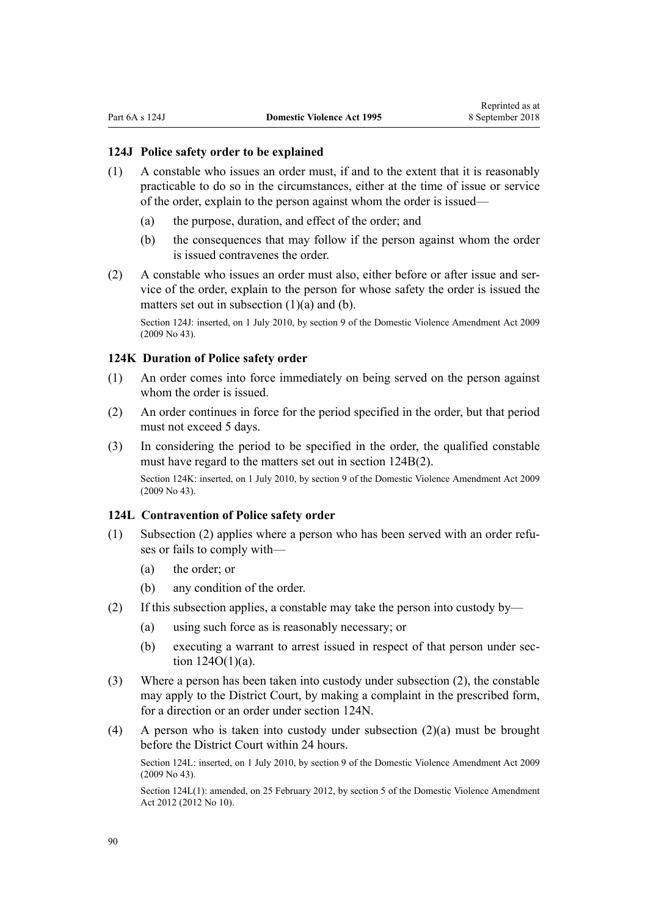### 124J Police safety order to be explained

(1) A constable who issues an order must, if and to the extent that it is reasonably practicable to do so in the circumstances, either at the time of issue or service of the order, explain to the person against whom the order is issued—

- (a) the purpose, duration, and effect of the order; and
- (b) the consequences that may follow if the person against whom the order is issued contravenes the order.

(2) A constable who issues an order must also, either before or after issue and service of the order, explain to the person for whose safety the order is issued the matters set out in subsection (1)(a) and (b).

Section 124J: inserted, on 1 July 2010, by section 9 of the Domestic Violence Amendment Act 2009 (2009 No 43).

### 124K Duration of Police safety order

(1) An order comes into force immediately on being served on the person against whom the order is issued.

(2) An order continues in force for the period specified in the order, but that period must not exceed 5 days.

(3) In considering the period to be specified in the order, the qualified constable must have regard to the matters set out in section 124B(2).

Section 124K: inserted, on 1 July 2010, by section 9 of the Domestic Violence Amendment Act 2009 (2009 No 43).

### 124L Contravention of Police safety order

(1) Subsection (2) applies where a person who has been served with an order refuses or fails to comply with—

- (a) the order; or
- (b) any condition of the order.

(2) If this subsection applies, a constable may take the person into custody by—

- (a) using such force as is reasonably necessary; or
- (b) executing a warrant to arrest issued in respect of that person under section 124O(1)(a).

(3) Where a person has been taken into custody under subsection (2), the constable may apply to the District Court, by making a complaint in the prescribed form, for a direction or an order under section 124N.

(4) A person who is taken into custody under subsection (2)(a) must be brought before the District Court within 24 hours.

Section 124L: inserted, on 1 July 2010, by section 9 of the Domestic Violence Amendment Act 2009 (2009 No 43).

Section 124L(1): amended, on 25 February 2012, by section 5 of the Domestic Violence Amendment Act 2012 (2012 No 10).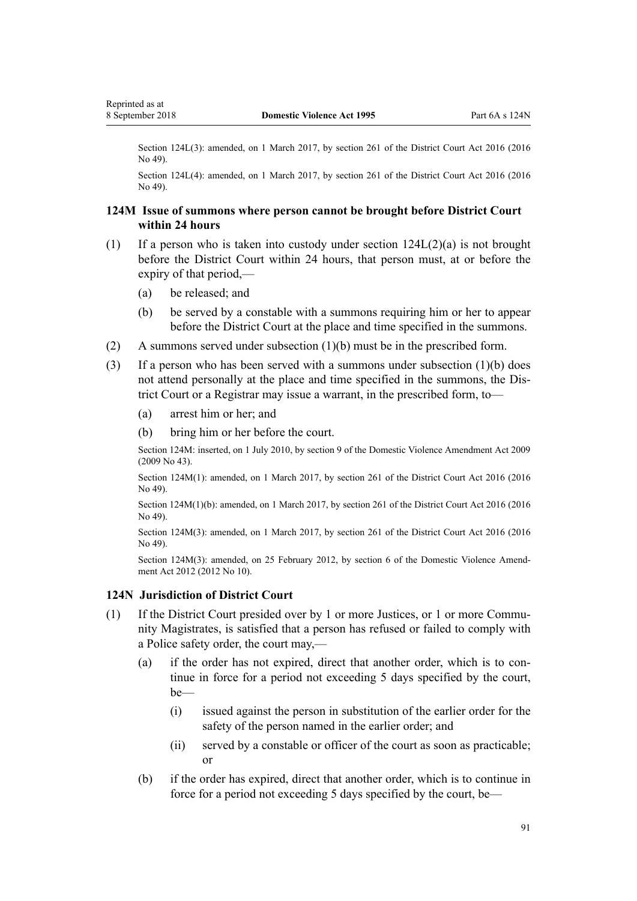Section 124L(3): amended, on 1 March 2017, by section 261 of the District Court Act 2016 (2016 No 49).

Section 124L(4): amended, on 1 March 2017, by section 261 of the District Court Act 2016 (2016 No 49).

### 124M Issue of summons where person cannot be brought before District Court within 24 hours

(1) If a person who is taken into custody under section 124L(2)(a) is not brought before the District Court within 24 hours, that person must, at or before the expiry of that period,—

(a) be released; and

(b) be served by a constable with a summons requiring him or her to appear before the District Court at the place and time specified in the summons.

(2) A summons served under subsection (1)(b) must be in the prescribed form.

(3) If a person who has been served with a summons under subsection (1)(b) does not attend personally at the place and time specified in the summons, the District Court or a Registrar may issue a warrant, in the prescribed form, to—

(a) arrest him or her; and

(b) bring him or her before the court.

Section 124M: inserted, on 1 July 2010, by section 9 of the Domestic Violence Amendment Act 2009 (2009 No 43).

Section 124M(1): amended, on 1 March 2017, by section 261 of the District Court Act 2016 (2016 No 49).

Section 124M(1)(b): amended, on 1 March 2017, by section 261 of the District Court Act 2016 (2016 No 49).

Section 124M(3): amended, on 1 March 2017, by section 261 of the District Court Act 2016 (2016 No 49).

Section 124M(3): amended, on 25 February 2012, by section 6 of the Domestic Violence Amendment Act 2012 (2012 No 10).

### 124N Jurisdiction of District Court

(1) If the District Court presided over by 1 or more Justices, or 1 or more Community Magistrates, is satisfied that a person has refused or failed to comply with a Police safety order, the court may,—

(a) if the order has not expired, direct that another order, which is to continue in force for a period not exceeding 5 days specified by the court, be—

(i) issued against the person in substitution of the earlier order for the safety of the person named in the earlier order; and

(ii) served by a constable or officer of the court as soon as practicable; or

(b) if the order has expired, direct that another order, which is to continue in force for a period not exceeding 5 days specified by the court, be—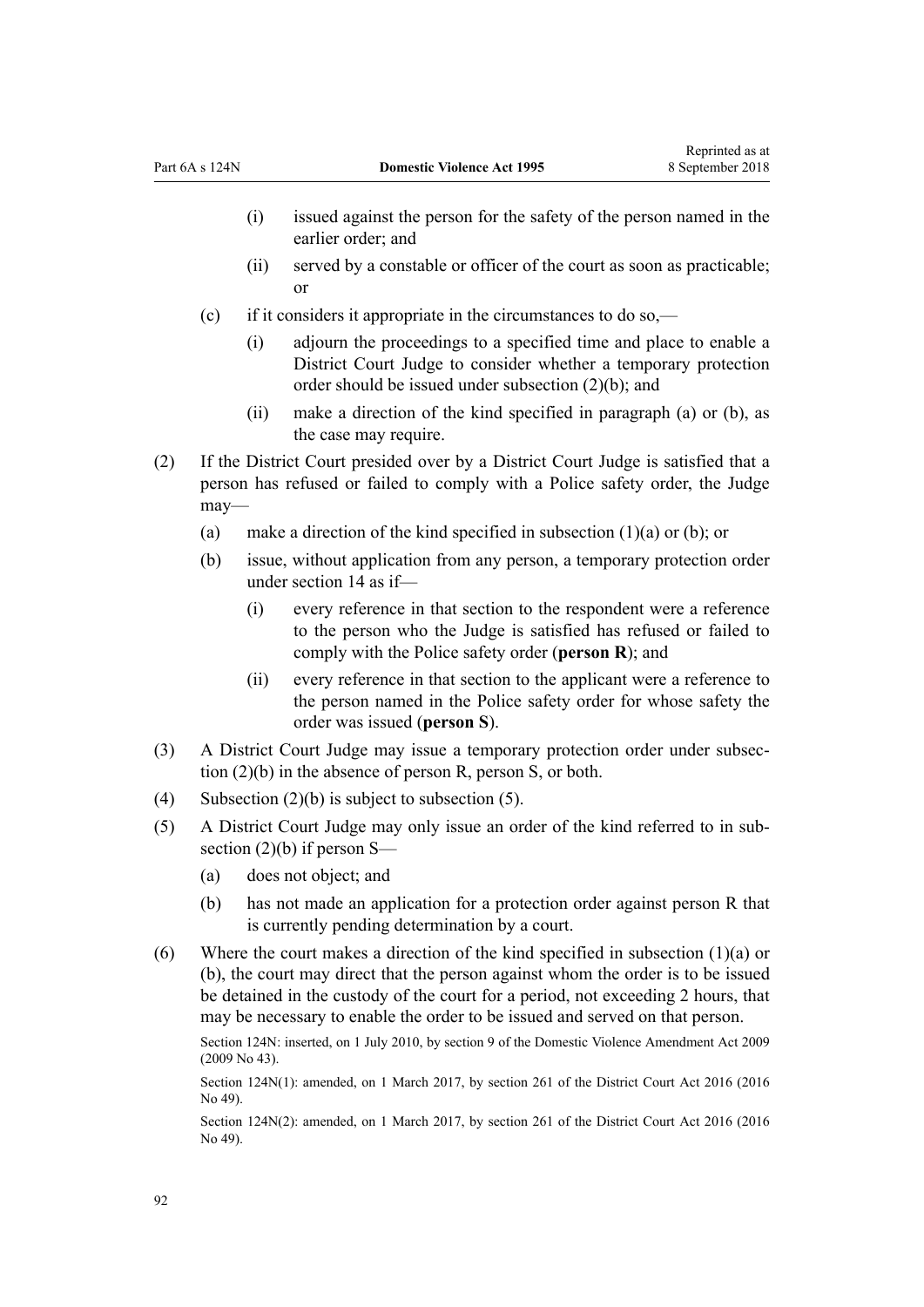(i) issued against the person for the safety of the person named in the earlier order; and

(ii) served by a constable or officer of the court as soon as practicable; or

(c) if it considers it appropriate in the circumstances to do so,—

(i) adjourn the proceedings to a specified time and place to enable a District Court Judge to consider whether a temporary protection order should be issued under subsection (2)(b); and

(ii) make a direction of the kind specified in paragraph (a) or (b), as the case may require.

(2) If the District Court presided over by a District Court Judge is satisfied that a person has refused or failed to comply with a Police safety order, the Judge may—

(a) make a direction of the kind specified in subsection (1)(a) or (b); or

(b) issue, without application from any person, a temporary protection order under section 14 as if—

(i) every reference in that section to the respondent were a reference to the person who the Judge is satisfied has refused or failed to comply with the Police safety order (**person R**); and

(ii) every reference in that section to the applicant were a reference to the person named in the Police safety order for whose safety the order was issued (**person S**).

(3) A District Court Judge may issue a temporary protection order under subsection (2)(b) in the absence of person R, person S, or both.

(4) Subsection (2)(b) is subject to subsection (5).

(5) A District Court Judge may only issue an order of the kind referred to in subsection (2)(b) if person S—

(a) does not object; and

(b) has not made an application for a protection order against person R that is currently pending determination by a court.

(6) Where the court makes a direction of the kind specified in subsection (1)(a) or (b), the court may direct that the person against whom the order is to be issued be detained in the custody of the court for a period, not exceeding 2 hours, that may be necessary to enable the order to be issued and served on that person.

Section 124N: inserted, on 1 July 2010, by section 9 of the Domestic Violence Amendment Act 2009 (2009 No 43).

Section 124N(1): amended, on 1 March 2017, by section 261 of the District Court Act 2016 (2016 No 49).

Section 124N(2): amended, on 1 March 2017, by section 261 of the District Court Act 2016 (2016 No 49).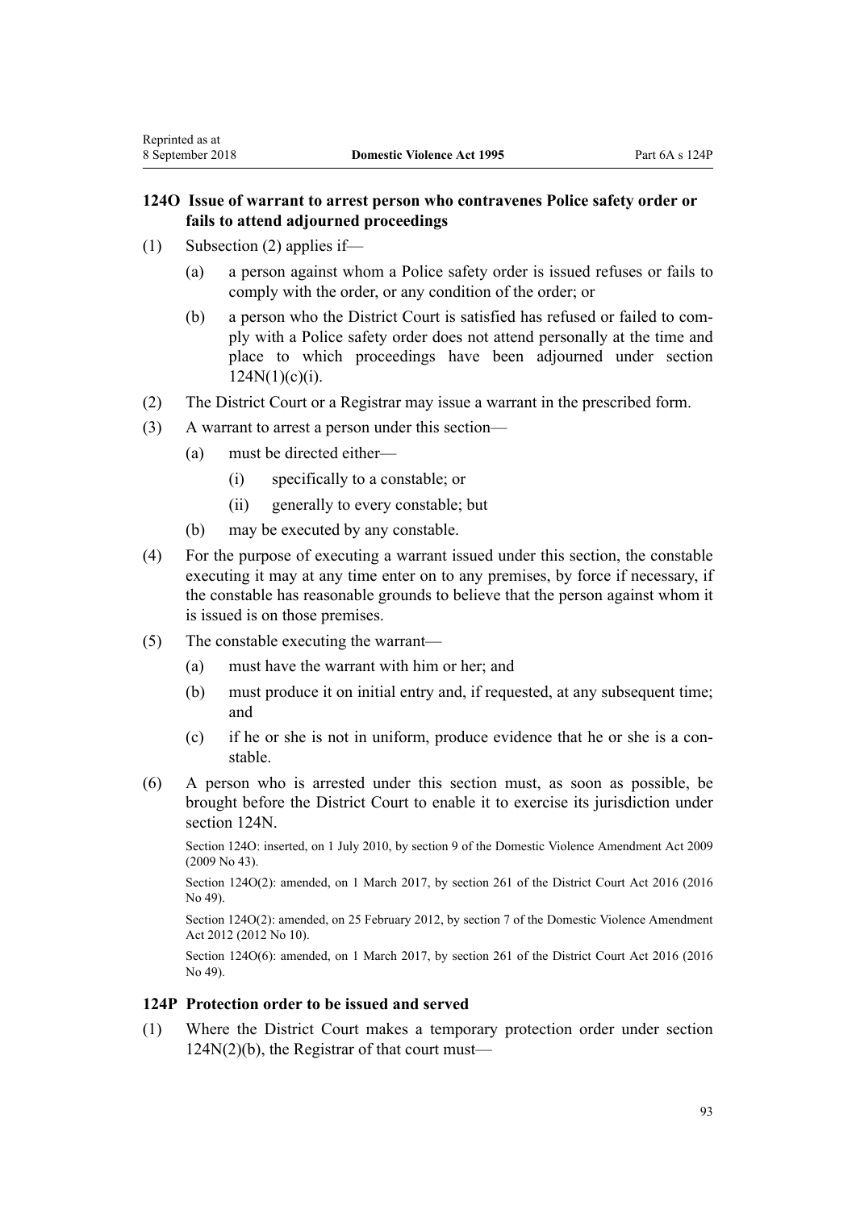### 124O Issue of warrant to arrest person who contravenes Police safety order or fails to attend adjourned proceedings

(1) Subsection (2) applies if—

(a) a person against whom a Police safety order is issued refuses or fails to comply with the order, or any condition of the order; or

(b) a person who the District Court is satisfied has refused or failed to comply with a Police safety order does not attend personally at the time and place to which proceedings have been adjourned under section 124N(1)(c)(i).

(2) The District Court or a Registrar may issue a warrant in the prescribed form.

(3) A warrant to arrest a person under this section—

(a) must be directed either—

(i) specifically to a constable; or

(ii) generally to every constable; but

(b) may be executed by any constable.

(4) For the purpose of executing a warrant issued under this section, the constable executing it may at any time enter on to any premises, by force if necessary, if the constable has reasonable grounds to believe that the person against whom it is issued is on those premises.

(5) The constable executing the warrant—

(a) must have the warrant with him or her; and

(b) must produce it on initial entry and, if requested, at any subsequent time; and

(c) if he or she is not in uniform, produce evidence that he or she is a constable.

(6) A person who is arrested under this section must, as soon as possible, be brought before the District Court to enable it to exercise its jurisdiction under section 124N.

Section 124O: inserted, on 1 July 2010, by section 9 of the Domestic Violence Amendment Act 2009 (2009 No 43).

Section 124O(2): amended, on 1 March 2017, by section 261 of the District Court Act 2016 (2016 No 49).

Section 124O(2): amended, on 25 February 2012, by section 7 of the Domestic Violence Amendment Act 2012 (2012 No 10).

Section 124O(6): amended, on 1 March 2017, by section 261 of the District Court Act 2016 (2016 No 49).

### 124P Protection order to be issued and served

(1) Where the District Court makes a temporary protection order under section 124N(2)(b), the Registrar of that court must—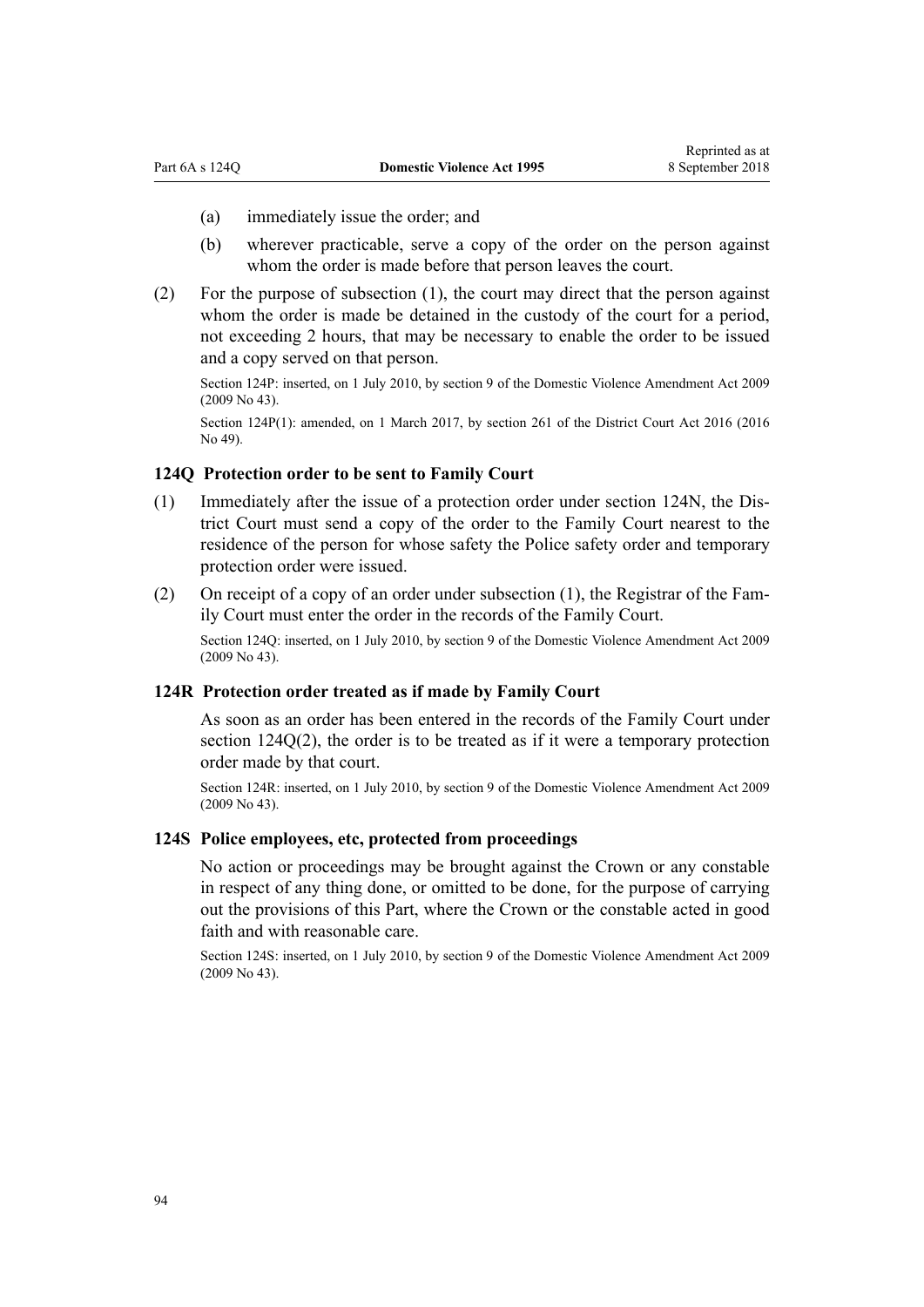(a) immediately issue the order; and

(b) wherever practicable, serve a copy of the order on the person against whom the order is made before that person leaves the court.

(2) For the purpose of subsection (1), the court may direct that the person against whom the order is made be detained in the custody of the court for a period, not exceeding 2 hours, that may be necessary to enable the order to be issued and a copy served on that person.

Section 124P: inserted, on 1 July 2010, by section 9 of the Domestic Violence Amendment Act 2009 (2009 No 43).

Section 124P(1): amended, on 1 March 2017, by section 261 of the District Court Act 2016 (2016 No 49).

### 124Q Protection order to be sent to Family Court

(1) Immediately after the issue of a protection order under section 124N, the District Court must send a copy of the order to the Family Court nearest to the residence of the person for whose safety the Police safety order and temporary protection order were issued.

(2) On receipt of a copy of an order under subsection (1), the Registrar of the Family Court must enter the order in the records of the Family Court.

Section 124Q: inserted, on 1 July 2010, by section 9 of the Domestic Violence Amendment Act 2009 (2009 No 43).

### 124R Protection order treated as if made by Family Court

As soon as an order has been entered in the records of the Family Court under section 124Q(2), the order is to be treated as if it were a temporary protection order made by that court.

Section 124R: inserted, on 1 July 2010, by section 9 of the Domestic Violence Amendment Act 2009 (2009 No 43).

### 124S Police employees, etc, protected from proceedings

No action or proceedings may be brought against the Crown or any constable in respect of any thing done, or omitted to be done, for the purpose of carrying out the provisions of this Part, where the Crown or the constable acted in good faith and with reasonable care.

Section 124S: inserted, on 1 July 2010, by section 9 of the Domestic Violence Amendment Act 2009 (2009 No 43).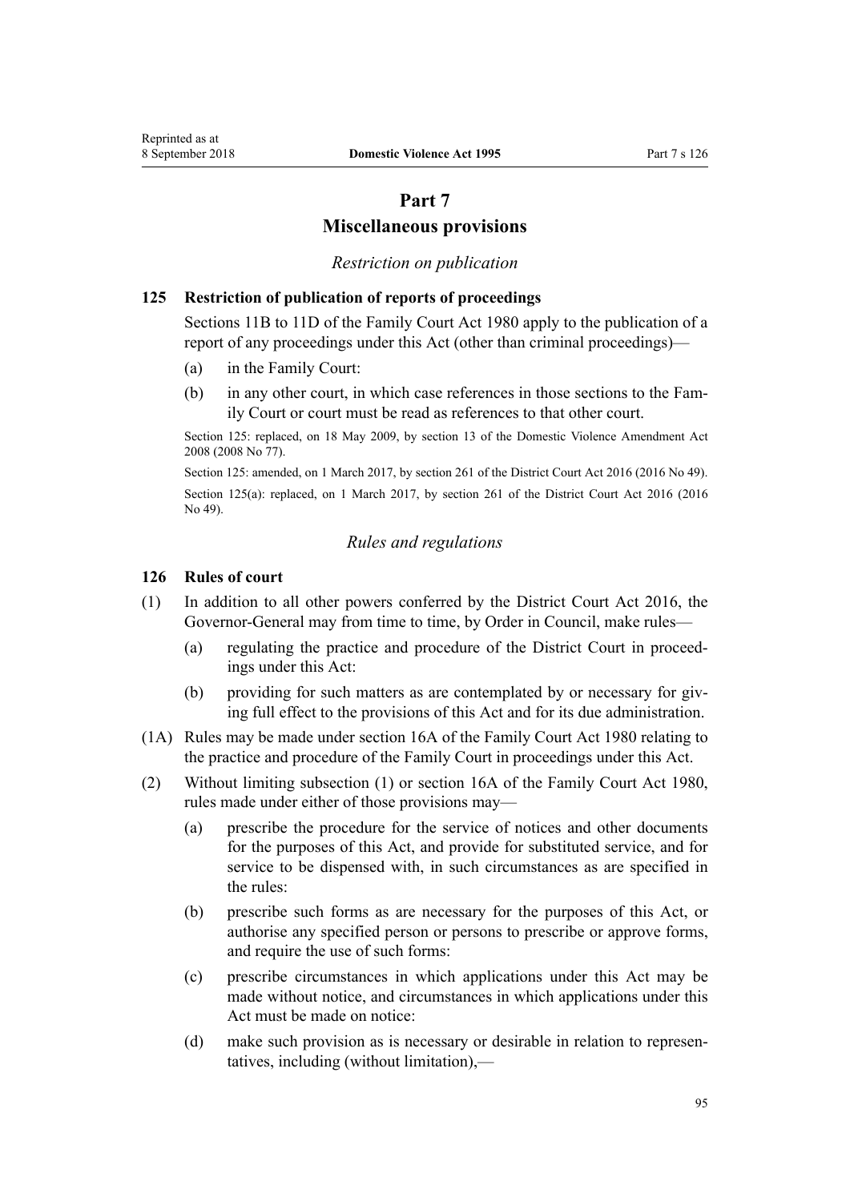# Part 7
# Miscellaneous provisions

*Restriction on publication*

### 125 Restriction of publication of reports of proceedings

Sections 11B to 11D of the Family Court Act 1980 apply to the publication of a report of any proceedings under this Act (other than criminal proceedings)—

(a) in the Family Court:

(b) in any other court, in which case references in those sections to the Family Court or court must be read as references to that other court.

Section 125: replaced, on 18 May 2009, by section 13 of the Domestic Violence Amendment Act 2008 (2008 No 77).

Section 125: amended, on 1 March 2017, by section 261 of the District Court Act 2016 (2016 No 49).

Section 125(a): replaced, on 1 March 2017, by section 261 of the District Court Act 2016 (2016 No 49).

*Rules and regulations*

### 126 Rules of court

(1) In addition to all other powers conferred by the District Court Act 2016, the Governor-General may from time to time, by Order in Council, make rules—

(a) regulating the practice and procedure of the District Court in proceedings under this Act:

(b) providing for such matters as are contemplated by or necessary for giving full effect to the provisions of this Act and for its due administration.

(1A) Rules may be made under section 16A of the Family Court Act 1980 relating to the practice and procedure of the Family Court in proceedings under this Act.

(2) Without limiting subsection (1) or section 16A of the Family Court Act 1980, rules made under either of those provisions may—

(a) prescribe the procedure for the service of notices and other documents for the purposes of this Act, and provide for substituted service, and for service to be dispensed with, in such circumstances as are specified in the rules:

(b) prescribe such forms as are necessary for the purposes of this Act, or authorise any specified person or persons to prescribe or approve forms, and require the use of such forms:

(c) prescribe circumstances in which applications under this Act may be made without notice, and circumstances in which applications under this Act must be made on notice:

(d) make such provision as is necessary or desirable in relation to representatives, including (without limitation),—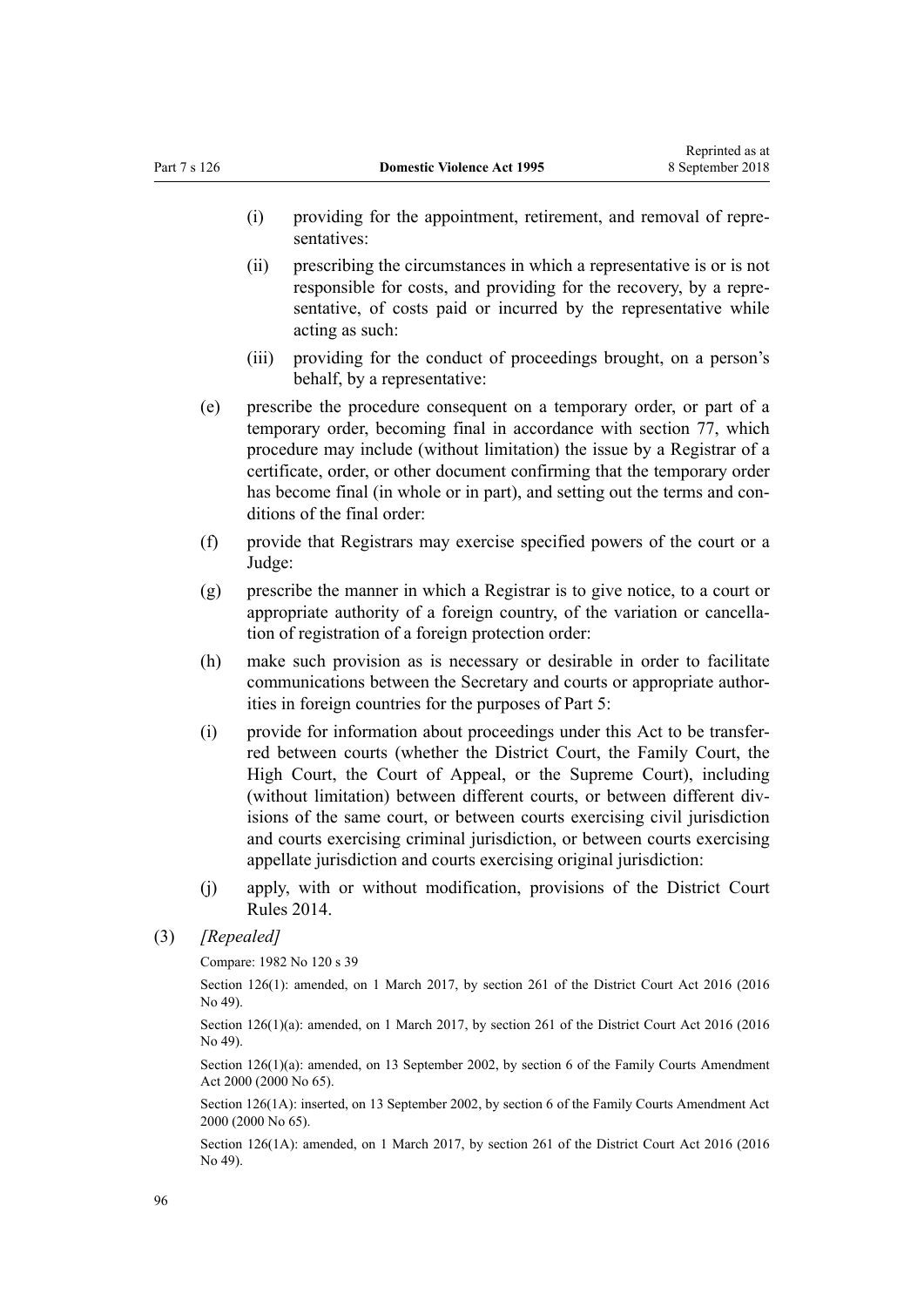(i) providing for the appointment, retirement, and removal of representatives:

(ii) prescribing the circumstances in which a representative is or is not responsible for costs, and providing for the recovery, by a representative, of costs paid or incurred by the representative while acting as such:

(iii) providing for the conduct of proceedings brought, on a person's behalf, by a representative:

(e) prescribe the procedure consequent on a temporary order, or part of a temporary order, becoming final in accordance with section 77, which procedure may include (without limitation) the issue by a Registrar of a certificate, order, or other document confirming that the temporary order has become final (in whole or in part), and setting out the terms and conditions of the final order:

(f) provide that Registrars may exercise specified powers of the court or a Judge:

(g) prescribe the manner in which a Registrar is to give notice, to a court or appropriate authority of a foreign country, of the variation or cancellation of registration of a foreign protection order:

(h) make such provision as is necessary or desirable in order to facilitate communications between the Secretary and courts or appropriate authorities in foreign countries for the purposes of Part 5:

(i) provide for information about proceedings under this Act to be transferred between courts (whether the District Court, the Family Court, the High Court, the Court of Appeal, or the Supreme Court), including (without limitation) between different courts, or between different divisions of the same court, or between courts exercising civil jurisdiction and courts exercising criminal jurisdiction, or between courts exercising appellate jurisdiction and courts exercising original jurisdiction:

(j) apply, with or without modification, provisions of the District Court Rules 2014.

(3) *[Repealed]*

Compare: 1982 No 120 s 39

Section 126(1): amended, on 1 March 2017, by section 261 of the District Court Act 2016 (2016 No 49).

Section 126(1)(a): amended, on 1 March 2017, by section 261 of the District Court Act 2016 (2016 No 49).

Section 126(1)(a): amended, on 13 September 2002, by section 6 of the Family Courts Amendment Act 2000 (2000 No 65).

Section 126(1A): inserted, on 13 September 2002, by section 6 of the Family Courts Amendment Act 2000 (2000 No 65).

Section 126(1A): amended, on 1 March 2017, by section 261 of the District Court Act 2016 (2016 No 49).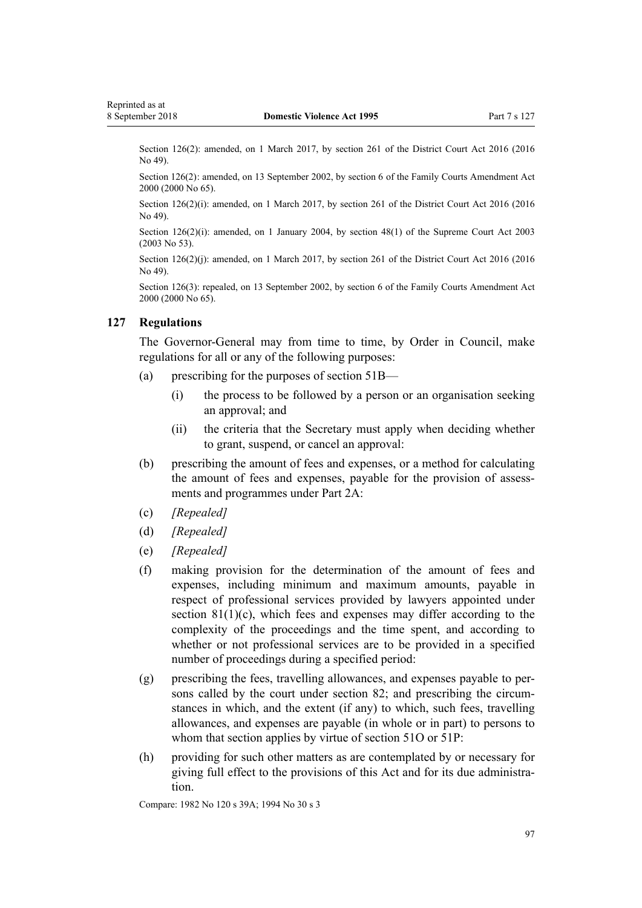Section 126(2): amended, on 1 March 2017, by section 261 of the District Court Act 2016 (2016 No 49).

Section 126(2): amended, on 13 September 2002, by section 6 of the Family Courts Amendment Act 2000 (2000 No 65).

Section 126(2)(i): amended, on 1 March 2017, by section 261 of the District Court Act 2016 (2016 No 49).

Section 126(2)(i): amended, on 1 January 2004, by section 48(1) of the Supreme Court Act 2003 (2003 No 53).

Section 126(2)(j): amended, on 1 March 2017, by section 261 of the District Court Act 2016 (2016 No 49).

Section 126(3): repealed, on 13 September 2002, by section 6 of the Family Courts Amendment Act 2000 (2000 No 65).

### 127 Regulations

The Governor-General may from time to time, by Order in Council, make regulations for all or any of the following purposes:

(a) prescribing for the purposes of section 51B—

  (i) the process to be followed by a person or an organisation seeking an approval; and

  (ii) the criteria that the Secretary must apply when deciding whether to grant, suspend, or cancel an approval:

(b) prescribing the amount of fees and expenses, or a method for calculating the amount of fees and expenses, payable for the provision of assessments and programmes under Part 2A:

(c) *[Repealed]*

(d) *[Repealed]*

(e) *[Repealed]*

(f) making provision for the determination of the amount of fees and expenses, including minimum and maximum amounts, payable in respect of professional services provided by lawyers appointed under section 81(1)(c), which fees and expenses may differ according to the complexity of the proceedings and the time spent, and according to whether or not professional services are to be provided in a specified number of proceedings during a specified period:

(g) prescribing the fees, travelling allowances, and expenses payable to persons called by the court under section 82; and prescribing the circumstances in which, and the extent (if any) to which, such fees, travelling allowances, and expenses are payable (in whole or in part) to persons to whom that section applies by virtue of section 51O or 51P:

(h) providing for such other matters as are contemplated by or necessary for giving full effect to the provisions of this Act and for its due administration.

Compare: 1982 No 120 s 39A; 1994 No 30 s 3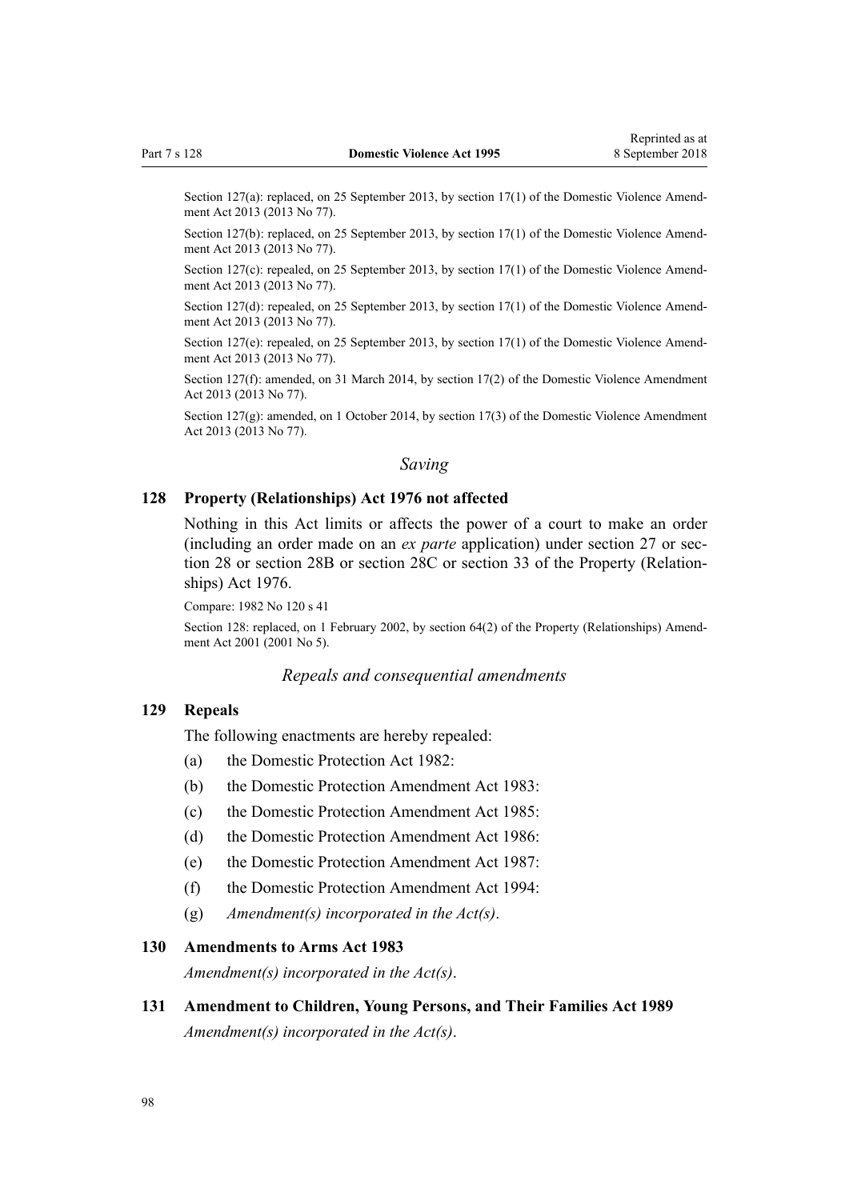Section 127(a): replaced, on 25 September 2013, by section 17(1) of the Domestic Violence Amendment Act 2013 (2013 No 77).

Section 127(b): replaced, on 25 September 2013, by section 17(1) of the Domestic Violence Amendment Act 2013 (2013 No 77).

Section 127(c): repealed, on 25 September 2013, by section 17(1) of the Domestic Violence Amendment Act 2013 (2013 No 77).

Section 127(d): repealed, on 25 September 2013, by section 17(1) of the Domestic Violence Amendment Act 2013 (2013 No 77).

Section 127(e): repealed, on 25 September 2013, by section 17(1) of the Domestic Violence Amendment Act 2013 (2013 No 77).

Section 127(f): amended, on 31 March 2014, by section 17(2) of the Domestic Violence Amendment Act 2013 (2013 No 77).

Section 127(g): amended, on 1 October 2014, by section 17(3) of the Domestic Violence Amendment Act 2013 (2013 No 77).

### *Saving*

### 128 Property (Relationships) Act 1976 not affected

Nothing in this Act limits or affects the power of a court to make an order (including an order made on an *ex parte* application) under section 27 or section 28 or section 28B or section 28C or section 33 of the Property (Relationships) Act 1976.

Compare: 1982 No 120 s 41

Section 128: replaced, on 1 February 2002, by section 64(2) of the Property (Relationships) Amendment Act 2001 (2001 No 5).

### *Repeals and consequential amendments*

### 129 Repeals

The following enactments are hereby repealed:

(a) the Domestic Protection Act 1982:

(b) the Domestic Protection Amendment Act 1983:

(c) the Domestic Protection Amendment Act 1985:

(d) the Domestic Protection Amendment Act 1986:

(e) the Domestic Protection Amendment Act 1987:

(f) the Domestic Protection Amendment Act 1994:

(g) *Amendment(s) incorporated in the Act(s)*.

### 130 Amendments to Arms Act 1983

*Amendment(s) incorporated in the Act(s)*.

### 131 Amendment to Children, Young Persons, and Their Families Act 1989

*Amendment(s) incorporated in the Act(s)*.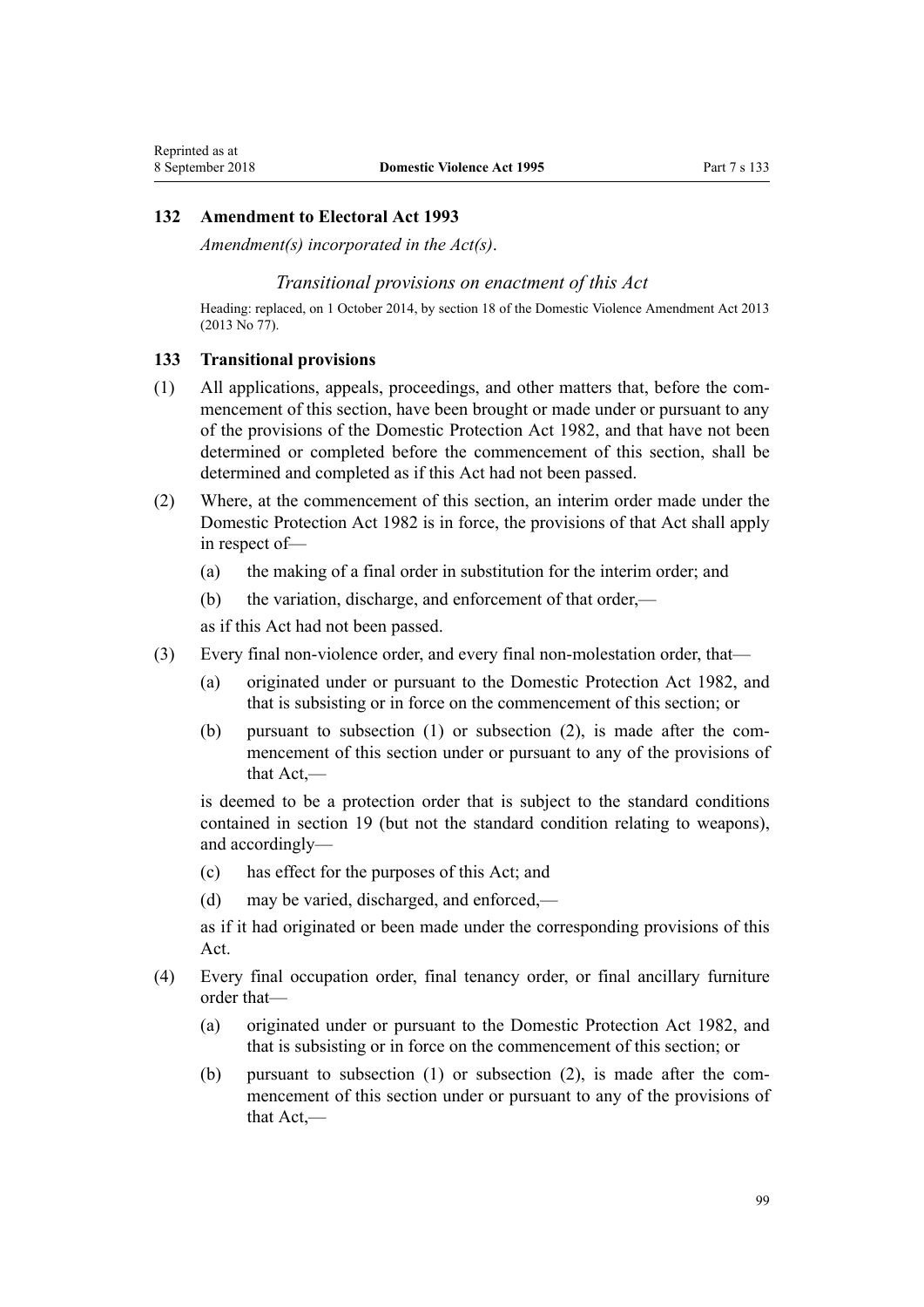### 132 Amendment to Electoral Act 1993

*Amendment(s) incorporated in the Act(s).*

*Transitional provisions on enactment of this Act*

Heading: replaced, on 1 October 2014, by section 18 of the Domestic Violence Amendment Act 2013 (2013 No 77).

### 133 Transitional provisions

(1) All applications, appeals, proceedings, and other matters that, before the commencement of this section, have been brought or made under or pursuant to any of the provisions of the Domestic Protection Act 1982, and that have not been determined or completed before the commencement of this section, shall be determined and completed as if this Act had not been passed.

(2) Where, at the commencement of this section, an interim order made under the Domestic Protection Act 1982 is in force, the provisions of that Act shall apply in respect of—

(a) the making of a final order in substitution for the interim order; and

(b) the variation, discharge, and enforcement of that order,—

as if this Act had not been passed.

(3) Every final non-violence order, and every final non-molestation order, that—

(a) originated under or pursuant to the Domestic Protection Act 1982, and that is subsisting or in force on the commencement of this section; or

(b) pursuant to subsection (1) or subsection (2), is made after the commencement of this section under or pursuant to any of the provisions of that Act,—

is deemed to be a protection order that is subject to the standard conditions contained in section 19 (but not the standard condition relating to weapons), and accordingly—

(c) has effect for the purposes of this Act; and

(d) may be varied, discharged, and enforced,—

as if it had originated or been made under the corresponding provisions of this Act.

(4) Every final occupation order, final tenancy order, or final ancillary furniture order that—

(a) originated under or pursuant to the Domestic Protection Act 1982, and that is subsisting or in force on the commencement of this section; or

(b) pursuant to subsection (1) or subsection (2), is made after the commencement of this section under or pursuant to any of the provisions of that Act,—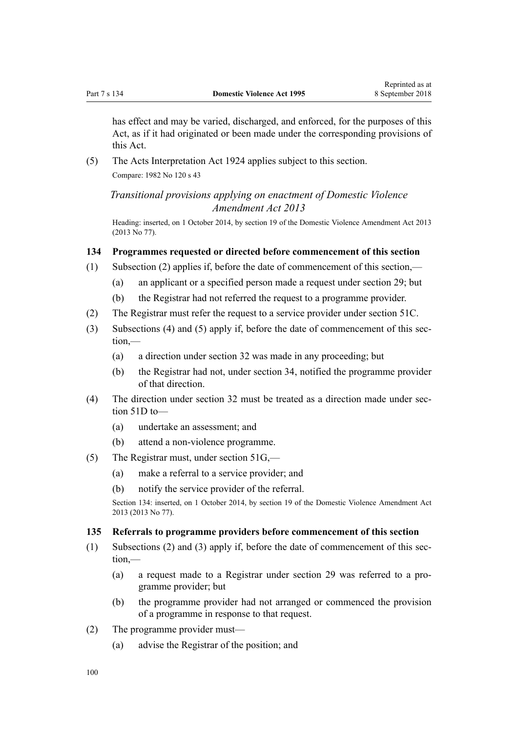has effect and may be varied, discharged, and enforced, for the purposes of this Act, as if it had originated or been made under the corresponding provisions of this Act.

(5) The Acts Interpretation Act 1924 applies subject to this section.

Compare: 1982 No 120 s 43

### *Transitional provisions applying on enactment of Domestic Violence Amendment Act 2013*

Heading: inserted, on 1 October 2014, by section 19 of the Domestic Violence Amendment Act 2013 (2013 No 77).

**134 Programmes requested or directed before commencement of this section**

(1) Subsection (2) applies if, before the date of commencement of this section,—

- (a) an applicant or a specified person made a request under section 29; but
- (b) the Registrar had not referred the request to a programme provider.

(2) The Registrar must refer the request to a service provider under section 51C.

(3) Subsections (4) and (5) apply if, before the date of commencement of this section,—

- (a) a direction under section 32 was made in any proceeding; but
- (b) the Registrar had not, under section 34, notified the programme provider of that direction.

(4) The direction under section 32 must be treated as a direction made under section 51D to—

- (a) undertake an assessment; and
- (b) attend a non-violence programme.

(5) The Registrar must, under section 51G,—

- (a) make a referral to a service provider; and
- (b) notify the service provider of the referral.

Section 134: inserted, on 1 October 2014, by section 19 of the Domestic Violence Amendment Act 2013 (2013 No 77).

**135 Referrals to programme providers before commencement of this section**

(1) Subsections (2) and (3) apply if, before the date of commencement of this section,—

- (a) a request made to a Registrar under section 29 was referred to a programme provider; but
- (b) the programme provider had not arranged or commenced the provision of a programme in response to that request.

(2) The programme provider must—

- (a) advise the Registrar of the position; and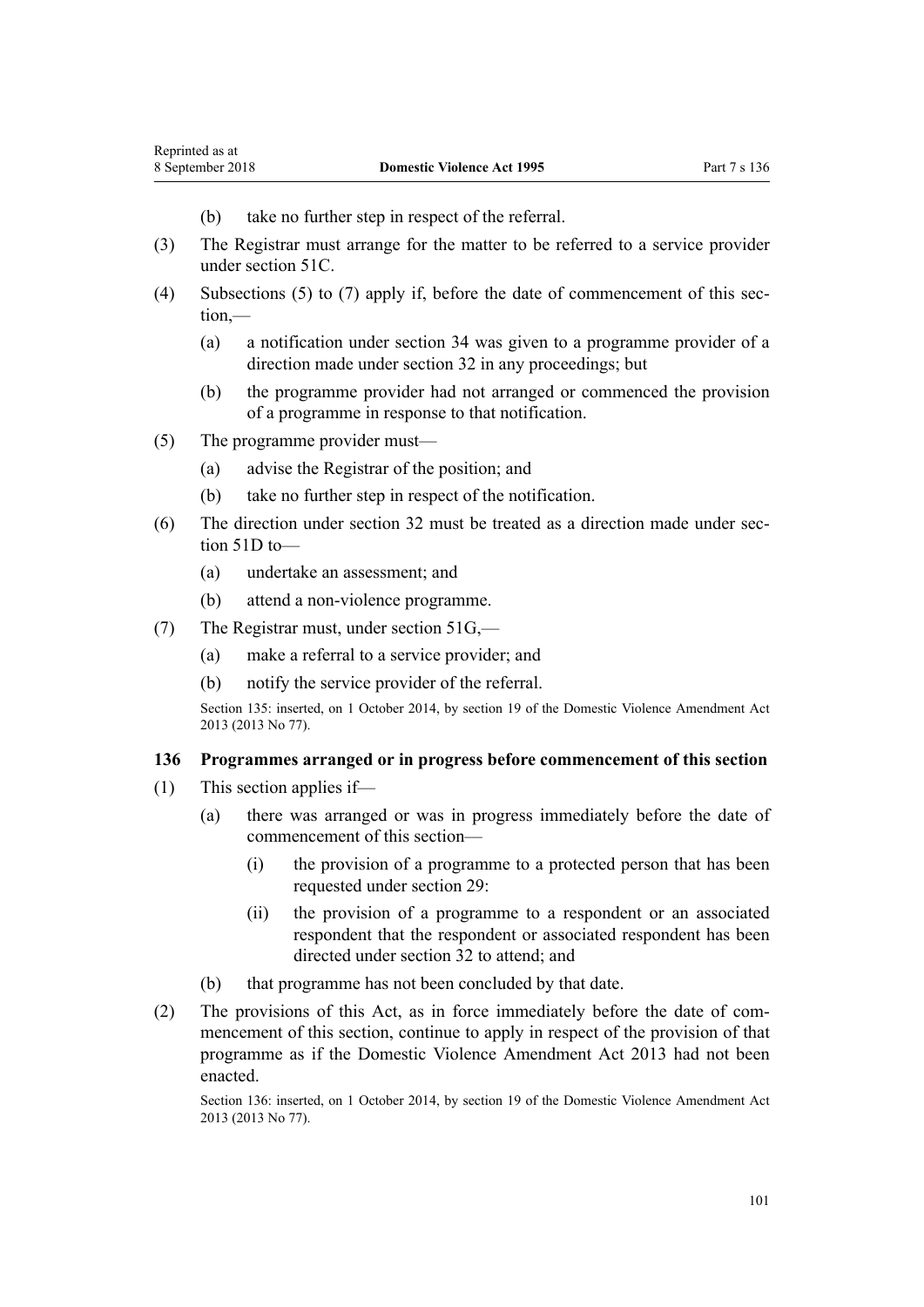(b) take no further step in respect of the referral.

(3) The Registrar must arrange for the matter to be referred to a service provider under section 51C.

(4) Subsections (5) to (7) apply if, before the date of commencement of this section,—

(a) a notification under section 34 was given to a programme provider of a direction made under section 32 in any proceedings; but

(b) the programme provider had not arranged or commenced the provision of a programme in response to that notification.

(5) The programme provider must—

(a) advise the Registrar of the position; and

(b) take no further step in respect of the notification.

(6) The direction under section 32 must be treated as a direction made under section 51D to—

(a) undertake an assessment; and

(b) attend a non-violence programme.

(7) The Registrar must, under section 51G,—

(a) make a referral to a service provider; and

(b) notify the service provider of the referral.

Section 135: inserted, on 1 October 2014, by section 19 of the Domestic Violence Amendment Act 2013 (2013 No 77).

### 136 Programmes arranged or in progress before commencement of this section

(1) This section applies if—

(a) there was arranged or was in progress immediately before the date of commencement of this section—

(i) the provision of a programme to a protected person that has been requested under section 29:

(ii) the provision of a programme to a respondent or an associated respondent that the respondent or associated respondent has been directed under section 32 to attend; and

(b) that programme has not been concluded by that date.

(2) The provisions of this Act, as in force immediately before the date of commencement of this section, continue to apply in respect of the provision of that programme as if the Domestic Violence Amendment Act 2013 had not been enacted.

Section 136: inserted, on 1 October 2014, by section 19 of the Domestic Violence Amendment Act 2013 (2013 No 77).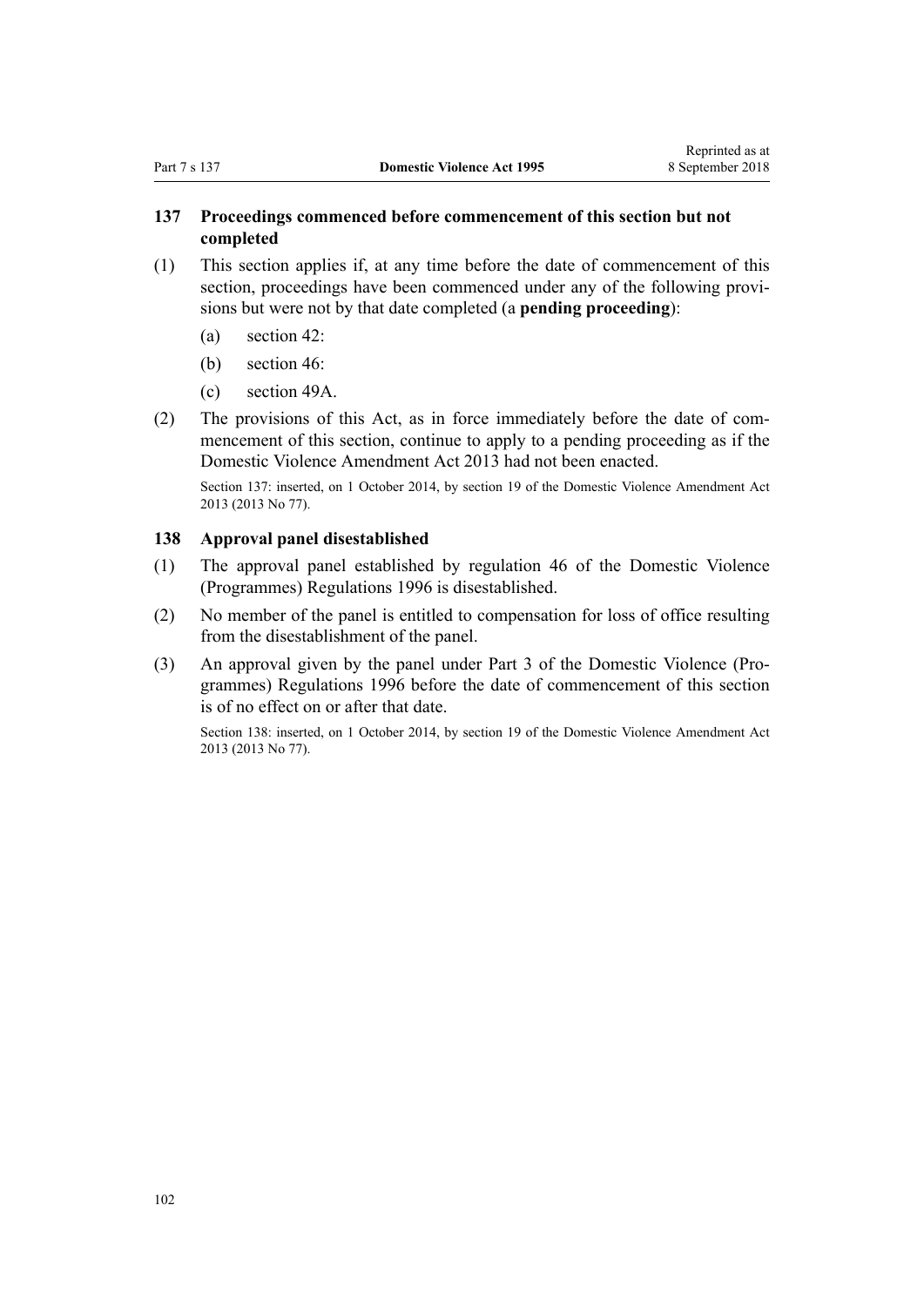### 137 Proceedings commenced before commencement of this section but not completed

(1) This section applies if, at any time before the date of commencement of this section, proceedings have been commenced under any of the following provisions but were not by that date completed (a **pending proceeding**):

(a) section 42:

(b) section 46:

(c) section 49A.

(2) The provisions of this Act, as in force immediately before the date of commencement of this section, continue to apply to a pending proceeding as if the Domestic Violence Amendment Act 2013 had not been enacted.

Section 137: inserted, on 1 October 2014, by section 19 of the Domestic Violence Amendment Act 2013 (2013 No 77).

### 138 Approval panel disestablished

(1) The approval panel established by regulation 46 of the Domestic Violence (Programmes) Regulations 1996 is disestablished.

(2) No member of the panel is entitled to compensation for loss of office resulting from the disestablishment of the panel.

(3) An approval given by the panel under Part 3 of the Domestic Violence (Programmes) Regulations 1996 before the date of commencement of this section is of no effect on or after that date.

Section 138: inserted, on 1 October 2014, by section 19 of the Domestic Violence Amendment Act 2013 (2013 No 77).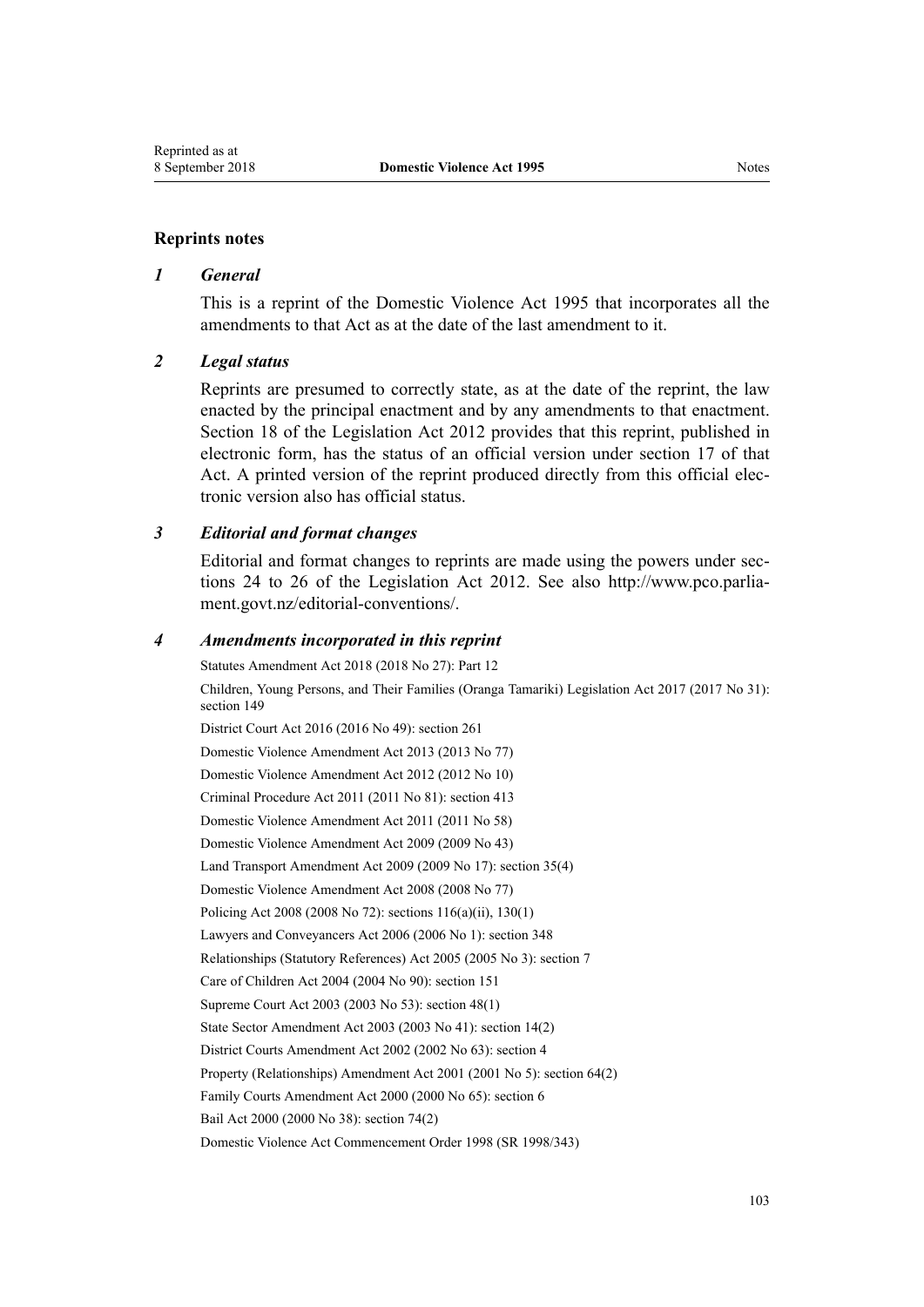## Reprints notes

### *1 General*

This is a reprint of the Domestic Violence Act 1995 that incorporates all the amendments to that Act as at the date of the last amendment to it.

### *2 Legal status*

Reprints are presumed to correctly state, as at the date of the reprint, the law enacted by the principal enactment and by any amendments to that enactment. Section 18 of the Legislation Act 2012 provides that this reprint, published in electronic form, has the status of an official version under section 17 of that Act. A printed version of the reprint produced directly from this official electronic version also has official status.

### *3 Editorial and format changes*

Editorial and format changes to reprints are made using the powers under sections 24 to 26 of the Legislation Act 2012. See also http://www.pco.parliament.govt.nz/editorial-conventions/.

### *4 Amendments incorporated in this reprint*

Statutes Amendment Act 2018 (2018 No 27): Part 12

Children, Young Persons, and Their Families (Oranga Tamariki) Legislation Act 2017 (2017 No 31): section 149

District Court Act 2016 (2016 No 49): section 261

Domestic Violence Amendment Act 2013 (2013 No 77)

Domestic Violence Amendment Act 2012 (2012 No 10)

Criminal Procedure Act 2011 (2011 No 81): section 413

Domestic Violence Amendment Act 2011 (2011 No 58)

Domestic Violence Amendment Act 2009 (2009 No 43)

Land Transport Amendment Act 2009 (2009 No 17): section 35(4)

Domestic Violence Amendment Act 2008 (2008 No 77)

Policing Act 2008 (2008 No 72): sections 116(a)(ii), 130(1)

Lawyers and Conveyancers Act 2006 (2006 No 1): section 348

Relationships (Statutory References) Act 2005 (2005 No 3): section 7

Care of Children Act 2004 (2004 No 90): section 151

Supreme Court Act 2003 (2003 No 53): section 48(1)

State Sector Amendment Act 2003 (2003 No 41): section 14(2)

District Courts Amendment Act 2002 (2002 No 63): section 4

Property (Relationships) Amendment Act 2001 (2001 No 5): section 64(2)

Family Courts Amendment Act 2000 (2000 No 65): section 6

Bail Act 2000 (2000 No 38): section 74(2)

Domestic Violence Act Commencement Order 1998 (SR 1998/343)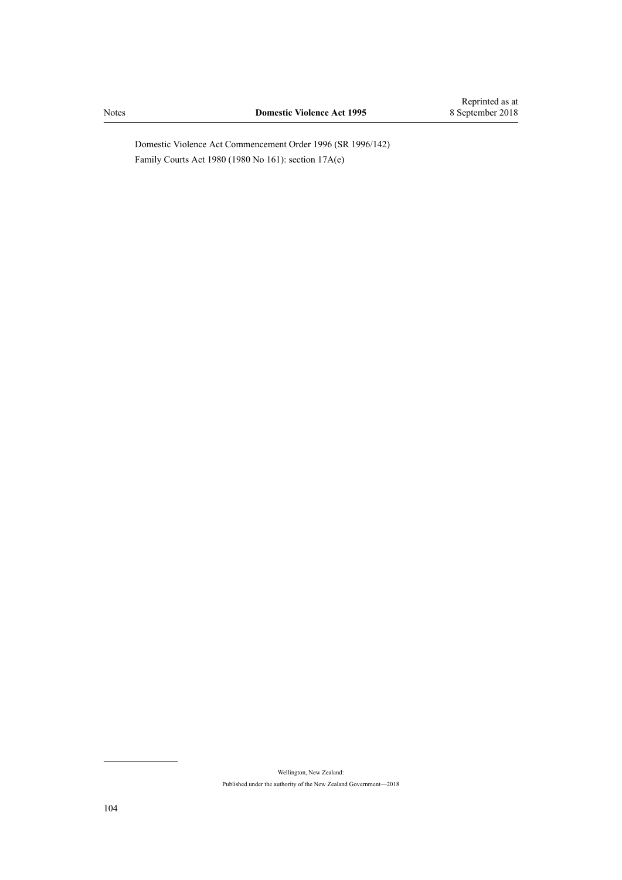Domestic Violence Act Commencement Order 1996 (SR 1996/142)

Family Courts Act 1980 (1980 No 161): section 17A(e)

Wellington, New Zealand:

Published under the authority of the New Zealand Government—2018